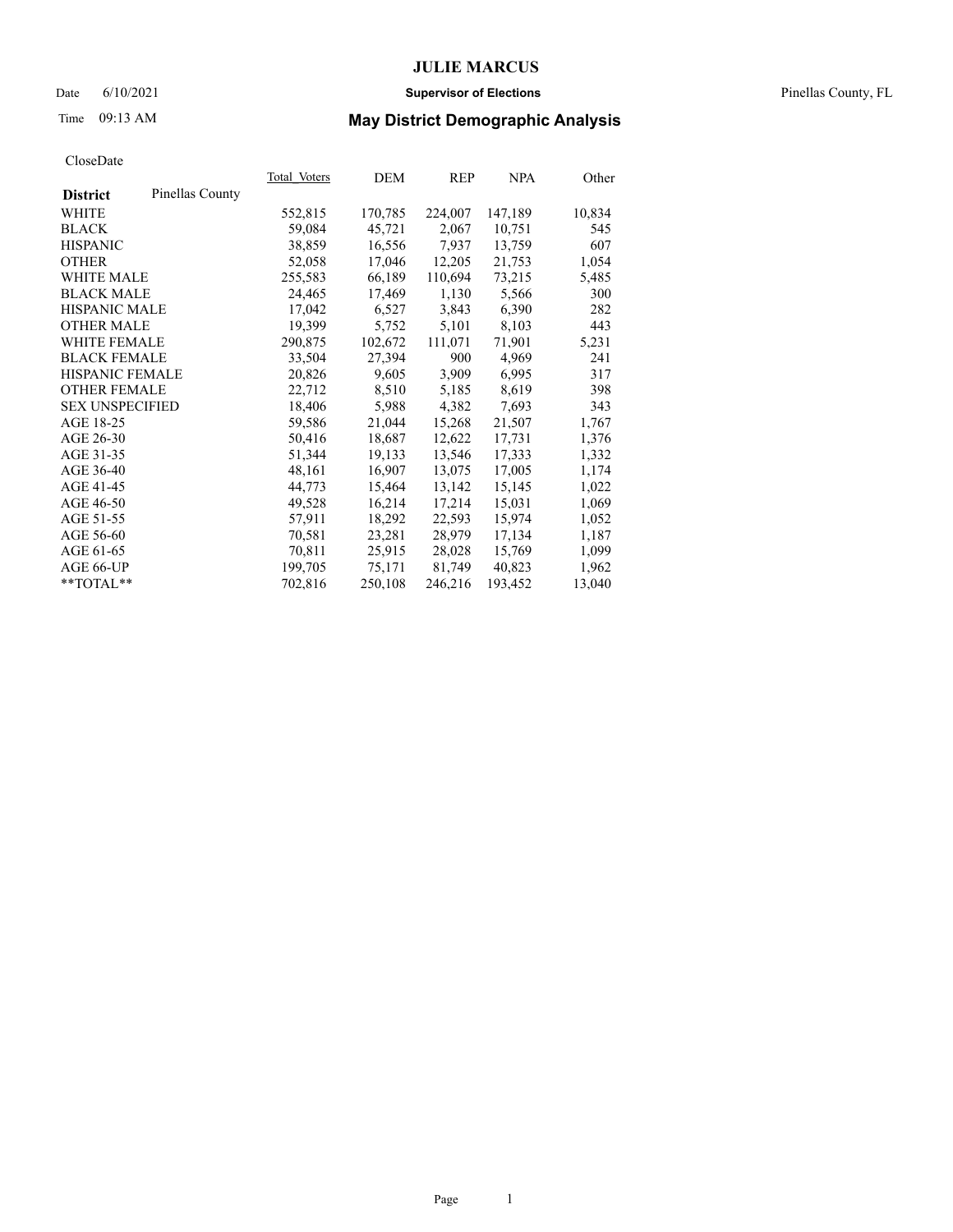# JULIE MARCUS

Date 6/10/2021 **Supervisor of Elections** Pinellas County, FL

Time 09:13 AM **May District Demographic Analysis**

CloseDate

| **District** Pinellas County | Total_Voters | DEM | REP | NPA | Other |
|---|---|---|---|---|---|
| WHITE | 552,815 | 170,785 | 224,007 | 147,189 | 10,834 |
| BLACK | 59,084 | 45,721 | 2,067 | 10,751 | 545 |
| HISPANIC | 38,859 | 16,556 | 7,937 | 13,759 | 607 |
| OTHER | 52,058 | 17,046 | 12,205 | 21,753 | 1,054 |
| WHITE MALE | 255,583 | 66,189 | 110,694 | 73,215 | 5,485 |
| BLACK MALE | 24,465 | 17,469 | 1,130 | 5,566 | 300 |
| HISPANIC MALE | 17,042 | 6,527 | 3,843 | 6,390 | 282 |
| OTHER MALE | 19,399 | 5,752 | 5,101 | 8,103 | 443 |
| WHITE FEMALE | 290,875 | 102,672 | 111,071 | 71,901 | 5,231 |
| BLACK FEMALE | 33,504 | 27,394 | 900 | 4,969 | 241 |
| HISPANIC FEMALE | 20,826 | 9,605 | 3,909 | 6,995 | 317 |
| OTHER FEMALE | 22,712 | 8,510 | 5,185 | 8,619 | 398 |
| SEX UNSPECIFIED | 18,406 | 5,988 | 4,382 | 7,693 | 343 |
| AGE 18-25 | 59,586 | 21,044 | 15,268 | 21,507 | 1,767 |
| AGE 26-30 | 50,416 | 18,687 | 12,622 | 17,731 | 1,376 |
| AGE 31-35 | 51,344 | 19,133 | 13,546 | 17,333 | 1,332 |
| AGE 36-40 | 48,161 | 16,907 | 13,075 | 17,005 | 1,174 |
| AGE 41-45 | 44,773 | 15,464 | 13,142 | 15,145 | 1,022 |
| AGE 46-50 | 49,528 | 16,214 | 17,214 | 15,031 | 1,069 |
| AGE 51-55 | 57,911 | 18,292 | 22,593 | 15,974 | 1,052 |
| AGE 56-60 | 70,581 | 23,281 | 28,979 | 17,134 | 1,187 |
| AGE 61-65 | 70,811 | 25,915 | 28,028 | 15,769 | 1,099 |
| AGE 66-UP | 199,705 | 75,171 | 81,749 | 40,823 | 1,962 |
| **TOTAL** | 702,816 | 250,108 | 246,216 | 193,452 | 13,040 |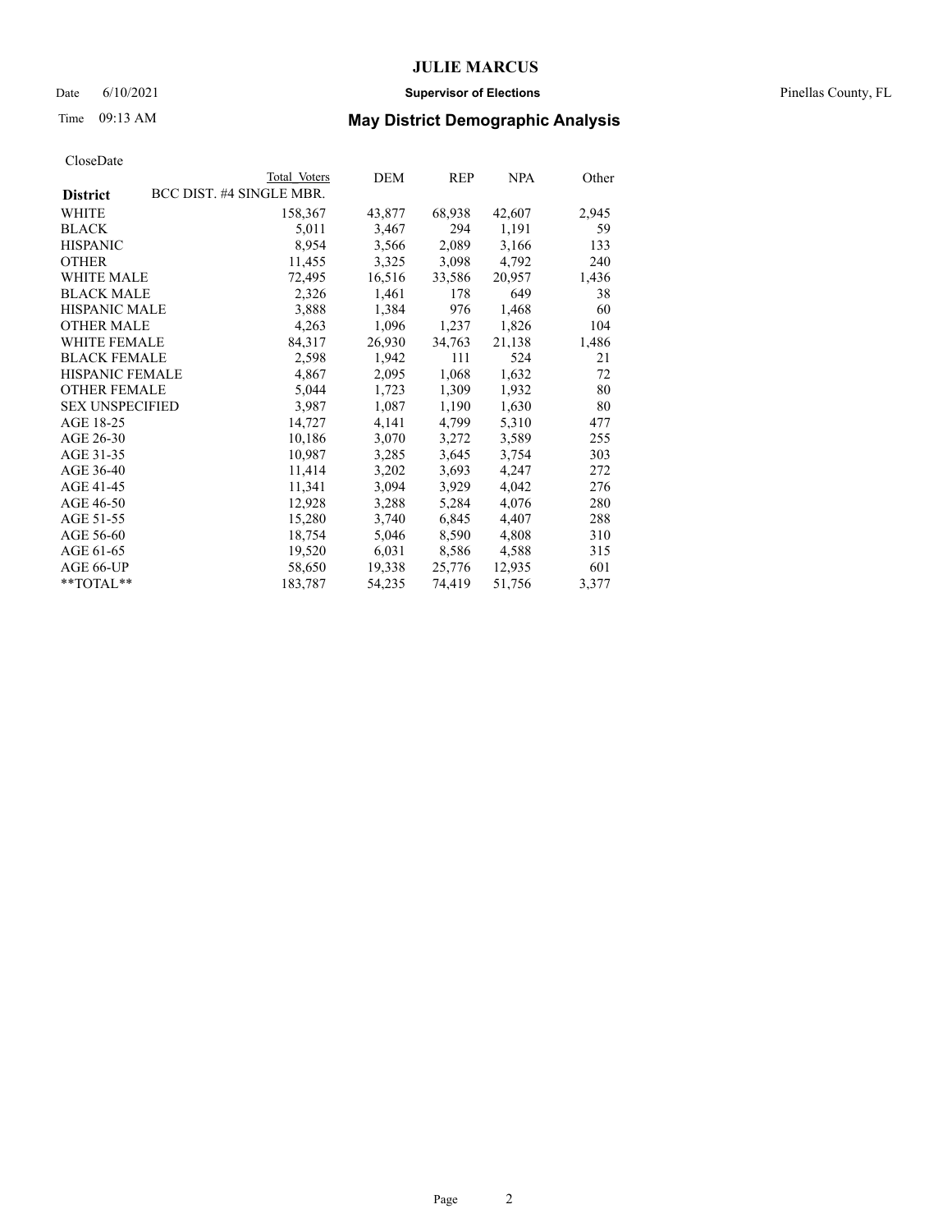# JULIE MARCUS

Date 6/10/2021 **Supervisor of Elections** Pinellas County, FL

Time 09:13 AM **May District Demographic Analysis**

CloseDate

| **District** | Total Voters | DEM | REP | NPA | Other |
|---|---|---|---|---|---|
| BCC DIST. #4 SINGLE MBR. | | | | | |
| WHITE | 158,367 | 43,877 | 68,938 | 42,607 | 2,945 |
| BLACK | 5,011 | 3,467 | 294 | 1,191 | 59 |
| HISPANIC | 8,954 | 3,566 | 2,089 | 3,166 | 133 |
| OTHER | 11,455 | 3,325 | 3,098 | 4,792 | 240 |
| WHITE MALE | 72,495 | 16,516 | 33,586 | 20,957 | 1,436 |
| BLACK MALE | 2,326 | 1,461 | 178 | 649 | 38 |
| HISPANIC MALE | 3,888 | 1,384 | 976 | 1,468 | 60 |
| OTHER MALE | 4,263 | 1,096 | 1,237 | 1,826 | 104 |
| WHITE FEMALE | 84,317 | 26,930 | 34,763 | 21,138 | 1,486 |
| BLACK FEMALE | 2,598 | 1,942 | 111 | 524 | 21 |
| HISPANIC FEMALE | 4,867 | 2,095 | 1,068 | 1,632 | 72 |
| OTHER FEMALE | 5,044 | 1,723 | 1,309 | 1,932 | 80 |
| SEX UNSPECIFIED | 3,987 | 1,087 | 1,190 | 1,630 | 80 |
| AGE 18-25 | 14,727 | 4,141 | 4,799 | 5,310 | 477 |
| AGE 26-30 | 10,186 | 3,070 | 3,272 | 3,589 | 255 |
| AGE 31-35 | 10,987 | 3,285 | 3,645 | 3,754 | 303 |
| AGE 36-40 | 11,414 | 3,202 | 3,693 | 4,247 | 272 |
| AGE 41-45 | 11,341 | 3,094 | 3,929 | 4,042 | 276 |
| AGE 46-50 | 12,928 | 3,288 | 5,284 | 4,076 | 280 |
| AGE 51-55 | 15,280 | 3,740 | 6,845 | 4,407 | 288 |
| AGE 56-60 | 18,754 | 5,046 | 8,590 | 4,808 | 310 |
| AGE 61-65 | 19,520 | 6,031 | 8,586 | 4,588 | 315 |
| AGE 66-UP | 58,650 | 19,338 | 25,776 | 12,935 | 601 |
| **TOTAL** | 183,787 | 54,235 | 74,419 | 51,756 | 3,377 |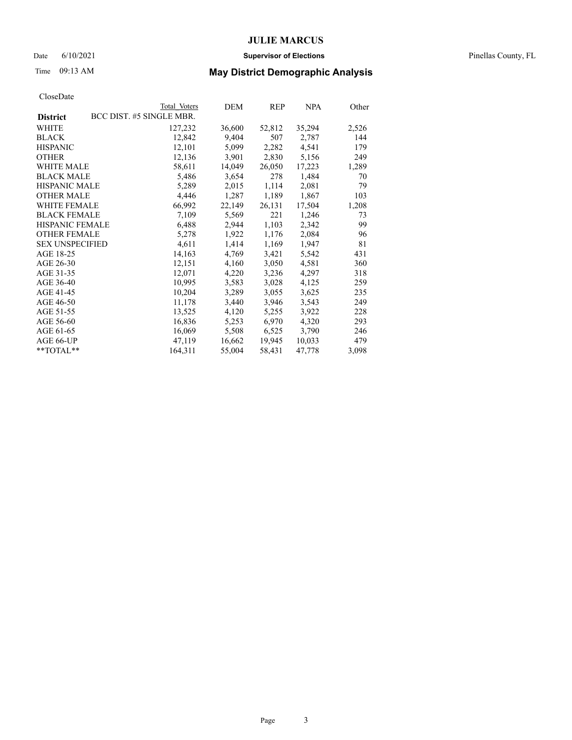# JULIE MARCUS

Date 6/10/2021 **Supervisor of Elections** Pinellas County, FL

Time 09:13 AM **May District Demographic Analysis**

CloseDate

| **District** | BCC DIST. #5 SINGLE MBR. | Total Voters | DEM | REP | NPA | Other |
|---|---|---|---|---|---|---|
| WHITE | | 127,232 | 36,600 | 52,812 | 35,294 | 2,526 |
| BLACK | | 12,842 | 9,404 | 507 | 2,787 | 144 |
| HISPANIC | | 12,101 | 5,099 | 2,282 | 4,541 | 179 |
| OTHER | | 12,136 | 3,901 | 2,830 | 5,156 | 249 |
| WHITE MALE | | 58,611 | 14,049 | 26,050 | 17,223 | 1,289 |
| BLACK MALE | | 5,486 | 3,654 | 278 | 1,484 | 70 |
| HISPANIC MALE | | 5,289 | 2,015 | 1,114 | 2,081 | 79 |
| OTHER MALE | | 4,446 | 1,287 | 1,189 | 1,867 | 103 |
| WHITE FEMALE | | 66,992 | 22,149 | 26,131 | 17,504 | 1,208 |
| BLACK FEMALE | | 7,109 | 5,569 | 221 | 1,246 | 73 |
| HISPANIC FEMALE | | 6,488 | 2,944 | 1,103 | 2,342 | 99 |
| OTHER FEMALE | | 5,278 | 1,922 | 1,176 | 2,084 | 96 |
| SEX UNSPECIFIED | | 4,611 | 1,414 | 1,169 | 1,947 | 81 |
| AGE 18-25 | | 14,163 | 4,769 | 3,421 | 5,542 | 431 |
| AGE 26-30 | | 12,151 | 4,160 | 3,050 | 4,581 | 360 |
| AGE 31-35 | | 12,071 | 4,220 | 3,236 | 4,297 | 318 |
| AGE 36-40 | | 10,995 | 3,583 | 3,028 | 4,125 | 259 |
| AGE 41-45 | | 10,204 | 3,289 | 3,055 | 3,625 | 235 |
| AGE 46-50 | | 11,178 | 3,440 | 3,946 | 3,543 | 249 |
| AGE 51-55 | | 13,525 | 4,120 | 5,255 | 3,922 | 228 |
| AGE 56-60 | | 16,836 | 5,253 | 6,970 | 4,320 | 293 |
| AGE 61-65 | | 16,069 | 5,508 | 6,525 | 3,790 | 246 |
| AGE 66-UP | | 47,119 | 16,662 | 19,945 | 10,033 | 479 |
| **TOTAL** | | 164,311 | 55,004 | 58,431 | 47,778 | 3,098 |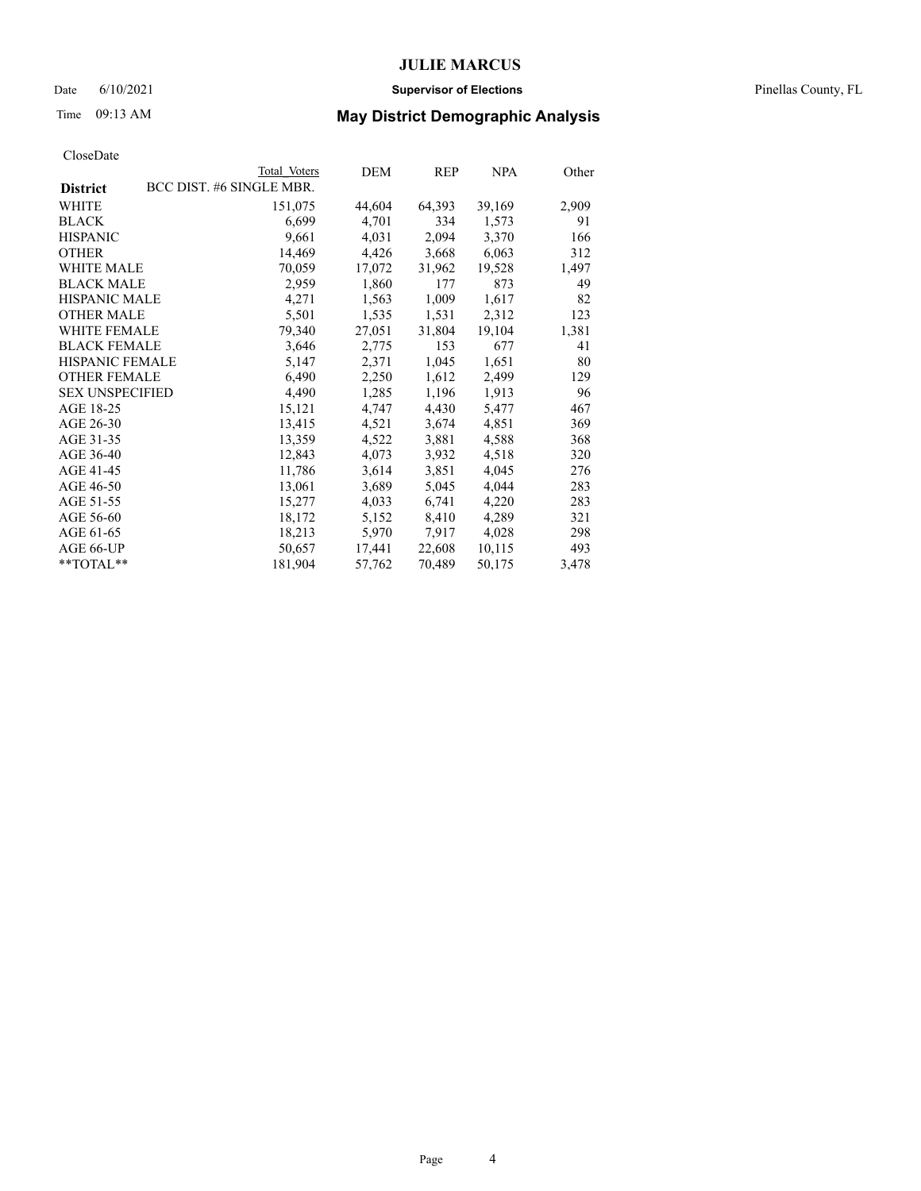# JULIE MARCUS

Date 6/10/2021 **Supervisor of Elections** Pinellas County, FL

Time 09:13 AM **May District Demographic Analysis**

CloseDate

| **District** | Total Voters | DEM | REP | NPA | Other |
|---|---|---|---|---|---|
| BCC DIST. #6 SINGLE MBR. | | | | | |
| WHITE | 151,075 | 44,604 | 64,393 | 39,169 | 2,909 |
| BLACK | 6,699 | 4,701 | 334 | 1,573 | 91 |
| HISPANIC | 9,661 | 4,031 | 2,094 | 3,370 | 166 |
| OTHER | 14,469 | 4,426 | 3,668 | 6,063 | 312 |
| WHITE MALE | 70,059 | 17,072 | 31,962 | 19,528 | 1,497 |
| BLACK MALE | 2,959 | 1,860 | 177 | 873 | 49 |
| HISPANIC MALE | 4,271 | 1,563 | 1,009 | 1,617 | 82 |
| OTHER MALE | 5,501 | 1,535 | 1,531 | 2,312 | 123 |
| WHITE FEMALE | 79,340 | 27,051 | 31,804 | 19,104 | 1,381 |
| BLACK FEMALE | 3,646 | 2,775 | 153 | 677 | 41 |
| HISPANIC FEMALE | 5,147 | 2,371 | 1,045 | 1,651 | 80 |
| OTHER FEMALE | 6,490 | 2,250 | 1,612 | 2,499 | 129 |
| SEX UNSPECIFIED | 4,490 | 1,285 | 1,196 | 1,913 | 96 |
| AGE 18-25 | 15,121 | 4,747 | 4,430 | 5,477 | 467 |
| AGE 26-30 | 13,415 | 4,521 | 3,674 | 4,851 | 369 |
| AGE 31-35 | 13,359 | 4,522 | 3,881 | 4,588 | 368 |
| AGE 36-40 | 12,843 | 4,073 | 3,932 | 4,518 | 320 |
| AGE 41-45 | 11,786 | 3,614 | 3,851 | 4,045 | 276 |
| AGE 46-50 | 13,061 | 3,689 | 5,045 | 4,044 | 283 |
| AGE 51-55 | 15,277 | 4,033 | 6,741 | 4,220 | 283 |
| AGE 56-60 | 18,172 | 5,152 | 8,410 | 4,289 | 321 |
| AGE 61-65 | 18,213 | 5,970 | 7,917 | 4,028 | 298 |
| AGE 66-UP | 50,657 | 17,441 | 22,608 | 10,115 | 493 |
| **TOTAL** | 181,904 | 57,762 | 70,489 | 50,175 | 3,478 |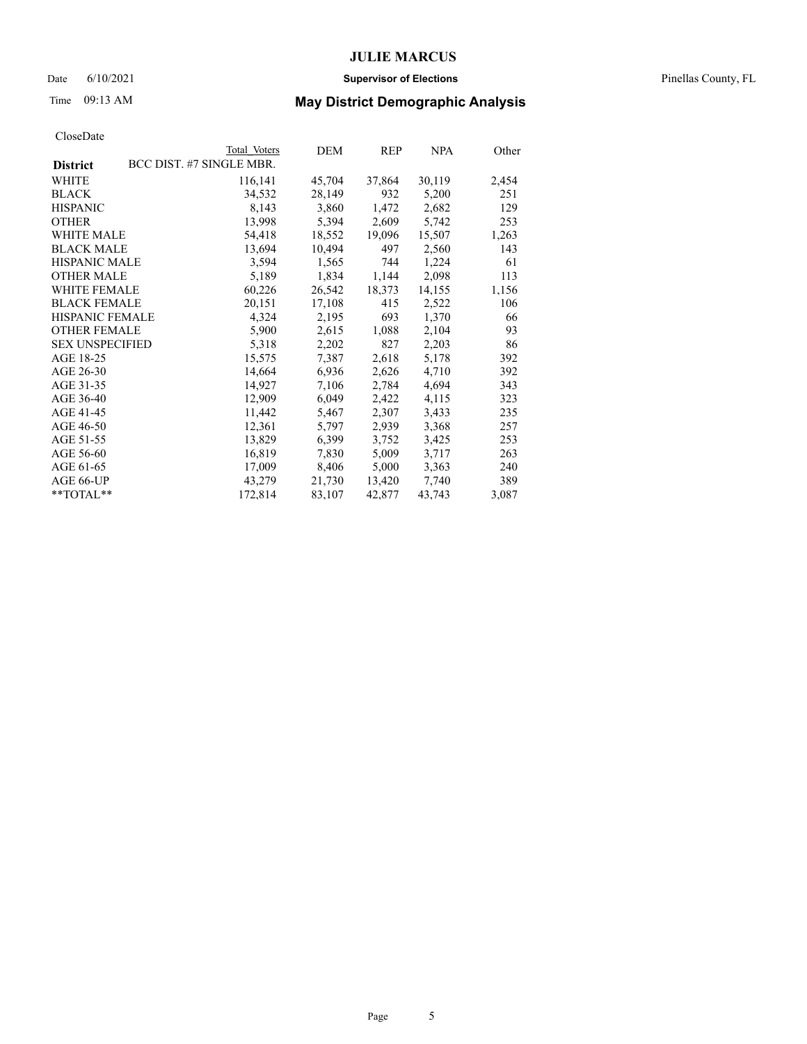# JULIE MARCUS

Date 6/10/2021 **Supervisor of Elections** Pinellas County, FL

Time 09:13 AM **May District Demographic Analysis**

CloseDate

| **District** | Total Voters | DEM | REP | NPA | Other |
|---|---|---|---|---|---|
| BCC DIST. #7 SINGLE MBR. | | | | | |
| WHITE | 116,141 | 45,704 | 37,864 | 30,119 | 2,454 |
| BLACK | 34,532 | 28,149 | 932 | 5,200 | 251 |
| HISPANIC | 8,143 | 3,860 | 1,472 | 2,682 | 129 |
| OTHER | 13,998 | 5,394 | 2,609 | 5,742 | 253 |
| WHITE MALE | 54,418 | 18,552 | 19,096 | 15,507 | 1,263 |
| BLACK MALE | 13,694 | 10,494 | 497 | 2,560 | 143 |
| HISPANIC MALE | 3,594 | 1,565 | 744 | 1,224 | 61 |
| OTHER MALE | 5,189 | 1,834 | 1,144 | 2,098 | 113 |
| WHITE FEMALE | 60,226 | 26,542 | 18,373 | 14,155 | 1,156 |
| BLACK FEMALE | 20,151 | 17,108 | 415 | 2,522 | 106 |
| HISPANIC FEMALE | 4,324 | 2,195 | 693 | 1,370 | 66 |
| OTHER FEMALE | 5,900 | 2,615 | 1,088 | 2,104 | 93 |
| SEX UNSPECIFIED | 5,318 | 2,202 | 827 | 2,203 | 86 |
| AGE 18-25 | 15,575 | 7,387 | 2,618 | 5,178 | 392 |
| AGE 26-30 | 14,664 | 6,936 | 2,626 | 4,710 | 392 |
| AGE 31-35 | 14,927 | 7,106 | 2,784 | 4,694 | 343 |
| AGE 36-40 | 12,909 | 6,049 | 2,422 | 4,115 | 323 |
| AGE 41-45 | 11,442 | 5,467 | 2,307 | 3,433 | 235 |
| AGE 46-50 | 12,361 | 5,797 | 2,939 | 3,368 | 257 |
| AGE 51-55 | 13,829 | 6,399 | 3,752 | 3,425 | 253 |
| AGE 56-60 | 16,819 | 7,830 | 5,009 | 3,717 | 263 |
| AGE 61-65 | 17,009 | 8,406 | 5,000 | 3,363 | 240 |
| AGE 66-UP | 43,279 | 21,730 | 13,420 | 7,740 | 389 |
| **TOTAL** | 172,814 | 83,107 | 42,877 | 43,743 | 3,087 |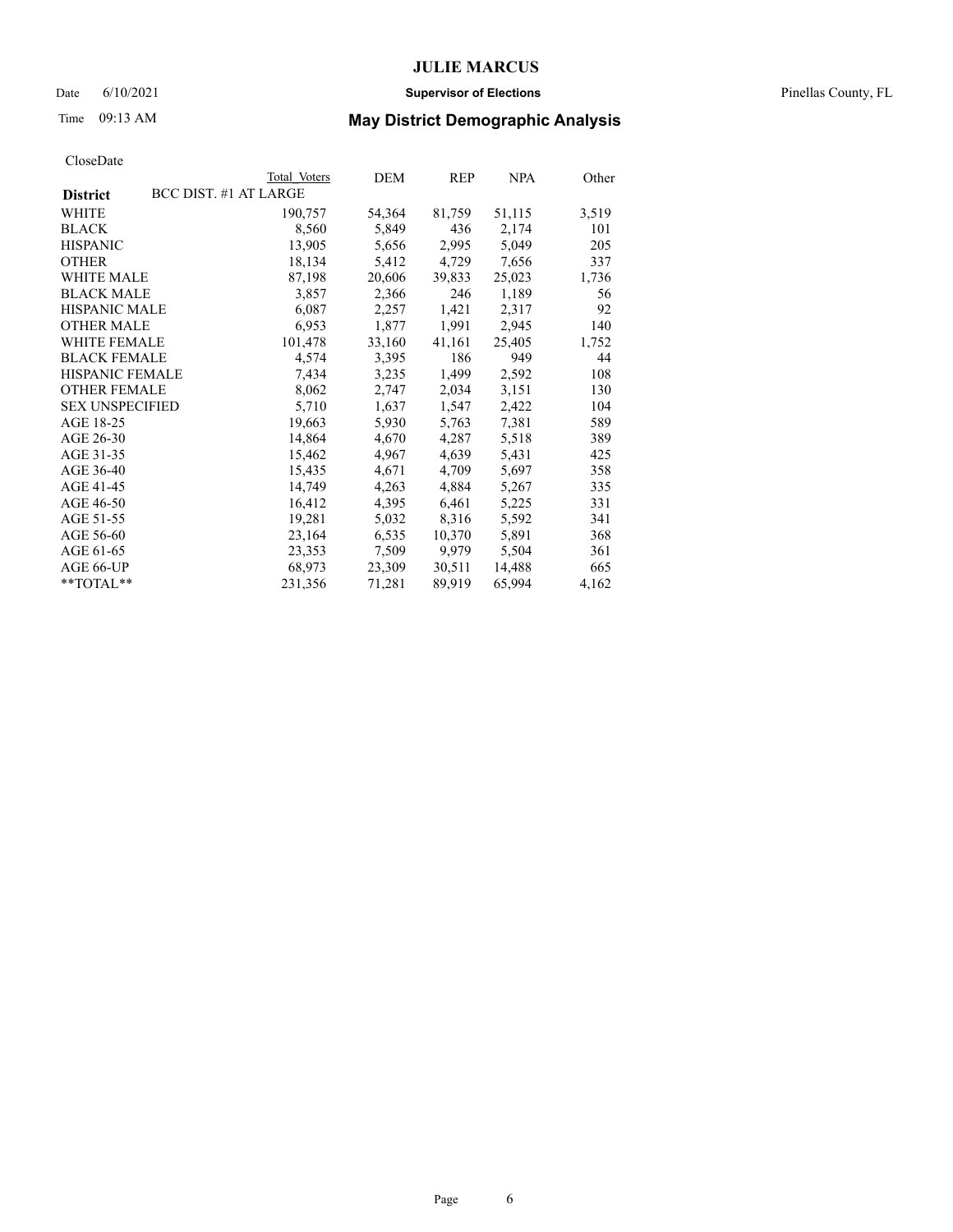CloseDate

| District | Total Voters | DEM | REP | NPA | Other |
|---|---|---|---|---|---|
| BCC DIST. #1 AT LARGE | | | | | |
| WHITE | 190,757 | 54,364 | 81,759 | 51,115 | 3,519 |
| BLACK | 8,560 | 5,849 | 436 | 2,174 | 101 |
| HISPANIC | 13,905 | 5,656 | 2,995 | 5,049 | 205 |
| OTHER | 18,134 | 5,412 | 4,729 | 7,656 | 337 |
| WHITE MALE | 87,198 | 20,606 | 39,833 | 25,023 | 1,736 |
| BLACK MALE | 3,857 | 2,366 | 246 | 1,189 | 56 |
| HISPANIC MALE | 6,087 | 2,257 | 1,421 | 2,317 | 92 |
| OTHER MALE | 6,953 | 1,877 | 1,991 | 2,945 | 140 |
| WHITE FEMALE | 101,478 | 33,160 | 41,161 | 25,405 | 1,752 |
| BLACK FEMALE | 4,574 | 3,395 | 186 | 949 | 44 |
| HISPANIC FEMALE | 7,434 | 3,235 | 1,499 | 2,592 | 108 |
| OTHER FEMALE | 8,062 | 2,747 | 2,034 | 3,151 | 130 |
| SEX UNSPECIFIED | 5,710 | 1,637 | 1,547 | 2,422 | 104 |
| AGE 18-25 | 19,663 | 5,930 | 5,763 | 7,381 | 589 |
| AGE 26-30 | 14,864 | 4,670 | 4,287 | 5,518 | 389 |
| AGE 31-35 | 15,462 | 4,967 | 4,639 | 5,431 | 425 |
| AGE 36-40 | 15,435 | 4,671 | 4,709 | 5,697 | 358 |
| AGE 41-45 | 14,749 | 4,263 | 4,884 | 5,267 | 335 |
| AGE 46-50 | 16,412 | 4,395 | 6,461 | 5,225 | 331 |
| AGE 51-55 | 19,281 | 5,032 | 8,316 | 5,592 | 341 |
| AGE 56-60 | 23,164 | 6,535 | 10,370 | 5,891 | 368 |
| AGE 61-65 | 23,353 | 7,509 | 9,979 | 5,504 | 361 |
| AGE 66-UP | 68,973 | 23,309 | 30,511 | 14,488 | 665 |
| **TOTAL** | 231,356 | 71,281 | 89,919 | 65,994 | 4,162 |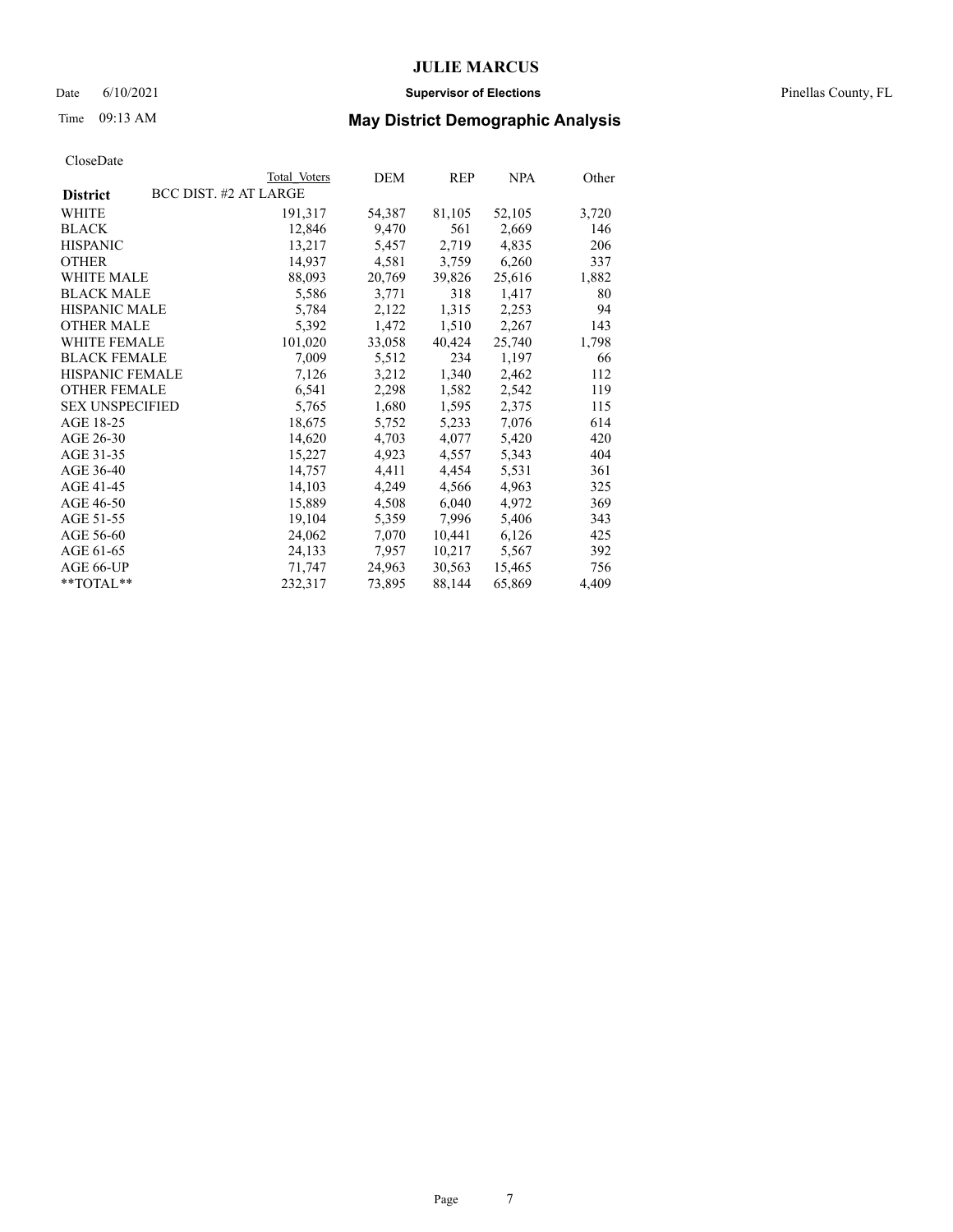# JULIE MARCUS

Date 6/10/2021 **Supervisor of Elections** Pinellas County, FL

Time 09:13 AM **May District Demographic Analysis**

CloseDate

| | Total Voters | DEM | REP | NPA | Other |
|---|---|---|---|---|---|
| **District** BCC DIST. #2 AT LARGE | | | | | |
| WHITE | 191,317 | 54,387 | 81,105 | 52,105 | 3,720 |
| BLACK | 12,846 | 9,470 | 561 | 2,669 | 146 |
| HISPANIC | 13,217 | 5,457 | 2,719 | 4,835 | 206 |
| OTHER | 14,937 | 4,581 | 3,759 | 6,260 | 337 |
| WHITE MALE | 88,093 | 20,769 | 39,826 | 25,616 | 1,882 |
| BLACK MALE | 5,586 | 3,771 | 318 | 1,417 | 80 |
| HISPANIC MALE | 5,784 | 2,122 | 1,315 | 2,253 | 94 |
| OTHER MALE | 5,392 | 1,472 | 1,510 | 2,267 | 143 |
| WHITE FEMALE | 101,020 | 33,058 | 40,424 | 25,740 | 1,798 |
| BLACK FEMALE | 7,009 | 5,512 | 234 | 1,197 | 66 |
| HISPANIC FEMALE | 7,126 | 3,212 | 1,340 | 2,462 | 112 |
| OTHER FEMALE | 6,541 | 2,298 | 1,582 | 2,542 | 119 |
| SEX UNSPECIFIED | 5,765 | 1,680 | 1,595 | 2,375 | 115 |
| AGE 18-25 | 18,675 | 5,752 | 5,233 | 7,076 | 614 |
| AGE 26-30 | 14,620 | 4,703 | 4,077 | 5,420 | 420 |
| AGE 31-35 | 15,227 | 4,923 | 4,557 | 5,343 | 404 |
| AGE 36-40 | 14,757 | 4,411 | 4,454 | 5,531 | 361 |
| AGE 41-45 | 14,103 | 4,249 | 4,566 | 4,963 | 325 |
| AGE 46-50 | 15,889 | 4,508 | 6,040 | 4,972 | 369 |
| AGE 51-55 | 19,104 | 5,359 | 7,996 | 5,406 | 343 |
| AGE 56-60 | 24,062 | 7,070 | 10,441 | 6,126 | 425 |
| AGE 61-65 | 24,133 | 7,957 | 10,217 | 5,567 | 392 |
| AGE 66-UP | 71,747 | 24,963 | 30,563 | 15,465 | 756 |
| **TOTAL** | 232,317 | 73,895 | 88,144 | 65,869 | 4,409 |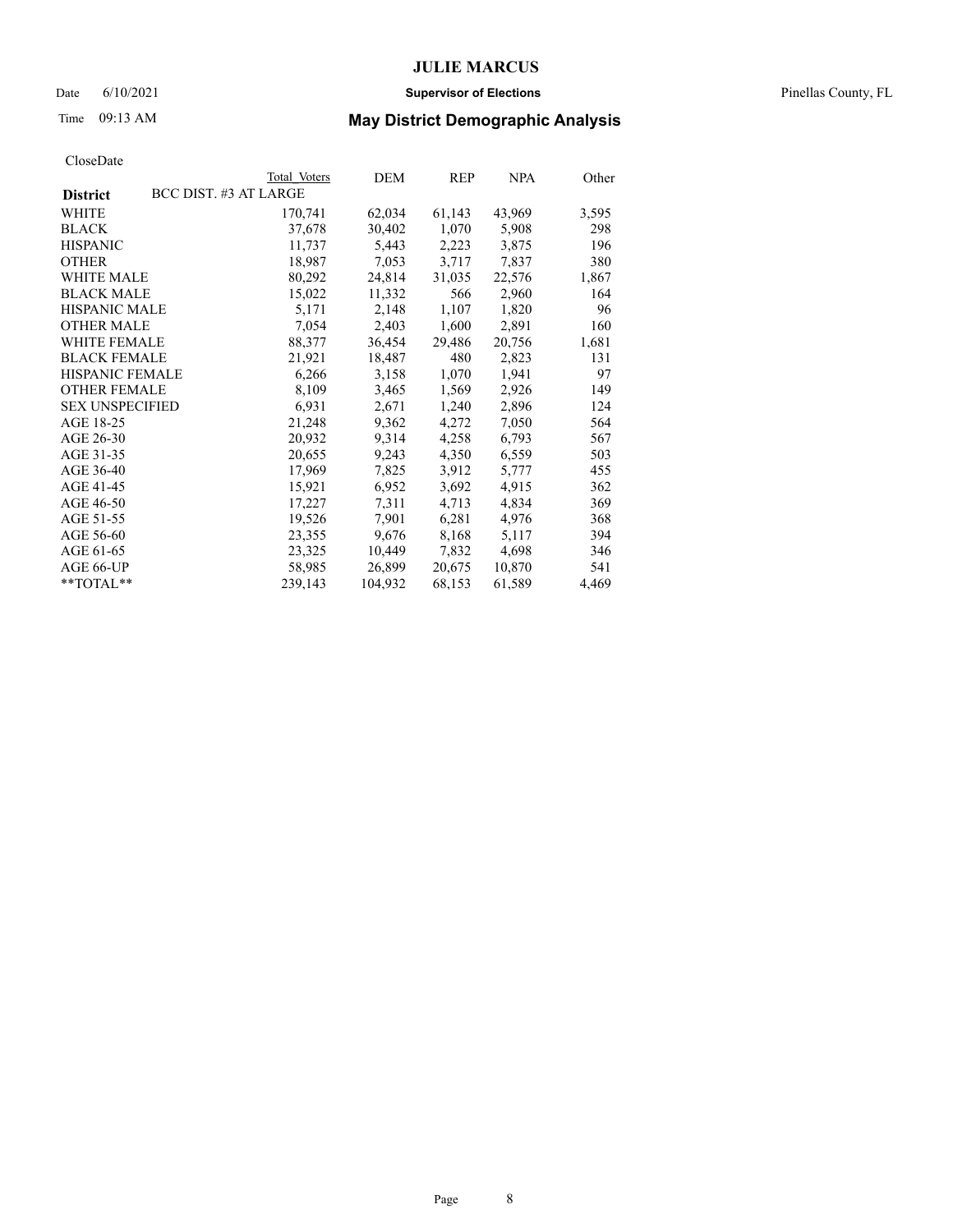# JULIE MARCUS

Date 6/10/2021 **Supervisor of Elections** Pinellas County, FL

Time 09:13 AM **May District Demographic Analysis**

CloseDate

| **District** | Total Voters | DEM | REP | NPA | Other |
|---|---|---|---|---|---|
| BCC DIST. #3 AT LARGE | | | | | |
| WHITE | 170,741 | 62,034 | 61,143 | 43,969 | 3,595 |
| BLACK | 37,678 | 30,402 | 1,070 | 5,908 | 298 |
| HISPANIC | 11,737 | 5,443 | 2,223 | 3,875 | 196 |
| OTHER | 18,987 | 7,053 | 3,717 | 7,837 | 380 |
| WHITE MALE | 80,292 | 24,814 | 31,035 | 22,576 | 1,867 |
| BLACK MALE | 15,022 | 11,332 | 566 | 2,960 | 164 |
| HISPANIC MALE | 5,171 | 2,148 | 1,107 | 1,820 | 96 |
| OTHER MALE | 7,054 | 2,403 | 1,600 | 2,891 | 160 |
| WHITE FEMALE | 88,377 | 36,454 | 29,486 | 20,756 | 1,681 |
| BLACK FEMALE | 21,921 | 18,487 | 480 | 2,823 | 131 |
| HISPANIC FEMALE | 6,266 | 3,158 | 1,070 | 1,941 | 97 |
| OTHER FEMALE | 8,109 | 3,465 | 1,569 | 2,926 | 149 |
| SEX UNSPECIFIED | 6,931 | 2,671 | 1,240 | 2,896 | 124 |
| AGE 18-25 | 21,248 | 9,362 | 4,272 | 7,050 | 564 |
| AGE 26-30 | 20,932 | 9,314 | 4,258 | 6,793 | 567 |
| AGE 31-35 | 20,655 | 9,243 | 4,350 | 6,559 | 503 |
| AGE 36-40 | 17,969 | 7,825 | 3,912 | 5,777 | 455 |
| AGE 41-45 | 15,921 | 6,952 | 3,692 | 4,915 | 362 |
| AGE 46-50 | 17,227 | 7,311 | 4,713 | 4,834 | 369 |
| AGE 51-55 | 19,526 | 7,901 | 6,281 | 4,976 | 368 |
| AGE 56-60 | 23,355 | 9,676 | 8,168 | 5,117 | 394 |
| AGE 61-65 | 23,325 | 10,449 | 7,832 | 4,698 | 346 |
| AGE 66-UP | 58,985 | 26,899 | 20,675 | 10,870 | 541 |
| **TOTAL** | 239,143 | 104,932 | 68,153 | 61,589 | 4,469 |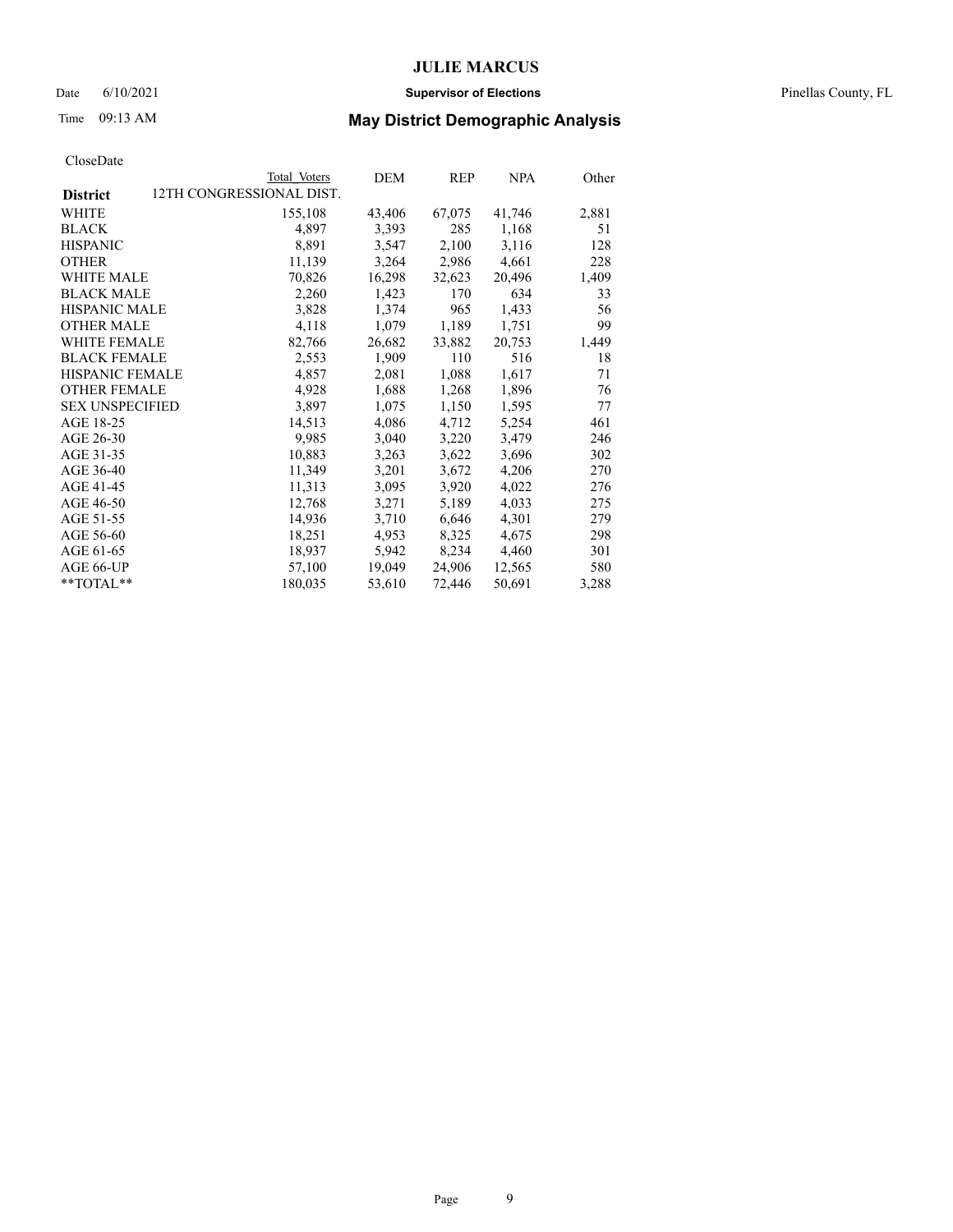# JULIE MARCUS

Date 6/10/2021 **Supervisor of Elections** Pinellas County, FL

Time 09:13 AM **May District Demographic Analysis**

CloseDate

| | Total Voters | DEM | REP | NPA | Other |
|---|---|---|---|---|---|
| **District** 12TH CONGRESSIONAL DIST. | | | | | |
| WHITE | 155,108 | 43,406 | 67,075 | 41,746 | 2,881 |
| BLACK | 4,897 | 3,393 | 285 | 1,168 | 51 |
| HISPANIC | 8,891 | 3,547 | 2,100 | 3,116 | 128 |
| OTHER | 11,139 | 3,264 | 2,986 | 4,661 | 228 |
| WHITE MALE | 70,826 | 16,298 | 32,623 | 20,496 | 1,409 |
| BLACK MALE | 2,260 | 1,423 | 170 | 634 | 33 |
| HISPANIC MALE | 3,828 | 1,374 | 965 | 1,433 | 56 |
| OTHER MALE | 4,118 | 1,079 | 1,189 | 1,751 | 99 |
| WHITE FEMALE | 82,766 | 26,682 | 33,882 | 20,753 | 1,449 |
| BLACK FEMALE | 2,553 | 1,909 | 110 | 516 | 18 |
| HISPANIC FEMALE | 4,857 | 2,081 | 1,088 | 1,617 | 71 |
| OTHER FEMALE | 4,928 | 1,688 | 1,268 | 1,896 | 76 |
| SEX UNSPECIFIED | 3,897 | 1,075 | 1,150 | 1,595 | 77 |
| AGE 18-25 | 14,513 | 4,086 | 4,712 | 5,254 | 461 |
| AGE 26-30 | 9,985 | 3,040 | 3,220 | 3,479 | 246 |
| AGE 31-35 | 10,883 | 3,263 | 3,622 | 3,696 | 302 |
| AGE 36-40 | 11,349 | 3,201 | 3,672 | 4,206 | 270 |
| AGE 41-45 | 11,313 | 3,095 | 3,920 | 4,022 | 276 |
| AGE 46-50 | 12,768 | 3,271 | 5,189 | 4,033 | 275 |
| AGE 51-55 | 14,936 | 3,710 | 6,646 | 4,301 | 279 |
| AGE 56-60 | 18,251 | 4,953 | 8,325 | 4,675 | 298 |
| AGE 61-65 | 18,937 | 5,942 | 8,234 | 4,460 | 301 |
| AGE 66-UP | 57,100 | 19,049 | 24,906 | 12,565 | 580 |
| **TOTAL** | 180,035 | 53,610 | 72,446 | 50,691 | 3,288 |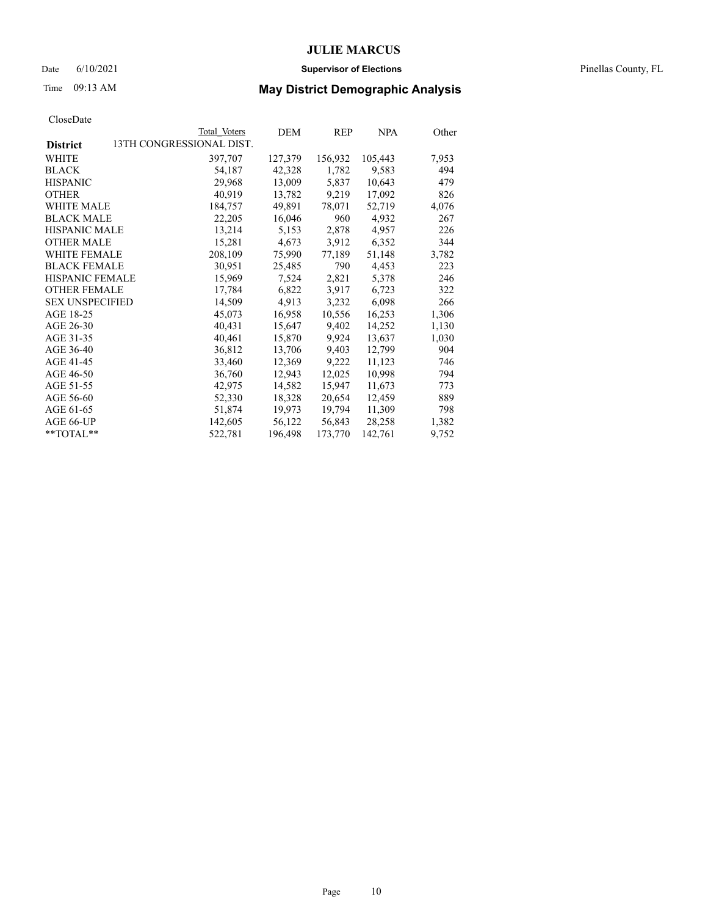# JULIE MARCUS

Date 6/10/2021 **Supervisor of Elections** Pinellas County, FL

Time 09:13 AM **May District Demographic Analysis**

CloseDate

| | Total Voters | DEM | REP | NPA | Other |
|---|---|---|---|---|---|
| **District** 13TH CONGRESSIONAL DIST. | | | | | |
| WHITE | 397,707 | 127,379 | 156,932 | 105,443 | 7,953 |
| BLACK | 54,187 | 42,328 | 1,782 | 9,583 | 494 |
| HISPANIC | 29,968 | 13,009 | 5,837 | 10,643 | 479 |
| OTHER | 40,919 | 13,782 | 9,219 | 17,092 | 826 |
| WHITE MALE | 184,757 | 49,891 | 78,071 | 52,719 | 4,076 |
| BLACK MALE | 22,205 | 16,046 | 960 | 4,932 | 267 |
| HISPANIC MALE | 13,214 | 5,153 | 2,878 | 4,957 | 226 |
| OTHER MALE | 15,281 | 4,673 | 3,912 | 6,352 | 344 |
| WHITE FEMALE | 208,109 | 75,990 | 77,189 | 51,148 | 3,782 |
| BLACK FEMALE | 30,951 | 25,485 | 790 | 4,453 | 223 |
| HISPANIC FEMALE | 15,969 | 7,524 | 2,821 | 5,378 | 246 |
| OTHER FEMALE | 17,784 | 6,822 | 3,917 | 6,723 | 322 |
| SEX UNSPECIFIED | 14,509 | 4,913 | 3,232 | 6,098 | 266 |
| AGE 18-25 | 45,073 | 16,958 | 10,556 | 16,253 | 1,306 |
| AGE 26-30 | 40,431 | 15,647 | 9,402 | 14,252 | 1,130 |
| AGE 31-35 | 40,461 | 15,870 | 9,924 | 13,637 | 1,030 |
| AGE 36-40 | 36,812 | 13,706 | 9,403 | 12,799 | 904 |
| AGE 41-45 | 33,460 | 12,369 | 9,222 | 11,123 | 746 |
| AGE 46-50 | 36,760 | 12,943 | 12,025 | 10,998 | 794 |
| AGE 51-55 | 42,975 | 14,582 | 15,947 | 11,673 | 773 |
| AGE 56-60 | 52,330 | 18,328 | 20,654 | 12,459 | 889 |
| AGE 61-65 | 51,874 | 19,973 | 19,794 | 11,309 | 798 |
| AGE 66-UP | 142,605 | 56,122 | 56,843 | 28,258 | 1,382 |
| **TOTAL** | 522,781 | 196,498 | 173,770 | 142,761 | 9,752 |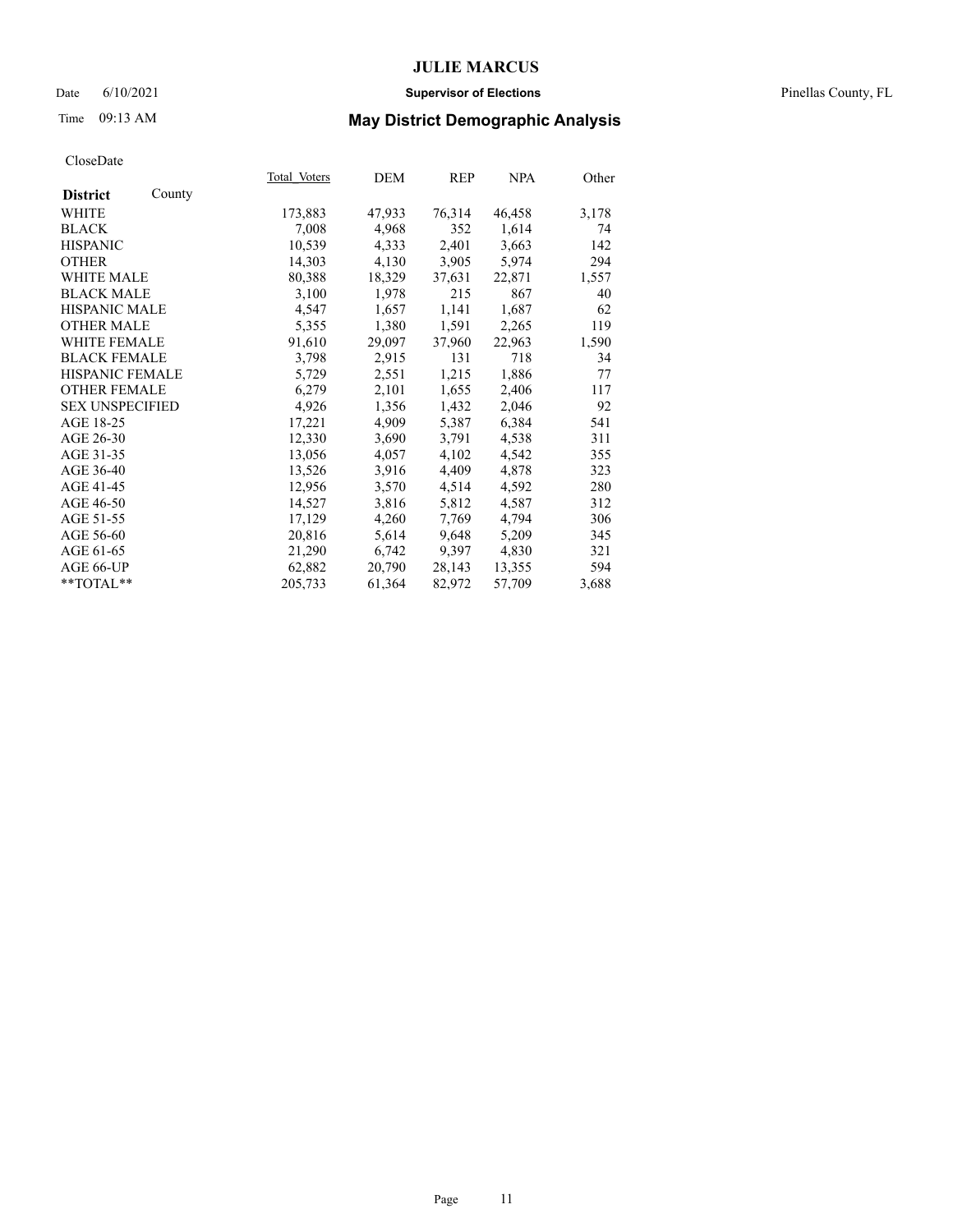# JULIE MARCUS

Date 6/10/2021 **Supervisor of Elections** Pinellas County, FL

Time 09:13 AM **May District Demographic Analysis**

CloseDate

| **District** County | Total Voters | DEM | REP | NPA | Other |
|---|---|---|---|---|---|
| WHITE | 173,883 | 47,933 | 76,314 | 46,458 | 3,178 |
| BLACK | 7,008 | 4,968 | 352 | 1,614 | 74 |
| HISPANIC | 10,539 | 4,333 | 2,401 | 3,663 | 142 |
| OTHER | 14,303 | 4,130 | 3,905 | 5,974 | 294 |
| WHITE MALE | 80,388 | 18,329 | 37,631 | 22,871 | 1,557 |
| BLACK MALE | 3,100 | 1,978 | 215 | 867 | 40 |
| HISPANIC MALE | 4,547 | 1,657 | 1,141 | 1,687 | 62 |
| OTHER MALE | 5,355 | 1,380 | 1,591 | 2,265 | 119 |
| WHITE FEMALE | 91,610 | 29,097 | 37,960 | 22,963 | 1,590 |
| BLACK FEMALE | 3,798 | 2,915 | 131 | 718 | 34 |
| HISPANIC FEMALE | 5,729 | 2,551 | 1,215 | 1,886 | 77 |
| OTHER FEMALE | 6,279 | 2,101 | 1,655 | 2,406 | 117 |
| SEX UNSPECIFIED | 4,926 | 1,356 | 1,432 | 2,046 | 92 |
| AGE 18-25 | 17,221 | 4,909 | 5,387 | 6,384 | 541 |
| AGE 26-30 | 12,330 | 3,690 | 3,791 | 4,538 | 311 |
| AGE 31-35 | 13,056 | 4,057 | 4,102 | 4,542 | 355 |
| AGE 36-40 | 13,526 | 3,916 | 4,409 | 4,878 | 323 |
| AGE 41-45 | 12,956 | 3,570 | 4,514 | 4,592 | 280 |
| AGE 46-50 | 14,527 | 3,816 | 5,812 | 4,587 | 312 |
| AGE 51-55 | 17,129 | 4,260 | 7,769 | 4,794 | 306 |
| AGE 56-60 | 20,816 | 5,614 | 9,648 | 5,209 | 345 |
| AGE 61-65 | 21,290 | 6,742 | 9,397 | 4,830 | 321 |
| AGE 66-UP | 62,882 | 20,790 | 28,143 | 13,355 | 594 |
| **TOTAL** | 205,733 | 61,364 | 82,972 | 57,709 | 3,688 |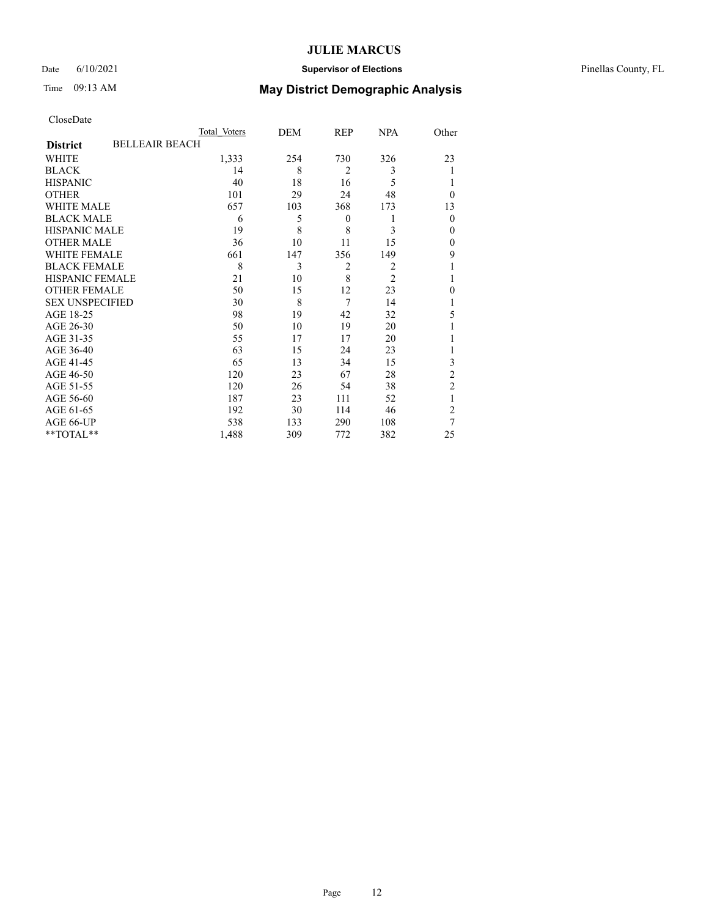CloseDate

| District: BELLEAIR BEACH | Total Voters | DEM | REP | NPA | Other |
|---|---|---|---|---|---|
| WHITE | 1,333 | 254 | 730 | 326 | 23 |
| BLACK | 14 | 8 | 2 | 3 | 1 |
| HISPANIC | 40 | 18 | 16 | 5 | 1 |
| OTHER | 101 | 29 | 24 | 48 | 0 |
| WHITE MALE | 657 | 103 | 368 | 173 | 13 |
| BLACK MALE | 6 | 5 | 0 | 1 | 0 |
| HISPANIC MALE | 19 | 8 | 8 | 3 | 0 |
| OTHER MALE | 36 | 10 | 11 | 15 | 0 |
| WHITE FEMALE | 661 | 147 | 356 | 149 | 9 |
| BLACK FEMALE | 8 | 3 | 2 | 2 | 1 |
| HISPANIC FEMALE | 21 | 10 | 8 | 2 | 1 |
| OTHER FEMALE | 50 | 15 | 12 | 23 | 0 |
| SEX UNSPECIFIED | 30 | 8 | 7 | 14 | 1 |
| AGE 18-25 | 98 | 19 | 42 | 32 | 5 |
| AGE 26-30 | 50 | 10 | 19 | 20 | 1 |
| AGE 31-35 | 55 | 17 | 17 | 20 | 1 |
| AGE 36-40 | 63 | 15 | 24 | 23 | 1 |
| AGE 41-45 | 65 | 13 | 34 | 15 | 3 |
| AGE 46-50 | 120 | 23 | 67 | 28 | 2 |
| AGE 51-55 | 120 | 26 | 54 | 38 | 2 |
| AGE 56-60 | 187 | 23 | 111 | 52 | 1 |
| AGE 61-65 | 192 | 30 | 114 | 46 | 2 |
| AGE 66-UP | 538 | 133 | 290 | 108 | 7 |
| **TOTAL** | 1,488 | 309 | 772 | 382 | 25 |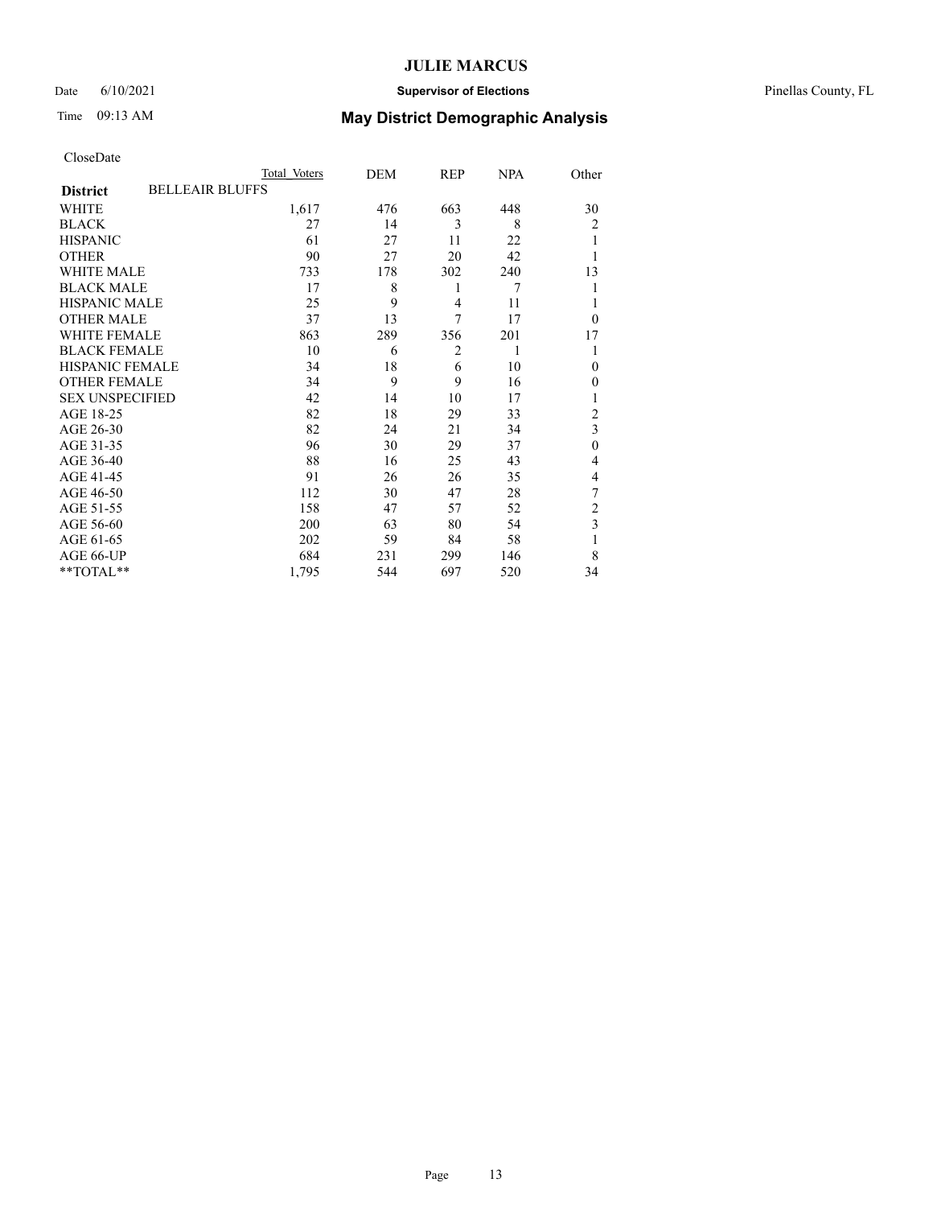# JULIE MARCUS

Date 6/10/2021 **Supervisor of Elections** Pinellas County, FL

Time 09:13 AM **May District Demographic Analysis**

CloseDate

| | Total Voters | DEM | REP | NPA | Other |
|---|---|---|---|---|---|
| **District** BELLEAIR BLUFFS | | | | | |
| WHITE | 1,617 | 476 | 663 | 448 | 30 |
| BLACK | 27 | 14 | 3 | 8 | 2 |
| HISPANIC | 61 | 27 | 11 | 22 | 1 |
| OTHER | 90 | 27 | 20 | 42 | 1 |
| WHITE MALE | 733 | 178 | 302 | 240 | 13 |
| BLACK MALE | 17 | 8 | 1 | 7 | 1 |
| HISPANIC MALE | 25 | 9 | 4 | 11 | 1 |
| OTHER MALE | 37 | 13 | 7 | 17 | 0 |
| WHITE FEMALE | 863 | 289 | 356 | 201 | 17 |
| BLACK FEMALE | 10 | 6 | 2 | 1 | 1 |
| HISPANIC FEMALE | 34 | 18 | 6 | 10 | 0 |
| OTHER FEMALE | 34 | 9 | 9 | 16 | 0 |
| SEX UNSPECIFIED | 42 | 14 | 10 | 17 | 1 |
| AGE 18-25 | 82 | 18 | 29 | 33 | 2 |
| AGE 26-30 | 82 | 24 | 21 | 34 | 3 |
| AGE 31-35 | 96 | 30 | 29 | 37 | 0 |
| AGE 36-40 | 88 | 16 | 25 | 43 | 4 |
| AGE 41-45 | 91 | 26 | 26 | 35 | 4 |
| AGE 46-50 | 112 | 30 | 47 | 28 | 7 |
| AGE 51-55 | 158 | 47 | 57 | 52 | 2 |
| AGE 56-60 | 200 | 63 | 80 | 54 | 3 |
| AGE 61-65 | 202 | 59 | 84 | 58 | 1 |
| AGE 66-UP | 684 | 231 | 299 | 146 | 8 |
| **TOTAL** | 1,795 | 544 | 697 | 520 | 34 |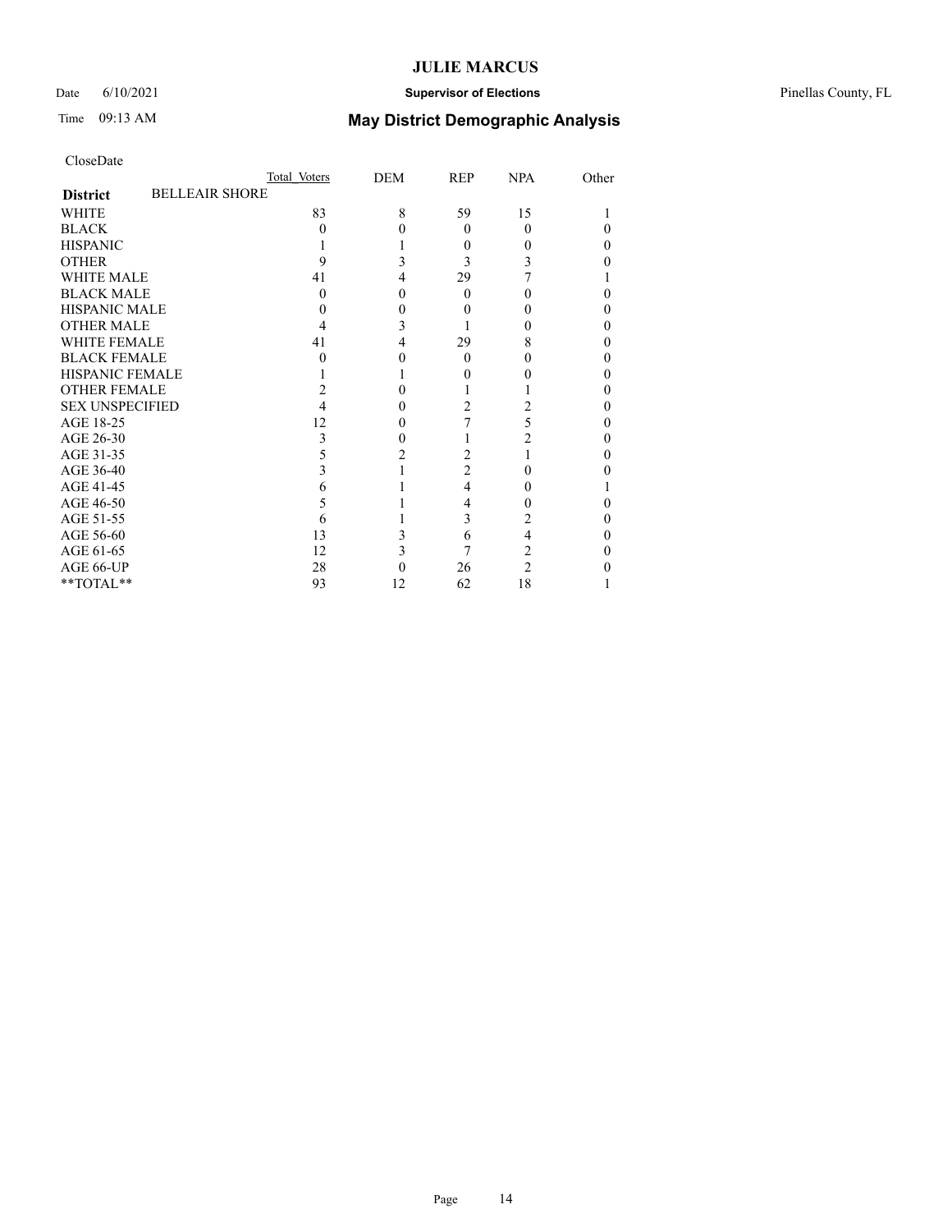# JULIE MARCUS

Date 6/10/2021 **Supervisor of Elections** Pinellas County, FL

Time 09:13 AM **May District Demographic Analysis**

CloseDate

| | Total Voters | DEM | REP | NPA | Other |
|---|---|---|---|---|---|
| **District** BELLEAIR SHORE | | | | | |
| WHITE | 83 | 8 | 59 | 15 | 1 |
| BLACK | 0 | 0 | 0 | 0 | 0 |
| HISPANIC | 1 | 1 | 0 | 0 | 0 |
| OTHER | 9 | 3 | 3 | 3 | 0 |
| WHITE MALE | 41 | 4 | 29 | 7 | 1 |
| BLACK MALE | 0 | 0 | 0 | 0 | 0 |
| HISPANIC MALE | 0 | 0 | 0 | 0 | 0 |
| OTHER MALE | 4 | 3 | 1 | 0 | 0 |
| WHITE FEMALE | 41 | 4 | 29 | 8 | 0 |
| BLACK FEMALE | 0 | 0 | 0 | 0 | 0 |
| HISPANIC FEMALE | 1 | 1 | 0 | 0 | 0 |
| OTHER FEMALE | 2 | 0 | 1 | 1 | 0 |
| SEX UNSPECIFIED | 4 | 0 | 2 | 2 | 0 |
| AGE 18-25 | 12 | 0 | 7 | 5 | 0 |
| AGE 26-30 | 3 | 0 | 1 | 2 | 0 |
| AGE 31-35 | 5 | 2 | 2 | 1 | 0 |
| AGE 36-40 | 3 | 1 | 2 | 0 | 0 |
| AGE 41-45 | 6 | 1 | 4 | 0 | 1 |
| AGE 46-50 | 5 | 1 | 4 | 0 | 0 |
| AGE 51-55 | 6 | 1 | 3 | 2 | 0 |
| AGE 56-60 | 13 | 3 | 6 | 4 | 0 |
| AGE 61-65 | 12 | 3 | 7 | 2 | 0 |
| AGE 66-UP | 28 | 0 | 26 | 2 | 0 |
| **TOTAL** | 93 | 12 | 62 | 18 | 1 |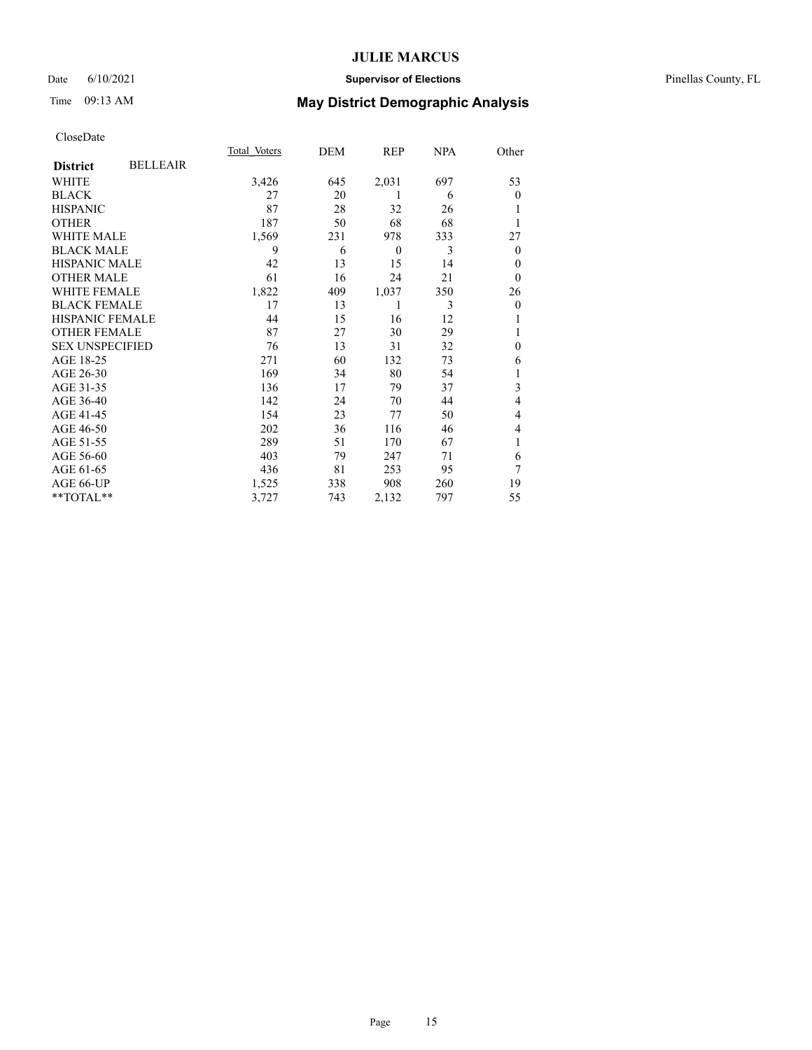# JULIE MARCUS

Date 6/10/2021 **Supervisor of Elections** Pinellas County, FL

Time 09:13 AM **May District Demographic Analysis**

CloseDate

| **District** BELLEAIR | Total Voters | DEM | REP | NPA | Other |
|---|---|---|---|---|---|
| WHITE | 3,426 | 645 | 2,031 | 697 | 53 |
| BLACK | 27 | 20 | 1 | 6 | 0 |
| HISPANIC | 87 | 28 | 32 | 26 | 1 |
| OTHER | 187 | 50 | 68 | 68 | 1 |
| WHITE MALE | 1,569 | 231 | 978 | 333 | 27 |
| BLACK MALE | 9 | 6 | 0 | 3 | 0 |
| HISPANIC MALE | 42 | 13 | 15 | 14 | 0 |
| OTHER MALE | 61 | 16 | 24 | 21 | 0 |
| WHITE FEMALE | 1,822 | 409 | 1,037 | 350 | 26 |
| BLACK FEMALE | 17 | 13 | 1 | 3 | 0 |
| HISPANIC FEMALE | 44 | 15 | 16 | 12 | 1 |
| OTHER FEMALE | 87 | 27 | 30 | 29 | 1 |
| SEX UNSPECIFIED | 76 | 13 | 31 | 32 | 0 |
| AGE 18-25 | 271 | 60 | 132 | 73 | 6 |
| AGE 26-30 | 169 | 34 | 80 | 54 | 1 |
| AGE 31-35 | 136 | 17 | 79 | 37 | 3 |
| AGE 36-40 | 142 | 24 | 70 | 44 | 4 |
| AGE 41-45 | 154 | 23 | 77 | 50 | 4 |
| AGE 46-50 | 202 | 36 | 116 | 46 | 4 |
| AGE 51-55 | 289 | 51 | 170 | 67 | 1 |
| AGE 56-60 | 403 | 79 | 247 | 71 | 6 |
| AGE 61-65 | 436 | 81 | 253 | 95 | 7 |
| AGE 66-UP | 1,525 | 338 | 908 | 260 | 19 |
| **TOTAL** | 3,727 | 743 | 2,132 | 797 | 55 |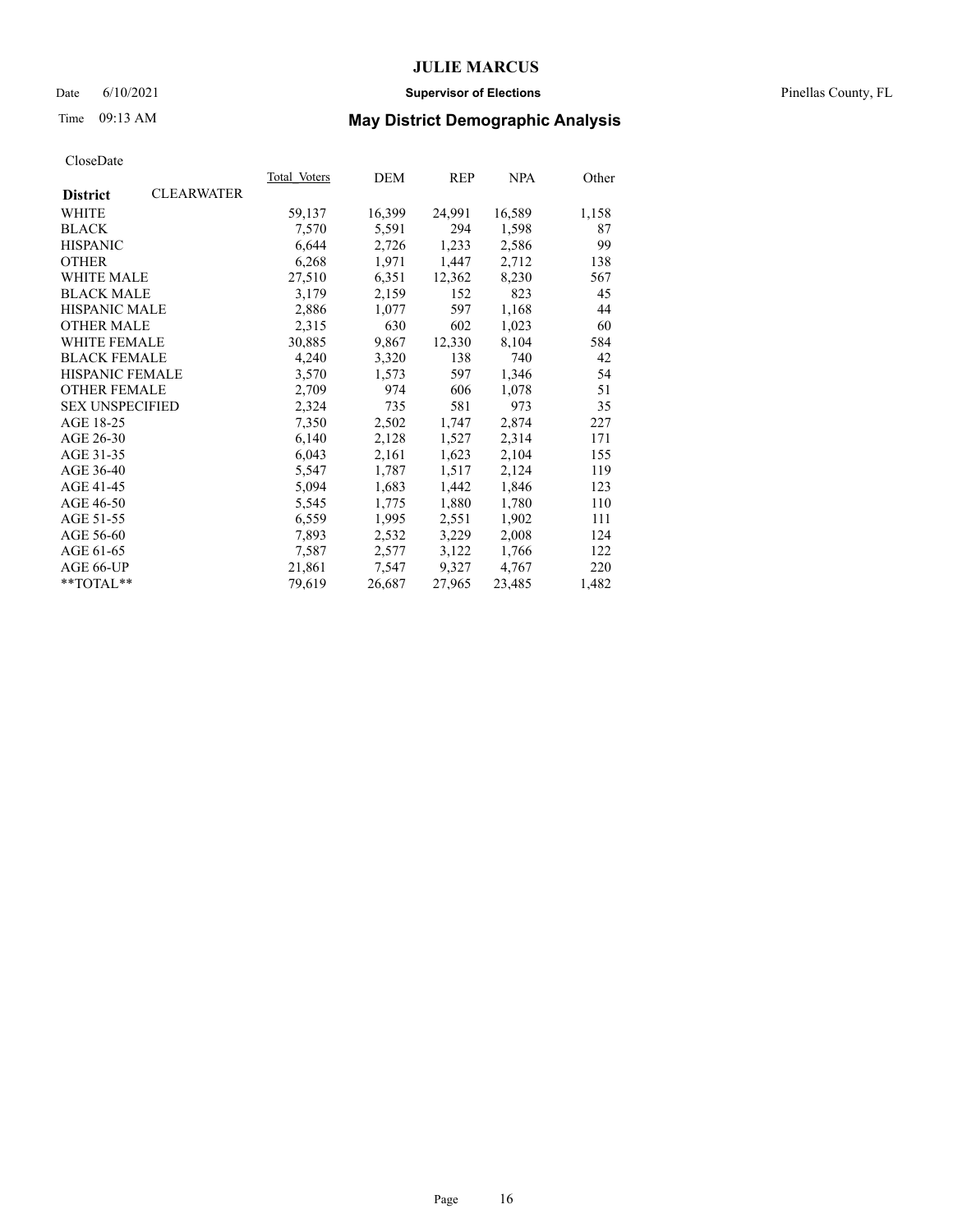# JULIE MARCUS

Date 6/10/2021 **Supervisor of Elections** Pinellas County, FL

Time 09:13 AM **May District Demographic Analysis**

CloseDate

| **District** CLEARWATER | Total_Voters | DEM | REP | NPA | Other |
|---|---|---|---|---|---|
| WHITE | 59,137 | 16,399 | 24,991 | 16,589 | 1,158 |
| BLACK | 7,570 | 5,591 | 294 | 1,598 | 87 |
| HISPANIC | 6,644 | 2,726 | 1,233 | 2,586 | 99 |
| OTHER | 6,268 | 1,971 | 1,447 | 2,712 | 138 |
| WHITE MALE | 27,510 | 6,351 | 12,362 | 8,230 | 567 |
| BLACK MALE | 3,179 | 2,159 | 152 | 823 | 45 |
| HISPANIC MALE | 2,886 | 1,077 | 597 | 1,168 | 44 |
| OTHER MALE | 2,315 | 630 | 602 | 1,023 | 60 |
| WHITE FEMALE | 30,885 | 9,867 | 12,330 | 8,104 | 584 |
| BLACK FEMALE | 4,240 | 3,320 | 138 | 740 | 42 |
| HISPANIC FEMALE | 3,570 | 1,573 | 597 | 1,346 | 54 |
| OTHER FEMALE | 2,709 | 974 | 606 | 1,078 | 51 |
| SEX UNSPECIFIED | 2,324 | 735 | 581 | 973 | 35 |
| AGE 18-25 | 7,350 | 2,502 | 1,747 | 2,874 | 227 |
| AGE 26-30 | 6,140 | 2,128 | 1,527 | 2,314 | 171 |
| AGE 31-35 | 6,043 | 2,161 | 1,623 | 2,104 | 155 |
| AGE 36-40 | 5,547 | 1,787 | 1,517 | 2,124 | 119 |
| AGE 41-45 | 5,094 | 1,683 | 1,442 | 1,846 | 123 |
| AGE 46-50 | 5,545 | 1,775 | 1,880 | 1,780 | 110 |
| AGE 51-55 | 6,559 | 1,995 | 2,551 | 1,902 | 111 |
| AGE 56-60 | 7,893 | 2,532 | 3,229 | 2,008 | 124 |
| AGE 61-65 | 7,587 | 2,577 | 3,122 | 1,766 | 122 |
| AGE 66-UP | 21,861 | 7,547 | 9,327 | 4,767 | 220 |
| **TOTAL** | 79,619 | 26,687 | 27,965 | 23,485 | 1,482 |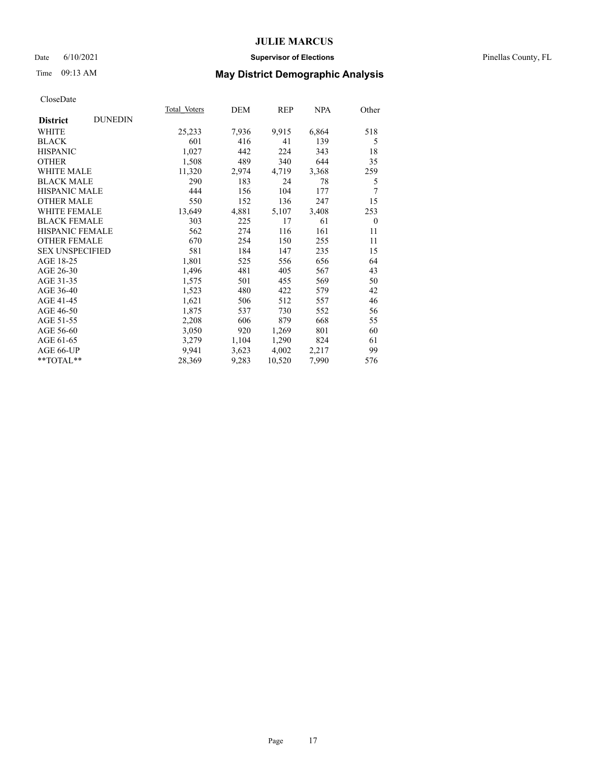# JULIE MARCUS

Date 6/10/2021 **Supervisor of Elections** Pinellas County, FL

Time 09:13 AM **May District Demographic Analysis**

CloseDate

| **District** DUNEDIN | Total Voters | DEM | REP | NPA | Other |
|---|---|---|---|---|---|
| WHITE | 25,233 | 7,936 | 9,915 | 6,864 | 518 |
| BLACK | 601 | 416 | 41 | 139 | 5 |
| HISPANIC | 1,027 | 442 | 224 | 343 | 18 |
| OTHER | 1,508 | 489 | 340 | 644 | 35 |
| WHITE MALE | 11,320 | 2,974 | 4,719 | 3,368 | 259 |
| BLACK MALE | 290 | 183 | 24 | 78 | 5 |
| HISPANIC MALE | 444 | 156 | 104 | 177 | 7 |
| OTHER MALE | 550 | 152 | 136 | 247 | 15 |
| WHITE FEMALE | 13,649 | 4,881 | 5,107 | 3,408 | 253 |
| BLACK FEMALE | 303 | 225 | 17 | 61 | 0 |
| HISPANIC FEMALE | 562 | 274 | 116 | 161 | 11 |
| OTHER FEMALE | 670 | 254 | 150 | 255 | 11 |
| SEX UNSPECIFIED | 581 | 184 | 147 | 235 | 15 |
| AGE 18-25 | 1,801 | 525 | 556 | 656 | 64 |
| AGE 26-30 | 1,496 | 481 | 405 | 567 | 43 |
| AGE 31-35 | 1,575 | 501 | 455 | 569 | 50 |
| AGE 36-40 | 1,523 | 480 | 422 | 579 | 42 |
| AGE 41-45 | 1,621 | 506 | 512 | 557 | 46 |
| AGE 46-50 | 1,875 | 537 | 730 | 552 | 56 |
| AGE 51-55 | 2,208 | 606 | 879 | 668 | 55 |
| AGE 56-60 | 3,050 | 920 | 1,269 | 801 | 60 |
| AGE 61-65 | 3,279 | 1,104 | 1,290 | 824 | 61 |
| AGE 66-UP | 9,941 | 3,623 | 4,002 | 2,217 | 99 |
| **TOTAL** | 28,369 | 9,283 | 10,520 | 7,990 | 576 |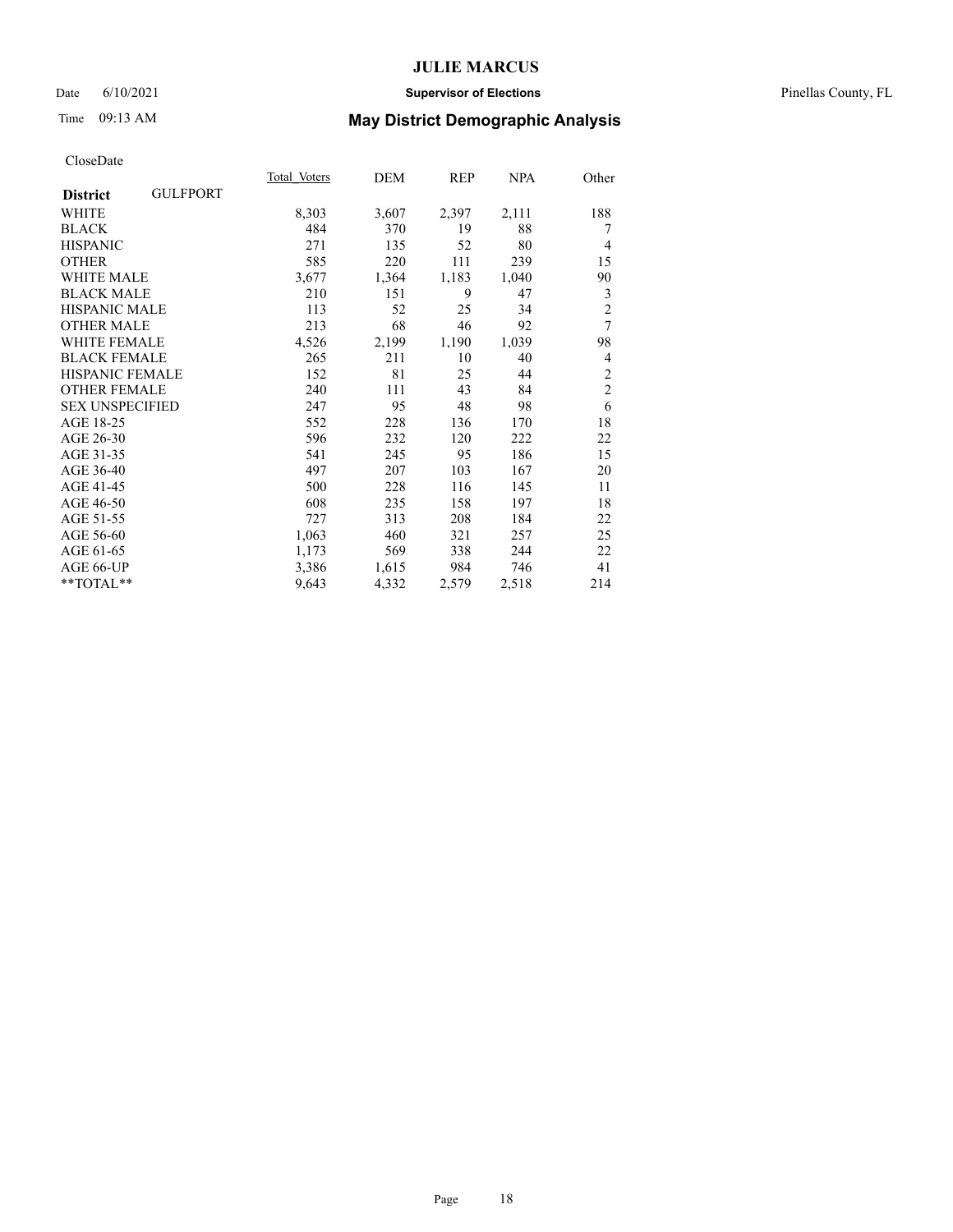# JULIE MARCUS

Date 6/10/2021 **Supervisor of Elections** Pinellas County, FL

Time 09:13 AM **May District Demographic Analysis**

CloseDate

| **District** GULFPORT | Total Voters | DEM | REP | NPA | Other |
|---|---|---|---|---|---|
| WHITE | 8,303 | 3,607 | 2,397 | 2,111 | 188 |
| BLACK | 484 | 370 | 19 | 88 | 7 |
| HISPANIC | 271 | 135 | 52 | 80 | 4 |
| OTHER | 585 | 220 | 111 | 239 | 15 |
| WHITE MALE | 3,677 | 1,364 | 1,183 | 1,040 | 90 |
| BLACK MALE | 210 | 151 | 9 | 47 | 3 |
| HISPANIC MALE | 113 | 52 | 25 | 34 | 2 |
| OTHER MALE | 213 | 68 | 46 | 92 | 7 |
| WHITE FEMALE | 4,526 | 2,199 | 1,190 | 1,039 | 98 |
| BLACK FEMALE | 265 | 211 | 10 | 40 | 4 |
| HISPANIC FEMALE | 152 | 81 | 25 | 44 | 2 |
| OTHER FEMALE | 240 | 111 | 43 | 84 | 2 |
| SEX UNSPECIFIED | 247 | 95 | 48 | 98 | 6 |
| AGE 18-25 | 552 | 228 | 136 | 170 | 18 |
| AGE 26-30 | 596 | 232 | 120 | 222 | 22 |
| AGE 31-35 | 541 | 245 | 95 | 186 | 15 |
| AGE 36-40 | 497 | 207 | 103 | 167 | 20 |
| AGE 41-45 | 500 | 228 | 116 | 145 | 11 |
| AGE 46-50 | 608 | 235 | 158 | 197 | 18 |
| AGE 51-55 | 727 | 313 | 208 | 184 | 22 |
| AGE 56-60 | 1,063 | 460 | 321 | 257 | 25 |
| AGE 61-65 | 1,173 | 569 | 338 | 244 | 22 |
| AGE 66-UP | 3,386 | 1,615 | 984 | 746 | 41 |
| **TOTAL** | 9,643 | 4,332 | 2,579 | 2,518 | 214 |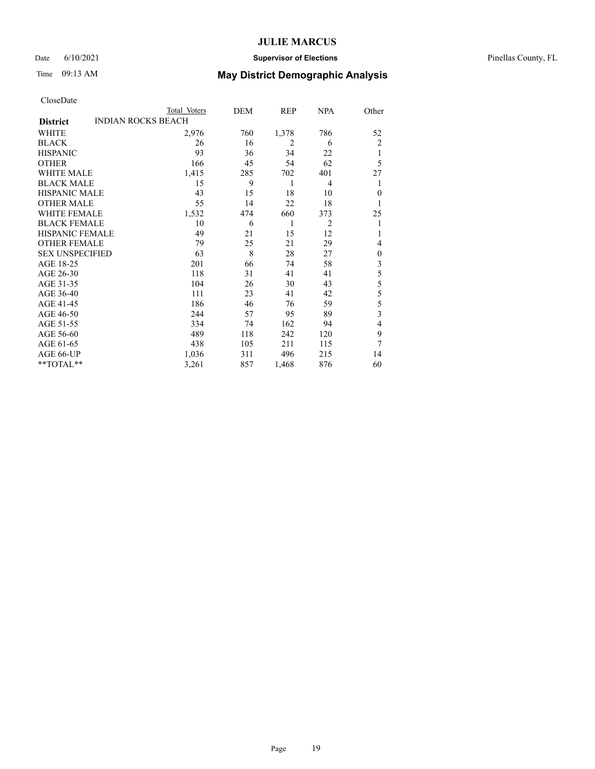# JULIE MARCUS

Date 6/10/2021 **Supervisor of Elections** Pinellas County, FL

Time 09:13 AM **May District Demographic Analysis**

CloseDate

| | Total Voters | DEM | REP | NPA | Other |
|---|---|---|---|---|---|
| **District** INDIAN ROCKS BEACH | | | | | |
| WHITE | 2,976 | 760 | 1,378 | 786 | 52 |
| BLACK | 26 | 16 | 2 | 6 | 2 |
| HISPANIC | 93 | 36 | 34 | 22 | 1 |
| OTHER | 166 | 45 | 54 | 62 | 5 |
| WHITE MALE | 1,415 | 285 | 702 | 401 | 27 |
| BLACK MALE | 15 | 9 | 1 | 4 | 1 |
| HISPANIC MALE | 43 | 15 | 18 | 10 | 0 |
| OTHER MALE | 55 | 14 | 22 | 18 | 1 |
| WHITE FEMALE | 1,532 | 474 | 660 | 373 | 25 |
| BLACK FEMALE | 10 | 6 | 1 | 2 | 1 |
| HISPANIC FEMALE | 49 | 21 | 15 | 12 | 1 |
| OTHER FEMALE | 79 | 25 | 21 | 29 | 4 |
| SEX UNSPECIFIED | 63 | 8 | 28 | 27 | 0 |
| AGE 18-25 | 201 | 66 | 74 | 58 | 3 |
| AGE 26-30 | 118 | 31 | 41 | 41 | 5 |
| AGE 31-35 | 104 | 26 | 30 | 43 | 5 |
| AGE 36-40 | 111 | 23 | 41 | 42 | 5 |
| AGE 41-45 | 186 | 46 | 76 | 59 | 5 |
| AGE 46-50 | 244 | 57 | 95 | 89 | 3 |
| AGE 51-55 | 334 | 74 | 162 | 94 | 4 |
| AGE 56-60 | 489 | 118 | 242 | 120 | 9 |
| AGE 61-65 | 438 | 105 | 211 | 115 | 7 |
| AGE 66-UP | 1,036 | 311 | 496 | 215 | 14 |
| **TOTAL** | 3,261 | 857 | 1,468 | 876 | 60 |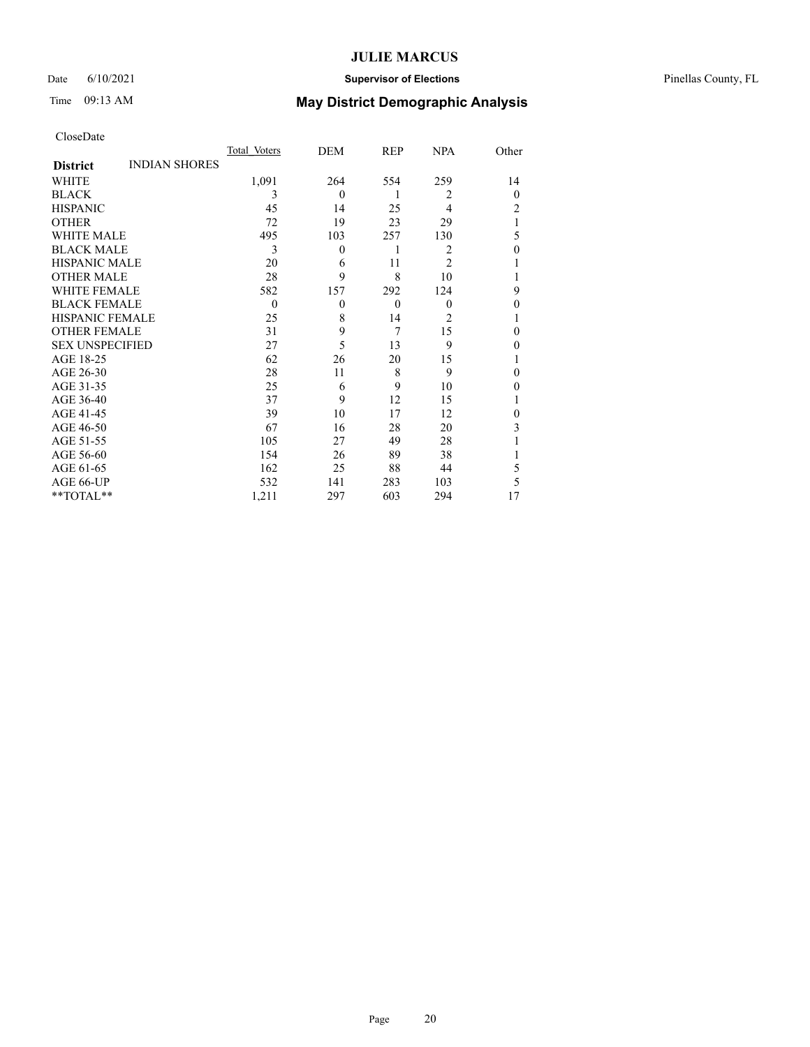# JULIE MARCUS

Date 6/10/2021 **Supervisor of Elections** Pinellas County, FL

Time 09:13 AM **May District Demographic Analysis**

CloseDate

| **District** INDIAN SHORES | Total Voters | DEM | REP | NPA | Other |
|---|---|---|---|---|---|
| WHITE | 1,091 | 264 | 554 | 259 | 14 |
| BLACK | 3 | 0 | 1 | 2 | 0 |
| HISPANIC | 45 | 14 | 25 | 4 | 2 |
| OTHER | 72 | 19 | 23 | 29 | 1 |
| WHITE MALE | 495 | 103 | 257 | 130 | 5 |
| BLACK MALE | 3 | 0 | 1 | 2 | 0 |
| HISPANIC MALE | 20 | 6 | 11 | 2 | 1 |
| OTHER MALE | 28 | 9 | 8 | 10 | 1 |
| WHITE FEMALE | 582 | 157 | 292 | 124 | 9 |
| BLACK FEMALE | 0 | 0 | 0 | 0 | 0 |
| HISPANIC FEMALE | 25 | 8 | 14 | 2 | 1 |
| OTHER FEMALE | 31 | 9 | 7 | 15 | 0 |
| SEX UNSPECIFIED | 27 | 5 | 13 | 9 | 0 |
| AGE 18-25 | 62 | 26 | 20 | 15 | 1 |
| AGE 26-30 | 28 | 11 | 8 | 9 | 0 |
| AGE 31-35 | 25 | 6 | 9 | 10 | 0 |
| AGE 36-40 | 37 | 9 | 12 | 15 | 1 |
| AGE 41-45 | 39 | 10 | 17 | 12 | 0 |
| AGE 46-50 | 67 | 16 | 28 | 20 | 3 |
| AGE 51-55 | 105 | 27 | 49 | 28 | 1 |
| AGE 56-60 | 154 | 26 | 89 | 38 | 1 |
| AGE 61-65 | 162 | 25 | 88 | 44 | 5 |
| AGE 66-UP | 532 | 141 | 283 | 103 | 5 |
| **TOTAL** | 1,211 | 297 | 603 | 294 | 17 |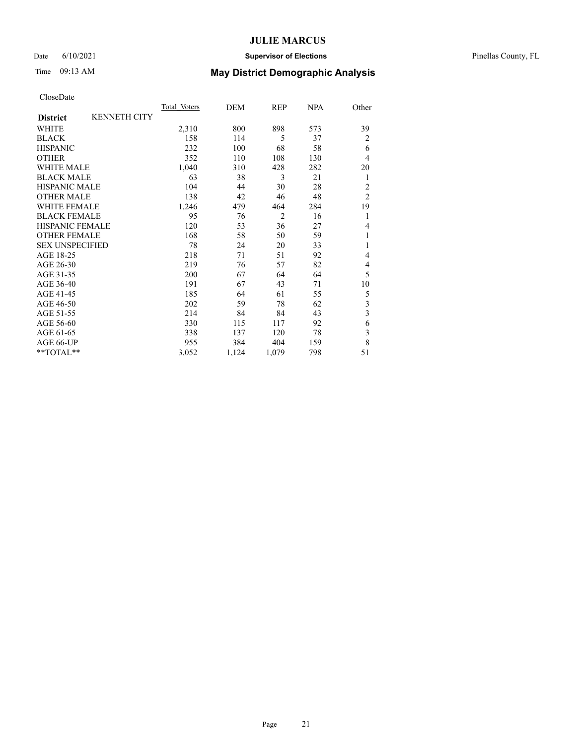# JULIE MARCUS

Date 6/10/2021 **Supervisor of Elections** Pinellas County, FL

Time 09:13 AM **May District Demographic Analysis**

CloseDate

| **District** KENNETH CITY | Total Voters | DEM | REP | NPA | Other |
|---|---|---|---|---|---|
| WHITE | 2,310 | 800 | 898 | 573 | 39 |
| BLACK | 158 | 114 | 5 | 37 | 2 |
| HISPANIC | 232 | 100 | 68 | 58 | 6 |
| OTHER | 352 | 110 | 108 | 130 | 4 |
| WHITE MALE | 1,040 | 310 | 428 | 282 | 20 |
| BLACK MALE | 63 | 38 | 3 | 21 | 1 |
| HISPANIC MALE | 104 | 44 | 30 | 28 | 2 |
| OTHER MALE | 138 | 42 | 46 | 48 | 2 |
| WHITE FEMALE | 1,246 | 479 | 464 | 284 | 19 |
| BLACK FEMALE | 95 | 76 | 2 | 16 | 1 |
| HISPANIC FEMALE | 120 | 53 | 36 | 27 | 4 |
| OTHER FEMALE | 168 | 58 | 50 | 59 | 1 |
| SEX UNSPECIFIED | 78 | 24 | 20 | 33 | 1 |
| AGE 18-25 | 218 | 71 | 51 | 92 | 4 |
| AGE 26-30 | 219 | 76 | 57 | 82 | 4 |
| AGE 31-35 | 200 | 67 | 64 | 64 | 5 |
| AGE 36-40 | 191 | 67 | 43 | 71 | 10 |
| AGE 41-45 | 185 | 64 | 61 | 55 | 5 |
| AGE 46-50 | 202 | 59 | 78 | 62 | 3 |
| AGE 51-55 | 214 | 84 | 84 | 43 | 3 |
| AGE 56-60 | 330 | 115 | 117 | 92 | 6 |
| AGE 61-65 | 338 | 137 | 120 | 78 | 3 |
| AGE 66-UP | 955 | 384 | 404 | 159 | 8 |
| **TOTAL** | 3,052 | 1,124 | 1,079 | 798 | 51 |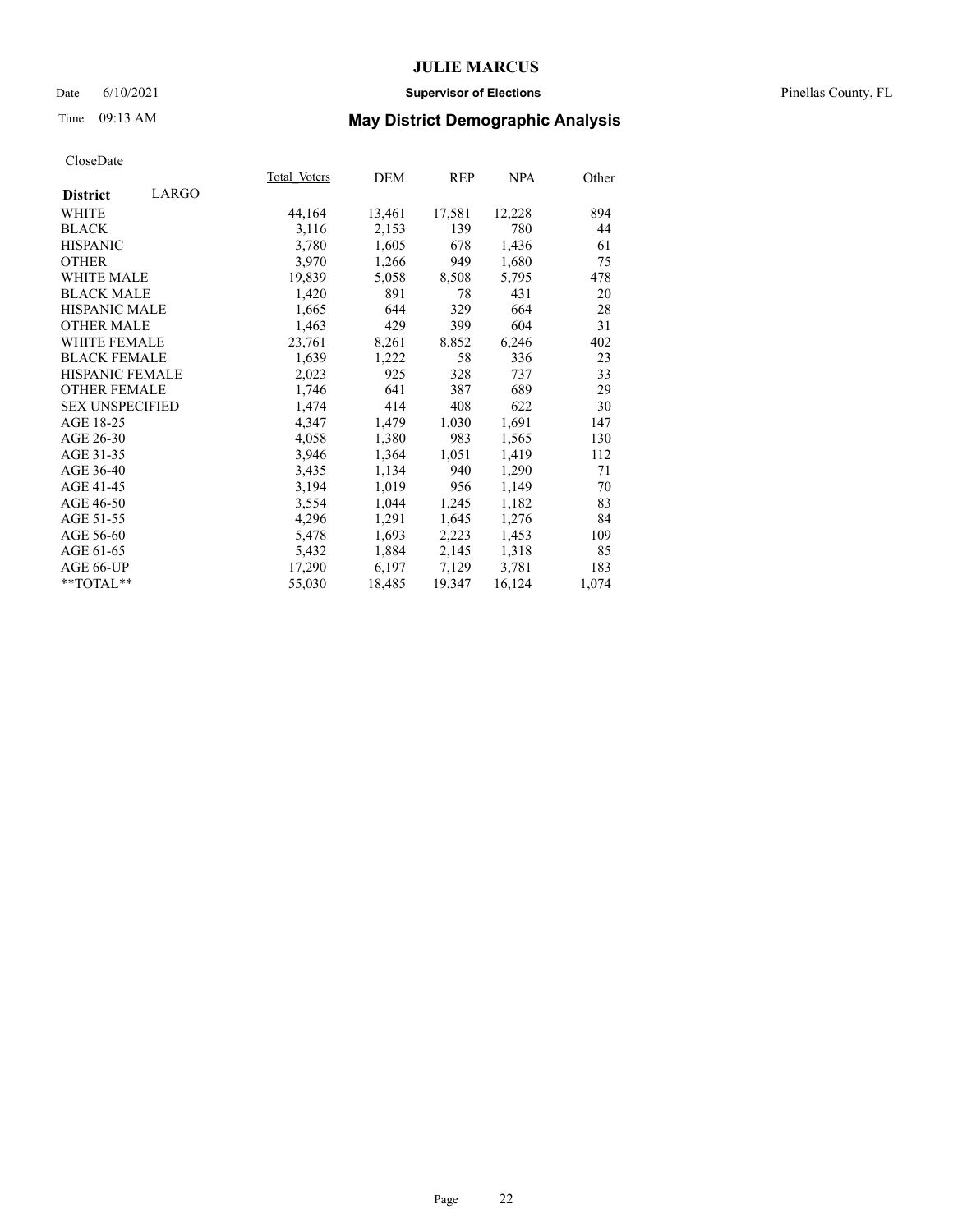# JULIE MARCUS

Date 6/10/2021 **Supervisor of Elections** Pinellas County, FL

Time 09:13 AM **May District Demographic Analysis**

CloseDate

| **District** LARGO | Total Voters | DEM | REP | NPA | Other |
|---|---|---|---|---|---|
| WHITE | 44,164 | 13,461 | 17,581 | 12,228 | 894 |
| BLACK | 3,116 | 2,153 | 139 | 780 | 44 |
| HISPANIC | 3,780 | 1,605 | 678 | 1,436 | 61 |
| OTHER | 3,970 | 1,266 | 949 | 1,680 | 75 |
| WHITE MALE | 19,839 | 5,058 | 8,508 | 5,795 | 478 |
| BLACK MALE | 1,420 | 891 | 78 | 431 | 20 |
| HISPANIC MALE | 1,665 | 644 | 329 | 664 | 28 |
| OTHER MALE | 1,463 | 429 | 399 | 604 | 31 |
| WHITE FEMALE | 23,761 | 8,261 | 8,852 | 6,246 | 402 |
| BLACK FEMALE | 1,639 | 1,222 | 58 | 336 | 23 |
| HISPANIC FEMALE | 2,023 | 925 | 328 | 737 | 33 |
| OTHER FEMALE | 1,746 | 641 | 387 | 689 | 29 |
| SEX UNSPECIFIED | 1,474 | 414 | 408 | 622 | 30 |
| AGE 18-25 | 4,347 | 1,479 | 1,030 | 1,691 | 147 |
| AGE 26-30 | 4,058 | 1,380 | 983 | 1,565 | 130 |
| AGE 31-35 | 3,946 | 1,364 | 1,051 | 1,419 | 112 |
| AGE 36-40 | 3,435 | 1,134 | 940 | 1,290 | 71 |
| AGE 41-45 | 3,194 | 1,019 | 956 | 1,149 | 70 |
| AGE 46-50 | 3,554 | 1,044 | 1,245 | 1,182 | 83 |
| AGE 51-55 | 4,296 | 1,291 | 1,645 | 1,276 | 84 |
| AGE 56-60 | 5,478 | 1,693 | 2,223 | 1,453 | 109 |
| AGE 61-65 | 5,432 | 1,884 | 2,145 | 1,318 | 85 |
| AGE 66-UP | 17,290 | 6,197 | 7,129 | 3,781 | 183 |
| **TOTAL** | 55,030 | 18,485 | 19,347 | 16,124 | 1,074 |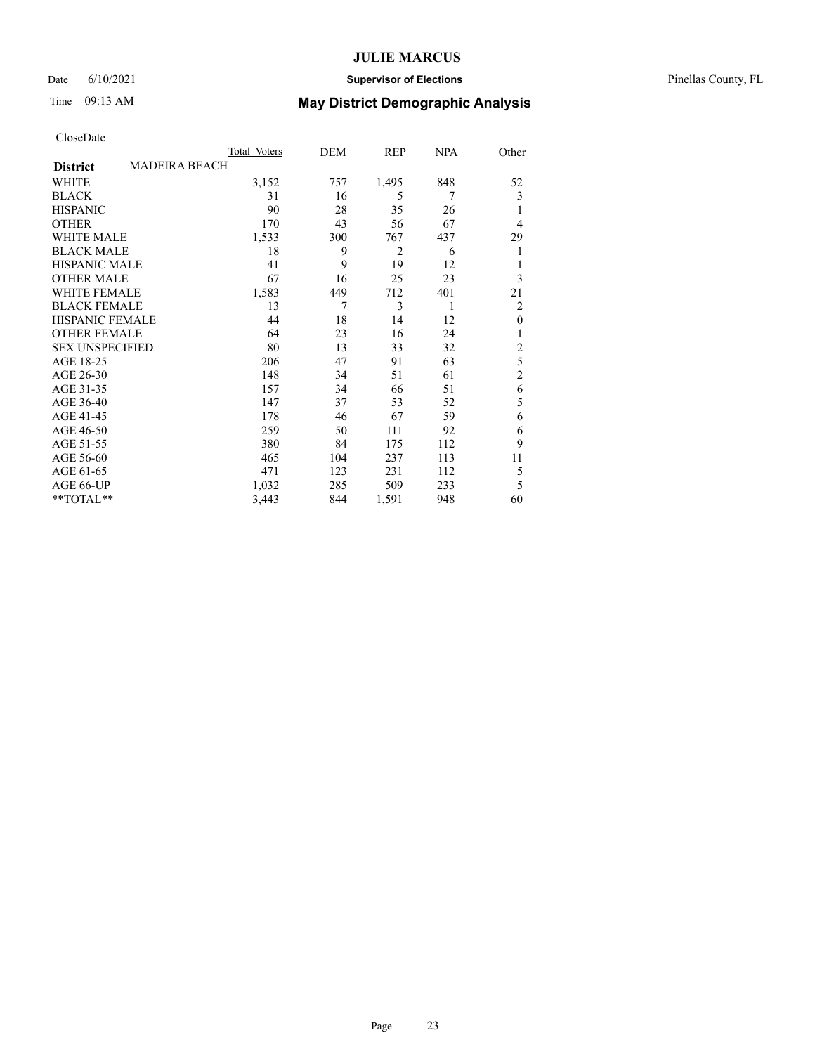# JULIE MARCUS

Date 6/10/2021 **Supervisor of Elections** Pinellas County, FL

Time 09:13 AM **May District Demographic Analysis**

CloseDate

| | Total Voters | DEM | REP | NPA | Other |
|---|---|---|---|---|---|
| **District** MADEIRA BEACH | | | | | |
| WHITE | 3,152 | 757 | 1,495 | 848 | 52 |
| BLACK | 31 | 16 | 5 | 7 | 3 |
| HISPANIC | 90 | 28 | 35 | 26 | 1 |
| OTHER | 170 | 43 | 56 | 67 | 4 |
| WHITE MALE | 1,533 | 300 | 767 | 437 | 29 |
| BLACK MALE | 18 | 9 | 2 | 6 | 1 |
| HISPANIC MALE | 41 | 9 | 19 | 12 | 1 |
| OTHER MALE | 67 | 16 | 25 | 23 | 3 |
| WHITE FEMALE | 1,583 | 449 | 712 | 401 | 21 |
| BLACK FEMALE | 13 | 7 | 3 | 1 | 2 |
| HISPANIC FEMALE | 44 | 18 | 14 | 12 | 0 |
| OTHER FEMALE | 64 | 23 | 16 | 24 | 1 |
| SEX UNSPECIFIED | 80 | 13 | 33 | 32 | 2 |
| AGE 18-25 | 206 | 47 | 91 | 63 | 5 |
| AGE 26-30 | 148 | 34 | 51 | 61 | 2 |
| AGE 31-35 | 157 | 34 | 66 | 51 | 6 |
| AGE 36-40 | 147 | 37 | 53 | 52 | 5 |
| AGE 41-45 | 178 | 46 | 67 | 59 | 6 |
| AGE 46-50 | 259 | 50 | 111 | 92 | 6 |
| AGE 51-55 | 380 | 84 | 175 | 112 | 9 |
| AGE 56-60 | 465 | 104 | 237 | 113 | 11 |
| AGE 61-65 | 471 | 123 | 231 | 112 | 5 |
| AGE 66-UP | 1,032 | 285 | 509 | 233 | 5 |
| **TOTAL** | 3,443 | 844 | 1,591 | 948 | 60 |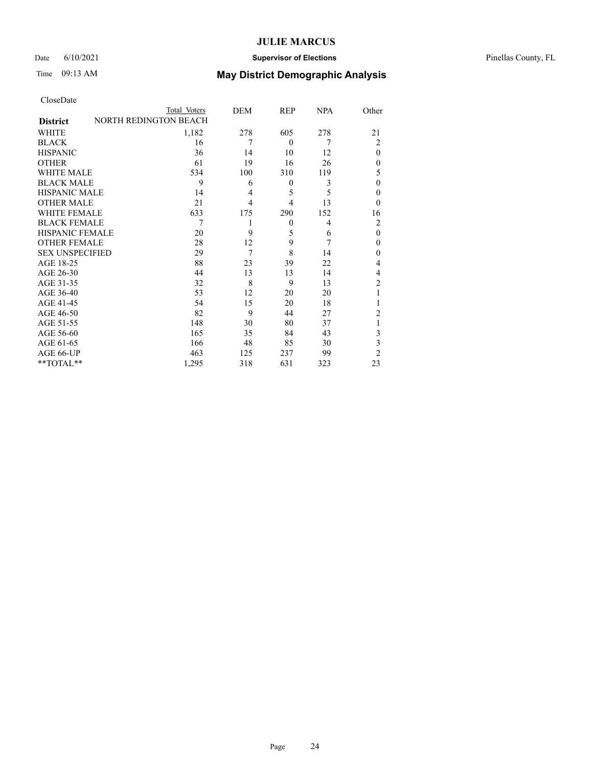# JULIE MARCUS

Date 6/10/2021 **Supervisor of Elections** Pinellas County, FL

Time 09:13 AM **May District Demographic Analysis**

CloseDate

| District | Total Voters | DEM | REP | NPA | Other |
|---|---|---|---|---|---|
| NORTH REDINGTON BEACH | | | | | |
| WHITE | 1,182 | 278 | 605 | 278 | 21 |
| BLACK | 16 | 7 | 0 | 7 | 2 |
| HISPANIC | 36 | 14 | 10 | 12 | 0 |
| OTHER | 61 | 19 | 16 | 26 | 0 |
| WHITE MALE | 534 | 100 | 310 | 119 | 5 |
| BLACK MALE | 9 | 6 | 0 | 3 | 0 |
| HISPANIC MALE | 14 | 4 | 5 | 5 | 0 |
| OTHER MALE | 21 | 4 | 4 | 13 | 0 |
| WHITE FEMALE | 633 | 175 | 290 | 152 | 16 |
| BLACK FEMALE | 7 | 1 | 0 | 4 | 2 |
| HISPANIC FEMALE | 20 | 9 | 5 | 6 | 0 |
| OTHER FEMALE | 28 | 12 | 9 | 7 | 0 |
| SEX UNSPECIFIED | 29 | 7 | 8 | 14 | 0 |
| AGE 18-25 | 88 | 23 | 39 | 22 | 4 |
| AGE 26-30 | 44 | 13 | 13 | 14 | 4 |
| AGE 31-35 | 32 | 8 | 9 | 13 | 2 |
| AGE 36-40 | 53 | 12 | 20 | 20 | 1 |
| AGE 41-45 | 54 | 15 | 20 | 18 | 1 |
| AGE 46-50 | 82 | 9 | 44 | 27 | 2 |
| AGE 51-55 | 148 | 30 | 80 | 37 | 1 |
| AGE 56-60 | 165 | 35 | 84 | 43 | 3 |
| AGE 61-65 | 166 | 48 | 85 | 30 | 3 |
| AGE 66-UP | 463 | 125 | 237 | 99 | 2 |
| **TOTAL** | 1,295 | 318 | 631 | 323 | 23 |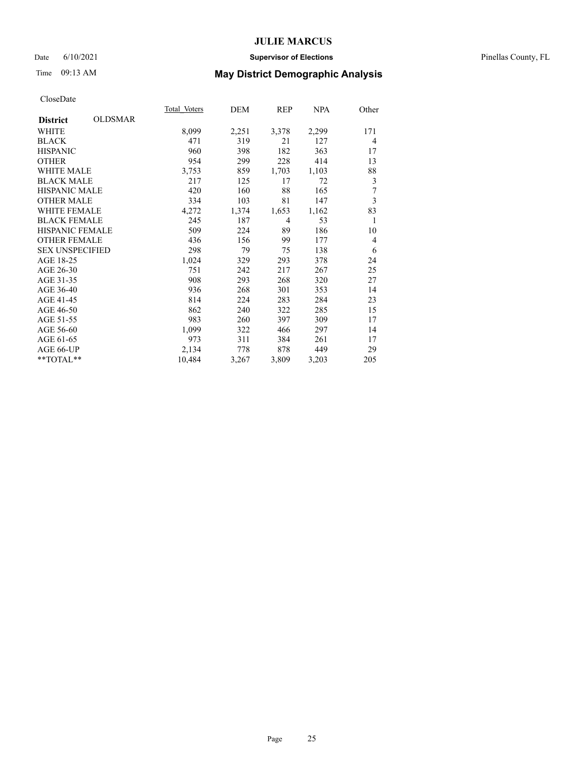CloseDate

| District OLDSMAR | Total Voters | DEM | REP | NPA | Other |
|---|---|---|---|---|---|
| WHITE | 8,099 | 2,251 | 3,378 | 2,299 | 171 |
| BLACK | 471 | 319 | 21 | 127 | 4 |
| HISPANIC | 960 | 398 | 182 | 363 | 17 |
| OTHER | 954 | 299 | 228 | 414 | 13 |
| WHITE MALE | 3,753 | 859 | 1,703 | 1,103 | 88 |
| BLACK MALE | 217 | 125 | 17 | 72 | 3 |
| HISPANIC MALE | 420 | 160 | 88 | 165 | 7 |
| OTHER MALE | 334 | 103 | 81 | 147 | 3 |
| WHITE FEMALE | 4,272 | 1,374 | 1,653 | 1,162 | 83 |
| BLACK FEMALE | 245 | 187 | 4 | 53 | 1 |
| HISPANIC FEMALE | 509 | 224 | 89 | 186 | 10 |
| OTHER FEMALE | 436 | 156 | 99 | 177 | 4 |
| SEX UNSPECIFIED | 298 | 79 | 75 | 138 | 6 |
| AGE 18-25 | 1,024 | 329 | 293 | 378 | 24 |
| AGE 26-30 | 751 | 242 | 217 | 267 | 25 |
| AGE 31-35 | 908 | 293 | 268 | 320 | 27 |
| AGE 36-40 | 936 | 268 | 301 | 353 | 14 |
| AGE 41-45 | 814 | 224 | 283 | 284 | 23 |
| AGE 46-50 | 862 | 240 | 322 | 285 | 15 |
| AGE 51-55 | 983 | 260 | 397 | 309 | 17 |
| AGE 56-60 | 1,099 | 322 | 466 | 297 | 14 |
| AGE 61-65 | 973 | 311 | 384 | 261 | 17 |
| AGE 66-UP | 2,134 | 778 | 878 | 449 | 29 |
| **TOTAL** | 10,484 | 3,267 | 3,809 | 3,203 | 205 |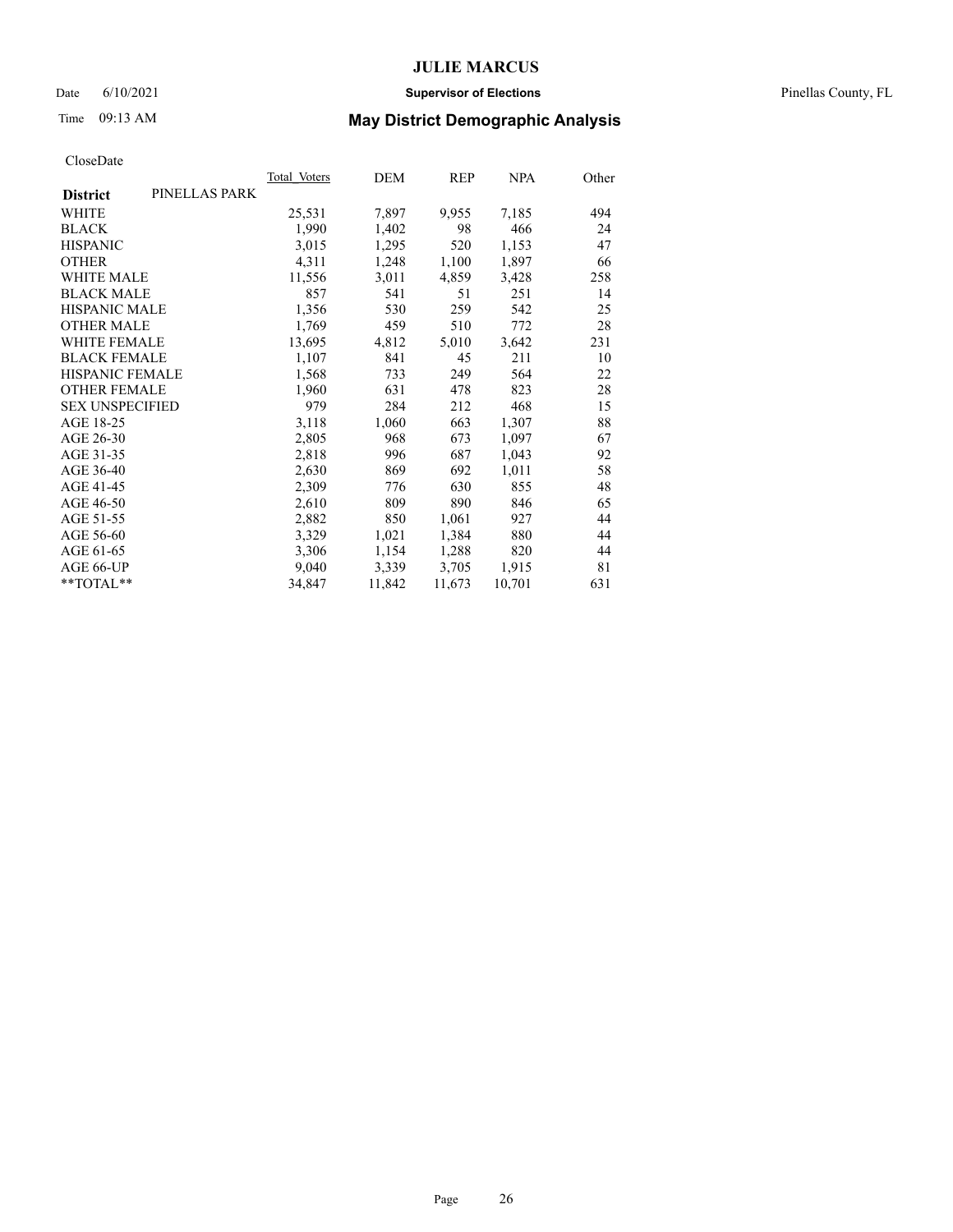# JULIE MARCUS

Date 6/10/2021 **Supervisor of Elections** Pinellas County, FL

Time 09:13 AM **May District Demographic Analysis**

CloseDate

| **District** PINELLAS PARK | Total Voters | DEM | REP | NPA | Other |
|---|---|---|---|---|---|
| WHITE | 25,531 | 7,897 | 9,955 | 7,185 | 494 |
| BLACK | 1,990 | 1,402 | 98 | 466 | 24 |
| HISPANIC | 3,015 | 1,295 | 520 | 1,153 | 47 |
| OTHER | 4,311 | 1,248 | 1,100 | 1,897 | 66 |
| WHITE MALE | 11,556 | 3,011 | 4,859 | 3,428 | 258 |
| BLACK MALE | 857 | 541 | 51 | 251 | 14 |
| HISPANIC MALE | 1,356 | 530 | 259 | 542 | 25 |
| OTHER MALE | 1,769 | 459 | 510 | 772 | 28 |
| WHITE FEMALE | 13,695 | 4,812 | 5,010 | 3,642 | 231 |
| BLACK FEMALE | 1,107 | 841 | 45 | 211 | 10 |
| HISPANIC FEMALE | 1,568 | 733 | 249 | 564 | 22 |
| OTHER FEMALE | 1,960 | 631 | 478 | 823 | 28 |
| SEX UNSPECIFIED | 979 | 284 | 212 | 468 | 15 |
| AGE 18-25 | 3,118 | 1,060 | 663 | 1,307 | 88 |
| AGE 26-30 | 2,805 | 968 | 673 | 1,097 | 67 |
| AGE 31-35 | 2,818 | 996 | 687 | 1,043 | 92 |
| AGE 36-40 | 2,630 | 869 | 692 | 1,011 | 58 |
| AGE 41-45 | 2,309 | 776 | 630 | 855 | 48 |
| AGE 46-50 | 2,610 | 809 | 890 | 846 | 65 |
| AGE 51-55 | 2,882 | 850 | 1,061 | 927 | 44 |
| AGE 56-60 | 3,329 | 1,021 | 1,384 | 880 | 44 |
| AGE 61-65 | 3,306 | 1,154 | 1,288 | 820 | 44 |
| AGE 66-UP | 9,040 | 3,339 | 3,705 | 1,915 | 81 |
| **TOTAL** | 34,847 | 11,842 | 11,673 | 10,701 | 631 |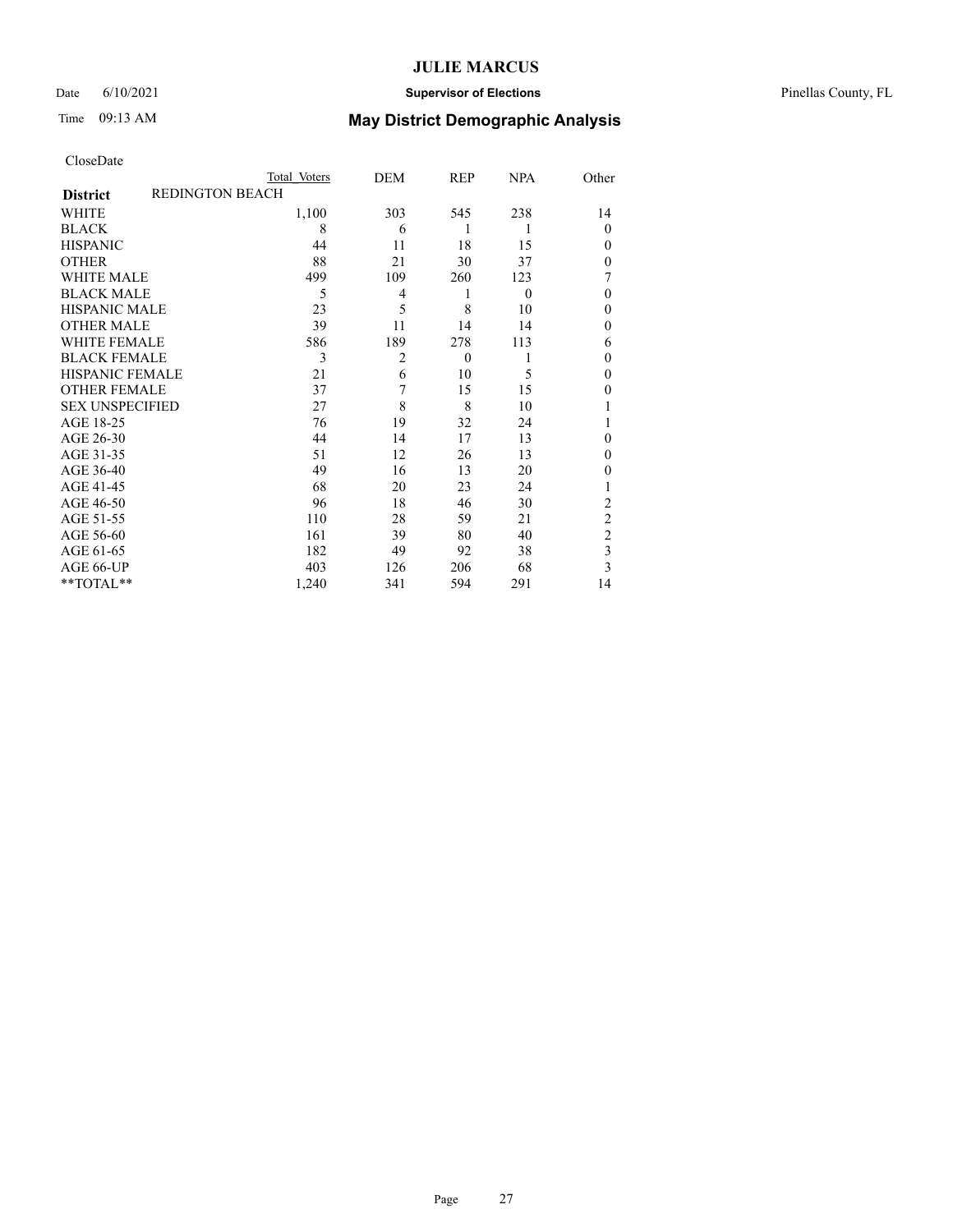# JULIE MARCUS

Date 6/10/2021 **Supervisor of Elections** Pinellas County, FL

Time 09:13 AM **May District Demographic Analysis**

CloseDate

| | Total Voters | DEM | REP | NPA | Other |
|---|---|---|---|---|---|
| **District** REDINGTON BEACH | | | | | |
| WHITE | 1,100 | 303 | 545 | 238 | 14 |
| BLACK | 8 | 6 | 1 | 1 | 0 |
| HISPANIC | 44 | 11 | 18 | 15 | 0 |
| OTHER | 88 | 21 | 30 | 37 | 0 |
| WHITE MALE | 499 | 109 | 260 | 123 | 7 |
| BLACK MALE | 5 | 4 | 1 | 0 | 0 |
| HISPANIC MALE | 23 | 5 | 8 | 10 | 0 |
| OTHER MALE | 39 | 11 | 14 | 14 | 0 |
| WHITE FEMALE | 586 | 189 | 278 | 113 | 6 |
| BLACK FEMALE | 3 | 2 | 0 | 1 | 0 |
| HISPANIC FEMALE | 21 | 6 | 10 | 5 | 0 |
| OTHER FEMALE | 37 | 7 | 15 | 15 | 0 |
| SEX UNSPECIFIED | 27 | 8 | 8 | 10 | 1 |
| AGE 18-25 | 76 | 19 | 32 | 24 | 1 |
| AGE 26-30 | 44 | 14 | 17 | 13 | 0 |
| AGE 31-35 | 51 | 12 | 26 | 13 | 0 |
| AGE 36-40 | 49 | 16 | 13 | 20 | 0 |
| AGE 41-45 | 68 | 20 | 23 | 24 | 1 |
| AGE 46-50 | 96 | 18 | 46 | 30 | 2 |
| AGE 51-55 | 110 | 28 | 59 | 21 | 2 |
| AGE 56-60 | 161 | 39 | 80 | 40 | 2 |
| AGE 61-65 | 182 | 49 | 92 | 38 | 3 |
| AGE 66-UP | 403 | 126 | 206 | 68 | 3 |
| **TOTAL** | 1,240 | 341 | 594 | 291 | 14 |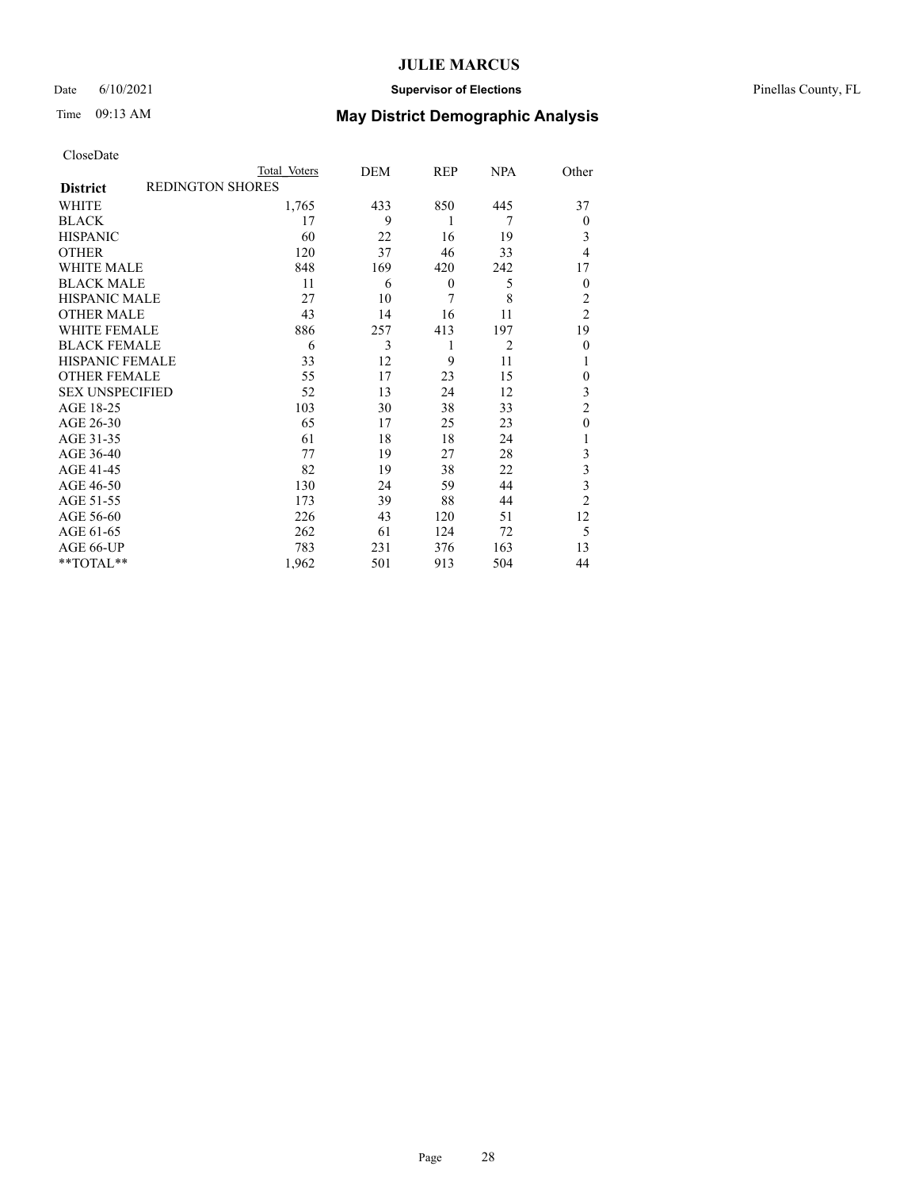# JULIE MARCUS

Date 6/10/2021 **Supervisor of Elections** Pinellas County, FL

Time 09:13 AM **May District Demographic Analysis**

CloseDate

| District: REDINGTON SHORES | Total Voters | DEM | REP | NPA | Other |
|---|---|---|---|---|---|
| WHITE | 1,765 | 433 | 850 | 445 | 37 |
| BLACK | 17 | 9 | 1 | 7 | 0 |
| HISPANIC | 60 | 22 | 16 | 19 | 3 |
| OTHER | 120 | 37 | 46 | 33 | 4 |
| WHITE MALE | 848 | 169 | 420 | 242 | 17 |
| BLACK MALE | 11 | 6 | 0 | 5 | 0 |
| HISPANIC MALE | 27 | 10 | 7 | 8 | 2 |
| OTHER MALE | 43 | 14 | 16 | 11 | 2 |
| WHITE FEMALE | 886 | 257 | 413 | 197 | 19 |
| BLACK FEMALE | 6 | 3 | 1 | 2 | 0 |
| HISPANIC FEMALE | 33 | 12 | 9 | 11 | 1 |
| OTHER FEMALE | 55 | 17 | 23 | 15 | 0 |
| SEX UNSPECIFIED | 52 | 13 | 24 | 12 | 3 |
| AGE 18-25 | 103 | 30 | 38 | 33 | 2 |
| AGE 26-30 | 65 | 17 | 25 | 23 | 0 |
| AGE 31-35 | 61 | 18 | 18 | 24 | 1 |
| AGE 36-40 | 77 | 19 | 27 | 28 | 3 |
| AGE 41-45 | 82 | 19 | 38 | 22 | 3 |
| AGE 46-50 | 130 | 24 | 59 | 44 | 3 |
| AGE 51-55 | 173 | 39 | 88 | 44 | 2 |
| AGE 56-60 | 226 | 43 | 120 | 51 | 12 |
| AGE 61-65 | 262 | 61 | 124 | 72 | 5 |
| AGE 66-UP | 783 | 231 | 376 | 163 | 13 |
| **TOTAL** | 1,962 | 501 | 913 | 504 | 44 |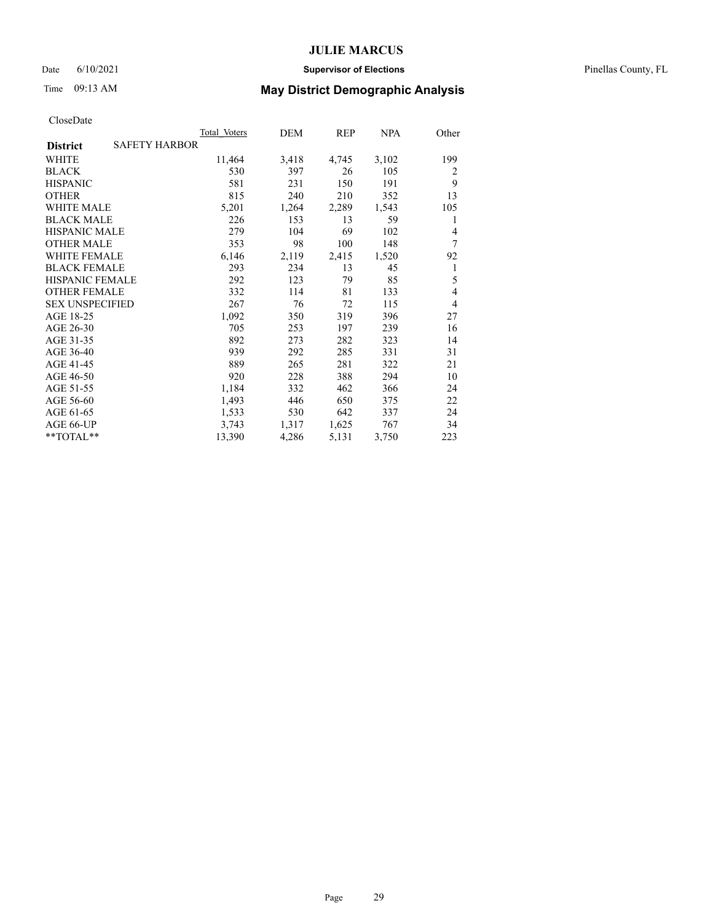# JULIE MARCUS

Date 6/10/2021 **Supervisor of Elections** Pinellas County, FL

Time 09:13 AM **May District Demographic Analysis**

CloseDate

| | Total Voters | DEM | REP | NPA | Other |
|---|---|---|---|---|---|
| **District** SAFETY HARBOR | | | | | |
| WHITE | 11,464 | 3,418 | 4,745 | 3,102 | 199 |
| BLACK | 530 | 397 | 26 | 105 | 2 |
| HISPANIC | 581 | 231 | 150 | 191 | 9 |
| OTHER | 815 | 240 | 210 | 352 | 13 |
| WHITE MALE | 5,201 | 1,264 | 2,289 | 1,543 | 105 |
| BLACK MALE | 226 | 153 | 13 | 59 | 1 |
| HISPANIC MALE | 279 | 104 | 69 | 102 | 4 |
| OTHER MALE | 353 | 98 | 100 | 148 | 7 |
| WHITE FEMALE | 6,146 | 2,119 | 2,415 | 1,520 | 92 |
| BLACK FEMALE | 293 | 234 | 13 | 45 | 1 |
| HISPANIC FEMALE | 292 | 123 | 79 | 85 | 5 |
| OTHER FEMALE | 332 | 114 | 81 | 133 | 4 |
| SEX UNSPECIFIED | 267 | 76 | 72 | 115 | 4 |
| AGE 18-25 | 1,092 | 350 | 319 | 396 | 27 |
| AGE 26-30 | 705 | 253 | 197 | 239 | 16 |
| AGE 31-35 | 892 | 273 | 282 | 323 | 14 |
| AGE 36-40 | 939 | 292 | 285 | 331 | 31 |
| AGE 41-45 | 889 | 265 | 281 | 322 | 21 |
| AGE 46-50 | 920 | 228 | 388 | 294 | 10 |
| AGE 51-55 | 1,184 | 332 | 462 | 366 | 24 |
| AGE 56-60 | 1,493 | 446 | 650 | 375 | 22 |
| AGE 61-65 | 1,533 | 530 | 642 | 337 | 24 |
| AGE 66-UP | 3,743 | 1,317 | 1,625 | 767 | 34 |
| **TOTAL** | 13,390 | 4,286 | 5,131 | 3,750 | 223 |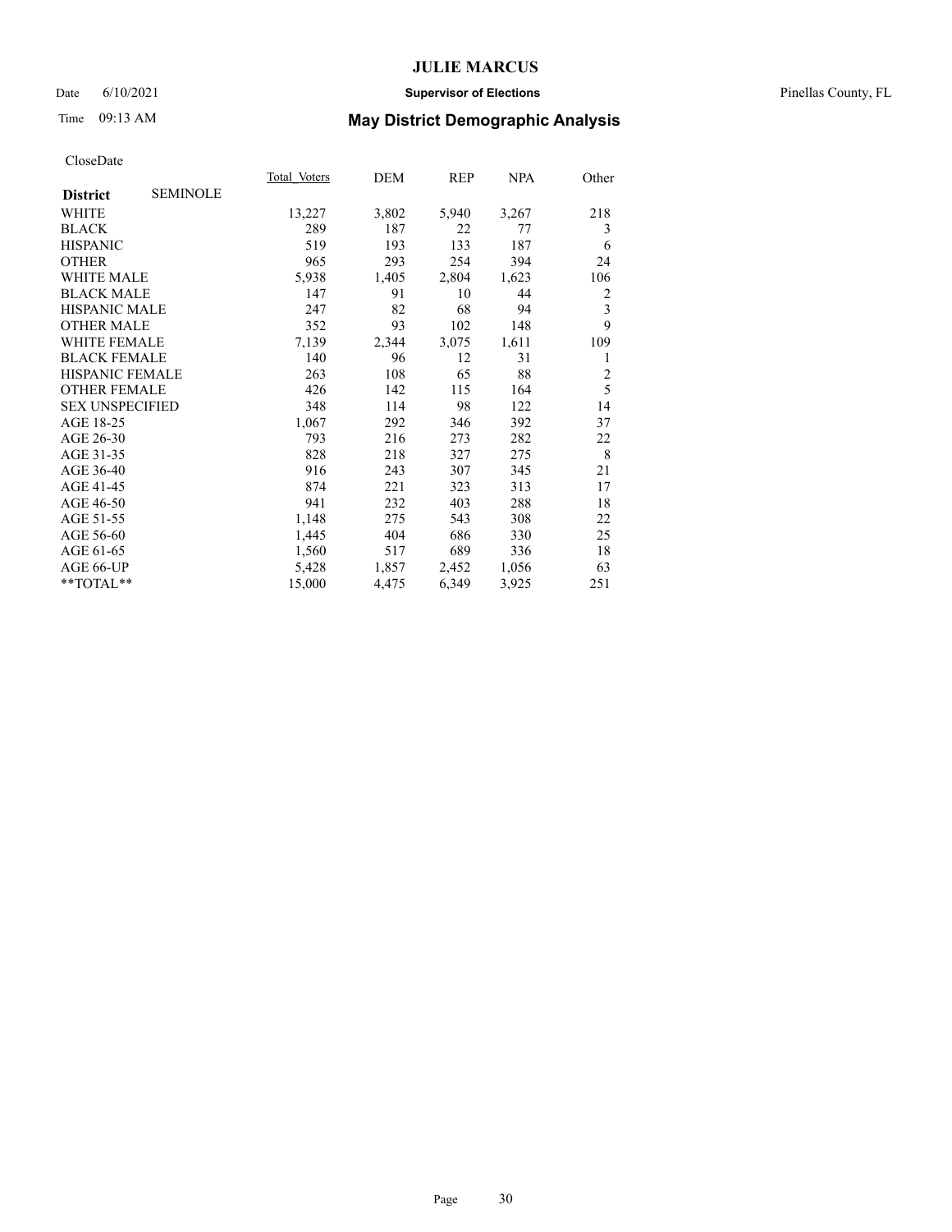# JULIE MARCUS

Date 6/10/2021 **Supervisor of Elections** Pinellas County, FL

Time 09:13 AM **May District Demographic Analysis**

CloseDate

| **District** SEMINOLE | Total Voters | DEM | REP | NPA | Other |
|---|---|---|---|---|---|
| WHITE | 13,227 | 3,802 | 5,940 | 3,267 | 218 |
| BLACK | 289 | 187 | 22 | 77 | 3 |
| HISPANIC | 519 | 193 | 133 | 187 | 6 |
| OTHER | 965 | 293 | 254 | 394 | 24 |
| WHITE MALE | 5,938 | 1,405 | 2,804 | 1,623 | 106 |
| BLACK MALE | 147 | 91 | 10 | 44 | 2 |
| HISPANIC MALE | 247 | 82 | 68 | 94 | 3 |
| OTHER MALE | 352 | 93 | 102 | 148 | 9 |
| WHITE FEMALE | 7,139 | 2,344 | 3,075 | 1,611 | 109 |
| BLACK FEMALE | 140 | 96 | 12 | 31 | 1 |
| HISPANIC FEMALE | 263 | 108 | 65 | 88 | 2 |
| OTHER FEMALE | 426 | 142 | 115 | 164 | 5 |
| SEX UNSPECIFIED | 348 | 114 | 98 | 122 | 14 |
| AGE 18-25 | 1,067 | 292 | 346 | 392 | 37 |
| AGE 26-30 | 793 | 216 | 273 | 282 | 22 |
| AGE 31-35 | 828 | 218 | 327 | 275 | 8 |
| AGE 36-40 | 916 | 243 | 307 | 345 | 21 |
| AGE 41-45 | 874 | 221 | 323 | 313 | 17 |
| AGE 46-50 | 941 | 232 | 403 | 288 | 18 |
| AGE 51-55 | 1,148 | 275 | 543 | 308 | 22 |
| AGE 56-60 | 1,445 | 404 | 686 | 330 | 25 |
| AGE 61-65 | 1,560 | 517 | 689 | 336 | 18 |
| AGE 66-UP | 5,428 | 1,857 | 2,452 | 1,056 | 63 |
| **TOTAL** | 15,000 | 4,475 | 6,349 | 3,925 | 251 |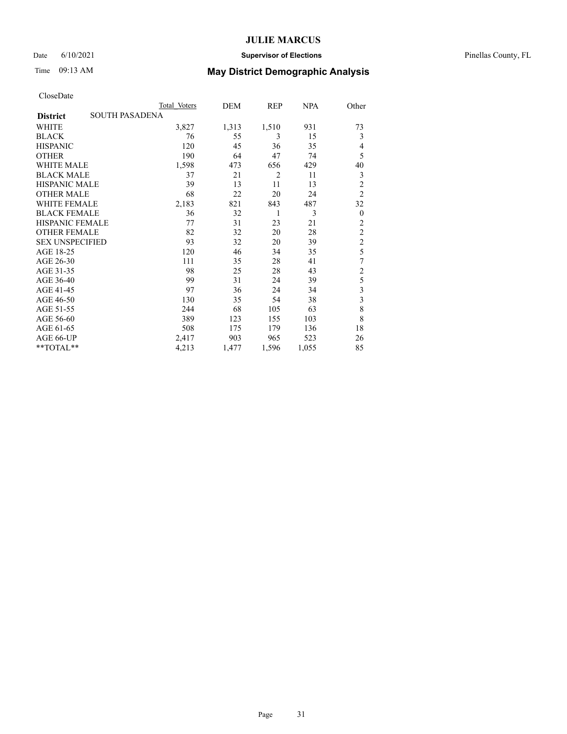# JULIE MARCUS

Date 6/10/2021 **Supervisor of Elections** Pinellas County, FL

Time 09:13 AM **May District Demographic Analysis**

CloseDate

| | Total Voters | DEM | REP | NPA | Other |
|---|---|---|---|---|---|
| **District** SOUTH PASADENA | | | | | |
| WHITE | 3,827 | 1,313 | 1,510 | 931 | 73 |
| BLACK | 76 | 55 | 3 | 15 | 3 |
| HISPANIC | 120 | 45 | 36 | 35 | 4 |
| OTHER | 190 | 64 | 47 | 74 | 5 |
| WHITE MALE | 1,598 | 473 | 656 | 429 | 40 |
| BLACK MALE | 37 | 21 | 2 | 11 | 3 |
| HISPANIC MALE | 39 | 13 | 11 | 13 | 2 |
| OTHER MALE | 68 | 22 | 20 | 24 | 2 |
| WHITE FEMALE | 2,183 | 821 | 843 | 487 | 32 |
| BLACK FEMALE | 36 | 32 | 1 | 3 | 0 |
| HISPANIC FEMALE | 77 | 31 | 23 | 21 | 2 |
| OTHER FEMALE | 82 | 32 | 20 | 28 | 2 |
| SEX UNSPECIFIED | 93 | 32 | 20 | 39 | 2 |
| AGE 18-25 | 120 | 46 | 34 | 35 | 5 |
| AGE 26-30 | 111 | 35 | 28 | 41 | 7 |
| AGE 31-35 | 98 | 25 | 28 | 43 | 2 |
| AGE 36-40 | 99 | 31 | 24 | 39 | 5 |
| AGE 41-45 | 97 | 36 | 24 | 34 | 3 |
| AGE 46-50 | 130 | 35 | 54 | 38 | 3 |
| AGE 51-55 | 244 | 68 | 105 | 63 | 8 |
| AGE 56-60 | 389 | 123 | 155 | 103 | 8 |
| AGE 61-65 | 508 | 175 | 179 | 136 | 18 |
| AGE 66-UP | 2,417 | 903 | 965 | 523 | 26 |
| **TOTAL** | 4,213 | 1,477 | 1,596 | 1,055 | 85 |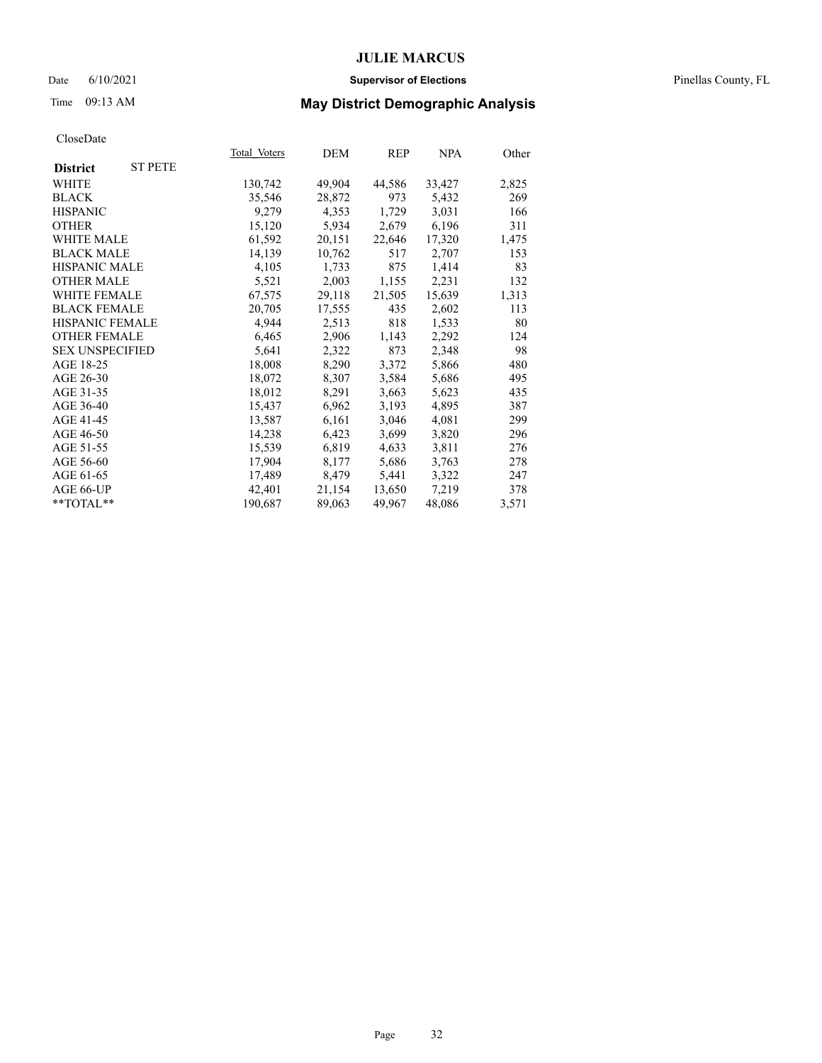# JULIE MARCUS

Date 6/10/2021 **Supervisor of Elections** Pinellas County, FL

Time 09:13 AM **May District Demographic Analysis**

CloseDate

| **District** ST PETE | Total Voters | DEM | REP | NPA | Other |
|---|---|---|---|---|---|
| WHITE | 130,742 | 49,904 | 44,586 | 33,427 | 2,825 |
| BLACK | 35,546 | 28,872 | 973 | 5,432 | 269 |
| HISPANIC | 9,279 | 4,353 | 1,729 | 3,031 | 166 |
| OTHER | 15,120 | 5,934 | 2,679 | 6,196 | 311 |
| WHITE MALE | 61,592 | 20,151 | 22,646 | 17,320 | 1,475 |
| BLACK MALE | 14,139 | 10,762 | 517 | 2,707 | 153 |
| HISPANIC MALE | 4,105 | 1,733 | 875 | 1,414 | 83 |
| OTHER MALE | 5,521 | 2,003 | 1,155 | 2,231 | 132 |
| WHITE FEMALE | 67,575 | 29,118 | 21,505 | 15,639 | 1,313 |
| BLACK FEMALE | 20,705 | 17,555 | 435 | 2,602 | 113 |
| HISPANIC FEMALE | 4,944 | 2,513 | 818 | 1,533 | 80 |
| OTHER FEMALE | 6,465 | 2,906 | 1,143 | 2,292 | 124 |
| SEX UNSPECIFIED | 5,641 | 2,322 | 873 | 2,348 | 98 |
| AGE 18-25 | 18,008 | 8,290 | 3,372 | 5,866 | 480 |
| AGE 26-30 | 18,072 | 8,307 | 3,584 | 5,686 | 495 |
| AGE 31-35 | 18,012 | 8,291 | 3,663 | 5,623 | 435 |
| AGE 36-40 | 15,437 | 6,962 | 3,193 | 4,895 | 387 |
| AGE 41-45 | 13,587 | 6,161 | 3,046 | 4,081 | 299 |
| AGE 46-50 | 14,238 | 6,423 | 3,699 | 3,820 | 296 |
| AGE 51-55 | 15,539 | 6,819 | 4,633 | 3,811 | 276 |
| AGE 56-60 | 17,904 | 8,177 | 5,686 | 3,763 | 278 |
| AGE 61-65 | 17,489 | 8,479 | 5,441 | 3,322 | 247 |
| AGE 66-UP | 42,401 | 21,154 | 13,650 | 7,219 | 378 |
| **TOTAL** | 190,687 | 89,063 | 49,967 | 48,086 | 3,571 |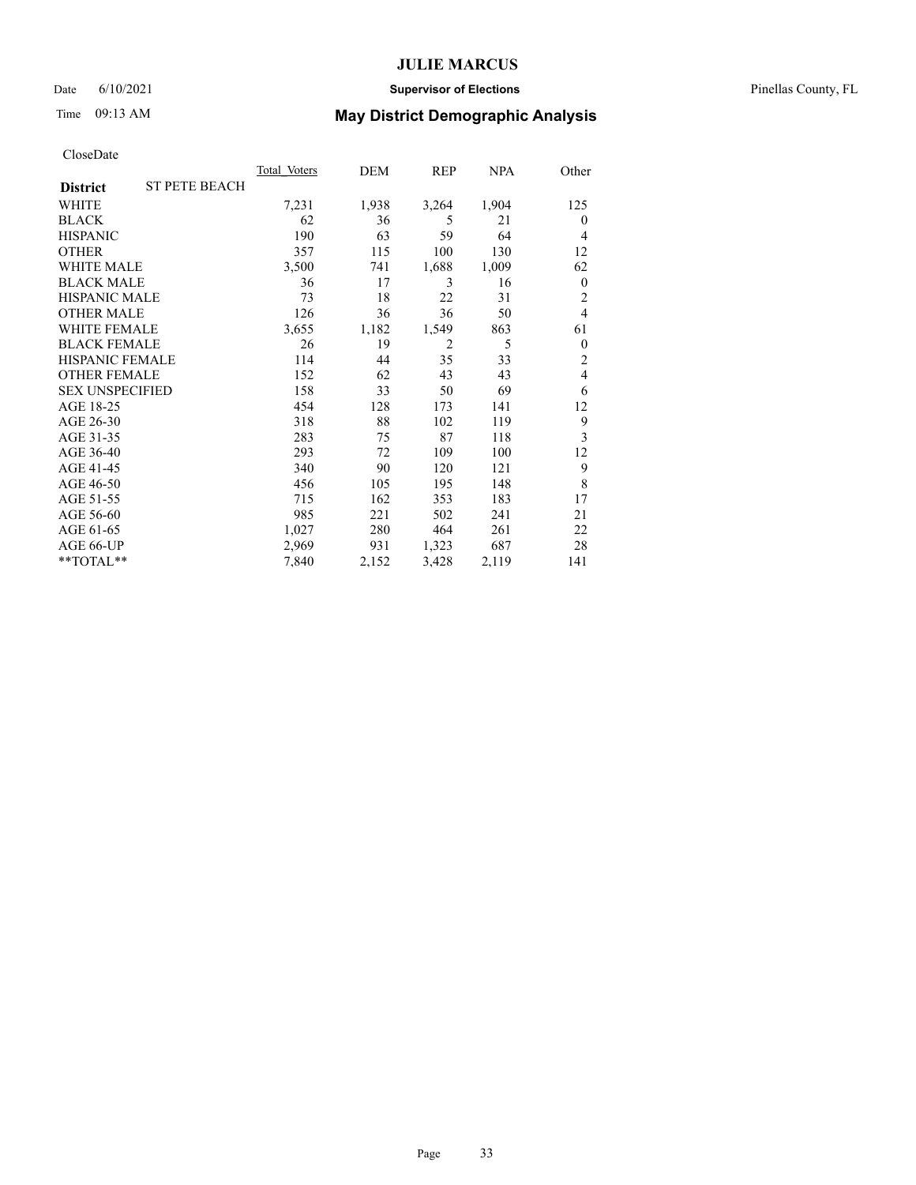# JULIE MARCUS

Date 6/10/2021 **Supervisor of Elections** Pinellas County, FL

Time 09:13 AM **May District Demographic Analysis**

CloseDate

| **District** ST PETE BEACH | Total Voters | DEM | REP | NPA | Other |
|---|---|---|---|---|---|
| WHITE | 7,231 | 1,938 | 3,264 | 1,904 | 125 |
| BLACK | 62 | 36 | 5 | 21 | 0 |
| HISPANIC | 190 | 63 | 59 | 64 | 4 |
| OTHER | 357 | 115 | 100 | 130 | 12 |
| WHITE MALE | 3,500 | 741 | 1,688 | 1,009 | 62 |
| BLACK MALE | 36 | 17 | 3 | 16 | 0 |
| HISPANIC MALE | 73 | 18 | 22 | 31 | 2 |
| OTHER MALE | 126 | 36 | 36 | 50 | 4 |
| WHITE FEMALE | 3,655 | 1,182 | 1,549 | 863 | 61 |
| BLACK FEMALE | 26 | 19 | 2 | 5 | 0 |
| HISPANIC FEMALE | 114 | 44 | 35 | 33 | 2 |
| OTHER FEMALE | 152 | 62 | 43 | 43 | 4 |
| SEX UNSPECIFIED | 158 | 33 | 50 | 69 | 6 |
| AGE 18-25 | 454 | 128 | 173 | 141 | 12 |
| AGE 26-30 | 318 | 88 | 102 | 119 | 9 |
| AGE 31-35 | 283 | 75 | 87 | 118 | 3 |
| AGE 36-40 | 293 | 72 | 109 | 100 | 12 |
| AGE 41-45 | 340 | 90 | 120 | 121 | 9 |
| AGE 46-50 | 456 | 105 | 195 | 148 | 8 |
| AGE 51-55 | 715 | 162 | 353 | 183 | 17 |
| AGE 56-60 | 985 | 221 | 502 | 241 | 21 |
| AGE 61-65 | 1,027 | 280 | 464 | 261 | 22 |
| AGE 66-UP | 2,969 | 931 | 1,323 | 687 | 28 |
| **TOTAL** | 7,840 | 2,152 | 3,428 | 2,119 | 141 |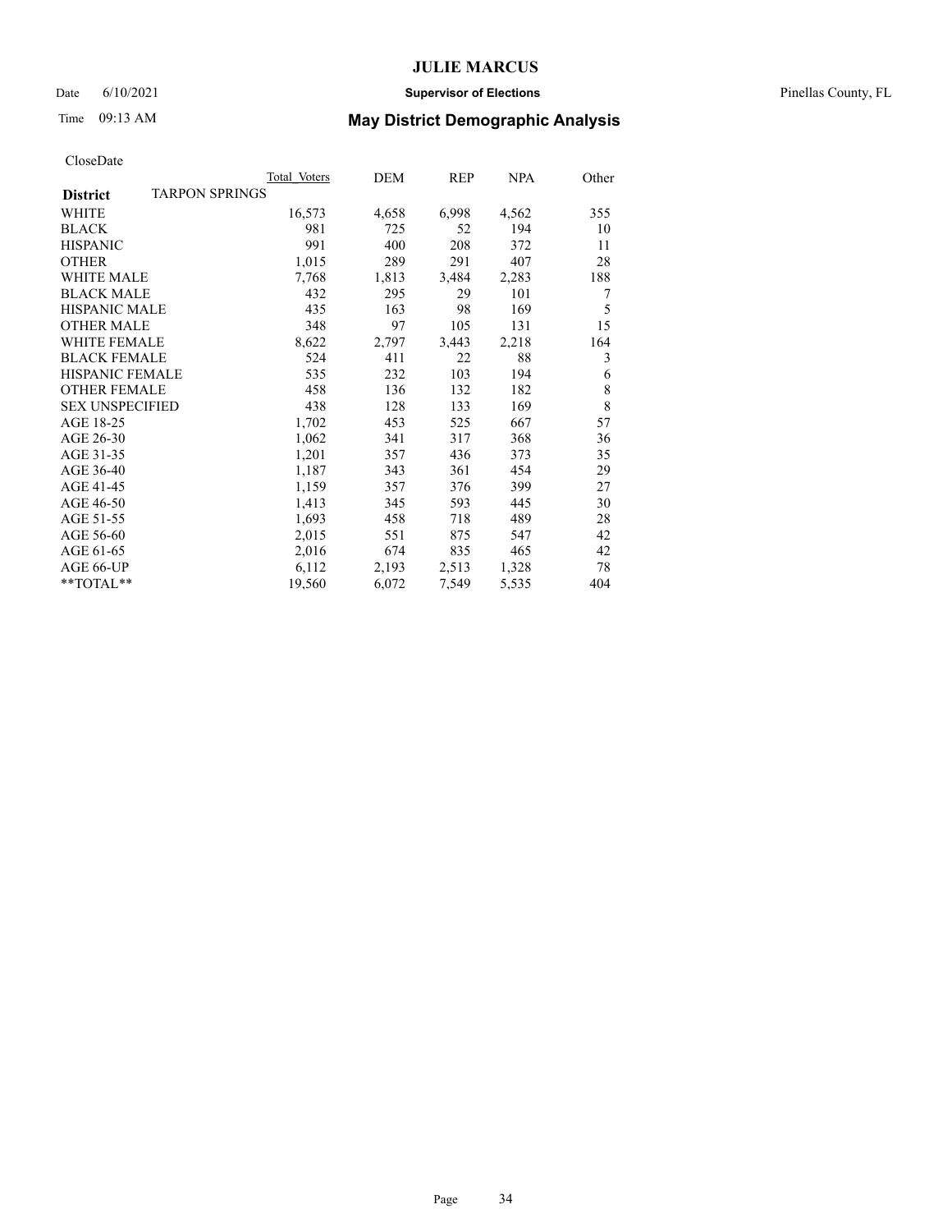# JULIE MARCUS

Date 6/10/2021 **Supervisor of Elections** Pinellas County, FL

Time 09:13 AM **May District Demographic Analysis**

CloseDate

| **District** TARPON SPRINGS | Total Voters | DEM | REP | NPA | Other |
|---|---|---|---|---|---|
| WHITE | 16,573 | 4,658 | 6,998 | 4,562 | 355 |
| BLACK | 981 | 725 | 52 | 194 | 10 |
| HISPANIC | 991 | 400 | 208 | 372 | 11 |
| OTHER | 1,015 | 289 | 291 | 407 | 28 |
| WHITE MALE | 7,768 | 1,813 | 3,484 | 2,283 | 188 |
| BLACK MALE | 432 | 295 | 29 | 101 | 7 |
| HISPANIC MALE | 435 | 163 | 98 | 169 | 5 |
| OTHER MALE | 348 | 97 | 105 | 131 | 15 |
| WHITE FEMALE | 8,622 | 2,797 | 3,443 | 2,218 | 164 |
| BLACK FEMALE | 524 | 411 | 22 | 88 | 3 |
| HISPANIC FEMALE | 535 | 232 | 103 | 194 | 6 |
| OTHER FEMALE | 458 | 136 | 132 | 182 | 8 |
| SEX UNSPECIFIED | 438 | 128 | 133 | 169 | 8 |
| AGE 18-25 | 1,702 | 453 | 525 | 667 | 57 |
| AGE 26-30 | 1,062 | 341 | 317 | 368 | 36 |
| AGE 31-35 | 1,201 | 357 | 436 | 373 | 35 |
| AGE 36-40 | 1,187 | 343 | 361 | 454 | 29 |
| AGE 41-45 | 1,159 | 357 | 376 | 399 | 27 |
| AGE 46-50 | 1,413 | 345 | 593 | 445 | 30 |
| AGE 51-55 | 1,693 | 458 | 718 | 489 | 28 |
| AGE 56-60 | 2,015 | 551 | 875 | 547 | 42 |
| AGE 61-65 | 2,016 | 674 | 835 | 465 | 42 |
| AGE 66-UP | 6,112 | 2,193 | 2,513 | 1,328 | 78 |
| **TOTAL** | 19,560 | 6,072 | 7,549 | 5,535 | 404 |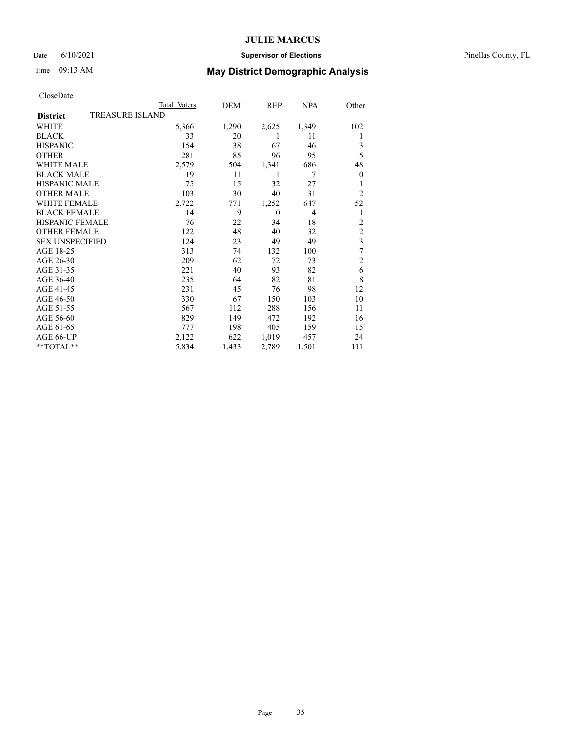# JULIE MARCUS

Date 6/10/2021 **Supervisor of Elections** Pinellas County, FL

Time 09:13 AM **May District Demographic Analysis**

CloseDate

| **District** TREASURE ISLAND | Total Voters | DEM | REP | NPA | Other |
|---|---|---|---|---|---|
| WHITE | 5,366 | 1,290 | 2,625 | 1,349 | 102 |
| BLACK | 33 | 20 | 1 | 11 | 1 |
| HISPANIC | 154 | 38 | 67 | 46 | 3 |
| OTHER | 281 | 85 | 96 | 95 | 5 |
| WHITE MALE | 2,579 | 504 | 1,341 | 686 | 48 |
| BLACK MALE | 19 | 11 | 1 | 7 | 0 |
| HISPANIC MALE | 75 | 15 | 32 | 27 | 1 |
| OTHER MALE | 103 | 30 | 40 | 31 | 2 |
| WHITE FEMALE | 2,722 | 771 | 1,252 | 647 | 52 |
| BLACK FEMALE | 14 | 9 | 0 | 4 | 1 |
| HISPANIC FEMALE | 76 | 22 | 34 | 18 | 2 |
| OTHER FEMALE | 122 | 48 | 40 | 32 | 2 |
| SEX UNSPECIFIED | 124 | 23 | 49 | 49 | 3 |
| AGE 18-25 | 313 | 74 | 132 | 100 | 7 |
| AGE 26-30 | 209 | 62 | 72 | 73 | 2 |
| AGE 31-35 | 221 | 40 | 93 | 82 | 6 |
| AGE 36-40 | 235 | 64 | 82 | 81 | 8 |
| AGE 41-45 | 231 | 45 | 76 | 98 | 12 |
| AGE 46-50 | 330 | 67 | 150 | 103 | 10 |
| AGE 51-55 | 567 | 112 | 288 | 156 | 11 |
| AGE 56-60 | 829 | 149 | 472 | 192 | 16 |
| AGE 61-65 | 777 | 198 | 405 | 159 | 15 |
| AGE 66-UP | 2,122 | 622 | 1,019 | 457 | 24 |
| **TOTAL** | 5,834 | 1,433 | 2,789 | 1,501 | 111 |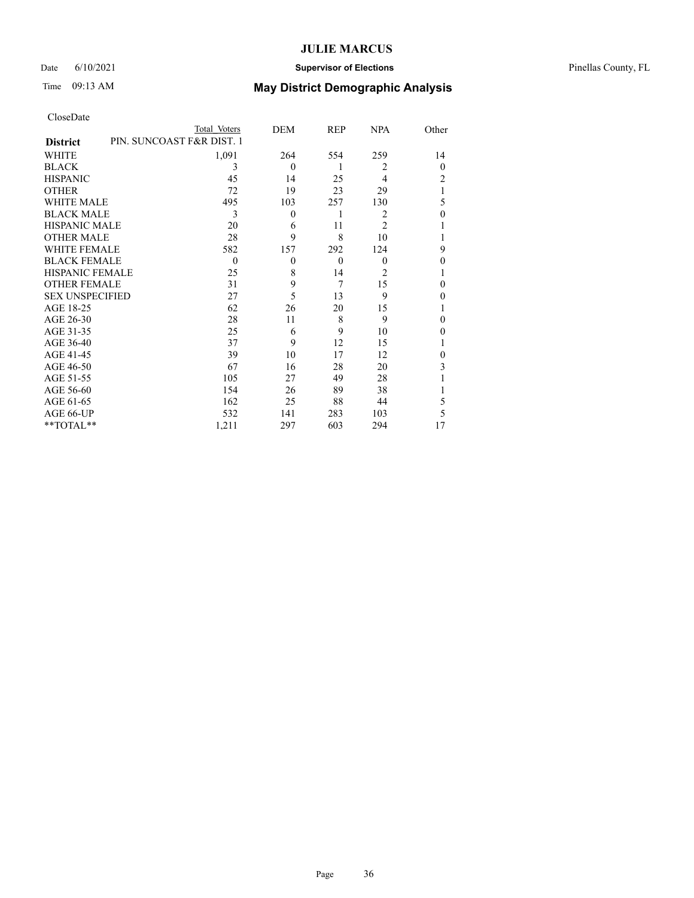# JULIE MARCUS

Date 6/10/2021 **Supervisor of Elections** Pinellas County, FL

Time 09:13 AM **May District Demographic Analysis**

CloseDate

| District | Total Voters | DEM | REP | NPA | Other |
|---|---|---|---|---|---|
| PIN. SUNCOAST F&R DIST. 1 | | | | | |
| WHITE | 1,091 | 264 | 554 | 259 | 14 |
| BLACK | 3 | 0 | 1 | 2 | 0 |
| HISPANIC | 45 | 14 | 25 | 4 | 2 |
| OTHER | 72 | 19 | 23 | 29 | 1 |
| WHITE MALE | 495 | 103 | 257 | 130 | 5 |
| BLACK MALE | 3 | 0 | 1 | 2 | 0 |
| HISPANIC MALE | 20 | 6 | 11 | 2 | 1 |
| OTHER MALE | 28 | 9 | 8 | 10 | 1 |
| WHITE FEMALE | 582 | 157 | 292 | 124 | 9 |
| BLACK FEMALE | 0 | 0 | 0 | 0 | 0 |
| HISPANIC FEMALE | 25 | 8 | 14 | 2 | 1 |
| OTHER FEMALE | 31 | 9 | 7 | 15 | 0 |
| SEX UNSPECIFIED | 27 | 5 | 13 | 9 | 0 |
| AGE 18-25 | 62 | 26 | 20 | 15 | 1 |
| AGE 26-30 | 28 | 11 | 8 | 9 | 0 |
| AGE 31-35 | 25 | 6 | 9 | 10 | 0 |
| AGE 36-40 | 37 | 9 | 12 | 15 | 1 |
| AGE 41-45 | 39 | 10 | 17 | 12 | 0 |
| AGE 46-50 | 67 | 16 | 28 | 20 | 3 |
| AGE 51-55 | 105 | 27 | 49 | 28 | 1 |
| AGE 56-60 | 154 | 26 | 89 | 38 | 1 |
| AGE 61-65 | 162 | 25 | 88 | 44 | 5 |
| AGE 66-UP | 532 | 141 | 283 | 103 | 5 |
| **TOTAL** | 1,211 | 297 | 603 | 294 | 17 |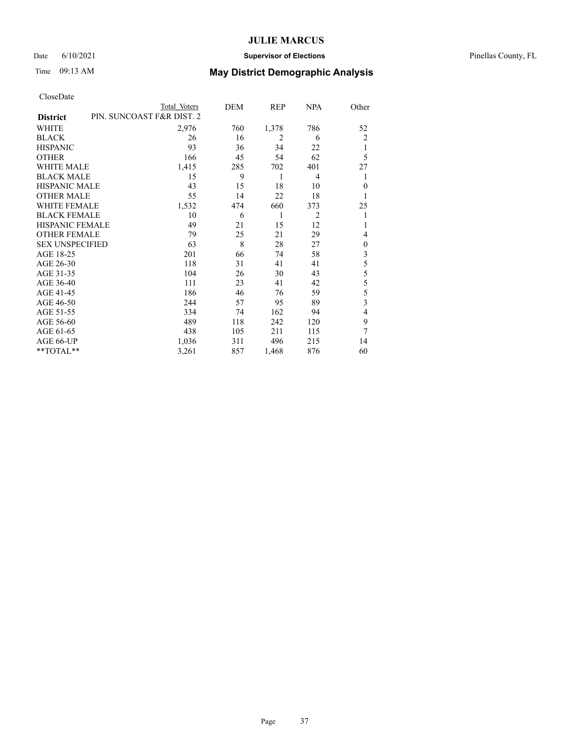# May District Demographic Analysis

CloseDate

| District | PIN. SUNCOAST F&R DIST. 2 Total Voters | DEM | REP | NPA | Other |
|---|---|---|---|---|---|
| WHITE | 2,976 | 760 | 1,378 | 786 | 52 |
| BLACK | 26 | 16 | 2 | 6 | 2 |
| HISPANIC | 93 | 36 | 34 | 22 | 1 |
| OTHER | 166 | 45 | 54 | 62 | 5 |
| WHITE MALE | 1,415 | 285 | 702 | 401 | 27 |
| BLACK MALE | 15 | 9 | 1 | 4 | 1 |
| HISPANIC MALE | 43 | 15 | 18 | 10 | 0 |
| OTHER MALE | 55 | 14 | 22 | 18 | 1 |
| WHITE FEMALE | 1,532 | 474 | 660 | 373 | 25 |
| BLACK FEMALE | 10 | 6 | 1 | 2 | 1 |
| HISPANIC FEMALE | 49 | 21 | 15 | 12 | 1 |
| OTHER FEMALE | 79 | 25 | 21 | 29 | 4 |
| SEX UNSPECIFIED | 63 | 8 | 28 | 27 | 0 |
| AGE 18-25 | 201 | 66 | 74 | 58 | 3 |
| AGE 26-30 | 118 | 31 | 41 | 41 | 5 |
| AGE 31-35 | 104 | 26 | 30 | 43 | 5 |
| AGE 36-40 | 111 | 23 | 41 | 42 | 5 |
| AGE 41-45 | 186 | 46 | 76 | 59 | 5 |
| AGE 46-50 | 244 | 57 | 95 | 89 | 3 |
| AGE 51-55 | 334 | 74 | 162 | 94 | 4 |
| AGE 56-60 | 489 | 118 | 242 | 120 | 9 |
| AGE 61-65 | 438 | 105 | 211 | 115 | 7 |
| AGE 66-UP | 1,036 | 311 | 496 | 215 | 14 |
| **TOTAL** | 3,261 | 857 | 1,468 | 876 | 60 |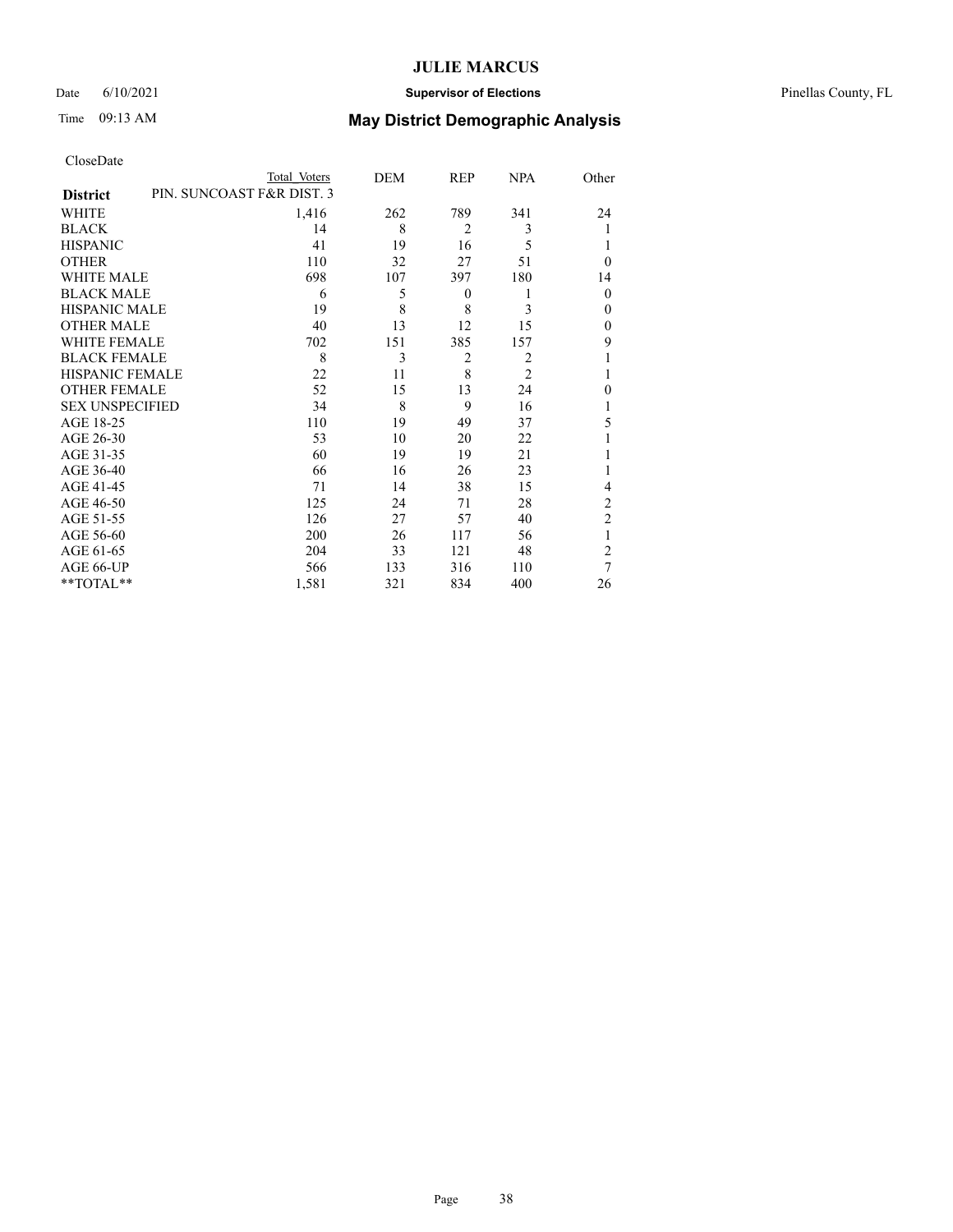# JULIE MARCUS

Date 6/10/2021 **Supervisor of Elections** Pinellas County, FL

Time 09:13 AM **May District Demographic Analysis**

CloseDate

| **District** | Total Voters | DEM | REP | NPA | Other |
|---|---|---|---|---|---|
| PIN. SUNCOAST F&R DIST. 3 | | | | | |
| WHITE | 1,416 | 262 | 789 | 341 | 24 |
| BLACK | 14 | 8 | 2 | 3 | 1 |
| HISPANIC | 41 | 19 | 16 | 5 | 1 |
| OTHER | 110 | 32 | 27 | 51 | 0 |
| WHITE MALE | 698 | 107 | 397 | 180 | 14 |
| BLACK MALE | 6 | 5 | 0 | 1 | 0 |
| HISPANIC MALE | 19 | 8 | 8 | 3 | 0 |
| OTHER MALE | 40 | 13 | 12 | 15 | 0 |
| WHITE FEMALE | 702 | 151 | 385 | 157 | 9 |
| BLACK FEMALE | 8 | 3 | 2 | 2 | 1 |
| HISPANIC FEMALE | 22 | 11 | 8 | 2 | 1 |
| OTHER FEMALE | 52 | 15 | 13 | 24 | 0 |
| SEX UNSPECIFIED | 34 | 8 | 9 | 16 | 1 |
| AGE 18-25 | 110 | 19 | 49 | 37 | 5 |
| AGE 26-30 | 53 | 10 | 20 | 22 | 1 |
| AGE 31-35 | 60 | 19 | 19 | 21 | 1 |
| AGE 36-40 | 66 | 16 | 26 | 23 | 1 |
| AGE 41-45 | 71 | 14 | 38 | 15 | 4 |
| AGE 46-50 | 125 | 24 | 71 | 28 | 2 |
| AGE 51-55 | 126 | 27 | 57 | 40 | 2 |
| AGE 56-60 | 200 | 26 | 117 | 56 | 1 |
| AGE 61-65 | 204 | 33 | 121 | 48 | 2 |
| AGE 66-UP | 566 | 133 | 316 | 110 | 7 |
| **TOTAL** | 1,581 | 321 | 834 | 400 | 26 |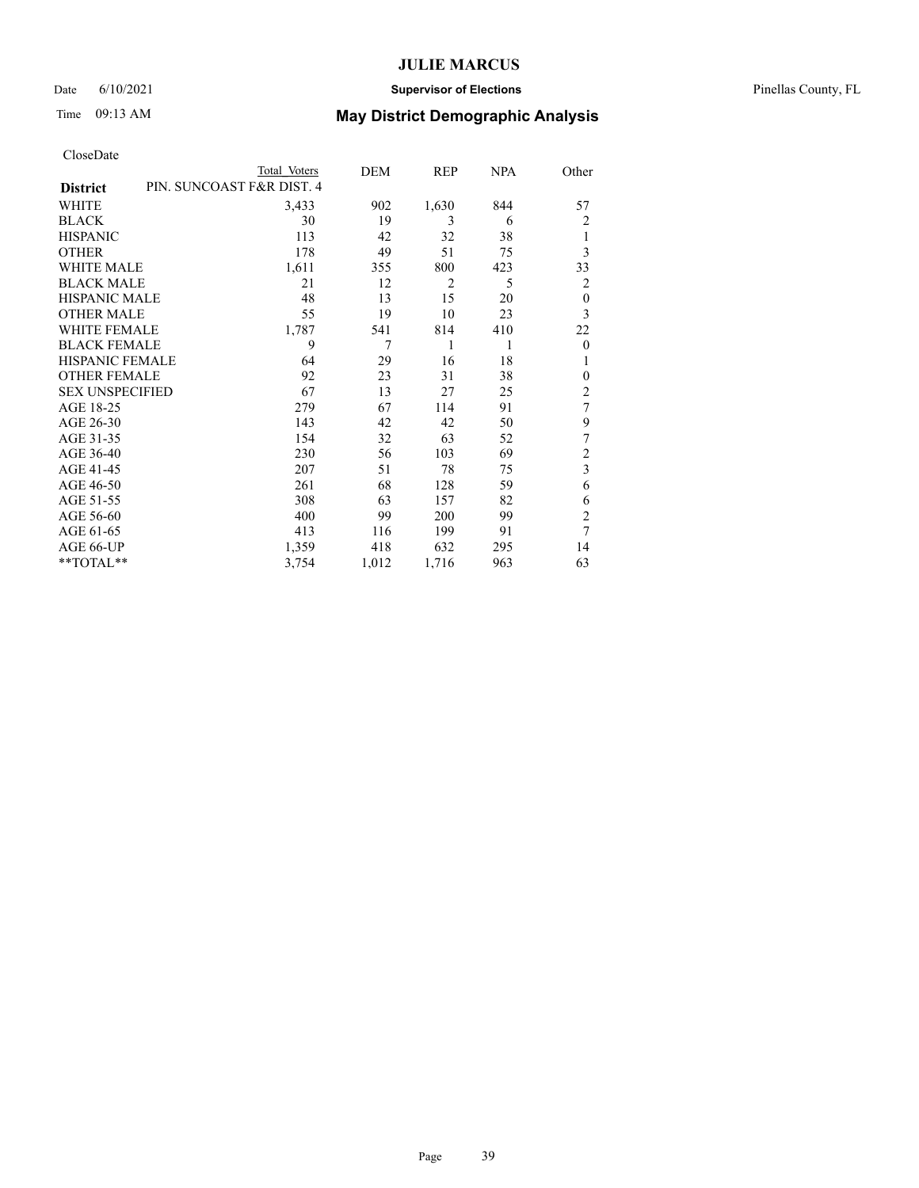# JULIE MARCUS

Date 6/10/2021 **Supervisor of Elections** Pinellas County, FL

Time 09:13 AM **May District Demographic Analysis**

CloseDate

| District | Total Voters | DEM | REP | NPA | Other |
|---|---|---|---|---|---|
| PIN. SUNCOAST F&R DIST. 4 | | | | | |
| WHITE | 3,433 | 902 | 1,630 | 844 | 57 |
| BLACK | 30 | 19 | 3 | 6 | 2 |
| HISPANIC | 113 | 42 | 32 | 38 | 1 |
| OTHER | 178 | 49 | 51 | 75 | 3 |
| WHITE MALE | 1,611 | 355 | 800 | 423 | 33 |
| BLACK MALE | 21 | 12 | 2 | 5 | 2 |
| HISPANIC MALE | 48 | 13 | 15 | 20 | 0 |
| OTHER MALE | 55 | 19 | 10 | 23 | 3 |
| WHITE FEMALE | 1,787 | 541 | 814 | 410 | 22 |
| BLACK FEMALE | 9 | 7 | 1 | 1 | 0 |
| HISPANIC FEMALE | 64 | 29 | 16 | 18 | 1 |
| OTHER FEMALE | 92 | 23 | 31 | 38 | 0 |
| SEX UNSPECIFIED | 67 | 13 | 27 | 25 | 2 |
| AGE 18-25 | 279 | 67 | 114 | 91 | 7 |
| AGE 26-30 | 143 | 42 | 42 | 50 | 9 |
| AGE 31-35 | 154 | 32 | 63 | 52 | 7 |
| AGE 36-40 | 230 | 56 | 103 | 69 | 2 |
| AGE 41-45 | 207 | 51 | 78 | 75 | 3 |
| AGE 46-50 | 261 | 68 | 128 | 59 | 6 |
| AGE 51-55 | 308 | 63 | 157 | 82 | 6 |
| AGE 56-60 | 400 | 99 | 200 | 99 | 2 |
| AGE 61-65 | 413 | 116 | 199 | 91 | 7 |
| AGE 66-UP | 1,359 | 418 | 632 | 295 | 14 |
| **TOTAL** | 3,754 | 1,012 | 1,716 | 963 | 63 |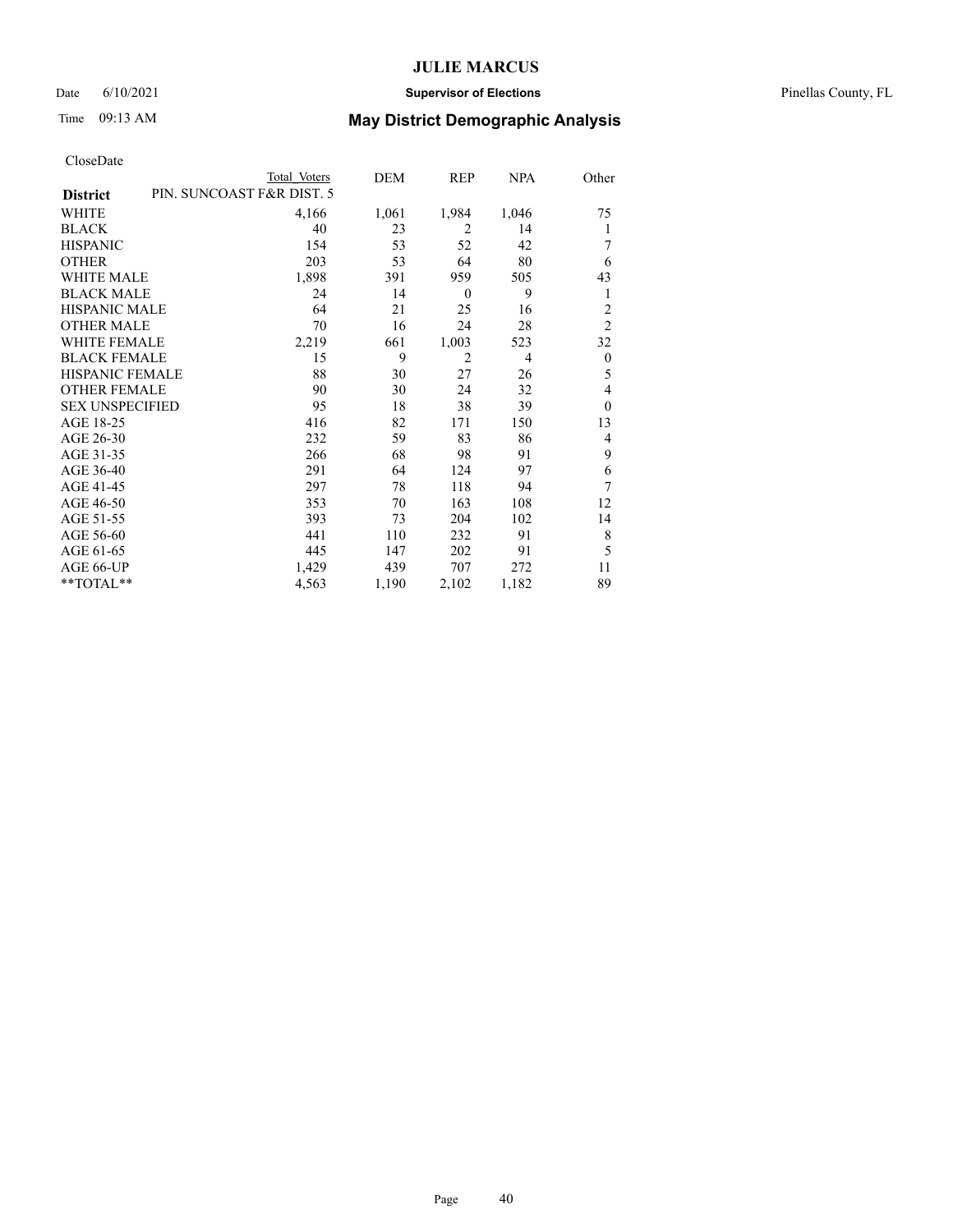CloseDate

| District | PIN. SUNCOAST F&R DIST. 5 Total Voters | DEM | REP | NPA | Other |
|---|---|---|---|---|---|
| WHITE | 4,166 | 1,061 | 1,984 | 1,046 | 75 |
| BLACK | 40 | 23 | 2 | 14 | 1 |
| HISPANIC | 154 | 53 | 52 | 42 | 7 |
| OTHER | 203 | 53 | 64 | 80 | 6 |
| WHITE MALE | 1,898 | 391 | 959 | 505 | 43 |
| BLACK MALE | 24 | 14 | 0 | 9 | 1 |
| HISPANIC MALE | 64 | 21 | 25 | 16 | 2 |
| OTHER MALE | 70 | 16 | 24 | 28 | 2 |
| WHITE FEMALE | 2,219 | 661 | 1,003 | 523 | 32 |
| BLACK FEMALE | 15 | 9 | 2 | 4 | 0 |
| HISPANIC FEMALE | 88 | 30 | 27 | 26 | 5 |
| OTHER FEMALE | 90 | 30 | 24 | 32 | 4 |
| SEX UNSPECIFIED | 95 | 18 | 38 | 39 | 0 |
| AGE 18-25 | 416 | 82 | 171 | 150 | 13 |
| AGE 26-30 | 232 | 59 | 83 | 86 | 4 |
| AGE 31-35 | 266 | 68 | 98 | 91 | 9 |
| AGE 36-40 | 291 | 64 | 124 | 97 | 6 |
| AGE 41-45 | 297 | 78 | 118 | 94 | 7 |
| AGE 46-50 | 353 | 70 | 163 | 108 | 12 |
| AGE 51-55 | 393 | 73 | 204 | 102 | 14 |
| AGE 56-60 | 441 | 110 | 232 | 91 | 8 |
| AGE 61-65 | 445 | 147 | 202 | 91 | 5 |
| AGE 66-UP | 1,429 | 439 | 707 | 272 | 11 |
| **TOTAL** | 4,563 | 1,190 | 2,102 | 1,182 | 89 |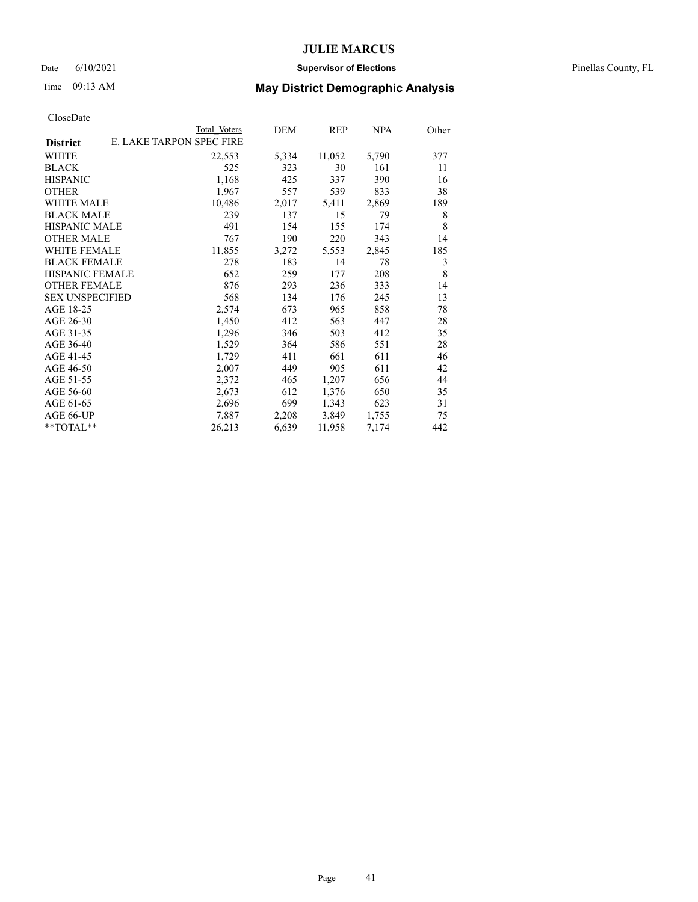# JULIE MARCUS

Date 6/10/2021 **Supervisor of Elections** Pinellas County, FL

Time 09:13 AM **May District Demographic Analysis**

CloseDate

| District | Total Voters | DEM | REP | NPA | Other |
|---|---|---|---|---|---|
| **E. LAKE TARPON SPEC FIRE** | | | | | |
| WHITE | 22,553 | 5,334 | 11,052 | 5,790 | 377 |
| BLACK | 525 | 323 | 30 | 161 | 11 |
| HISPANIC | 1,168 | 425 | 337 | 390 | 16 |
| OTHER | 1,967 | 557 | 539 | 833 | 38 |
| WHITE MALE | 10,486 | 2,017 | 5,411 | 2,869 | 189 |
| BLACK MALE | 239 | 137 | 15 | 79 | 8 |
| HISPANIC MALE | 491 | 154 | 155 | 174 | 8 |
| OTHER MALE | 767 | 190 | 220 | 343 | 14 |
| WHITE FEMALE | 11,855 | 3,272 | 5,553 | 2,845 | 185 |
| BLACK FEMALE | 278 | 183 | 14 | 78 | 3 |
| HISPANIC FEMALE | 652 | 259 | 177 | 208 | 8 |
| OTHER FEMALE | 876 | 293 | 236 | 333 | 14 |
| SEX UNSPECIFIED | 568 | 134 | 176 | 245 | 13 |
| AGE 18-25 | 2,574 | 673 | 965 | 858 | 78 |
| AGE 26-30 | 1,450 | 412 | 563 | 447 | 28 |
| AGE 31-35 | 1,296 | 346 | 503 | 412 | 35 |
| AGE 36-40 | 1,529 | 364 | 586 | 551 | 28 |
| AGE 41-45 | 1,729 | 411 | 661 | 611 | 46 |
| AGE 46-50 | 2,007 | 449 | 905 | 611 | 42 |
| AGE 51-55 | 2,372 | 465 | 1,207 | 656 | 44 |
| AGE 56-60 | 2,673 | 612 | 1,376 | 650 | 35 |
| AGE 61-65 | 2,696 | 699 | 1,343 | 623 | 31 |
| AGE 66-UP | 7,887 | 2,208 | 3,849 | 1,755 | 75 |
| **TOTAL** | 26,213 | 6,639 | 11,958 | 7,174 | 442 |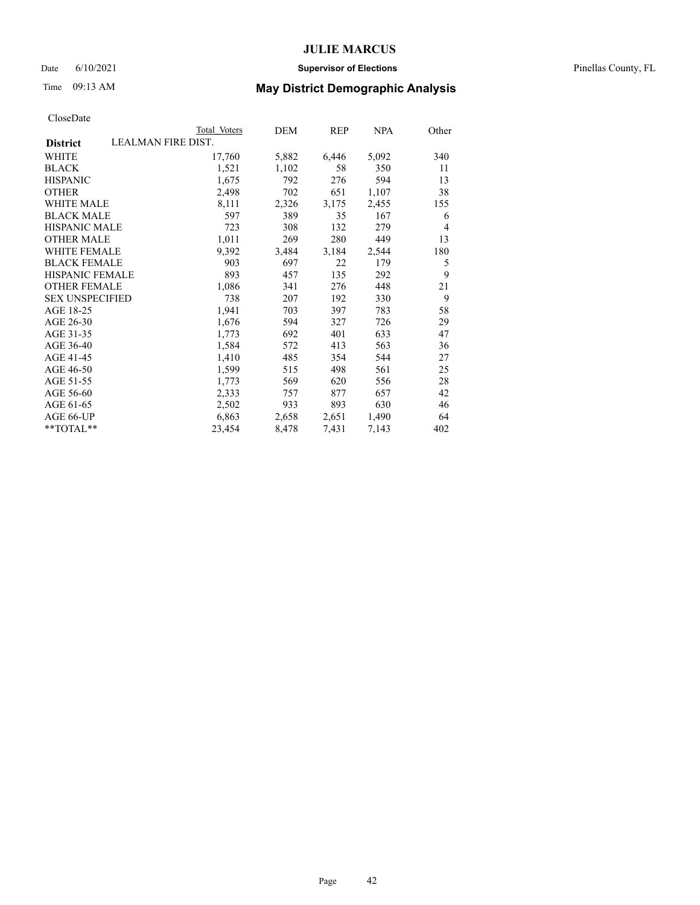# JULIE MARCUS

Date 6/10/2021 **Supervisor of Elections** Pinellas County, FL

Time 09:13 AM **May District Demographic Analysis**

CloseDate

| | Total Voters | DEM | REP | NPA | Other |
|---|---|---|---|---|---|
| **District** LEALMAN FIRE DIST. | | | | | |
| WHITE | 17,760 | 5,882 | 6,446 | 5,092 | 340 |
| BLACK | 1,521 | 1,102 | 58 | 350 | 11 |
| HISPANIC | 1,675 | 792 | 276 | 594 | 13 |
| OTHER | 2,498 | 702 | 651 | 1,107 | 38 |
| WHITE MALE | 8,111 | 2,326 | 3,175 | 2,455 | 155 |
| BLACK MALE | 597 | 389 | 35 | 167 | 6 |
| HISPANIC MALE | 723 | 308 | 132 | 279 | 4 |
| OTHER MALE | 1,011 | 269 | 280 | 449 | 13 |
| WHITE FEMALE | 9,392 | 3,484 | 3,184 | 2,544 | 180 |
| BLACK FEMALE | 903 | 697 | 22 | 179 | 5 |
| HISPANIC FEMALE | 893 | 457 | 135 | 292 | 9 |
| OTHER FEMALE | 1,086 | 341 | 276 | 448 | 21 |
| SEX UNSPECIFIED | 738 | 207 | 192 | 330 | 9 |
| AGE 18-25 | 1,941 | 703 | 397 | 783 | 58 |
| AGE 26-30 | 1,676 | 594 | 327 | 726 | 29 |
| AGE 31-35 | 1,773 | 692 | 401 | 633 | 47 |
| AGE 36-40 | 1,584 | 572 | 413 | 563 | 36 |
| AGE 41-45 | 1,410 | 485 | 354 | 544 | 27 |
| AGE 46-50 | 1,599 | 515 | 498 | 561 | 25 |
| AGE 51-55 | 1,773 | 569 | 620 | 556 | 28 |
| AGE 56-60 | 2,333 | 757 | 877 | 657 | 42 |
| AGE 61-65 | 2,502 | 933 | 893 | 630 | 46 |
| AGE 66-UP | 6,863 | 2,658 | 2,651 | 1,490 | 64 |
| **TOTAL** | 23,454 | 8,478 | 7,431 | 7,143 | 402 |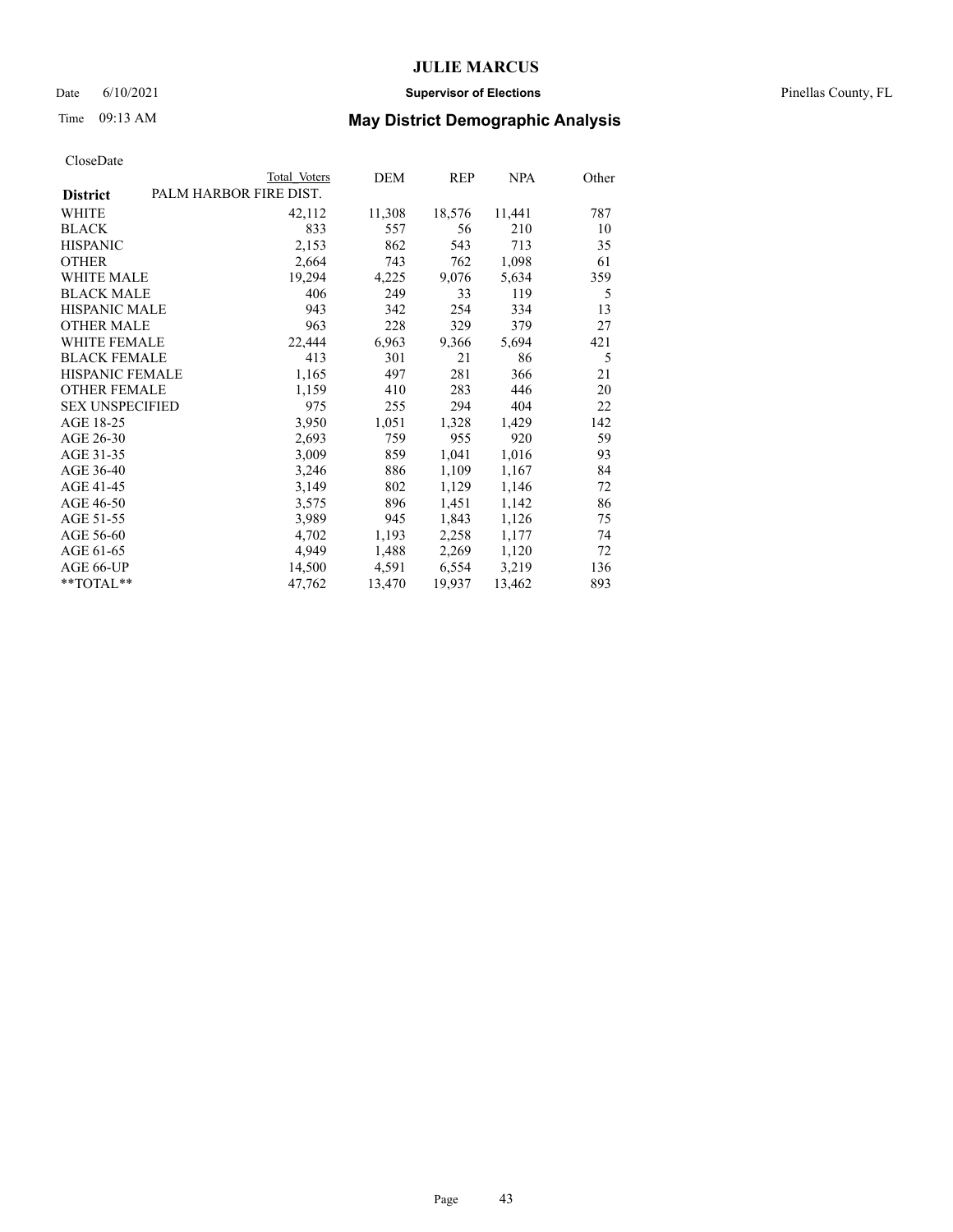# JULIE MARCUS

Date 6/10/2021 **Supervisor of Elections** Pinellas County, FL

Time 09:13 AM **May District Demographic Analysis**

CloseDate

| District | Total Voters | DEM | REP | NPA | Other |
|---|---|---|---|---|---|
| PALM HARBOR FIRE DIST. | | | | | |
| WHITE | 42,112 | 11,308 | 18,576 | 11,441 | 787 |
| BLACK | 833 | 557 | 56 | 210 | 10 |
| HISPANIC | 2,153 | 862 | 543 | 713 | 35 |
| OTHER | 2,664 | 743 | 762 | 1,098 | 61 |
| WHITE MALE | 19,294 | 4,225 | 9,076 | 5,634 | 359 |
| BLACK MALE | 406 | 249 | 33 | 119 | 5 |
| HISPANIC MALE | 943 | 342 | 254 | 334 | 13 |
| OTHER MALE | 963 | 228 | 329 | 379 | 27 |
| WHITE FEMALE | 22,444 | 6,963 | 9,366 | 5,694 | 421 |
| BLACK FEMALE | 413 | 301 | 21 | 86 | 5 |
| HISPANIC FEMALE | 1,165 | 497 | 281 | 366 | 21 |
| OTHER FEMALE | 1,159 | 410 | 283 | 446 | 20 |
| SEX UNSPECIFIED | 975 | 255 | 294 | 404 | 22 |
| AGE 18-25 | 3,950 | 1,051 | 1,328 | 1,429 | 142 |
| AGE 26-30 | 2,693 | 759 | 955 | 920 | 59 |
| AGE 31-35 | 3,009 | 859 | 1,041 | 1,016 | 93 |
| AGE 36-40 | 3,246 | 886 | 1,109 | 1,167 | 84 |
| AGE 41-45 | 3,149 | 802 | 1,129 | 1,146 | 72 |
| AGE 46-50 | 3,575 | 896 | 1,451 | 1,142 | 86 |
| AGE 51-55 | 3,989 | 945 | 1,843 | 1,126 | 75 |
| AGE 56-60 | 4,702 | 1,193 | 2,258 | 1,177 | 74 |
| AGE 61-65 | 4,949 | 1,488 | 2,269 | 1,120 | 72 |
| AGE 66-UP | 14,500 | 4,591 | 6,554 | 3,219 | 136 |
| **TOTAL** | 47,762 | 13,470 | 19,937 | 13,462 | 893 |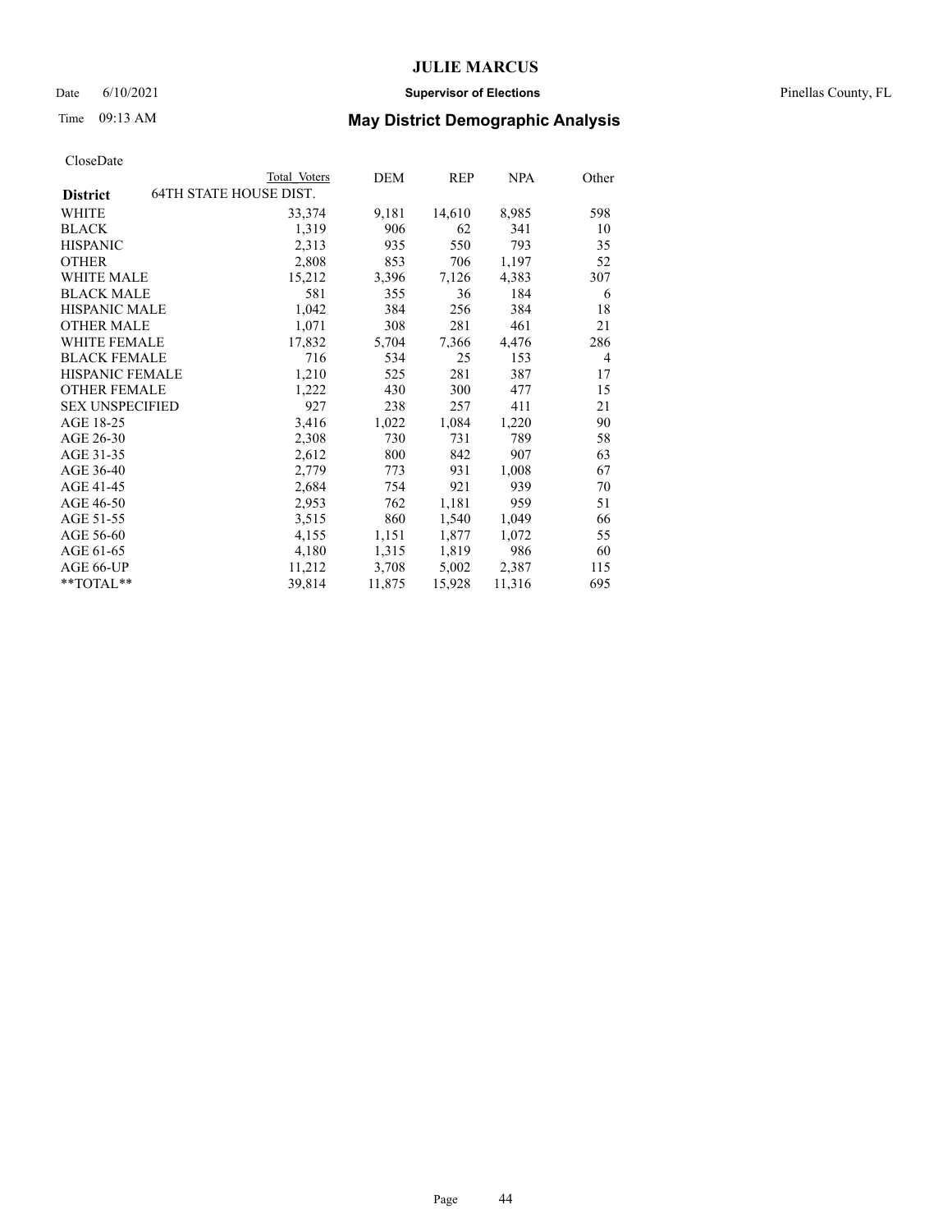# JULIE MARCUS

Date 6/10/2021 **Supervisor of Elections** Pinellas County, FL

Time 09:13 AM **May District Demographic Analysis**

CloseDate

| **District** 64TH STATE HOUSE DIST. | Total Voters | DEM | REP | NPA | Other |
|---|---|---|---|---|---|
| WHITE | 33,374 | 9,181 | 14,610 | 8,985 | 598 |
| BLACK | 1,319 | 906 | 62 | 341 | 10 |
| HISPANIC | 2,313 | 935 | 550 | 793 | 35 |
| OTHER | 2,808 | 853 | 706 | 1,197 | 52 |
| WHITE MALE | 15,212 | 3,396 | 7,126 | 4,383 | 307 |
| BLACK MALE | 581 | 355 | 36 | 184 | 6 |
| HISPANIC MALE | 1,042 | 384 | 256 | 384 | 18 |
| OTHER MALE | 1,071 | 308 | 281 | 461 | 21 |
| WHITE FEMALE | 17,832 | 5,704 | 7,366 | 4,476 | 286 |
| BLACK FEMALE | 716 | 534 | 25 | 153 | 4 |
| HISPANIC FEMALE | 1,210 | 525 | 281 | 387 | 17 |
| OTHER FEMALE | 1,222 | 430 | 300 | 477 | 15 |
| SEX UNSPECIFIED | 927 | 238 | 257 | 411 | 21 |
| AGE 18-25 | 3,416 | 1,022 | 1,084 | 1,220 | 90 |
| AGE 26-30 | 2,308 | 730 | 731 | 789 | 58 |
| AGE 31-35 | 2,612 | 800 | 842 | 907 | 63 |
| AGE 36-40 | 2,779 | 773 | 931 | 1,008 | 67 |
| AGE 41-45 | 2,684 | 754 | 921 | 939 | 70 |
| AGE 46-50 | 2,953 | 762 | 1,181 | 959 | 51 |
| AGE 51-55 | 3,515 | 860 | 1,540 | 1,049 | 66 |
| AGE 56-60 | 4,155 | 1,151 | 1,877 | 1,072 | 55 |
| AGE 61-65 | 4,180 | 1,315 | 1,819 | 986 | 60 |
| AGE 66-UP | 11,212 | 3,708 | 5,002 | 2,387 | 115 |
| **TOTAL** | 39,814 | 11,875 | 15,928 | 11,316 | 695 |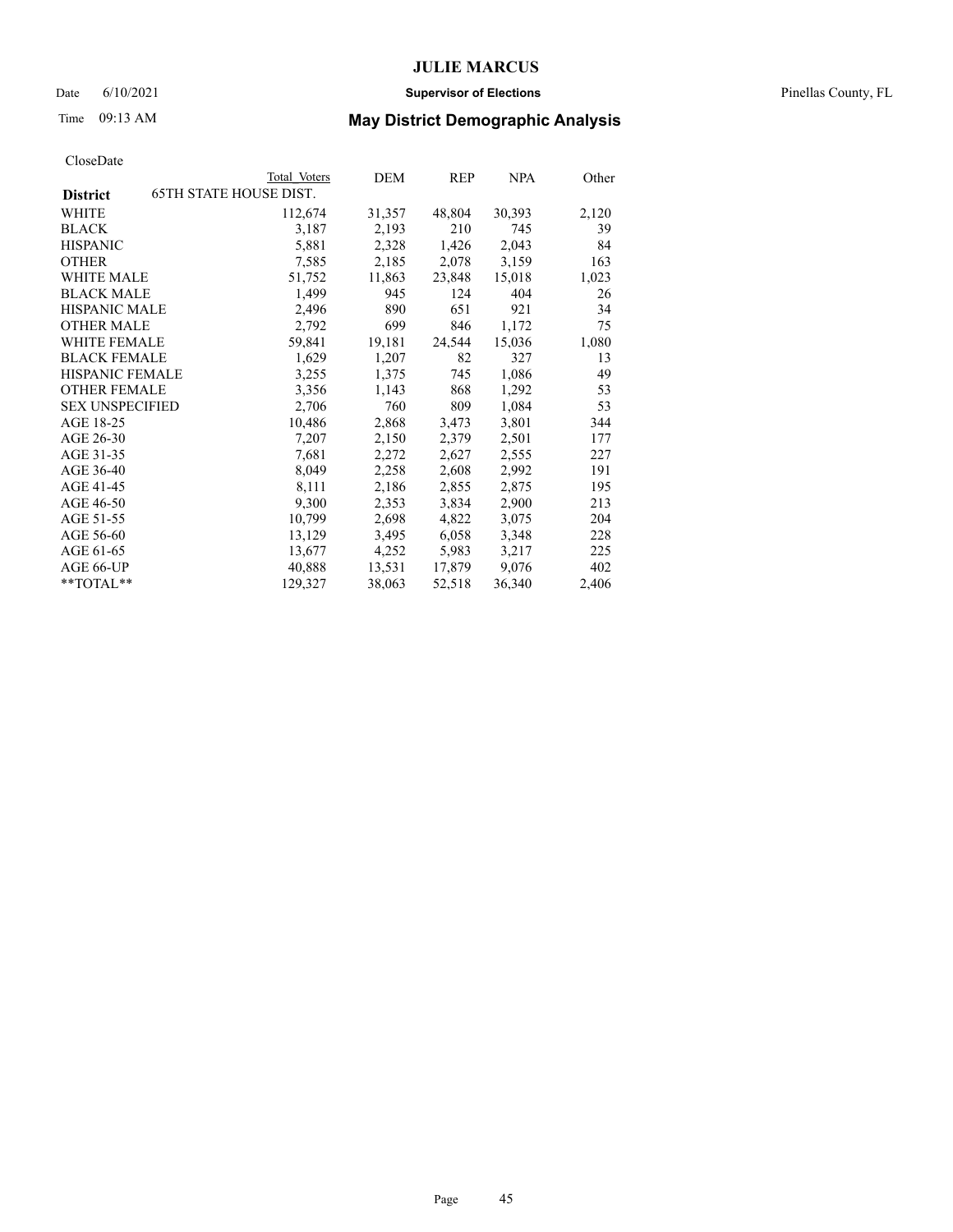# JULIE MARCUS

Date 6/10/2021 **Supervisor of Elections** Pinellas County, FL

Time 09:13 AM **May District Demographic Analysis**

CloseDate

| **District** 65TH STATE HOUSE DIST. | Total Voters | DEM | REP | NPA | Other |
|---|---|---|---|---|---|
| WHITE | 112,674 | 31,357 | 48,804 | 30,393 | 2,120 |
| BLACK | 3,187 | 2,193 | 210 | 745 | 39 |
| HISPANIC | 5,881 | 2,328 | 1,426 | 2,043 | 84 |
| OTHER | 7,585 | 2,185 | 2,078 | 3,159 | 163 |
| WHITE MALE | 51,752 | 11,863 | 23,848 | 15,018 | 1,023 |
| BLACK MALE | 1,499 | 945 | 124 | 404 | 26 |
| HISPANIC MALE | 2,496 | 890 | 651 | 921 | 34 |
| OTHER MALE | 2,792 | 699 | 846 | 1,172 | 75 |
| WHITE FEMALE | 59,841 | 19,181 | 24,544 | 15,036 | 1,080 |
| BLACK FEMALE | 1,629 | 1,207 | 82 | 327 | 13 |
| HISPANIC FEMALE | 3,255 | 1,375 | 745 | 1,086 | 49 |
| OTHER FEMALE | 3,356 | 1,143 | 868 | 1,292 | 53 |
| SEX UNSPECIFIED | 2,706 | 760 | 809 | 1,084 | 53 |
| AGE 18-25 | 10,486 | 2,868 | 3,473 | 3,801 | 344 |
| AGE 26-30 | 7,207 | 2,150 | 2,379 | 2,501 | 177 |
| AGE 31-35 | 7,681 | 2,272 | 2,627 | 2,555 | 227 |
| AGE 36-40 | 8,049 | 2,258 | 2,608 | 2,992 | 191 |
| AGE 41-45 | 8,111 | 2,186 | 2,855 | 2,875 | 195 |
| AGE 46-50 | 9,300 | 2,353 | 3,834 | 2,900 | 213 |
| AGE 51-55 | 10,799 | 2,698 | 4,822 | 3,075 | 204 |
| AGE 56-60 | 13,129 | 3,495 | 6,058 | 3,348 | 228 |
| AGE 61-65 | 13,677 | 4,252 | 5,983 | 3,217 | 225 |
| AGE 66-UP | 40,888 | 13,531 | 17,879 | 9,076 | 402 |
| **TOTAL** | 129,327 | 38,063 | 52,518 | 36,340 | 2,406 |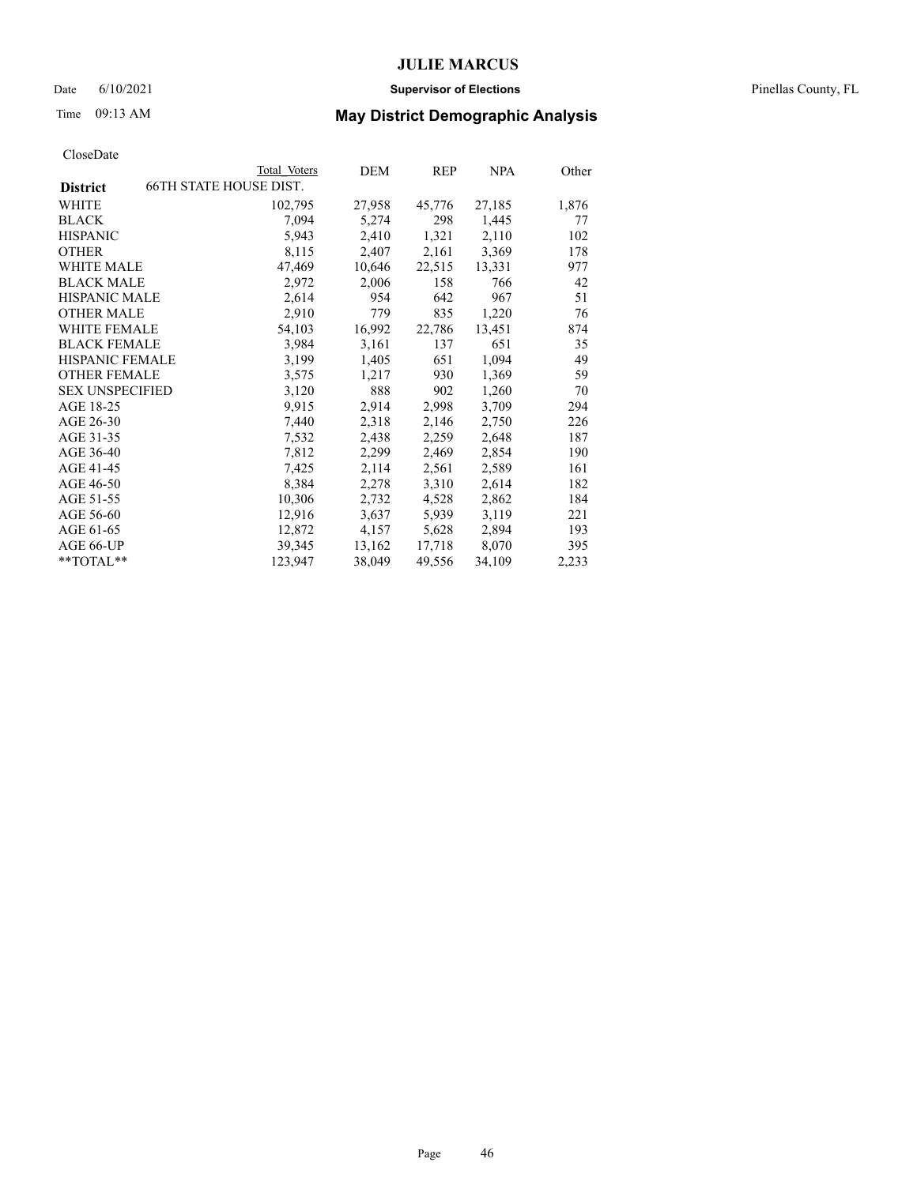# JULIE MARCUS

Date 6/10/2021 **Supervisor of Elections** Pinellas County, FL

Time 09:13 AM **May District Demographic Analysis**

CloseDate

| District | Total Voters | DEM | REP | NPA | Other |
|---|---|---|---|---|---|
| 66TH STATE HOUSE DIST. | | | | | |
| WHITE | 102,795 | 27,958 | 45,776 | 27,185 | 1,876 |
| BLACK | 7,094 | 5,274 | 298 | 1,445 | 77 |
| HISPANIC | 5,943 | 2,410 | 1,321 | 2,110 | 102 |
| OTHER | 8,115 | 2,407 | 2,161 | 3,369 | 178 |
| WHITE MALE | 47,469 | 10,646 | 22,515 | 13,331 | 977 |
| BLACK MALE | 2,972 | 2,006 | 158 | 766 | 42 |
| HISPANIC MALE | 2,614 | 954 | 642 | 967 | 51 |
| OTHER MALE | 2,910 | 779 | 835 | 1,220 | 76 |
| WHITE FEMALE | 54,103 | 16,992 | 22,786 | 13,451 | 874 |
| BLACK FEMALE | 3,984 | 3,161 | 137 | 651 | 35 |
| HISPANIC FEMALE | 3,199 | 1,405 | 651 | 1,094 | 49 |
| OTHER FEMALE | 3,575 | 1,217 | 930 | 1,369 | 59 |
| SEX UNSPECIFIED | 3,120 | 888 | 902 | 1,260 | 70 |
| AGE 18-25 | 9,915 | 2,914 | 2,998 | 3,709 | 294 |
| AGE 26-30 | 7,440 | 2,318 | 2,146 | 2,750 | 226 |
| AGE 31-35 | 7,532 | 2,438 | 2,259 | 2,648 | 187 |
| AGE 36-40 | 7,812 | 2,299 | 2,469 | 2,854 | 190 |
| AGE 41-45 | 7,425 | 2,114 | 2,561 | 2,589 | 161 |
| AGE 46-50 | 8,384 | 2,278 | 3,310 | 2,614 | 182 |
| AGE 51-55 | 10,306 | 2,732 | 4,528 | 2,862 | 184 |
| AGE 56-60 | 12,916 | 3,637 | 5,939 | 3,119 | 221 |
| AGE 61-65 | 12,872 | 4,157 | 5,628 | 2,894 | 193 |
| AGE 66-UP | 39,345 | 13,162 | 17,718 | 8,070 | 395 |
| **TOTAL** | 123,947 | 38,049 | 49,556 | 34,109 | 2,233 |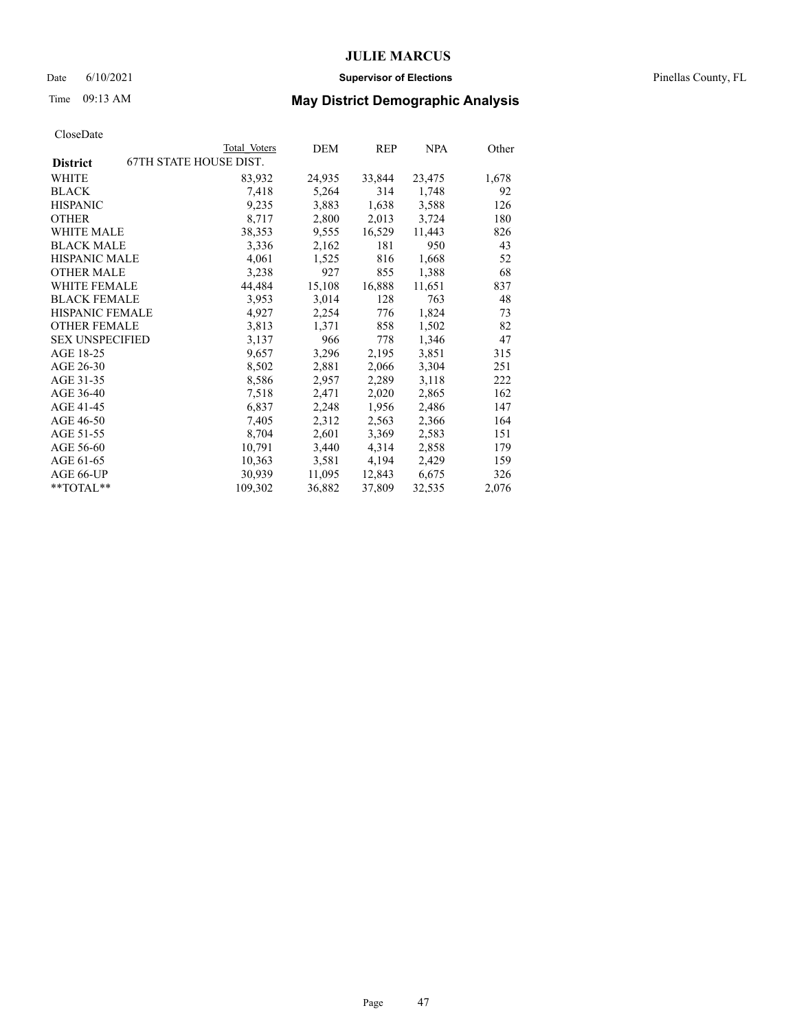# JULIE MARCUS

Date 6/10/2021 **Supervisor of Elections** Pinellas County, FL

Time 09:13 AM **May District Demographic Analysis**

CloseDate

| | Total Voters | DEM | REP | NPA | Other |
|---|---|---|---|---|---|
| **District** 67TH STATE HOUSE DIST. | | | | | |
| WHITE | 83,932 | 24,935 | 33,844 | 23,475 | 1,678 |
| BLACK | 7,418 | 5,264 | 314 | 1,748 | 92 |
| HISPANIC | 9,235 | 3,883 | 1,638 | 3,588 | 126 |
| OTHER | 8,717 | 2,800 | 2,013 | 3,724 | 180 |
| WHITE MALE | 38,353 | 9,555 | 16,529 | 11,443 | 826 |
| BLACK MALE | 3,336 | 2,162 | 181 | 950 | 43 |
| HISPANIC MALE | 4,061 | 1,525 | 816 | 1,668 | 52 |
| OTHER MALE | 3,238 | 927 | 855 | 1,388 | 68 |
| WHITE FEMALE | 44,484 | 15,108 | 16,888 | 11,651 | 837 |
| BLACK FEMALE | 3,953 | 3,014 | 128 | 763 | 48 |
| HISPANIC FEMALE | 4,927 | 2,254 | 776 | 1,824 | 73 |
| OTHER FEMALE | 3,813 | 1,371 | 858 | 1,502 | 82 |
| SEX UNSPECIFIED | 3,137 | 966 | 778 | 1,346 | 47 |
| AGE 18-25 | 9,657 | 3,296 | 2,195 | 3,851 | 315 |
| AGE 26-30 | 8,502 | 2,881 | 2,066 | 3,304 | 251 |
| AGE 31-35 | 8,586 | 2,957 | 2,289 | 3,118 | 222 |
| AGE 36-40 | 7,518 | 2,471 | 2,020 | 2,865 | 162 |
| AGE 41-45 | 6,837 | 2,248 | 1,956 | 2,486 | 147 |
| AGE 46-50 | 7,405 | 2,312 | 2,563 | 2,366 | 164 |
| AGE 51-55 | 8,704 | 2,601 | 3,369 | 2,583 | 151 |
| AGE 56-60 | 10,791 | 3,440 | 4,314 | 2,858 | 179 |
| AGE 61-65 | 10,363 | 3,581 | 4,194 | 2,429 | 159 |
| AGE 66-UP | 30,939 | 11,095 | 12,843 | 6,675 | 326 |
| **TOTAL** | 109,302 | 36,882 | 37,809 | 32,535 | 2,076 |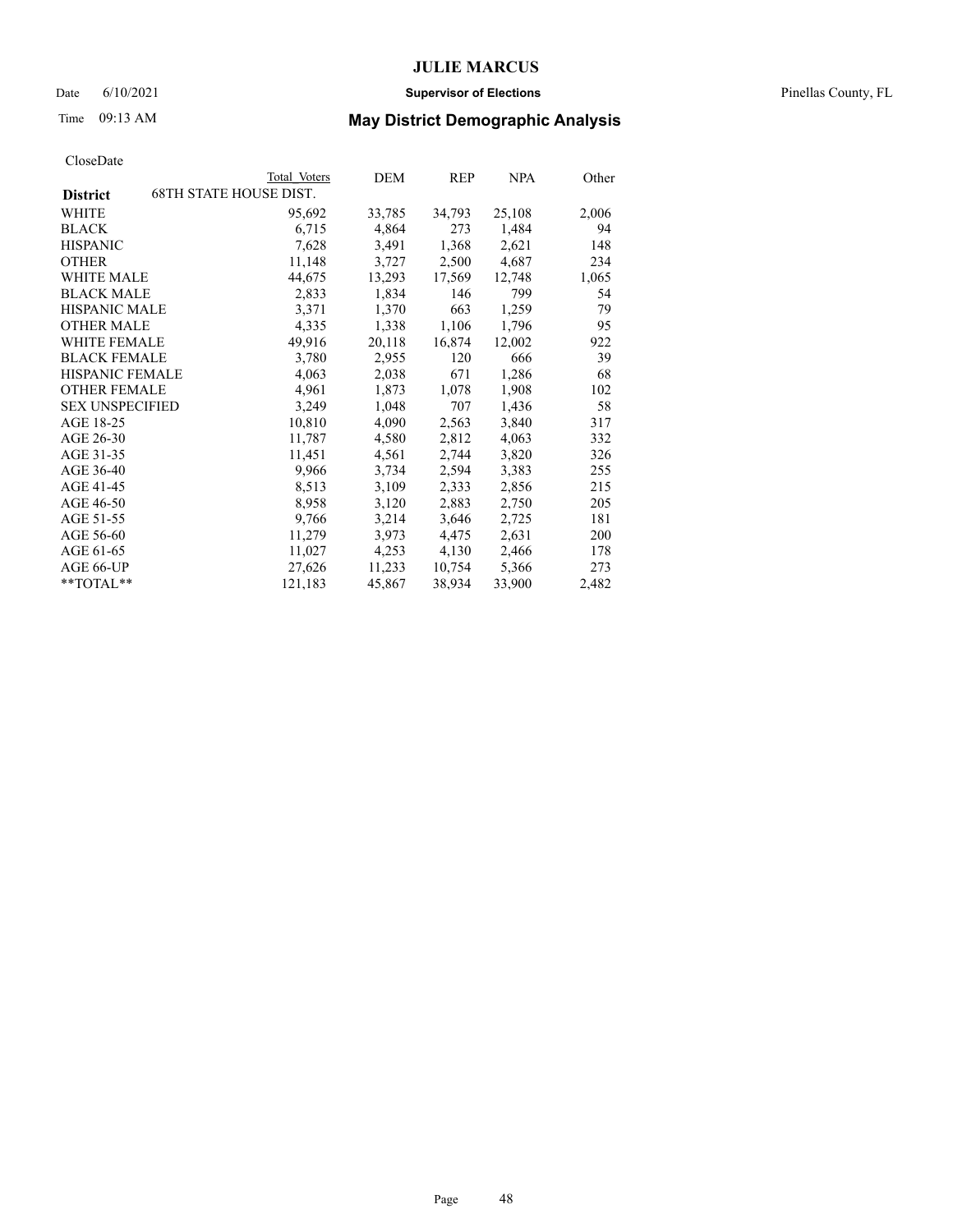# JULIE MARCUS

Date 6/10/2021 **Supervisor of Elections** Pinellas County, FL

Time 09:13 AM **May District Demographic Analysis**

CloseDate

| District: 68TH STATE HOUSE DIST. | Total Voters | DEM | REP | NPA | Other |
|---|---|---|---|---|---|
| WHITE | 95,692 | 33,785 | 34,793 | 25,108 | 2,006 |
| BLACK | 6,715 | 4,864 | 273 | 1,484 | 94 |
| HISPANIC | 7,628 | 3,491 | 1,368 | 2,621 | 148 |
| OTHER | 11,148 | 3,727 | 2,500 | 4,687 | 234 |
| WHITE MALE | 44,675 | 13,293 | 17,569 | 12,748 | 1,065 |
| BLACK MALE | 2,833 | 1,834 | 146 | 799 | 54 |
| HISPANIC MALE | 3,371 | 1,370 | 663 | 1,259 | 79 |
| OTHER MALE | 4,335 | 1,338 | 1,106 | 1,796 | 95 |
| WHITE FEMALE | 49,916 | 20,118 | 16,874 | 12,002 | 922 |
| BLACK FEMALE | 3,780 | 2,955 | 120 | 666 | 39 |
| HISPANIC FEMALE | 4,063 | 2,038 | 671 | 1,286 | 68 |
| OTHER FEMALE | 4,961 | 1,873 | 1,078 | 1,908 | 102 |
| SEX UNSPECIFIED | 3,249 | 1,048 | 707 | 1,436 | 58 |
| AGE 18-25 | 10,810 | 4,090 | 2,563 | 3,840 | 317 |
| AGE 26-30 | 11,787 | 4,580 | 2,812 | 4,063 | 332 |
| AGE 31-35 | 11,451 | 4,561 | 2,744 | 3,820 | 326 |
| AGE 36-40 | 9,966 | 3,734 | 2,594 | 3,383 | 255 |
| AGE 41-45 | 8,513 | 3,109 | 2,333 | 2,856 | 215 |
| AGE 46-50 | 8,958 | 3,120 | 2,883 | 2,750 | 205 |
| AGE 51-55 | 9,766 | 3,214 | 3,646 | 2,725 | 181 |
| AGE 56-60 | 11,279 | 3,973 | 4,475 | 2,631 | 200 |
| AGE 61-65 | 11,027 | 4,253 | 4,130 | 2,466 | 178 |
| AGE 66-UP | 27,626 | 11,233 | 10,754 | 5,366 | 273 |
| **TOTAL** | 121,183 | 45,867 | 38,934 | 33,900 | 2,482 |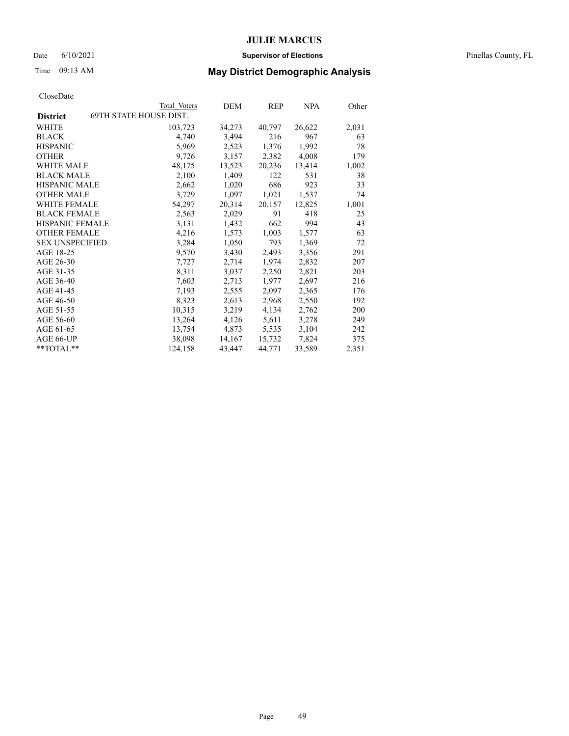# JULIE MARCUS

Date 6/10/2021 **Supervisor of Elections** Pinellas County, FL

Time 09:13 AM **May District Demographic Analysis**

CloseDate

| District | Total Voters | DEM | REP | NPA | Other |
|---|---|---|---|---|---|
| **69TH STATE HOUSE DIST.** | | | | | |
| WHITE | 103,723 | 34,273 | 40,797 | 26,622 | 2,031 |
| BLACK | 4,740 | 3,494 | 216 | 967 | 63 |
| HISPANIC | 5,969 | 2,523 | 1,376 | 1,992 | 78 |
| OTHER | 9,726 | 3,157 | 2,382 | 4,008 | 179 |
| WHITE MALE | 48,175 | 13,523 | 20,236 | 13,414 | 1,002 |
| BLACK MALE | 2,100 | 1,409 | 122 | 531 | 38 |
| HISPANIC MALE | 2,662 | 1,020 | 686 | 923 | 33 |
| OTHER MALE | 3,729 | 1,097 | 1,021 | 1,537 | 74 |
| WHITE FEMALE | 54,297 | 20,314 | 20,157 | 12,825 | 1,001 |
| BLACK FEMALE | 2,563 | 2,029 | 91 | 418 | 25 |
| HISPANIC FEMALE | 3,131 | 1,432 | 662 | 994 | 43 |
| OTHER FEMALE | 4,216 | 1,573 | 1,003 | 1,577 | 63 |
| SEX UNSPECIFIED | 3,284 | 1,050 | 793 | 1,369 | 72 |
| AGE 18-25 | 9,570 | 3,430 | 2,493 | 3,356 | 291 |
| AGE 26-30 | 7,727 | 2,714 | 1,974 | 2,832 | 207 |
| AGE 31-35 | 8,311 | 3,037 | 2,250 | 2,821 | 203 |
| AGE 36-40 | 7,603 | 2,713 | 1,977 | 2,697 | 216 |
| AGE 41-45 | 7,193 | 2,555 | 2,097 | 2,365 | 176 |
| AGE 46-50 | 8,323 | 2,613 | 2,968 | 2,550 | 192 |
| AGE 51-55 | 10,315 | 3,219 | 4,134 | 2,762 | 200 |
| AGE 56-60 | 13,264 | 4,126 | 5,611 | 3,278 | 249 |
| AGE 61-65 | 13,754 | 4,873 | 5,535 | 3,104 | 242 |
| AGE 66-UP | 38,098 | 14,167 | 15,732 | 7,824 | 375 |
| **TOTAL** | 124,158 | 43,447 | 44,771 | 33,589 | 2,351 |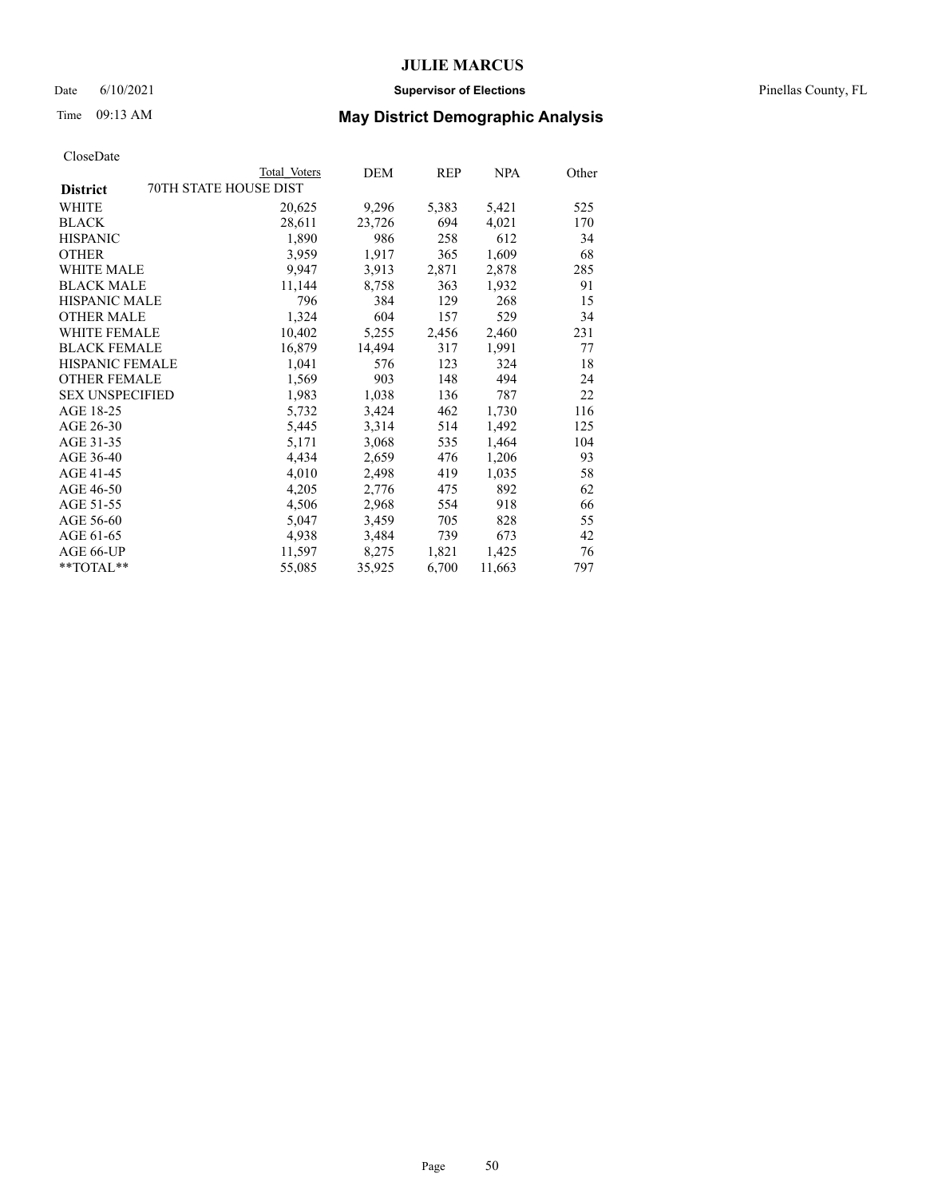# JULIE MARCUS

Date 6/10/2021 **Supervisor of Elections** Pinellas County, FL

Time 09:13 AM **May District Demographic Analysis**

CloseDate

| **District** 70TH STATE HOUSE DIST | Total Voters | DEM | REP | NPA | Other |
|---|---|---|---|---|---|
| WHITE | 20,625 | 9,296 | 5,383 | 5,421 | 525 |
| BLACK | 28,611 | 23,726 | 694 | 4,021 | 170 |
| HISPANIC | 1,890 | 986 | 258 | 612 | 34 |
| OTHER | 3,959 | 1,917 | 365 | 1,609 | 68 |
| WHITE MALE | 9,947 | 3,913 | 2,871 | 2,878 | 285 |
| BLACK MALE | 11,144 | 8,758 | 363 | 1,932 | 91 |
| HISPANIC MALE | 796 | 384 | 129 | 268 | 15 |
| OTHER MALE | 1,324 | 604 | 157 | 529 | 34 |
| WHITE FEMALE | 10,402 | 5,255 | 2,456 | 2,460 | 231 |
| BLACK FEMALE | 16,879 | 14,494 | 317 | 1,991 | 77 |
| HISPANIC FEMALE | 1,041 | 576 | 123 | 324 | 18 |
| OTHER FEMALE | 1,569 | 903 | 148 | 494 | 24 |
| SEX UNSPECIFIED | 1,983 | 1,038 | 136 | 787 | 22 |
| AGE 18-25 | 5,732 | 3,424 | 462 | 1,730 | 116 |
| AGE 26-30 | 5,445 | 3,314 | 514 | 1,492 | 125 |
| AGE 31-35 | 5,171 | 3,068 | 535 | 1,464 | 104 |
| AGE 36-40 | 4,434 | 2,659 | 476 | 1,206 | 93 |
| AGE 41-45 | 4,010 | 2,498 | 419 | 1,035 | 58 |
| AGE 46-50 | 4,205 | 2,776 | 475 | 892 | 62 |
| AGE 51-55 | 4,506 | 2,968 | 554 | 918 | 66 |
| AGE 56-60 | 5,047 | 3,459 | 705 | 828 | 55 |
| AGE 61-65 | 4,938 | 3,484 | 739 | 673 | 42 |
| AGE 66-UP | 11,597 | 8,275 | 1,821 | 1,425 | 76 |
| **TOTAL** | 55,085 | 35,925 | 6,700 | 11,663 | 797 |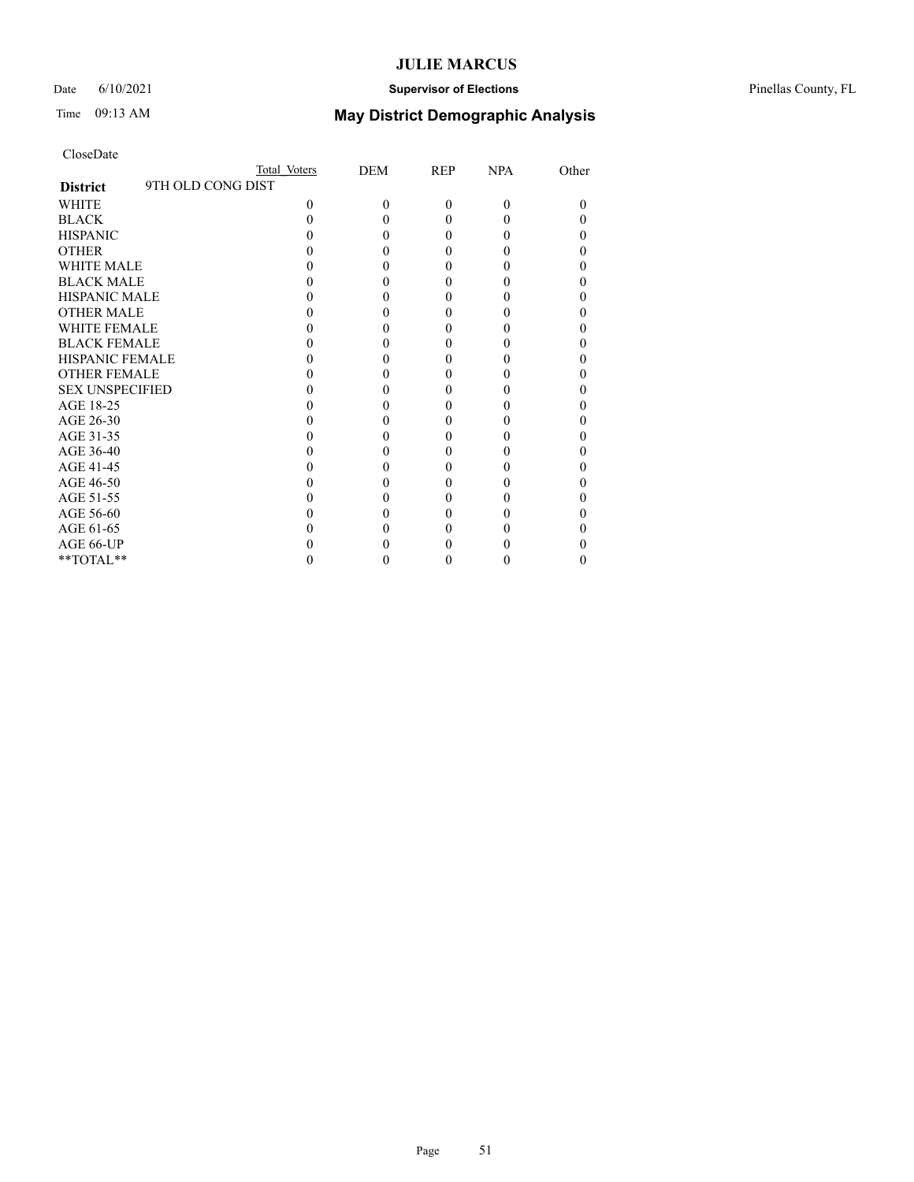**JULIE MARCUS**

Date 6/10/2021 **Supervisor of Elections** Pinellas County, FL

Time 09:13 AM **May District Demographic Analysis**

CloseDate

| | Total Voters | DEM | REP | NPA | Other |
|---|---|---|---|---|---|
| **District** 9TH OLD CONG DIST | | | | | |
| WHITE | 0 | 0 | 0 | 0 | 0 |
| BLACK | 0 | 0 | 0 | 0 | 0 |
| HISPANIC | 0 | 0 | 0 | 0 | 0 |
| OTHER | 0 | 0 | 0 | 0 | 0 |
| WHITE MALE | 0 | 0 | 0 | 0 | 0 |
| BLACK MALE | 0 | 0 | 0 | 0 | 0 |
| HISPANIC MALE | 0 | 0 | 0 | 0 | 0 |
| OTHER MALE | 0 | 0 | 0 | 0 | 0 |
| WHITE FEMALE | 0 | 0 | 0 | 0 | 0 |
| BLACK FEMALE | 0 | 0 | 0 | 0 | 0 |
| HISPANIC FEMALE | 0 | 0 | 0 | 0 | 0 |
| OTHER FEMALE | 0 | 0 | 0 | 0 | 0 |
| SEX UNSPECIFIED | 0 | 0 | 0 | 0 | 0 |
| AGE 18-25 | 0 | 0 | 0 | 0 | 0 |
| AGE 26-30 | 0 | 0 | 0 | 0 | 0 |
| AGE 31-35 | 0 | 0 | 0 | 0 | 0 |
| AGE 36-40 | 0 | 0 | 0 | 0 | 0 |
| AGE 41-45 | 0 | 0 | 0 | 0 | 0 |
| AGE 46-50 | 0 | 0 | 0 | 0 | 0 |
| AGE 51-55 | 0 | 0 | 0 | 0 | 0 |
| AGE 56-60 | 0 | 0 | 0 | 0 | 0 |
| AGE 61-65 | 0 | 0 | 0 | 0 | 0 |
| AGE 66-UP | 0 | 0 | 0 | 0 | 0 |
| **TOTAL** | 0 | 0 | 0 | 0 | 0 |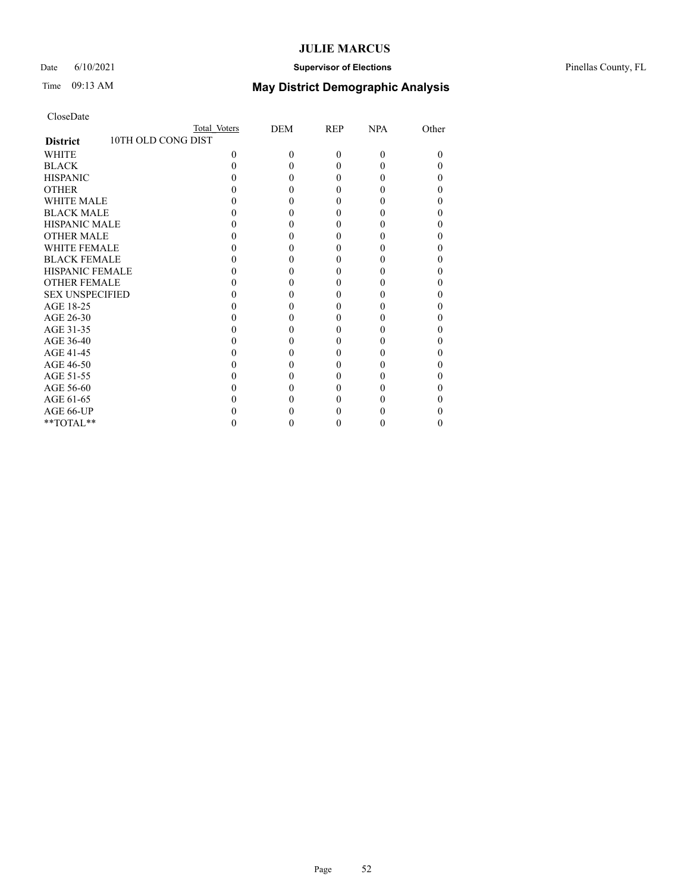CloseDate

| | Total Voters | DEM | REP | NPA | Other |
|---|---|---|---|---|---|
| **District** 10TH OLD CONG DIST | | | | | |
| WHITE | 0 | 0 | 0 | 0 | 0 |
| BLACK | 0 | 0 | 0 | 0 | 0 |
| HISPANIC | 0 | 0 | 0 | 0 | 0 |
| OTHER | 0 | 0 | 0 | 0 | 0 |
| WHITE MALE | 0 | 0 | 0 | 0 | 0 |
| BLACK MALE | 0 | 0 | 0 | 0 | 0 |
| HISPANIC MALE | 0 | 0 | 0 | 0 | 0 |
| OTHER MALE | 0 | 0 | 0 | 0 | 0 |
| WHITE FEMALE | 0 | 0 | 0 | 0 | 0 |
| BLACK FEMALE | 0 | 0 | 0 | 0 | 0 |
| HISPANIC FEMALE | 0 | 0 | 0 | 0 | 0 |
| OTHER FEMALE | 0 | 0 | 0 | 0 | 0 |
| SEX UNSPECIFIED | 0 | 0 | 0 | 0 | 0 |
| AGE 18-25 | 0 | 0 | 0 | 0 | 0 |
| AGE 26-30 | 0 | 0 | 0 | 0 | 0 |
| AGE 31-35 | 0 | 0 | 0 | 0 | 0 |
| AGE 36-40 | 0 | 0 | 0 | 0 | 0 |
| AGE 41-45 | 0 | 0 | 0 | 0 | 0 |
| AGE 46-50 | 0 | 0 | 0 | 0 | 0 |
| AGE 51-55 | 0 | 0 | 0 | 0 | 0 |
| AGE 56-60 | 0 | 0 | 0 | 0 | 0 |
| AGE 61-65 | 0 | 0 | 0 | 0 | 0 |
| AGE 66-UP | 0 | 0 | 0 | 0 | 0 |
| **TOTAL** | 0 | 0 | 0 | 0 | 0 |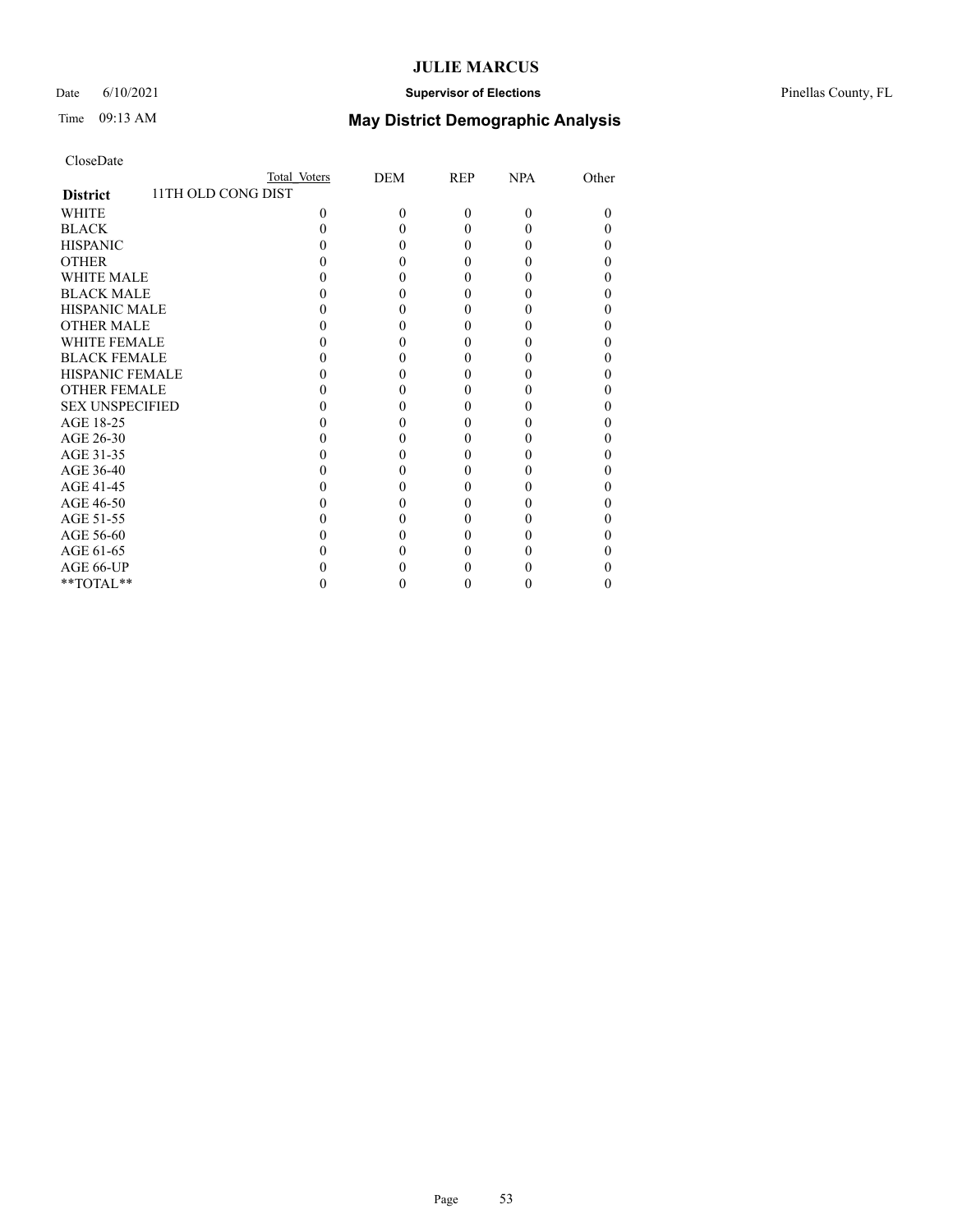CloseDate

| | Total Voters | DEM | REP | NPA | Other |
|---|---|---|---|---|---|
| **District** 11TH OLD CONG DIST | | | | | |
| WHITE | 0 | 0 | 0 | 0 | 0 |
| BLACK | 0 | 0 | 0 | 0 | 0 |
| HISPANIC | 0 | 0 | 0 | 0 | 0 |
| OTHER | 0 | 0 | 0 | 0 | 0 |
| WHITE MALE | 0 | 0 | 0 | 0 | 0 |
| BLACK MALE | 0 | 0 | 0 | 0 | 0 |
| HISPANIC MALE | 0 | 0 | 0 | 0 | 0 |
| OTHER MALE | 0 | 0 | 0 | 0 | 0 |
| WHITE FEMALE | 0 | 0 | 0 | 0 | 0 |
| BLACK FEMALE | 0 | 0 | 0 | 0 | 0 |
| HISPANIC FEMALE | 0 | 0 | 0 | 0 | 0 |
| OTHER FEMALE | 0 | 0 | 0 | 0 | 0 |
| SEX UNSPECIFIED | 0 | 0 | 0 | 0 | 0 |
| AGE 18-25 | 0 | 0 | 0 | 0 | 0 |
| AGE 26-30 | 0 | 0 | 0 | 0 | 0 |
| AGE 31-35 | 0 | 0 | 0 | 0 | 0 |
| AGE 36-40 | 0 | 0 | 0 | 0 | 0 |
| AGE 41-45 | 0 | 0 | 0 | 0 | 0 |
| AGE 46-50 | 0 | 0 | 0 | 0 | 0 |
| AGE 51-55 | 0 | 0 | 0 | 0 | 0 |
| AGE 56-60 | 0 | 0 | 0 | 0 | 0 |
| AGE 61-65 | 0 | 0 | 0 | 0 | 0 |
| AGE 66-UP | 0 | 0 | 0 | 0 | 0 |
| **TOTAL** | 0 | 0 | 0 | 0 | 0 |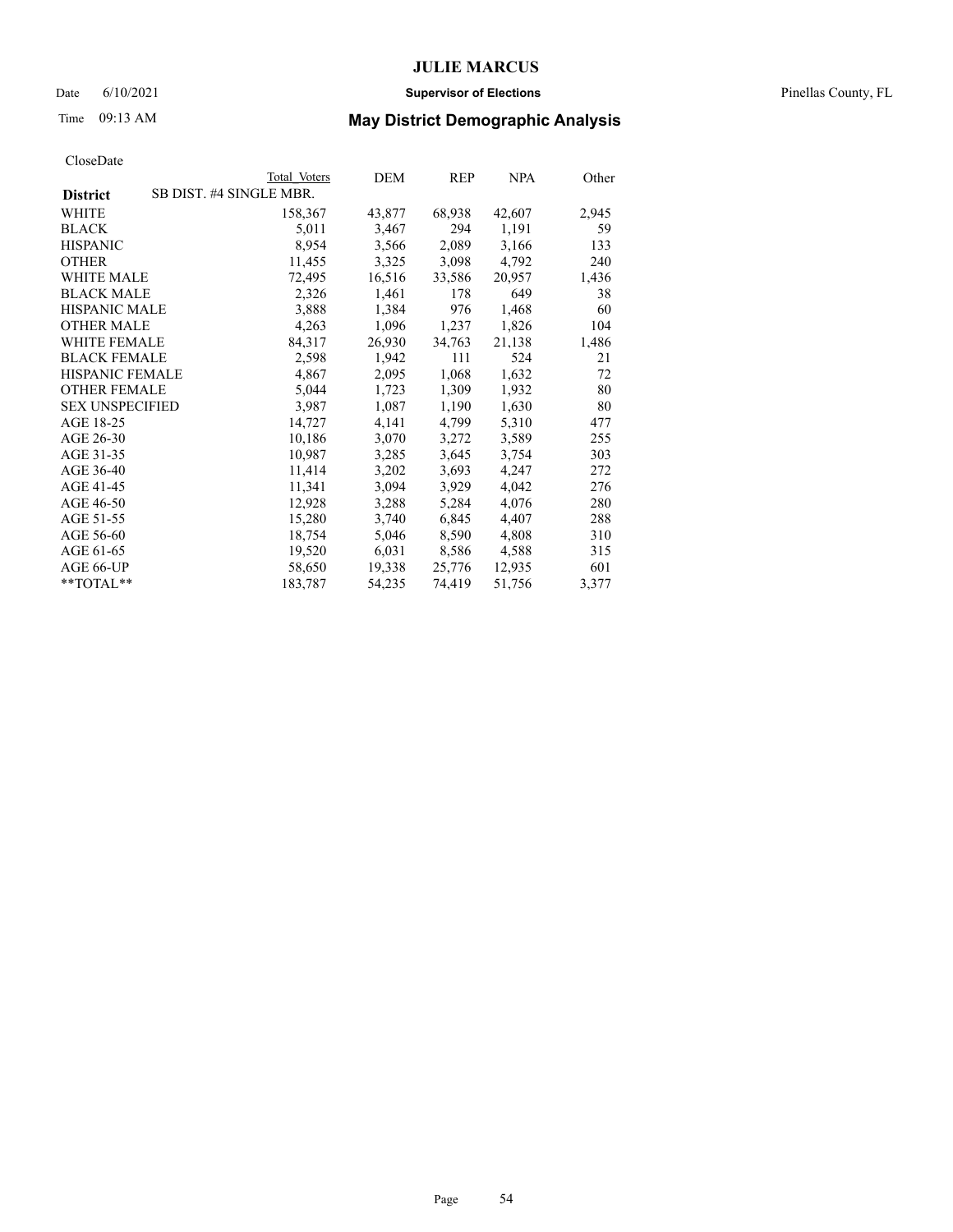CloseDate

| District | Total Voters | DEM | REP | NPA | Other |
|---|---|---|---|---|---|
| SB DIST. #4 SINGLE MBR. | | | | | |
| WHITE | 158,367 | 43,877 | 68,938 | 42,607 | 2,945 |
| BLACK | 5,011 | 3,467 | 294 | 1,191 | 59 |
| HISPANIC | 8,954 | 3,566 | 2,089 | 3,166 | 133 |
| OTHER | 11,455 | 3,325 | 3,098 | 4,792 | 240 |
| WHITE MALE | 72,495 | 16,516 | 33,586 | 20,957 | 1,436 |
| BLACK MALE | 2,326 | 1,461 | 178 | 649 | 38 |
| HISPANIC MALE | 3,888 | 1,384 | 976 | 1,468 | 60 |
| OTHER MALE | 4,263 | 1,096 | 1,237 | 1,826 | 104 |
| WHITE FEMALE | 84,317 | 26,930 | 34,763 | 21,138 | 1,486 |
| BLACK FEMALE | 2,598 | 1,942 | 111 | 524 | 21 |
| HISPANIC FEMALE | 4,867 | 2,095 | 1,068 | 1,632 | 72 |
| OTHER FEMALE | 5,044 | 1,723 | 1,309 | 1,932 | 80 |
| SEX UNSPECIFIED | 3,987 | 1,087 | 1,190 | 1,630 | 80 |
| AGE 18-25 | 14,727 | 4,141 | 4,799 | 5,310 | 477 |
| AGE 26-30 | 10,186 | 3,070 | 3,272 | 3,589 | 255 |
| AGE 31-35 | 10,987 | 3,285 | 3,645 | 3,754 | 303 |
| AGE 36-40 | 11,414 | 3,202 | 3,693 | 4,247 | 272 |
| AGE 41-45 | 11,341 | 3,094 | 3,929 | 4,042 | 276 |
| AGE 46-50 | 12,928 | 3,288 | 5,284 | 4,076 | 280 |
| AGE 51-55 | 15,280 | 3,740 | 6,845 | 4,407 | 288 |
| AGE 56-60 | 18,754 | 5,046 | 8,590 | 4,808 | 310 |
| AGE 61-65 | 19,520 | 6,031 | 8,586 | 4,588 | 315 |
| AGE 66-UP | 58,650 | 19,338 | 25,776 | 12,935 | 601 |
| **TOTAL** | 183,787 | 54,235 | 74,419 | 51,756 | 3,377 |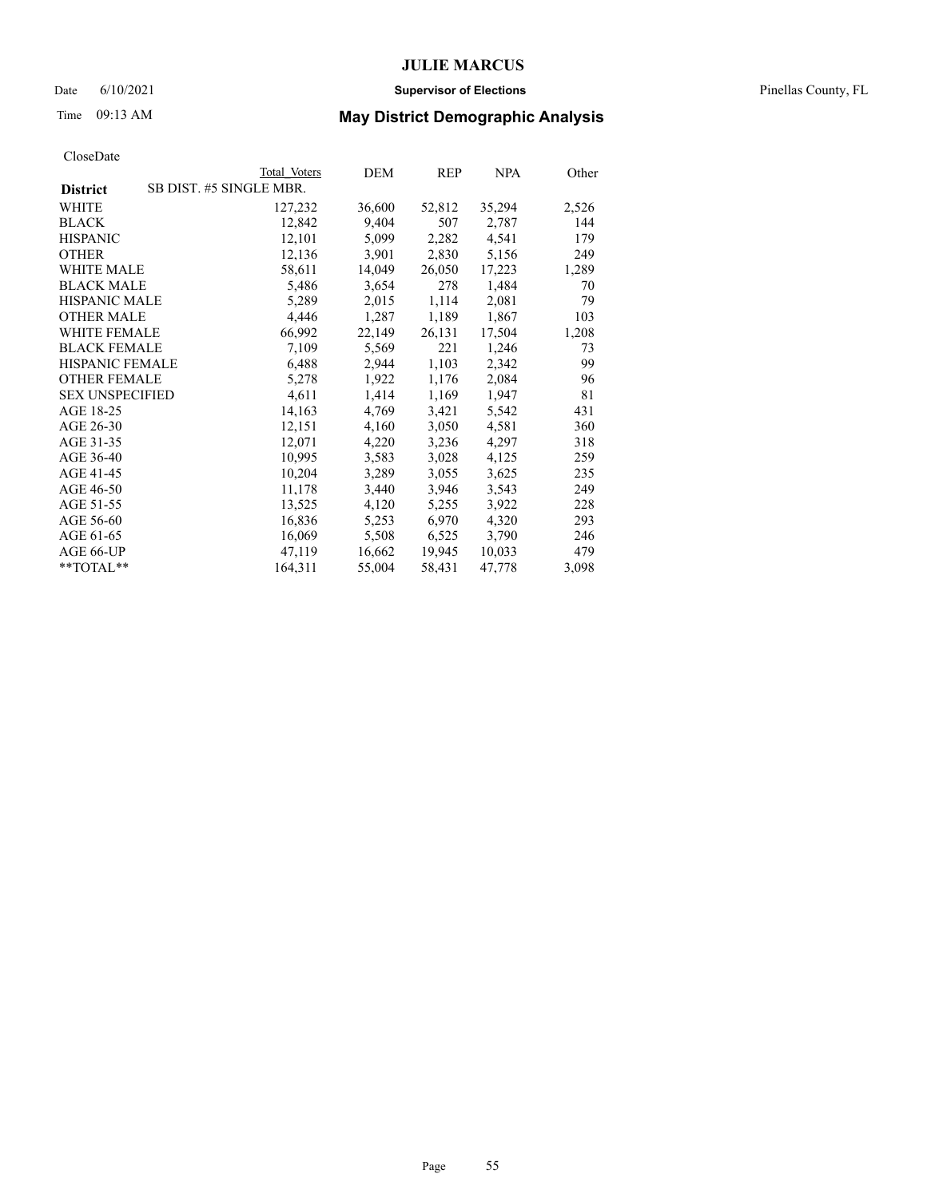# JULIE MARCUS

Date 6/10/2021 **Supervisor of Elections** Pinellas County, FL

Time 09:13 AM **May District Demographic Analysis**

CloseDate

| **District** SB DIST. #5 SINGLE MBR. | Total Voters | DEM | REP | NPA | Other |
|---|---|---|---|---|---|
| WHITE | 127,232 | 36,600 | 52,812 | 35,294 | 2,526 |
| BLACK | 12,842 | 9,404 | 507 | 2,787 | 144 |
| HISPANIC | 12,101 | 5,099 | 2,282 | 4,541 | 179 |
| OTHER | 12,136 | 3,901 | 2,830 | 5,156 | 249 |
| WHITE MALE | 58,611 | 14,049 | 26,050 | 17,223 | 1,289 |
| BLACK MALE | 5,486 | 3,654 | 278 | 1,484 | 70 |
| HISPANIC MALE | 5,289 | 2,015 | 1,114 | 2,081 | 79 |
| OTHER MALE | 4,446 | 1,287 | 1,189 | 1,867 | 103 |
| WHITE FEMALE | 66,992 | 22,149 | 26,131 | 17,504 | 1,208 |
| BLACK FEMALE | 7,109 | 5,569 | 221 | 1,246 | 73 |
| HISPANIC FEMALE | 6,488 | 2,944 | 1,103 | 2,342 | 99 |
| OTHER FEMALE | 5,278 | 1,922 | 1,176 | 2,084 | 96 |
| SEX UNSPECIFIED | 4,611 | 1,414 | 1,169 | 1,947 | 81 |
| AGE 18-25 | 14,163 | 4,769 | 3,421 | 5,542 | 431 |
| AGE 26-30 | 12,151 | 4,160 | 3,050 | 4,581 | 360 |
| AGE 31-35 | 12,071 | 4,220 | 3,236 | 4,297 | 318 |
| AGE 36-40 | 10,995 | 3,583 | 3,028 | 4,125 | 259 |
| AGE 41-45 | 10,204 | 3,289 | 3,055 | 3,625 | 235 |
| AGE 46-50 | 11,178 | 3,440 | 3,946 | 3,543 | 249 |
| AGE 51-55 | 13,525 | 4,120 | 5,255 | 3,922 | 228 |
| AGE 56-60 | 16,836 | 5,253 | 6,970 | 4,320 | 293 |
| AGE 61-65 | 16,069 | 5,508 | 6,525 | 3,790 | 246 |
| AGE 66-UP | 47,119 | 16,662 | 19,945 | 10,033 | 479 |
| **TOTAL** | 164,311 | 55,004 | 58,431 | 47,778 | 3,098 |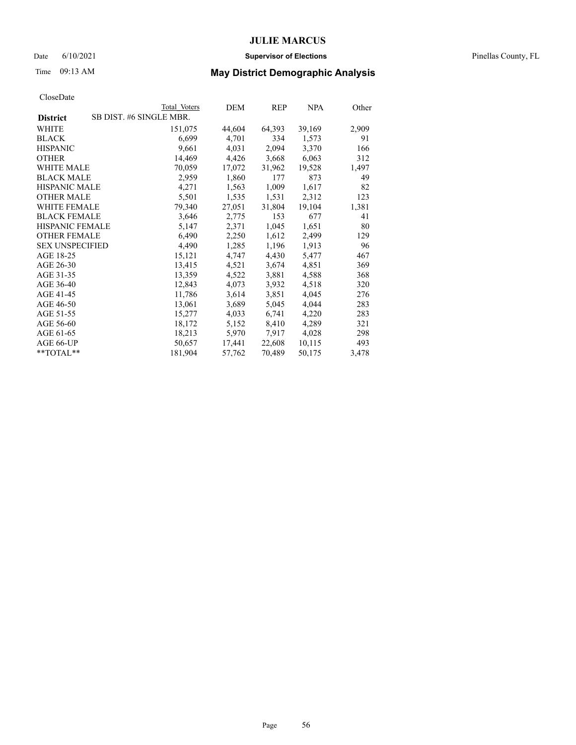# JULIE MARCUS

Date 6/10/2021 **Supervisor of Elections** Pinellas County, FL

Time 09:13 AM **May District Demographic Analysis**

CloseDate

| District | Total Voters | DEM | REP | NPA | Other |
|---|---|---|---|---|---|
| SB DIST. #6 SINGLE MBR. | | | | | |
| WHITE | 151,075 | 44,604 | 64,393 | 39,169 | 2,909 |
| BLACK | 6,699 | 4,701 | 334 | 1,573 | 91 |
| HISPANIC | 9,661 | 4,031 | 2,094 | 3,370 | 166 |
| OTHER | 14,469 | 4,426 | 3,668 | 6,063 | 312 |
| WHITE MALE | 70,059 | 17,072 | 31,962 | 19,528 | 1,497 |
| BLACK MALE | 2,959 | 1,860 | 177 | 873 | 49 |
| HISPANIC MALE | 4,271 | 1,563 | 1,009 | 1,617 | 82 |
| OTHER MALE | 5,501 | 1,535 | 1,531 | 2,312 | 123 |
| WHITE FEMALE | 79,340 | 27,051 | 31,804 | 19,104 | 1,381 |
| BLACK FEMALE | 3,646 | 2,775 | 153 | 677 | 41 |
| HISPANIC FEMALE | 5,147 | 2,371 | 1,045 | 1,651 | 80 |
| OTHER FEMALE | 6,490 | 2,250 | 1,612 | 2,499 | 129 |
| SEX UNSPECIFIED | 4,490 | 1,285 | 1,196 | 1,913 | 96 |
| AGE 18-25 | 15,121 | 4,747 | 4,430 | 5,477 | 467 |
| AGE 26-30 | 13,415 | 4,521 | 3,674 | 4,851 | 369 |
| AGE 31-35 | 13,359 | 4,522 | 3,881 | 4,588 | 368 |
| AGE 36-40 | 12,843 | 4,073 | 3,932 | 4,518 | 320 |
| AGE 41-45 | 11,786 | 3,614 | 3,851 | 4,045 | 276 |
| AGE 46-50 | 13,061 | 3,689 | 5,045 | 4,044 | 283 |
| AGE 51-55 | 15,277 | 4,033 | 6,741 | 4,220 | 283 |
| AGE 56-60 | 18,172 | 5,152 | 8,410 | 4,289 | 321 |
| AGE 61-65 | 18,213 | 5,970 | 7,917 | 4,028 | 298 |
| AGE 66-UP | 50,657 | 17,441 | 22,608 | 10,115 | 493 |
| **TOTAL** | 181,904 | 57,762 | 70,489 | 50,175 | 3,478 |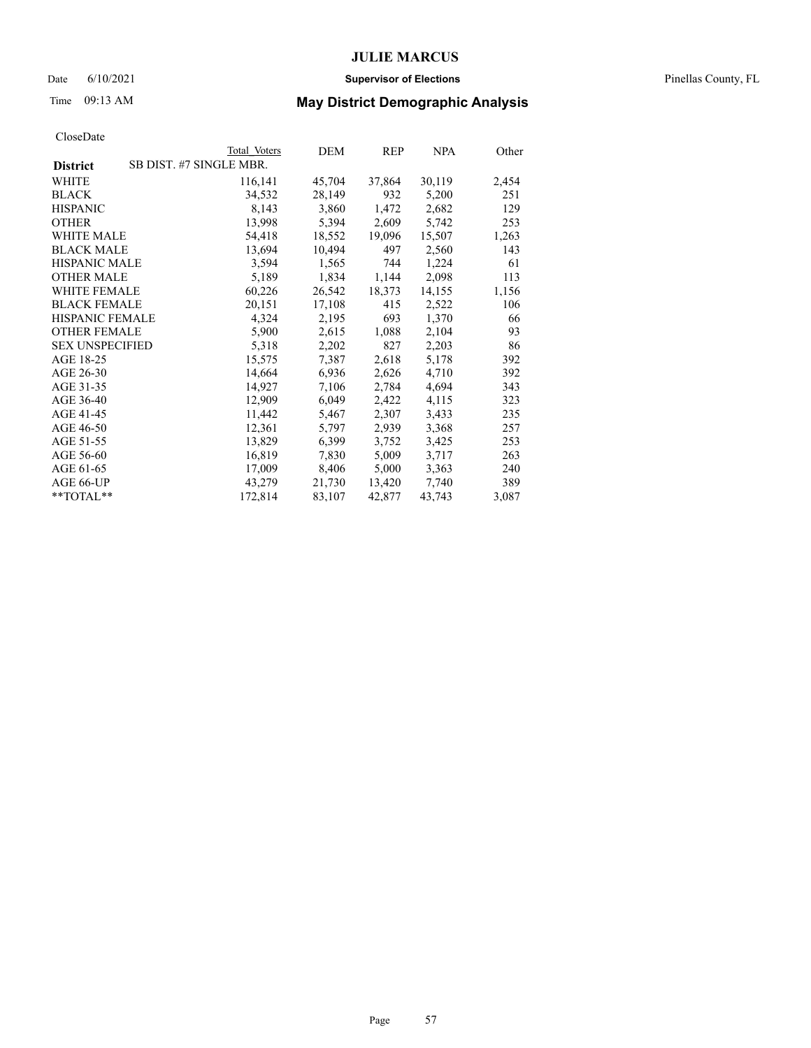# JULIE MARCUS

Date 6/10/2021 **Supervisor of Elections** Pinellas County, FL

Time 09:13 AM **May District Demographic Analysis**

CloseDate

| **District** | Total Voters | DEM | REP | NPA | Other |
|---|---|---|---|---|---|
| SB DIST. #7 SINGLE MBR. | | | | | |
| WHITE | 116,141 | 45,704 | 37,864 | 30,119 | 2,454 |
| BLACK | 34,532 | 28,149 | 932 | 5,200 | 251 |
| HISPANIC | 8,143 | 3,860 | 1,472 | 2,682 | 129 |
| OTHER | 13,998 | 5,394 | 2,609 | 5,742 | 253 |
| WHITE MALE | 54,418 | 18,552 | 19,096 | 15,507 | 1,263 |
| BLACK MALE | 13,694 | 10,494 | 497 | 2,560 | 143 |
| HISPANIC MALE | 3,594 | 1,565 | 744 | 1,224 | 61 |
| OTHER MALE | 5,189 | 1,834 | 1,144 | 2,098 | 113 |
| WHITE FEMALE | 60,226 | 26,542 | 18,373 | 14,155 | 1,156 |
| BLACK FEMALE | 20,151 | 17,108 | 415 | 2,522 | 106 |
| HISPANIC FEMALE | 4,324 | 2,195 | 693 | 1,370 | 66 |
| OTHER FEMALE | 5,900 | 2,615 | 1,088 | 2,104 | 93 |
| SEX UNSPECIFIED | 5,318 | 2,202 | 827 | 2,203 | 86 |
| AGE 18-25 | 15,575 | 7,387 | 2,618 | 5,178 | 392 |
| AGE 26-30 | 14,664 | 6,936 | 2,626 | 4,710 | 392 |
| AGE 31-35 | 14,927 | 7,106 | 2,784 | 4,694 | 343 |
| AGE 36-40 | 12,909 | 6,049 | 2,422 | 4,115 | 323 |
| AGE 41-45 | 11,442 | 5,467 | 2,307 | 3,433 | 235 |
| AGE 46-50 | 12,361 | 5,797 | 2,939 | 3,368 | 257 |
| AGE 51-55 | 13,829 | 6,399 | 3,752 | 3,425 | 253 |
| AGE 56-60 | 16,819 | 7,830 | 5,009 | 3,717 | 263 |
| AGE 61-65 | 17,009 | 8,406 | 5,000 | 3,363 | 240 |
| AGE 66-UP | 43,279 | 21,730 | 13,420 | 7,740 | 389 |
| **TOTAL** | 172,814 | 83,107 | 42,877 | 43,743 | 3,087 |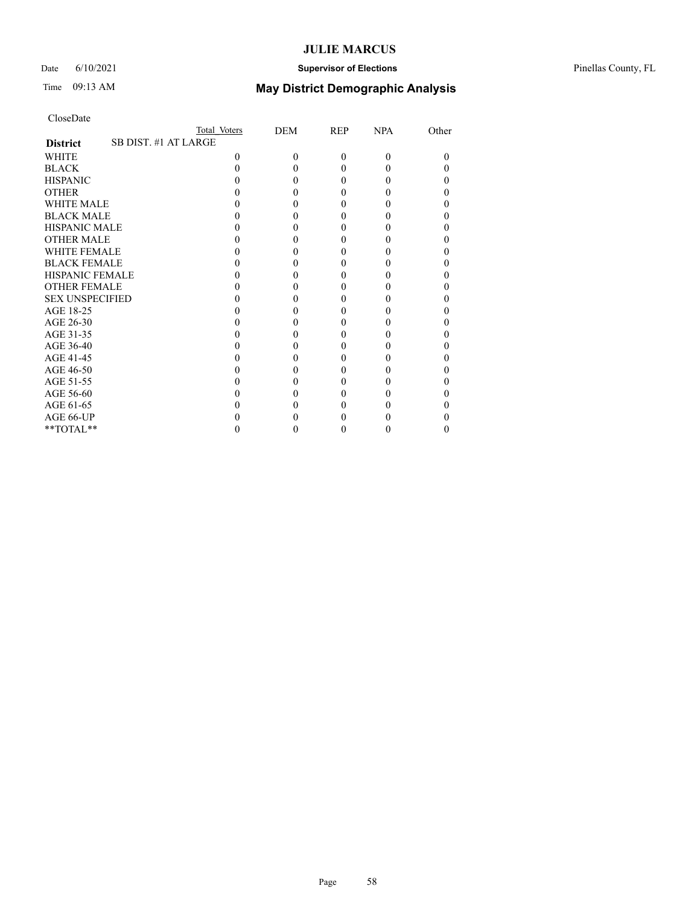# JULIE MARCUS

Date 6/10/2021 **Supervisor of Elections** Pinellas County, FL

Time 09:13 AM **May District Demographic Analysis**

CloseDate

| | Total Voters | DEM | REP | NPA | Other |
|---|---|---|---|---|---|
| **District** SB DIST. #1 AT LARGE | | | | | |
| WHITE | 0 | 0 | 0 | 0 | 0 |
| BLACK | 0 | 0 | 0 | 0 | 0 |
| HISPANIC | 0 | 0 | 0 | 0 | 0 |
| OTHER | 0 | 0 | 0 | 0 | 0 |
| WHITE MALE | 0 | 0 | 0 | 0 | 0 |
| BLACK MALE | 0 | 0 | 0 | 0 | 0 |
| HISPANIC MALE | 0 | 0 | 0 | 0 | 0 |
| OTHER MALE | 0 | 0 | 0 | 0 | 0 |
| WHITE FEMALE | 0 | 0 | 0 | 0 | 0 |
| BLACK FEMALE | 0 | 0 | 0 | 0 | 0 |
| HISPANIC FEMALE | 0 | 0 | 0 | 0 | 0 |
| OTHER FEMALE | 0 | 0 | 0 | 0 | 0 |
| SEX UNSPECIFIED | 0 | 0 | 0 | 0 | 0 |
| AGE 18-25 | 0 | 0 | 0 | 0 | 0 |
| AGE 26-30 | 0 | 0 | 0 | 0 | 0 |
| AGE 31-35 | 0 | 0 | 0 | 0 | 0 |
| AGE 36-40 | 0 | 0 | 0 | 0 | 0 |
| AGE 41-45 | 0 | 0 | 0 | 0 | 0 |
| AGE 46-50 | 0 | 0 | 0 | 0 | 0 |
| AGE 51-55 | 0 | 0 | 0 | 0 | 0 |
| AGE 56-60 | 0 | 0 | 0 | 0 | 0 |
| AGE 61-65 | 0 | 0 | 0 | 0 | 0 |
| AGE 66-UP | 0 | 0 | 0 | 0 | 0 |
| **TOTAL** | 0 | 0 | 0 | 0 | 0 |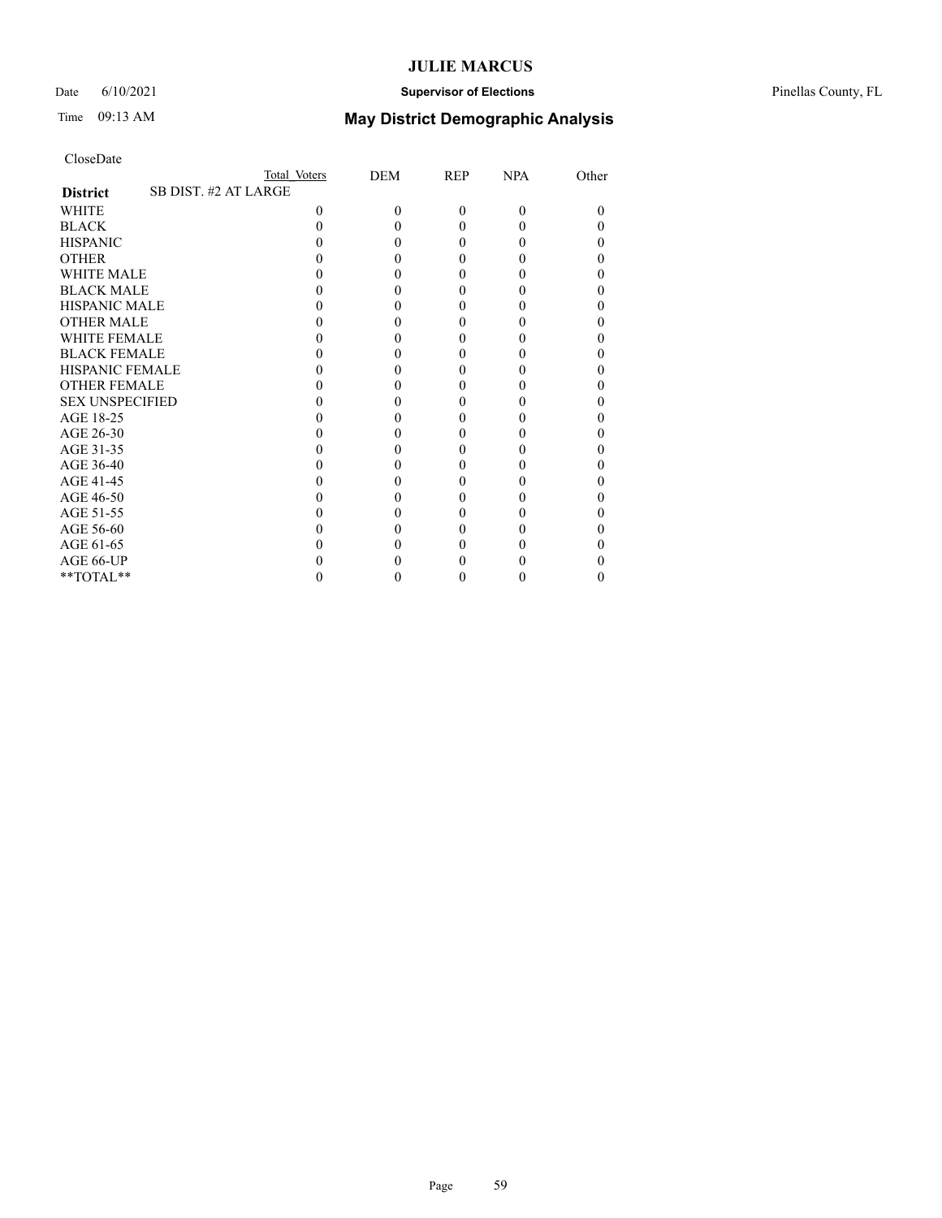CloseDate

| | Total Voters | DEM | REP | NPA | Other |
|---|---|---|---|---|---|
| **District** SB DIST. #2 AT LARGE | | | | | |
| WHITE | 0 | 0 | 0 | 0 | 0 |
| BLACK | 0 | 0 | 0 | 0 | 0 |
| HISPANIC | 0 | 0 | 0 | 0 | 0 |
| OTHER | 0 | 0 | 0 | 0 | 0 |
| WHITE MALE | 0 | 0 | 0 | 0 | 0 |
| BLACK MALE | 0 | 0 | 0 | 0 | 0 |
| HISPANIC MALE | 0 | 0 | 0 | 0 | 0 |
| OTHER MALE | 0 | 0 | 0 | 0 | 0 |
| WHITE FEMALE | 0 | 0 | 0 | 0 | 0 |
| BLACK FEMALE | 0 | 0 | 0 | 0 | 0 |
| HISPANIC FEMALE | 0 | 0 | 0 | 0 | 0 |
| OTHER FEMALE | 0 | 0 | 0 | 0 | 0 |
| SEX UNSPECIFIED | 0 | 0 | 0 | 0 | 0 |
| AGE 18-25 | 0 | 0 | 0 | 0 | 0 |
| AGE 26-30 | 0 | 0 | 0 | 0 | 0 |
| AGE 31-35 | 0 | 0 | 0 | 0 | 0 |
| AGE 36-40 | 0 | 0 | 0 | 0 | 0 |
| AGE 41-45 | 0 | 0 | 0 | 0 | 0 |
| AGE 46-50 | 0 | 0 | 0 | 0 | 0 |
| AGE 51-55 | 0 | 0 | 0 | 0 | 0 |
| AGE 56-60 | 0 | 0 | 0 | 0 | 0 |
| AGE 61-65 | 0 | 0 | 0 | 0 | 0 |
| AGE 66-UP | 0 | 0 | 0 | 0 | 0 |
| **TOTAL** | 0 | 0 | 0 | 0 | 0 |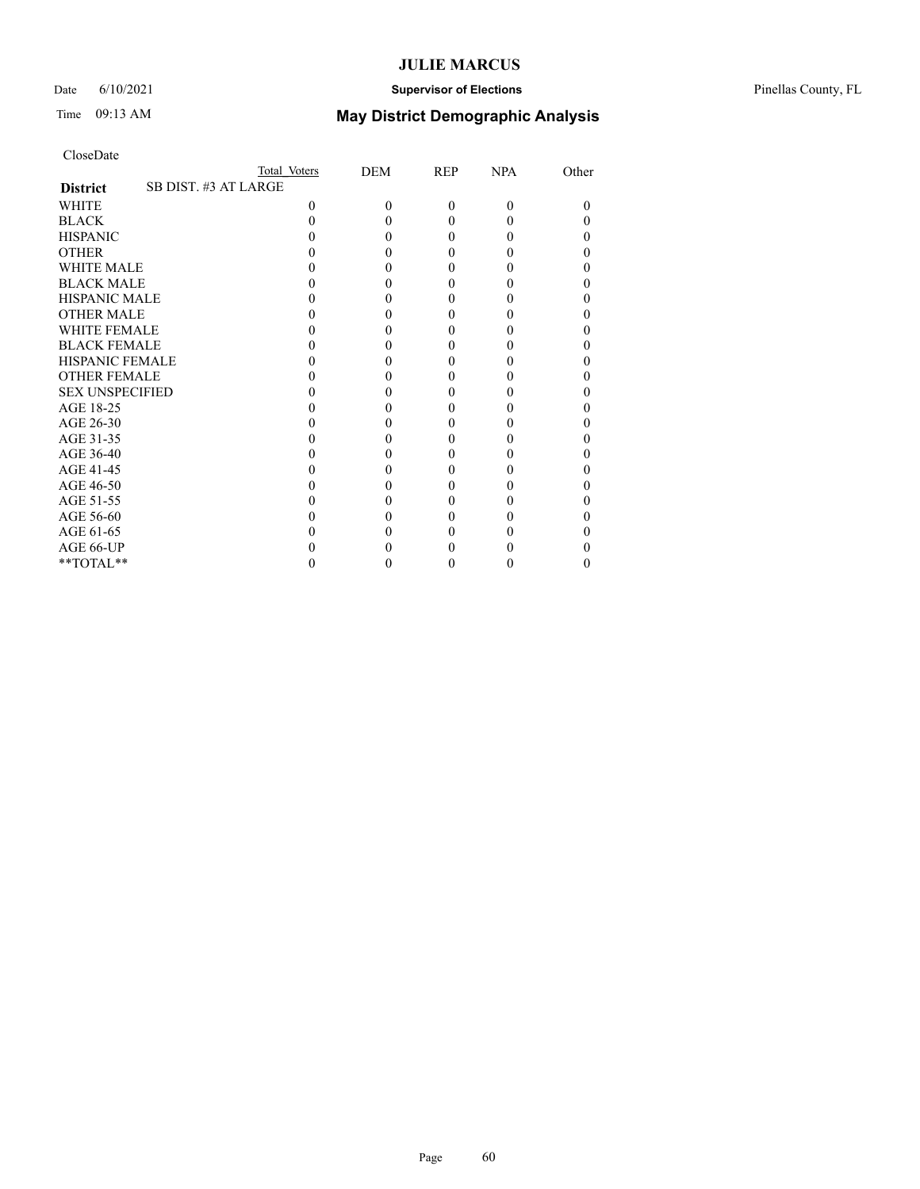# JULIE MARCUS

Date 6/10/2021 **Supervisor of Elections** Pinellas County, FL

Time 09:13 AM **May District Demographic Analysis**

CloseDate

| | Total Voters | DEM | REP | NPA | Other |
|---|---|---|---|---|---|
| **District** SB DIST. #3 AT LARGE | | | | | |
| WHITE | 0 | 0 | 0 | 0 | 0 |
| BLACK | 0 | 0 | 0 | 0 | 0 |
| HISPANIC | 0 | 0 | 0 | 0 | 0 |
| OTHER | 0 | 0 | 0 | 0 | 0 |
| WHITE MALE | 0 | 0 | 0 | 0 | 0 |
| BLACK MALE | 0 | 0 | 0 | 0 | 0 |
| HISPANIC MALE | 0 | 0 | 0 | 0 | 0 |
| OTHER MALE | 0 | 0 | 0 | 0 | 0 |
| WHITE FEMALE | 0 | 0 | 0 | 0 | 0 |
| BLACK FEMALE | 0 | 0 | 0 | 0 | 0 |
| HISPANIC FEMALE | 0 | 0 | 0 | 0 | 0 |
| OTHER FEMALE | 0 | 0 | 0 | 0 | 0 |
| SEX UNSPECIFIED | 0 | 0 | 0 | 0 | 0 |
| AGE 18-25 | 0 | 0 | 0 | 0 | 0 |
| AGE 26-30 | 0 | 0 | 0 | 0 | 0 |
| AGE 31-35 | 0 | 0 | 0 | 0 | 0 |
| AGE 36-40 | 0 | 0 | 0 | 0 | 0 |
| AGE 41-45 | 0 | 0 | 0 | 0 | 0 |
| AGE 46-50 | 0 | 0 | 0 | 0 | 0 |
| AGE 51-55 | 0 | 0 | 0 | 0 | 0 |
| AGE 56-60 | 0 | 0 | 0 | 0 | 0 |
| AGE 61-65 | 0 | 0 | 0 | 0 | 0 |
| AGE 66-UP | 0 | 0 | 0 | 0 | 0 |
| **TOTAL** | 0 | 0 | 0 | 0 | 0 |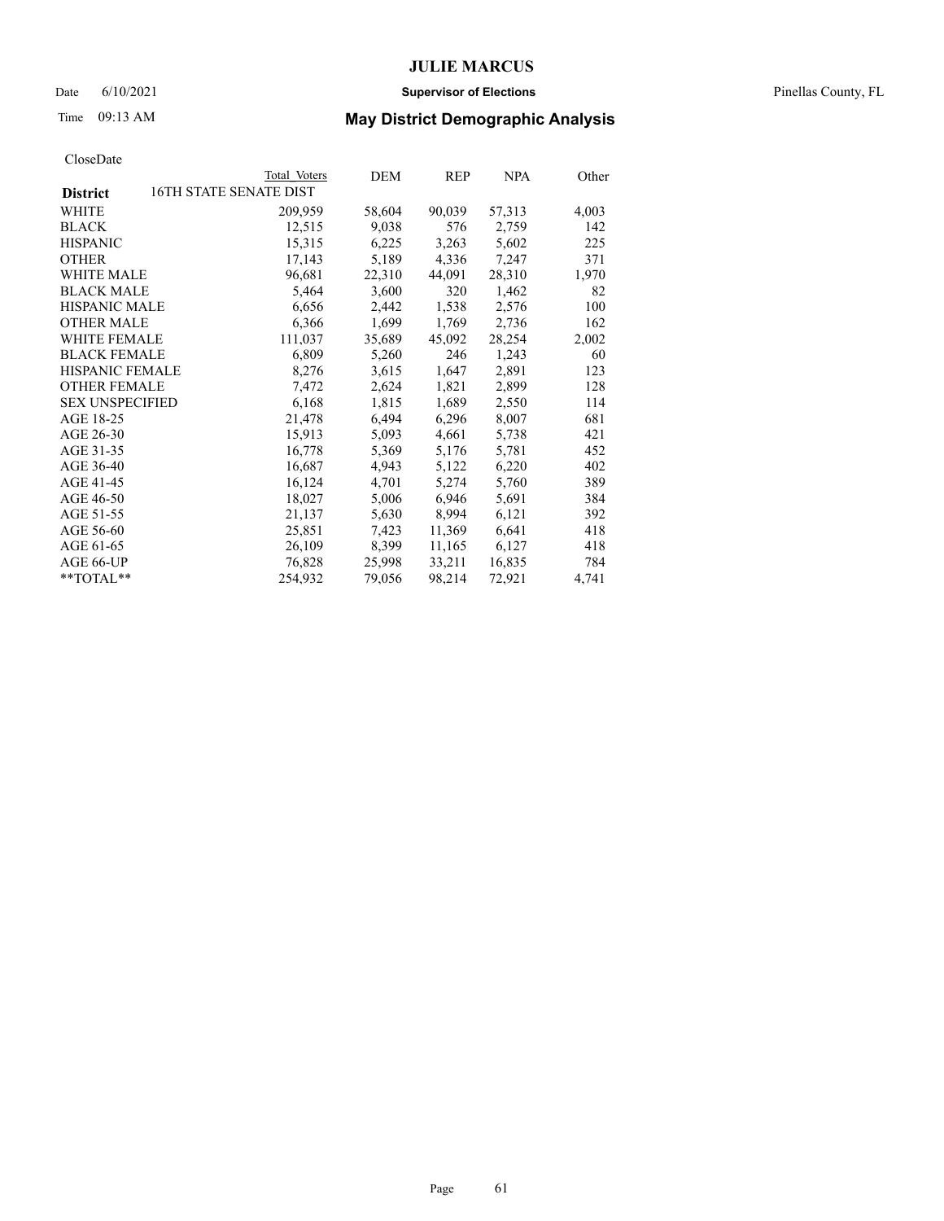# JULIE MARCUS

Date 6/10/2021 **Supervisor of Elections** Pinellas County, FL

Time 09:13 AM **May District Demographic Analysis**

CloseDate

| **District** | Total Voters | DEM | REP | NPA | Other |
|---|---|---|---|---|---|
| 16TH STATE SENATE DIST | | | | | |
| WHITE | 209,959 | 58,604 | 90,039 | 57,313 | 4,003 |
| BLACK | 12,515 | 9,038 | 576 | 2,759 | 142 |
| HISPANIC | 15,315 | 6,225 | 3,263 | 5,602 | 225 |
| OTHER | 17,143 | 5,189 | 4,336 | 7,247 | 371 |
| WHITE MALE | 96,681 | 22,310 | 44,091 | 28,310 | 1,970 |
| BLACK MALE | 5,464 | 3,600 | 320 | 1,462 | 82 |
| HISPANIC MALE | 6,656 | 2,442 | 1,538 | 2,576 | 100 |
| OTHER MALE | 6,366 | 1,699 | 1,769 | 2,736 | 162 |
| WHITE FEMALE | 111,037 | 35,689 | 45,092 | 28,254 | 2,002 |
| BLACK FEMALE | 6,809 | 5,260 | 246 | 1,243 | 60 |
| HISPANIC FEMALE | 8,276 | 3,615 | 1,647 | 2,891 | 123 |
| OTHER FEMALE | 7,472 | 2,624 | 1,821 | 2,899 | 128 |
| SEX UNSPECIFIED | 6,168 | 1,815 | 1,689 | 2,550 | 114 |
| AGE 18-25 | 21,478 | 6,494 | 6,296 | 8,007 | 681 |
| AGE 26-30 | 15,913 | 5,093 | 4,661 | 5,738 | 421 |
| AGE 31-35 | 16,778 | 5,369 | 5,176 | 5,781 | 452 |
| AGE 36-40 | 16,687 | 4,943 | 5,122 | 6,220 | 402 |
| AGE 41-45 | 16,124 | 4,701 | 5,274 | 5,760 | 389 |
| AGE 46-50 | 18,027 | 5,006 | 6,946 | 5,691 | 384 |
| AGE 51-55 | 21,137 | 5,630 | 8,994 | 6,121 | 392 |
| AGE 56-60 | 25,851 | 7,423 | 11,369 | 6,641 | 418 |
| AGE 61-65 | 26,109 | 8,399 | 11,165 | 6,127 | 418 |
| AGE 66-UP | 76,828 | 25,998 | 33,211 | 16,835 | 784 |
| **TOTAL** | 254,932 | 79,056 | 98,214 | 72,921 | 4,741 |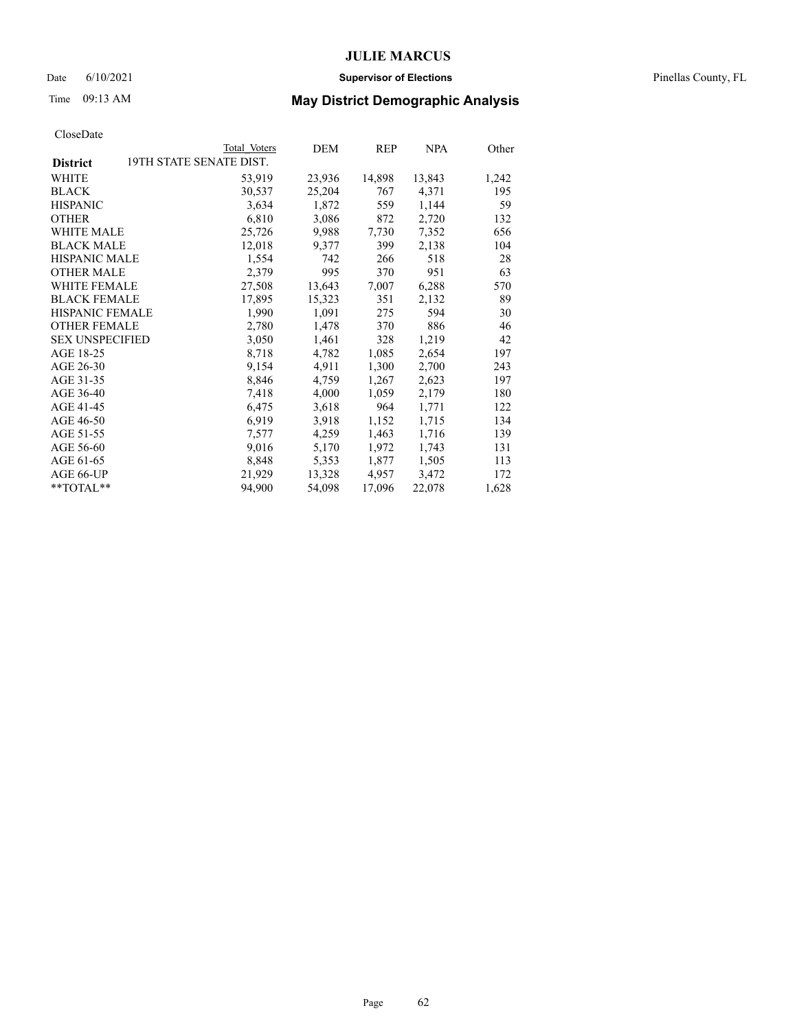CloseDate

| District | Total Voters | DEM | REP | NPA | Other |
|---|---|---|---|---|---|
| 19TH STATE SENATE DIST. | | | | | |
| WHITE | 53,919 | 23,936 | 14,898 | 13,843 | 1,242 |
| BLACK | 30,537 | 25,204 | 767 | 4,371 | 195 |
| HISPANIC | 3,634 | 1,872 | 559 | 1,144 | 59 |
| OTHER | 6,810 | 3,086 | 872 | 2,720 | 132 |
| WHITE MALE | 25,726 | 9,988 | 7,730 | 7,352 | 656 |
| BLACK MALE | 12,018 | 9,377 | 399 | 2,138 | 104 |
| HISPANIC MALE | 1,554 | 742 | 266 | 518 | 28 |
| OTHER MALE | 2,379 | 995 | 370 | 951 | 63 |
| WHITE FEMALE | 27,508 | 13,643 | 7,007 | 6,288 | 570 |
| BLACK FEMALE | 17,895 | 15,323 | 351 | 2,132 | 89 |
| HISPANIC FEMALE | 1,990 | 1,091 | 275 | 594 | 30 |
| OTHER FEMALE | 2,780 | 1,478 | 370 | 886 | 46 |
| SEX UNSPECIFIED | 3,050 | 1,461 | 328 | 1,219 | 42 |
| AGE 18-25 | 8,718 | 4,782 | 1,085 | 2,654 | 197 |
| AGE 26-30 | 9,154 | 4,911 | 1,300 | 2,700 | 243 |
| AGE 31-35 | 8,846 | 4,759 | 1,267 | 2,623 | 197 |
| AGE 36-40 | 7,418 | 4,000 | 1,059 | 2,179 | 180 |
| AGE 41-45 | 6,475 | 3,618 | 964 | 1,771 | 122 |
| AGE 46-50 | 6,919 | 3,918 | 1,152 | 1,715 | 134 |
| AGE 51-55 | 7,577 | 4,259 | 1,463 | 1,716 | 139 |
| AGE 56-60 | 9,016 | 5,170 | 1,972 | 1,743 | 131 |
| AGE 61-65 | 8,848 | 5,353 | 1,877 | 1,505 | 113 |
| AGE 66-UP | 21,929 | 13,328 | 4,957 | 3,472 | 172 |
| **TOTAL** | 94,900 | 54,098 | 17,096 | 22,078 | 1,628 |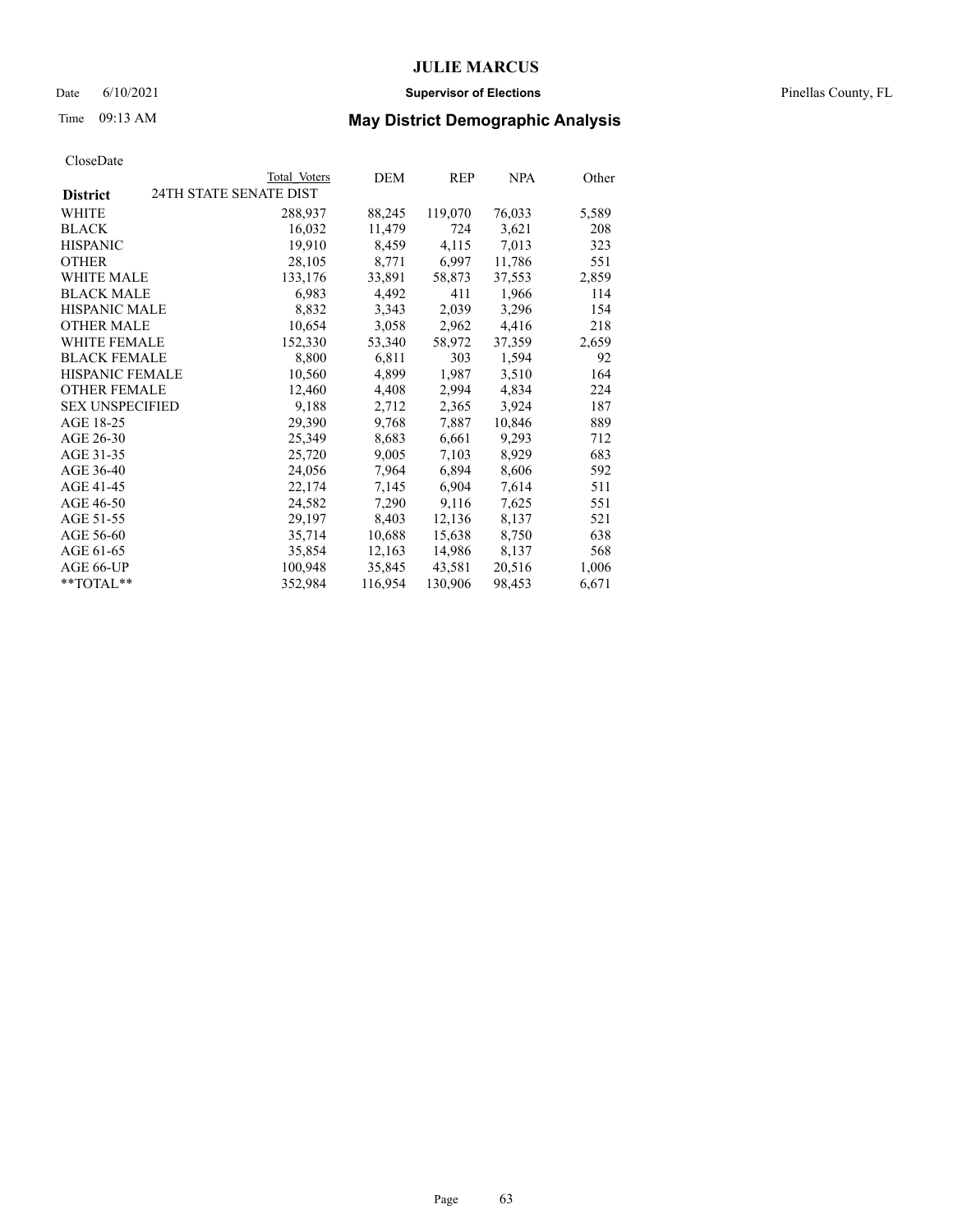# JULIE MARCUS

Date 6/10/2021 **Supervisor of Elections** Pinellas County, FL

Time 09:13 AM **May District Demographic Analysis**

CloseDate

| **District** | Total Voters | DEM | REP | NPA | Other |
|---|---|---|---|---|---|
| 24TH STATE SENATE DIST | | | | | |
| WHITE | 288,937 | 88,245 | 119,070 | 76,033 | 5,589 |
| BLACK | 16,032 | 11,479 | 724 | 3,621 | 208 |
| HISPANIC | 19,910 | 8,459 | 4,115 | 7,013 | 323 |
| OTHER | 28,105 | 8,771 | 6,997 | 11,786 | 551 |
| WHITE MALE | 133,176 | 33,891 | 58,873 | 37,553 | 2,859 |
| BLACK MALE | 6,983 | 4,492 | 411 | 1,966 | 114 |
| HISPANIC MALE | 8,832 | 3,343 | 2,039 | 3,296 | 154 |
| OTHER MALE | 10,654 | 3,058 | 2,962 | 4,416 | 218 |
| WHITE FEMALE | 152,330 | 53,340 | 58,972 | 37,359 | 2,659 |
| BLACK FEMALE | 8,800 | 6,811 | 303 | 1,594 | 92 |
| HISPANIC FEMALE | 10,560 | 4,899 | 1,987 | 3,510 | 164 |
| OTHER FEMALE | 12,460 | 4,408 | 2,994 | 4,834 | 224 |
| SEX UNSPECIFIED | 9,188 | 2,712 | 2,365 | 3,924 | 187 |
| AGE 18-25 | 29,390 | 9,768 | 7,887 | 10,846 | 889 |
| AGE 26-30 | 25,349 | 8,683 | 6,661 | 9,293 | 712 |
| AGE 31-35 | 25,720 | 9,005 | 7,103 | 8,929 | 683 |
| AGE 36-40 | 24,056 | 7,964 | 6,894 | 8,606 | 592 |
| AGE 41-45 | 22,174 | 7,145 | 6,904 | 7,614 | 511 |
| AGE 46-50 | 24,582 | 7,290 | 9,116 | 7,625 | 551 |
| AGE 51-55 | 29,197 | 8,403 | 12,136 | 8,137 | 521 |
| AGE 56-60 | 35,714 | 10,688 | 15,638 | 8,750 | 638 |
| AGE 61-65 | 35,854 | 12,163 | 14,986 | 8,137 | 568 |
| AGE 66-UP | 100,948 | 35,845 | 43,581 | 20,516 | 1,006 |
| **TOTAL** | 352,984 | 116,954 | 130,906 | 98,453 | 6,671 |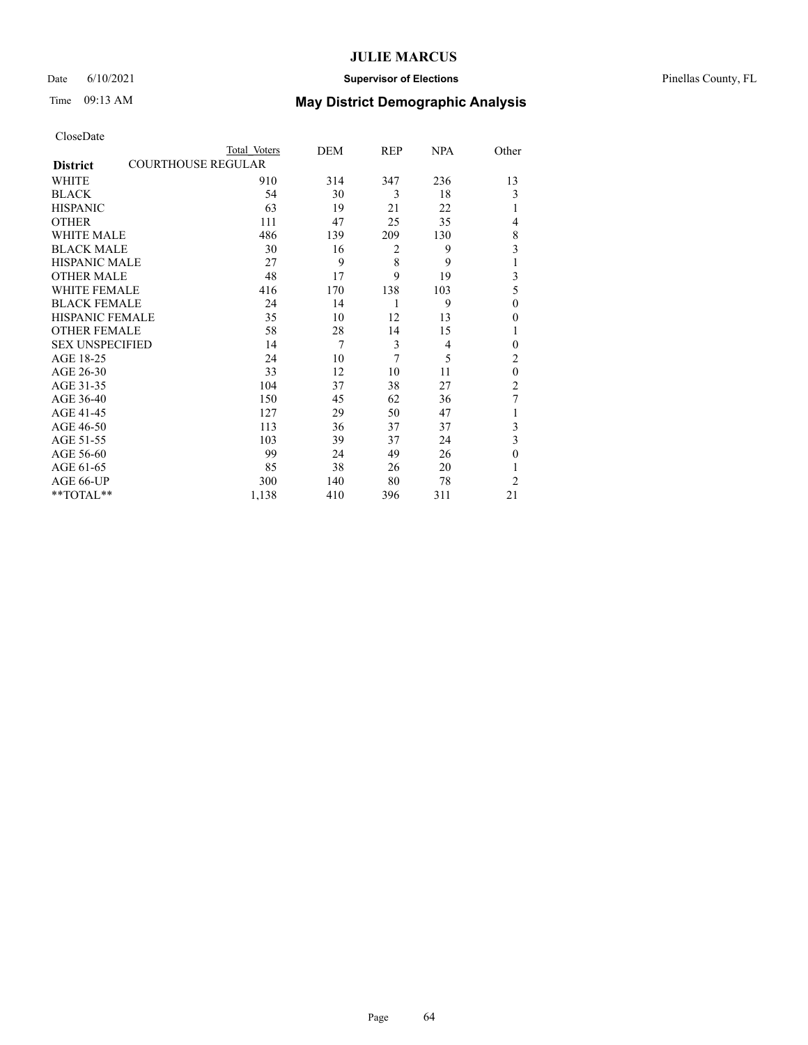# JULIE MARCUS

Date 6/10/2021 **Supervisor of Elections** Pinellas County, FL

Time 09:13 AM **May District Demographic Analysis**

CloseDate

| | Total Voters | DEM | REP | NPA | Other |
|---|---|---|---|---|---|
| **District** COURTHOUSE REGULAR | | | | | |
| WHITE | 910 | 314 | 347 | 236 | 13 |
| BLACK | 54 | 30 | 3 | 18 | 3 |
| HISPANIC | 63 | 19 | 21 | 22 | 1 |
| OTHER | 111 | 47 | 25 | 35 | 4 |
| WHITE MALE | 486 | 139 | 209 | 130 | 8 |
| BLACK MALE | 30 | 16 | 2 | 9 | 3 |
| HISPANIC MALE | 27 | 9 | 8 | 9 | 1 |
| OTHER MALE | 48 | 17 | 9 | 19 | 3 |
| WHITE FEMALE | 416 | 170 | 138 | 103 | 5 |
| BLACK FEMALE | 24 | 14 | 1 | 9 | 0 |
| HISPANIC FEMALE | 35 | 10 | 12 | 13 | 0 |
| OTHER FEMALE | 58 | 28 | 14 | 15 | 1 |
| SEX UNSPECIFIED | 14 | 7 | 3 | 4 | 0 |
| AGE 18-25 | 24 | 10 | 7 | 5 | 2 |
| AGE 26-30 | 33 | 12 | 10 | 11 | 0 |
| AGE 31-35 | 104 | 37 | 38 | 27 | 2 |
| AGE 36-40 | 150 | 45 | 62 | 36 | 7 |
| AGE 41-45 | 127 | 29 | 50 | 47 | 1 |
| AGE 46-50 | 113 | 36 | 37 | 37 | 3 |
| AGE 51-55 | 103 | 39 | 37 | 24 | 3 |
| AGE 56-60 | 99 | 24 | 49 | 26 | 0 |
| AGE 61-65 | 85 | 38 | 26 | 20 | 1 |
| AGE 66-UP | 300 | 140 | 80 | 78 | 2 |
| **TOTAL** | 1,138 | 410 | 396 | 311 | 21 |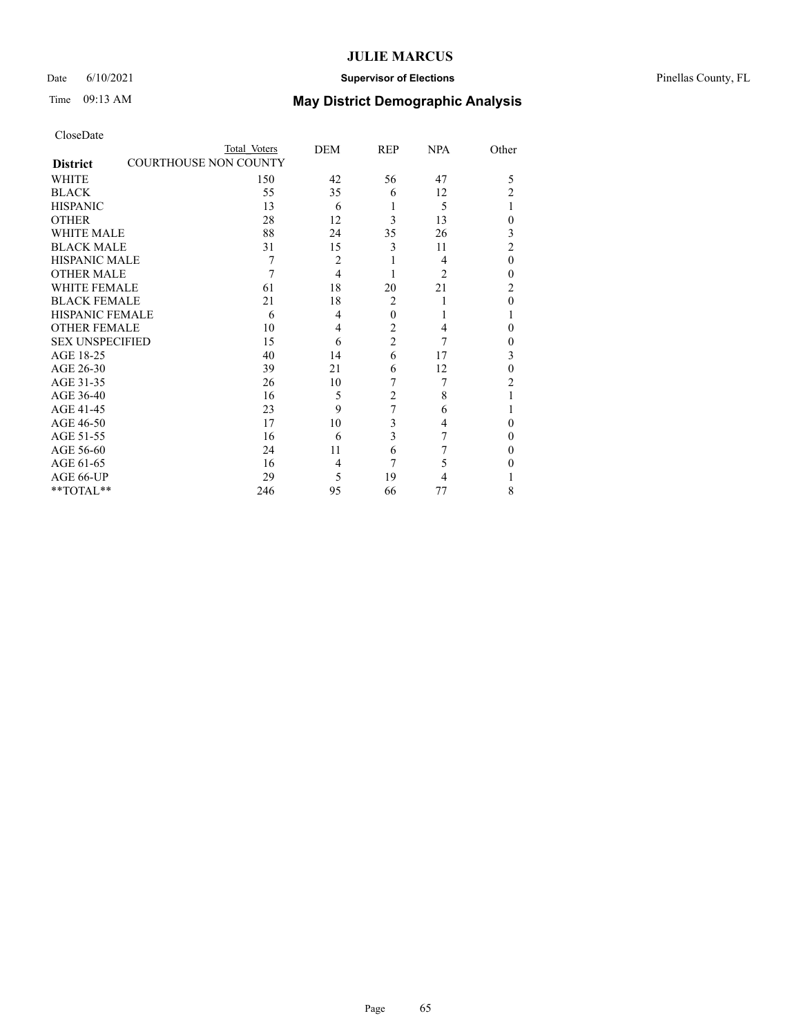# JULIE MARCUS

Date 6/10/2021 **Supervisor of Elections** Pinellas County, FL

Time 09:13 AM **May District Demographic Analysis**

CloseDate

| District | COURTHOUSE NON COUNTY Total Voters | DEM | REP | NPA | Other |
|---|---|---|---|---|---|
| WHITE | 150 | 42 | 56 | 47 | 5 |
| BLACK | 55 | 35 | 6 | 12 | 2 |
| HISPANIC | 13 | 6 | 1 | 5 | 1 |
| OTHER | 28 | 12 | 3 | 13 | 0 |
| WHITE MALE | 88 | 24 | 35 | 26 | 3 |
| BLACK MALE | 31 | 15 | 3 | 11 | 2 |
| HISPANIC MALE | 7 | 2 | 1 | 4 | 0 |
| OTHER MALE | 7 | 4 | 1 | 2 | 0 |
| WHITE FEMALE | 61 | 18 | 20 | 21 | 2 |
| BLACK FEMALE | 21 | 18 | 2 | 1 | 0 |
| HISPANIC FEMALE | 6 | 4 | 0 | 1 | 1 |
| OTHER FEMALE | 10 | 4 | 2 | 4 | 0 |
| SEX UNSPECIFIED | 15 | 6 | 2 | 7 | 0 |
| AGE 18-25 | 40 | 14 | 6 | 17 | 3 |
| AGE 26-30 | 39 | 21 | 6 | 12 | 0 |
| AGE 31-35 | 26 | 10 | 7 | 7 | 2 |
| AGE 36-40 | 16 | 5 | 2 | 8 | 1 |
| AGE 41-45 | 23 | 9 | 7 | 6 | 1 |
| AGE 46-50 | 17 | 10 | 3 | 4 | 0 |
| AGE 51-55 | 16 | 6 | 3 | 7 | 0 |
| AGE 56-60 | 24 | 11 | 6 | 7 | 0 |
| AGE 61-65 | 16 | 4 | 7 | 5 | 0 |
| AGE 66-UP | 29 | 5 | 19 | 4 | 1 |
| **TOTAL** | 246 | 95 | 66 | 77 | 8 |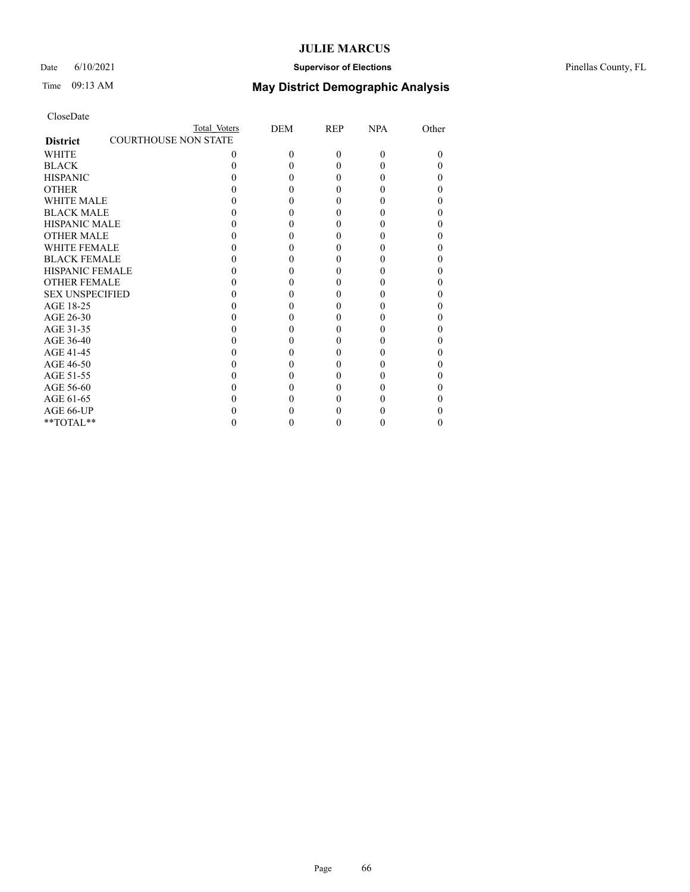# JULIE MARCUS

Date 6/10/2021 **Supervisor of Elections** Pinellas County, FL

Time 09:13 AM **May District Demographic Analysis**

CloseDate

| **District** | Total Voters | DEM | REP | NPA | Other |
|---|---|---|---|---|---|
| COURTHOUSE NON STATE | | | | | |
| WHITE | 0 | 0 | 0 | 0 | 0 |
| BLACK | 0 | 0 | 0 | 0 | 0 |
| HISPANIC | 0 | 0 | 0 | 0 | 0 |
| OTHER | 0 | 0 | 0 | 0 | 0 |
| WHITE MALE | 0 | 0 | 0 | 0 | 0 |
| BLACK MALE | 0 | 0 | 0 | 0 | 0 |
| HISPANIC MALE | 0 | 0 | 0 | 0 | 0 |
| OTHER MALE | 0 | 0 | 0 | 0 | 0 |
| WHITE FEMALE | 0 | 0 | 0 | 0 | 0 |
| BLACK FEMALE | 0 | 0 | 0 | 0 | 0 |
| HISPANIC FEMALE | 0 | 0 | 0 | 0 | 0 |
| OTHER FEMALE | 0 | 0 | 0 | 0 | 0 |
| SEX UNSPECIFIED | 0 | 0 | 0 | 0 | 0 |
| AGE 18-25 | 0 | 0 | 0 | 0 | 0 |
| AGE 26-30 | 0 | 0 | 0 | 0 | 0 |
| AGE 31-35 | 0 | 0 | 0 | 0 | 0 |
| AGE 36-40 | 0 | 0 | 0 | 0 | 0 |
| AGE 41-45 | 0 | 0 | 0 | 0 | 0 |
| AGE 46-50 | 0 | 0 | 0 | 0 | 0 |
| AGE 51-55 | 0 | 0 | 0 | 0 | 0 |
| AGE 56-60 | 0 | 0 | 0 | 0 | 0 |
| AGE 61-65 | 0 | 0 | 0 | 0 | 0 |
| AGE 66-UP | 0 | 0 | 0 | 0 | 0 |
| **TOTAL** | 0 | 0 | 0 | 0 | 0 |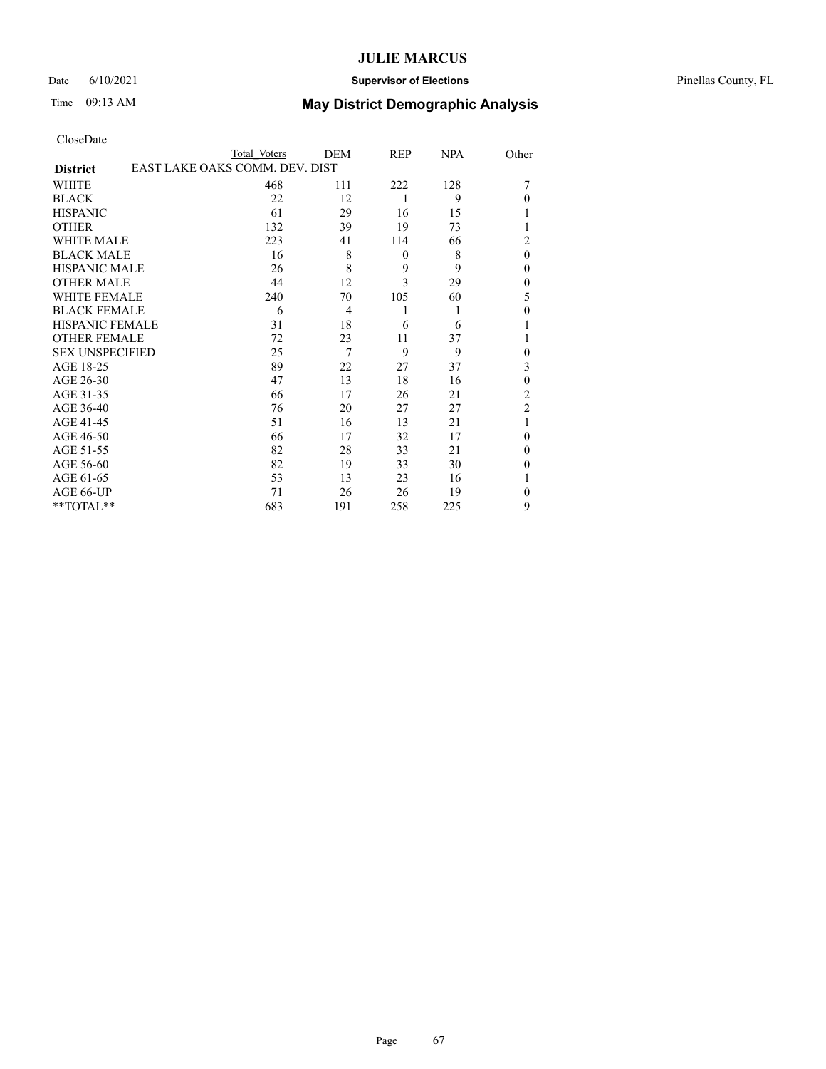# JULIE MARCUS

Date 6/10/2021 **Supervisor of Elections** Pinellas County, FL

Time 09:13 AM **May District Demographic Analysis**

CloseDate

| | Total Voters | DEM | REP | NPA | Other |
|---|---|---|---|---|---|
| **District** | EAST LAKE OAKS COMM. DEV. DIST | | | | |
| WHITE | 468 | 111 | 222 | 128 | 7 |
| BLACK | 22 | 12 | 1 | 9 | 0 |
| HISPANIC | 61 | 29 | 16 | 15 | 1 |
| OTHER | 132 | 39 | 19 | 73 | 1 |
| WHITE MALE | 223 | 41 | 114 | 66 | 2 |
| BLACK MALE | 16 | 8 | 0 | 8 | 0 |
| HISPANIC MALE | 26 | 8 | 9 | 9 | 0 |
| OTHER MALE | 44 | 12 | 3 | 29 | 0 |
| WHITE FEMALE | 240 | 70 | 105 | 60 | 5 |
| BLACK FEMALE | 6 | 4 | 1 | 1 | 0 |
| HISPANIC FEMALE | 31 | 18 | 6 | 6 | 1 |
| OTHER FEMALE | 72 | 23 | 11 | 37 | 1 |
| SEX UNSPECIFIED | 25 | 7 | 9 | 9 | 0 |
| AGE 18-25 | 89 | 22 | 27 | 37 | 3 |
| AGE 26-30 | 47 | 13 | 18 | 16 | 0 |
| AGE 31-35 | 66 | 17 | 26 | 21 | 2 |
| AGE 36-40 | 76 | 20 | 27 | 27 | 2 |
| AGE 41-45 | 51 | 16 | 13 | 21 | 1 |
| AGE 46-50 | 66 | 17 | 32 | 17 | 0 |
| AGE 51-55 | 82 | 28 | 33 | 21 | 0 |
| AGE 56-60 | 82 | 19 | 33 | 30 | 0 |
| AGE 61-65 | 53 | 13 | 23 | 16 | 1 |
| AGE 66-UP | 71 | 26 | 26 | 19 | 0 |
| **TOTAL** | 683 | 191 | 258 | 225 | 9 |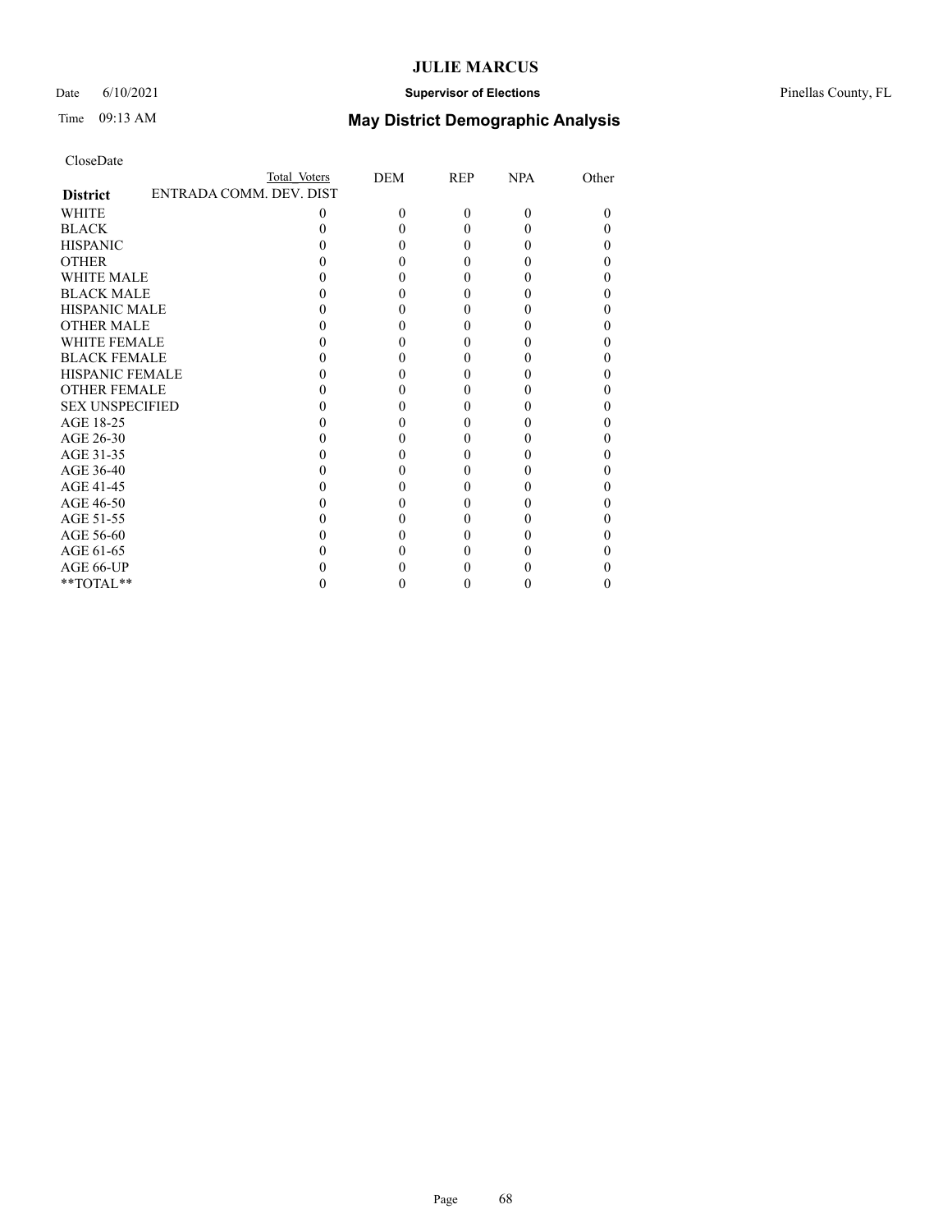CloseDate

| District | Total Voters | DEM | REP | NPA | Other |
|---|---|---|---|---|---|
| ENTRADA COMM. DEV. DIST | | | | | |
| WHITE | 0 | 0 | 0 | 0 | 0 |
| BLACK | 0 | 0 | 0 | 0 | 0 |
| HISPANIC | 0 | 0 | 0 | 0 | 0 |
| OTHER | 0 | 0 | 0 | 0 | 0 |
| WHITE MALE | 0 | 0 | 0 | 0 | 0 |
| BLACK MALE | 0 | 0 | 0 | 0 | 0 |
| HISPANIC MALE | 0 | 0 | 0 | 0 | 0 |
| OTHER MALE | 0 | 0 | 0 | 0 | 0 |
| WHITE FEMALE | 0 | 0 | 0 | 0 | 0 |
| BLACK FEMALE | 0 | 0 | 0 | 0 | 0 |
| HISPANIC FEMALE | 0 | 0 | 0 | 0 | 0 |
| OTHER FEMALE | 0 | 0 | 0 | 0 | 0 |
| SEX UNSPECIFIED | 0 | 0 | 0 | 0 | 0 |
| AGE 18-25 | 0 | 0 | 0 | 0 | 0 |
| AGE 26-30 | 0 | 0 | 0 | 0 | 0 |
| AGE 31-35 | 0 | 0 | 0 | 0 | 0 |
| AGE 36-40 | 0 | 0 | 0 | 0 | 0 |
| AGE 41-45 | 0 | 0 | 0 | 0 | 0 |
| AGE 46-50 | 0 | 0 | 0 | 0 | 0 |
| AGE 51-55 | 0 | 0 | 0 | 0 | 0 |
| AGE 56-60 | 0 | 0 | 0 | 0 | 0 |
| AGE 61-65 | 0 | 0 | 0 | 0 | 0 |
| AGE 66-UP | 0 | 0 | 0 | 0 | 0 |
| **TOTAL** | 0 | 0 | 0 | 0 | 0 |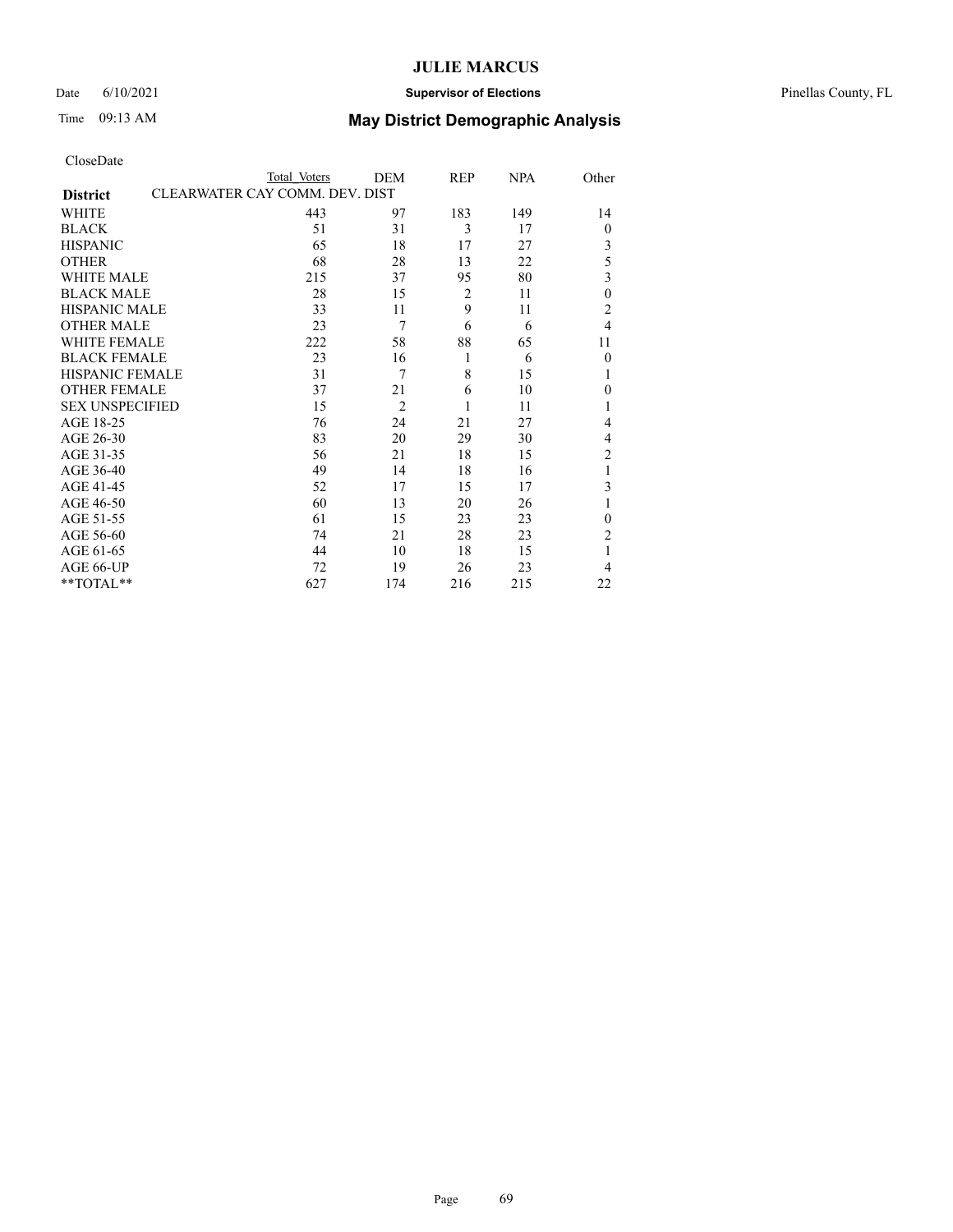# JULIE MARCUS

Date 6/10/2021 **Supervisor of Elections** Pinellas County, FL

Time 09:13 AM **May District Demographic Analysis**

CloseDate

| District | Total Voters | DEM | REP | NPA | Other |
|---|---|---|---|---|---|
| CLEARWATER CAY COMM. DEV. DIST | | | | | |
| WHITE | 443 | 97 | 183 | 149 | 14 |
| BLACK | 51 | 31 | 3 | 17 | 0 |
| HISPANIC | 65 | 18 | 17 | 27 | 3 |
| OTHER | 68 | 28 | 13 | 22 | 5 |
| WHITE MALE | 215 | 37 | 95 | 80 | 3 |
| BLACK MALE | 28 | 15 | 2 | 11 | 0 |
| HISPANIC MALE | 33 | 11 | 9 | 11 | 2 |
| OTHER MALE | 23 | 7 | 6 | 6 | 4 |
| WHITE FEMALE | 222 | 58 | 88 | 65 | 11 |
| BLACK FEMALE | 23 | 16 | 1 | 6 | 0 |
| HISPANIC FEMALE | 31 | 7 | 8 | 15 | 1 |
| OTHER FEMALE | 37 | 21 | 6 | 10 | 0 |
| SEX UNSPECIFIED | 15 | 2 | 1 | 11 | 1 |
| AGE 18-25 | 76 | 24 | 21 | 27 | 4 |
| AGE 26-30 | 83 | 20 | 29 | 30 | 4 |
| AGE 31-35 | 56 | 21 | 18 | 15 | 2 |
| AGE 36-40 | 49 | 14 | 18 | 16 | 1 |
| AGE 41-45 | 52 | 17 | 15 | 17 | 3 |
| AGE 46-50 | 60 | 13 | 20 | 26 | 1 |
| AGE 51-55 | 61 | 15 | 23 | 23 | 0 |
| AGE 56-60 | 74 | 21 | 28 | 23 | 2 |
| AGE 61-65 | 44 | 10 | 18 | 15 | 1 |
| AGE 66-UP | 72 | 19 | 26 | 23 | 4 |
| **TOTAL** | 627 | 174 | 216 | 215 | 22 |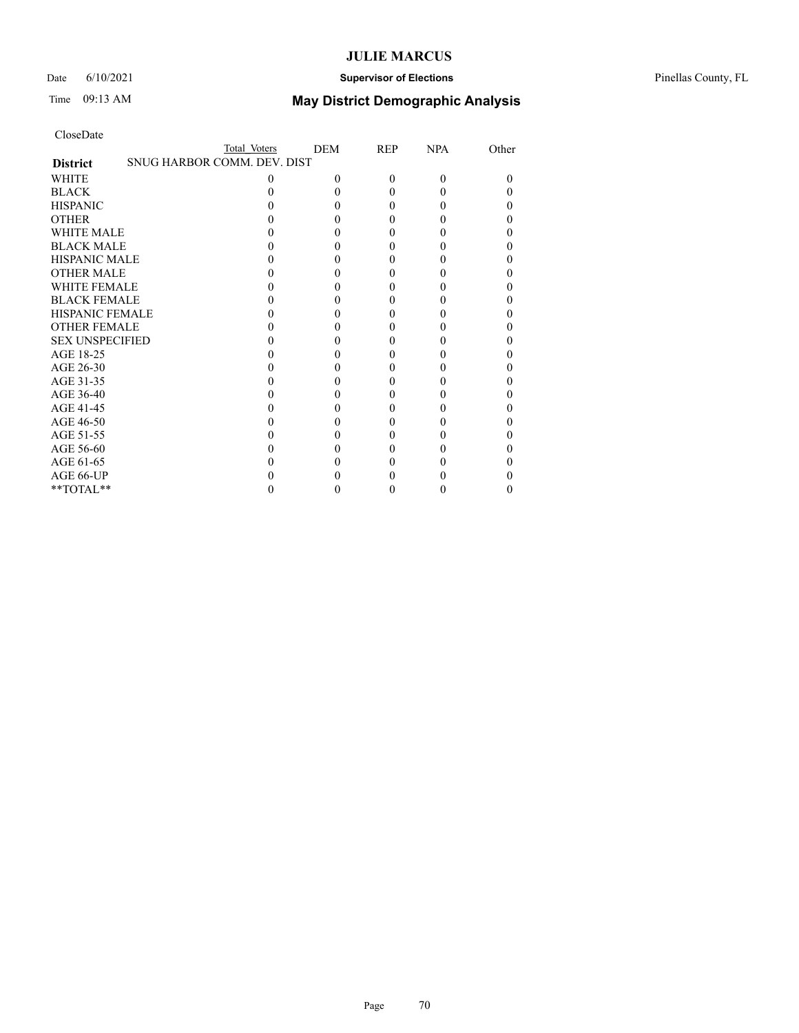CloseDate

| | Total Voters | DEM | REP | NPA | Other |
|---|---|---|---|---|---|
| **District** | SNUG HARBOR COMM. DEV. DIST | | | | |
| WHITE | 0 | 0 | 0 | 0 | 0 |
| BLACK | 0 | 0 | 0 | 0 | 0 |
| HISPANIC | 0 | 0 | 0 | 0 | 0 |
| OTHER | 0 | 0 | 0 | 0 | 0 |
| WHITE MALE | 0 | 0 | 0 | 0 | 0 |
| BLACK MALE | 0 | 0 | 0 | 0 | 0 |
| HISPANIC MALE | 0 | 0 | 0 | 0 | 0 |
| OTHER MALE | 0 | 0 | 0 | 0 | 0 |
| WHITE FEMALE | 0 | 0 | 0 | 0 | 0 |
| BLACK FEMALE | 0 | 0 | 0 | 0 | 0 |
| HISPANIC FEMALE | 0 | 0 | 0 | 0 | 0 |
| OTHER FEMALE | 0 | 0 | 0 | 0 | 0 |
| SEX UNSPECIFIED | 0 | 0 | 0 | 0 | 0 |
| AGE 18-25 | 0 | 0 | 0 | 0 | 0 |
| AGE 26-30 | 0 | 0 | 0 | 0 | 0 |
| AGE 31-35 | 0 | 0 | 0 | 0 | 0 |
| AGE 36-40 | 0 | 0 | 0 | 0 | 0 |
| AGE 41-45 | 0 | 0 | 0 | 0 | 0 |
| AGE 46-50 | 0 | 0 | 0 | 0 | 0 |
| AGE 51-55 | 0 | 0 | 0 | 0 | 0 |
| AGE 56-60 | 0 | 0 | 0 | 0 | 0 |
| AGE 61-65 | 0 | 0 | 0 | 0 | 0 |
| AGE 66-UP | 0 | 0 | 0 | 0 | 0 |
| **TOTAL** | 0 | 0 | 0 | 0 | 0 |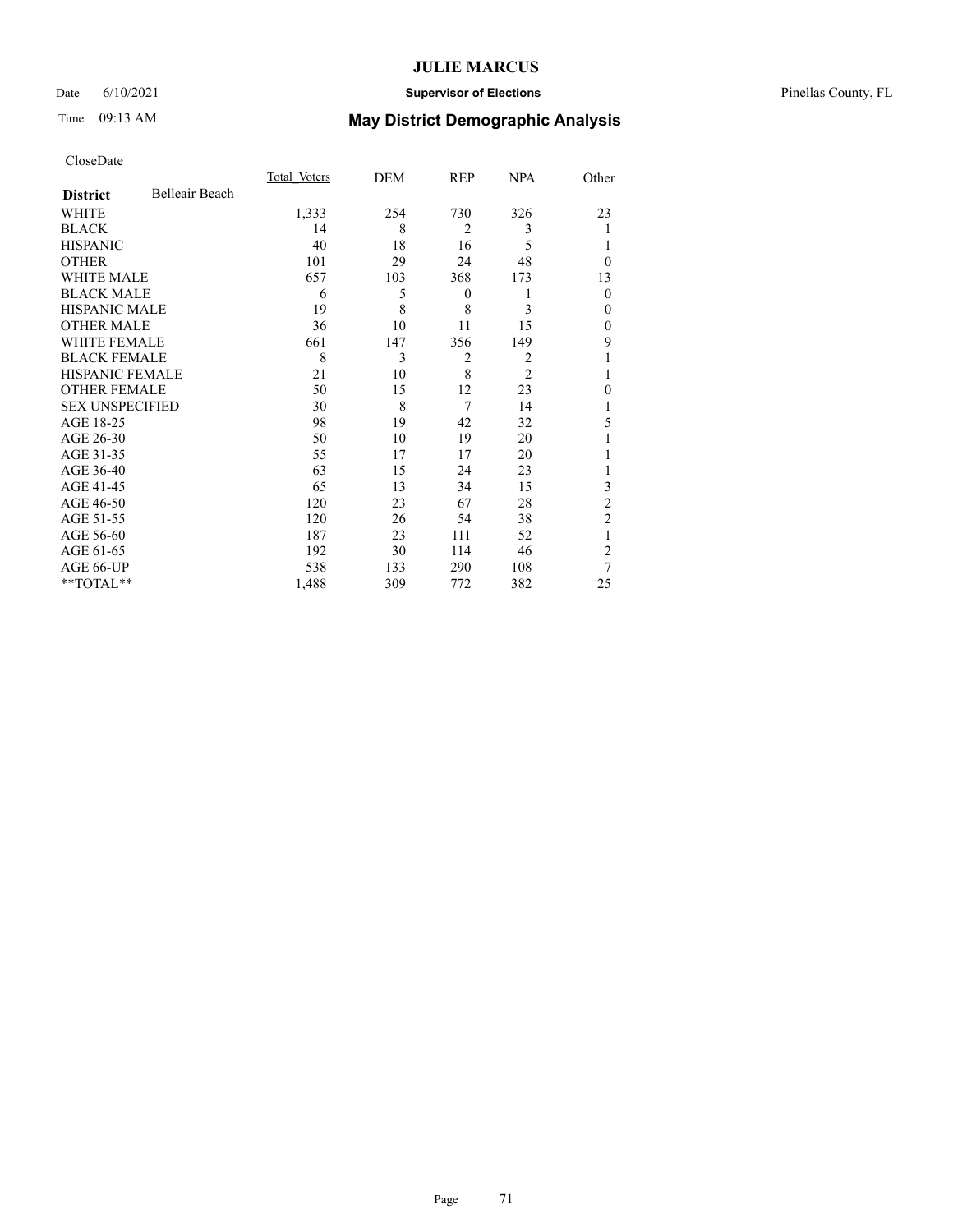CloseDate

| District | Belleair Beach | Total_Voters | DEM | REP | NPA | Other |
|---|---|---|---|---|---|---|
| WHITE | | 1,333 | 254 | 730 | 326 | 23 |
| BLACK | | 14 | 8 | 2 | 3 | 1 |
| HISPANIC | | 40 | 18 | 16 | 5 | 1 |
| OTHER | | 101 | 29 | 24 | 48 | 0 |
| WHITE MALE | | 657 | 103 | 368 | 173 | 13 |
| BLACK MALE | | 6 | 5 | 0 | 1 | 0 |
| HISPANIC MALE | | 19 | 8 | 8 | 3 | 0 |
| OTHER MALE | | 36 | 10 | 11 | 15 | 0 |
| WHITE FEMALE | | 661 | 147 | 356 | 149 | 9 |
| BLACK FEMALE | | 8 | 3 | 2 | 2 | 1 |
| HISPANIC FEMALE | | 21 | 10 | 8 | 2 | 1 |
| OTHER FEMALE | | 50 | 15 | 12 | 23 | 0 |
| SEX UNSPECIFIED | | 30 | 8 | 7 | 14 | 1 |
| AGE 18-25 | | 98 | 19 | 42 | 32 | 5 |
| AGE 26-30 | | 50 | 10 | 19 | 20 | 1 |
| AGE 31-35 | | 55 | 17 | 17 | 20 | 1 |
| AGE 36-40 | | 63 | 15 | 24 | 23 | 1 |
| AGE 41-45 | | 65 | 13 | 34 | 15 | 3 |
| AGE 46-50 | | 120 | 23 | 67 | 28 | 2 |
| AGE 51-55 | | 120 | 26 | 54 | 38 | 2 |
| AGE 56-60 | | 187 | 23 | 111 | 52 | 1 |
| AGE 61-65 | | 192 | 30 | 114 | 46 | 2 |
| AGE 66-UP | | 538 | 133 | 290 | 108 | 7 |
| **TOTAL** | | 1,488 | 309 | 772 | 382 | 25 |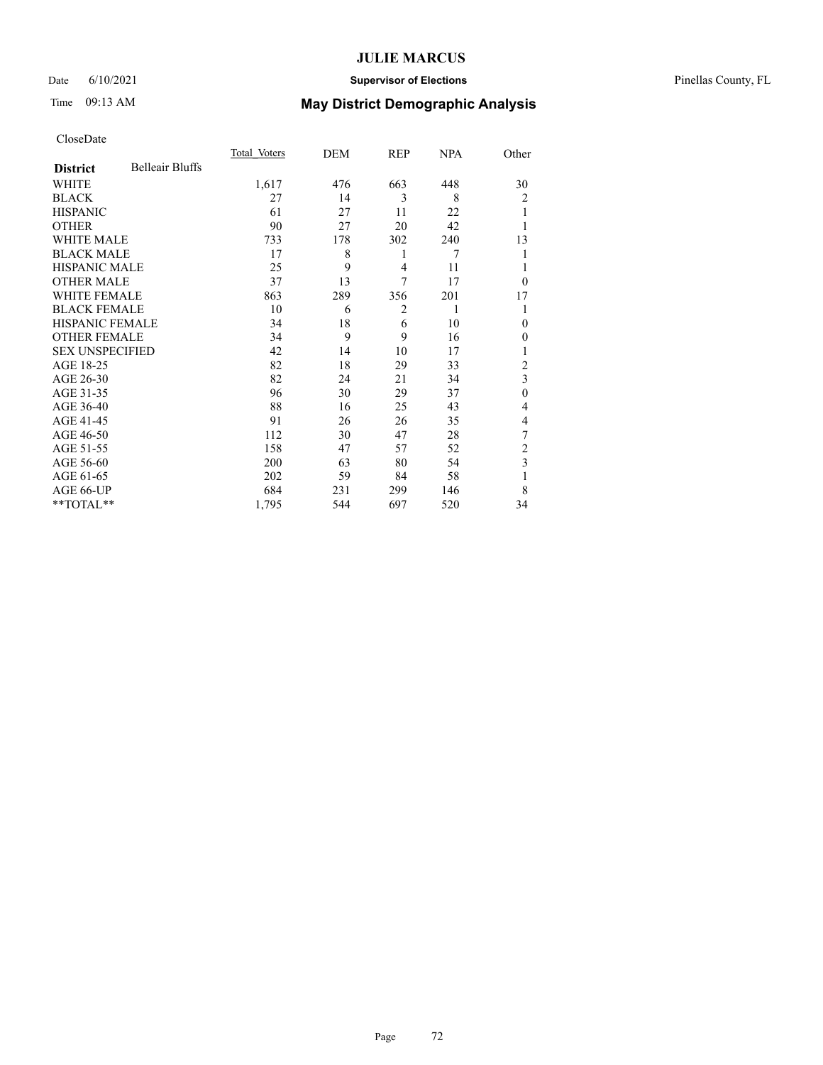CloseDate

| District | Belleair Bluffs | Total_Voters | DEM | REP | NPA | Other |
|---|---|---|---|---|---|---|
| WHITE | | 1,617 | 476 | 663 | 448 | 30 |
| BLACK | | 27 | 14 | 3 | 8 | 2 |
| HISPANIC | | 61 | 27 | 11 | 22 | 1 |
| OTHER | | 90 | 27 | 20 | 42 | 1 |
| WHITE MALE | | 733 | 178 | 302 | 240 | 13 |
| BLACK MALE | | 17 | 8 | 1 | 7 | 1 |
| HISPANIC MALE | | 25 | 9 | 4 | 11 | 1 |
| OTHER MALE | | 37 | 13 | 7 | 17 | 0 |
| WHITE FEMALE | | 863 | 289 | 356 | 201 | 17 |
| BLACK FEMALE | | 10 | 6 | 2 | 1 | 1 |
| HISPANIC FEMALE | | 34 | 18 | 6 | 10 | 0 |
| OTHER FEMALE | | 34 | 9 | 9 | 16 | 0 |
| SEX UNSPECIFIED | | 42 | 14 | 10 | 17 | 1 |
| AGE 18-25 | | 82 | 18 | 29 | 33 | 2 |
| AGE 26-30 | | 82 | 24 | 21 | 34 | 3 |
| AGE 31-35 | | 96 | 30 | 29 | 37 | 0 |
| AGE 36-40 | | 88 | 16 | 25 | 43 | 4 |
| AGE 41-45 | | 91 | 26 | 26 | 35 | 4 |
| AGE 46-50 | | 112 | 30 | 47 | 28 | 7 |
| AGE 51-55 | | 158 | 47 | 57 | 52 | 2 |
| AGE 56-60 | | 200 | 63 | 80 | 54 | 3 |
| AGE 61-65 | | 202 | 59 | 84 | 58 | 1 |
| AGE 66-UP | | 684 | 231 | 299 | 146 | 8 |
| **TOTAL** | | 1,795 | 544 | 697 | 520 | 34 |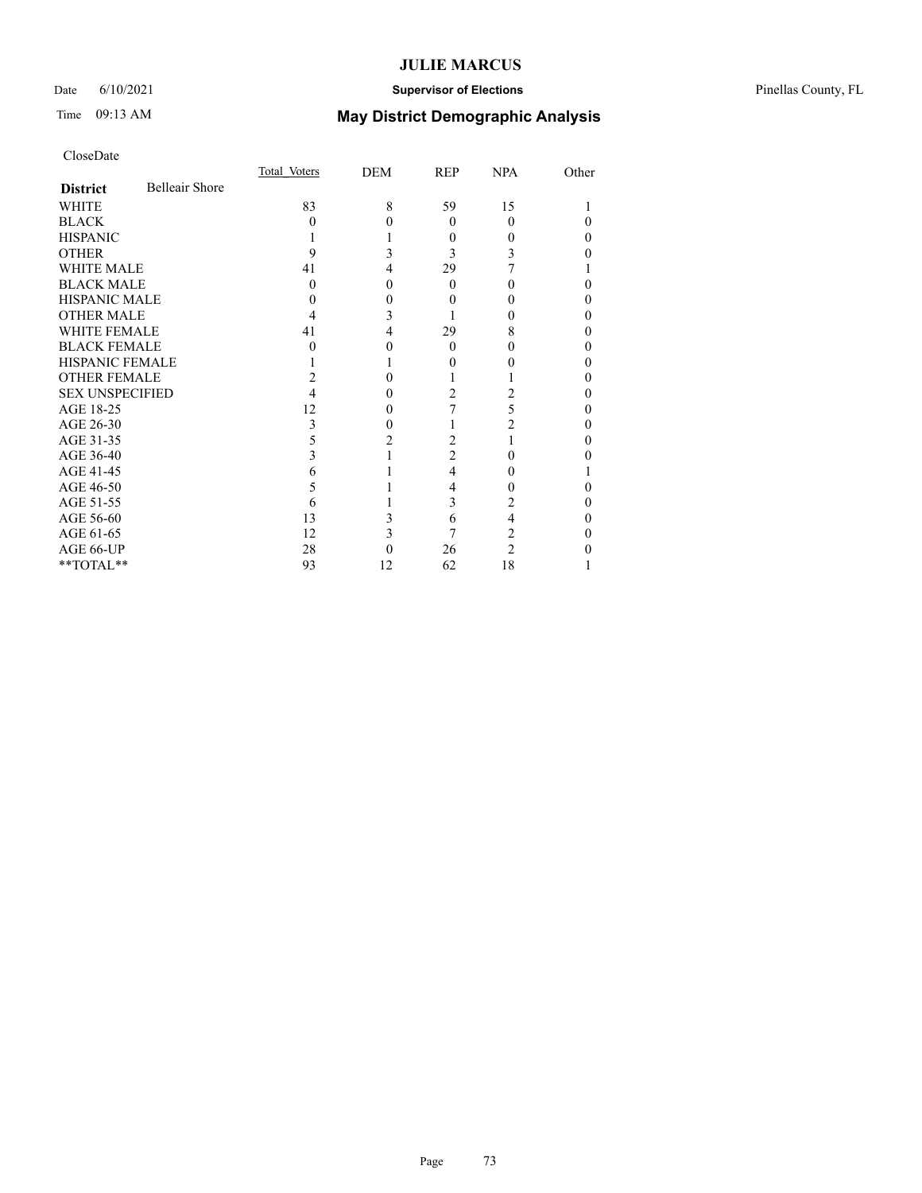CloseDate

| District | Belleair Shore | Total_Voters | DEM | REP | NPA | Other |
|---|---|---|---|---|---|---|
| WHITE | | 83 | 8 | 59 | 15 | 1 |
| BLACK | | 0 | 0 | 0 | 0 | 0 |
| HISPANIC | | 1 | 1 | 0 | 0 | 0 |
| OTHER | | 9 | 3 | 3 | 3 | 0 |
| WHITE MALE | | 41 | 4 | 29 | 7 | 1 |
| BLACK MALE | | 0 | 0 | 0 | 0 | 0 |
| HISPANIC MALE | | 0 | 0 | 0 | 0 | 0 |
| OTHER MALE | | 4 | 3 | 1 | 0 | 0 |
| WHITE FEMALE | | 41 | 4 | 29 | 8 | 0 |
| BLACK FEMALE | | 0 | 0 | 0 | 0 | 0 |
| HISPANIC FEMALE | | 1 | 1 | 0 | 0 | 0 |
| OTHER FEMALE | | 2 | 0 | 1 | 1 | 0 |
| SEX UNSPECIFIED | | 4 | 0 | 2 | 2 | 0 |
| AGE 18-25 | | 12 | 0 | 7 | 5 | 0 |
| AGE 26-30 | | 3 | 0 | 1 | 2 | 0 |
| AGE 31-35 | | 5 | 2 | 2 | 1 | 0 |
| AGE 36-40 | | 3 | 1 | 2 | 0 | 0 |
| AGE 41-45 | | 6 | 1 | 4 | 0 | 1 |
| AGE 46-50 | | 5 | 1 | 4 | 0 | 0 |
| AGE 51-55 | | 6 | 1 | 3 | 2 | 0 |
| AGE 56-60 | | 13 | 3 | 6 | 4 | 0 |
| AGE 61-65 | | 12 | 3 | 7 | 2 | 0 |
| AGE 66-UP | | 28 | 0 | 26 | 2 | 0 |
| **TOTAL** | | 93 | 12 | 62 | 18 | 1 |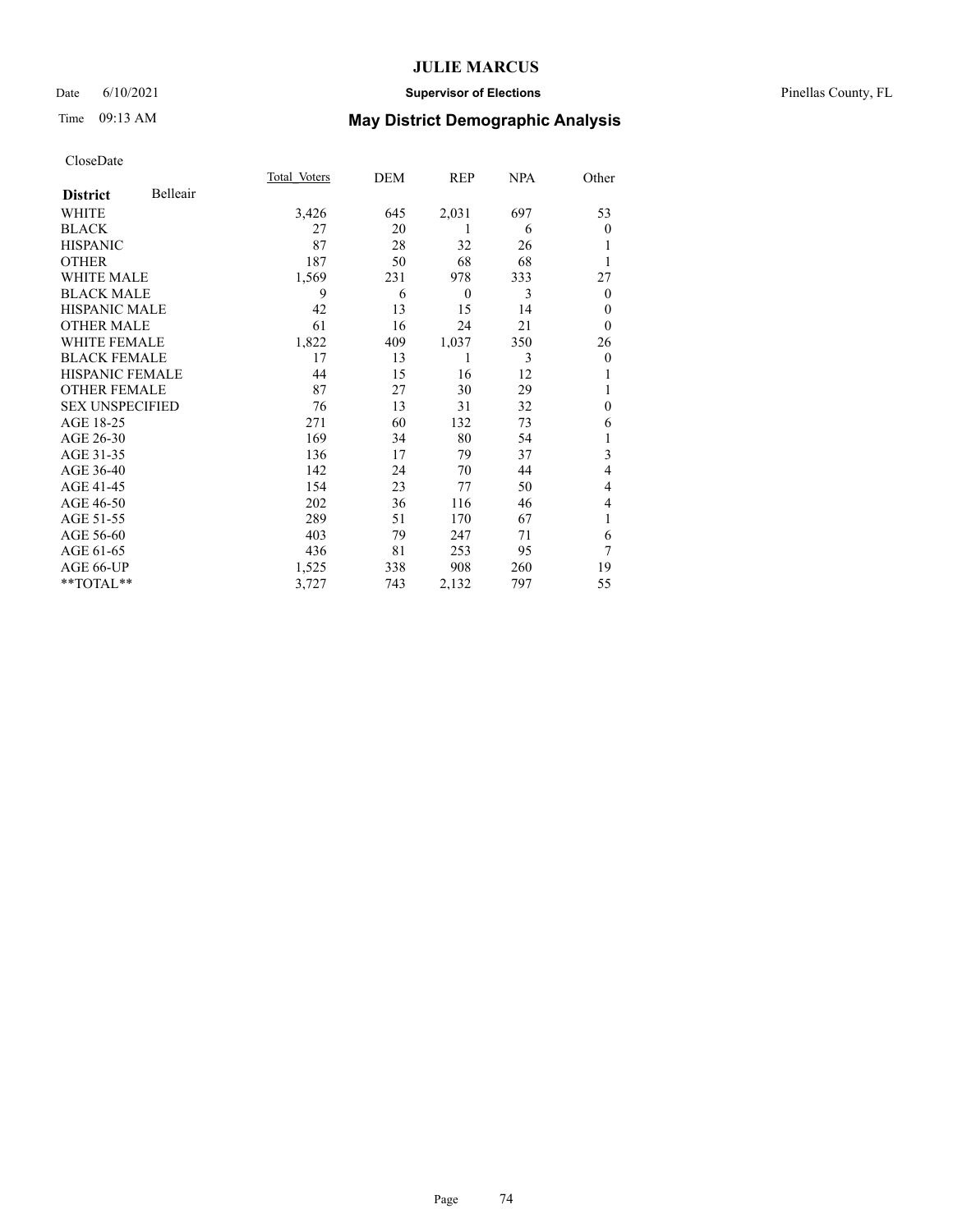# JULIE MARCUS

Date 6/10/2021 **Supervisor of Elections** Pinellas County, FL

Time 09:13 AM **May District Demographic Analysis**

CloseDate

| **District** Belleair | Total Voters | DEM | REP | NPA | Other |
|---|---|---|---|---|---|
| WHITE | 3,426 | 645 | 2,031 | 697 | 53 |
| BLACK | 27 | 20 | 1 | 6 | 0 |
| HISPANIC | 87 | 28 | 32 | 26 | 1 |
| OTHER | 187 | 50 | 68 | 68 | 1 |
| WHITE MALE | 1,569 | 231 | 978 | 333 | 27 |
| BLACK MALE | 9 | 6 | 0 | 3 | 0 |
| HISPANIC MALE | 42 | 13 | 15 | 14 | 0 |
| OTHER MALE | 61 | 16 | 24 | 21 | 0 |
| WHITE FEMALE | 1,822 | 409 | 1,037 | 350 | 26 |
| BLACK FEMALE | 17 | 13 | 1 | 3 | 0 |
| HISPANIC FEMALE | 44 | 15 | 16 | 12 | 1 |
| OTHER FEMALE | 87 | 27 | 30 | 29 | 1 |
| SEX UNSPECIFIED | 76 | 13 | 31 | 32 | 0 |
| AGE 18-25 | 271 | 60 | 132 | 73 | 6 |
| AGE 26-30 | 169 | 34 | 80 | 54 | 1 |
| AGE 31-35 | 136 | 17 | 79 | 37 | 3 |
| AGE 36-40 | 142 | 24 | 70 | 44 | 4 |
| AGE 41-45 | 154 | 23 | 77 | 50 | 4 |
| AGE 46-50 | 202 | 36 | 116 | 46 | 4 |
| AGE 51-55 | 289 | 51 | 170 | 67 | 1 |
| AGE 56-60 | 403 | 79 | 247 | 71 | 6 |
| AGE 61-65 | 436 | 81 | 253 | 95 | 7 |
| AGE 66-UP | 1,525 | 338 | 908 | 260 | 19 |
| **TOTAL** | 3,727 | 743 | 2,132 | 797 | 55 |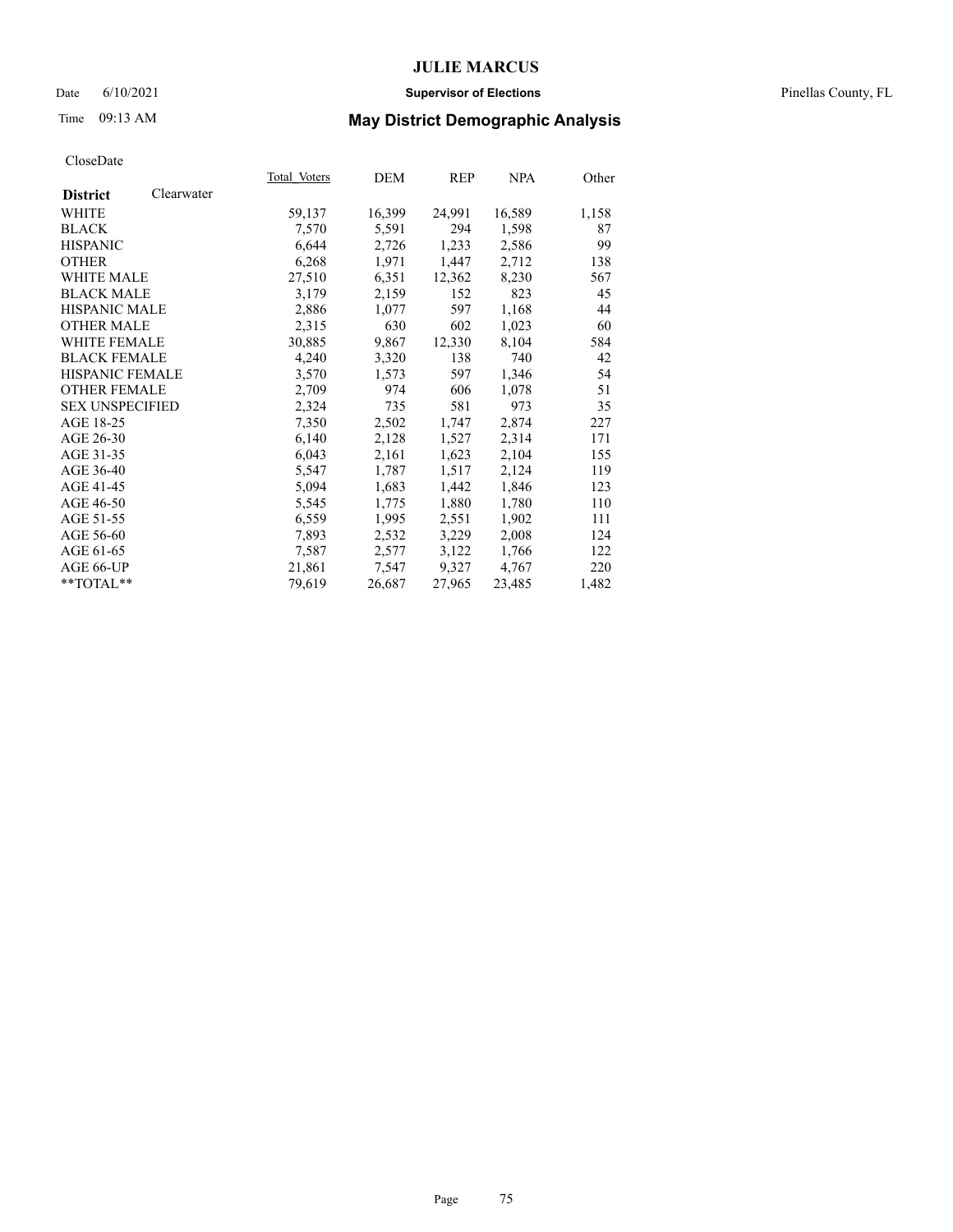**JULIE MARCUS**

Date 6/10/2021 **Supervisor of Elections** Pinellas County, FL

Time 09:13 AM

# May District Demographic Analysis

CloseDate

| **District** Clearwater | Total Voters | DEM | REP | NPA | Other |
|---|---|---|---|---|---|
| WHITE | 59,137 | 16,399 | 24,991 | 16,589 | 1,158 |
| BLACK | 7,570 | 5,591 | 294 | 1,598 | 87 |
| HISPANIC | 6,644 | 2,726 | 1,233 | 2,586 | 99 |
| OTHER | 6,268 | 1,971 | 1,447 | 2,712 | 138 |
| WHITE MALE | 27,510 | 6,351 | 12,362 | 8,230 | 567 |
| BLACK MALE | 3,179 | 2,159 | 152 | 823 | 45 |
| HISPANIC MALE | 2,886 | 1,077 | 597 | 1,168 | 44 |
| OTHER MALE | 2,315 | 630 | 602 | 1,023 | 60 |
| WHITE FEMALE | 30,885 | 9,867 | 12,330 | 8,104 | 584 |
| BLACK FEMALE | 4,240 | 3,320 | 138 | 740 | 42 |
| HISPANIC FEMALE | 3,570 | 1,573 | 597 | 1,346 | 54 |
| OTHER FEMALE | 2,709 | 974 | 606 | 1,078 | 51 |
| SEX UNSPECIFIED | 2,324 | 735 | 581 | 973 | 35 |
| AGE 18-25 | 7,350 | 2,502 | 1,747 | 2,874 | 227 |
| AGE 26-30 | 6,140 | 2,128 | 1,527 | 2,314 | 171 |
| AGE 31-35 | 6,043 | 2,161 | 1,623 | 2,104 | 155 |
| AGE 36-40 | 5,547 | 1,787 | 1,517 | 2,124 | 119 |
| AGE 41-45 | 5,094 | 1,683 | 1,442 | 1,846 | 123 |
| AGE 46-50 | 5,545 | 1,775 | 1,880 | 1,780 | 110 |
| AGE 51-55 | 6,559 | 1,995 | 2,551 | 1,902 | 111 |
| AGE 56-60 | 7,893 | 2,532 | 3,229 | 2,008 | 124 |
| AGE 61-65 | 7,587 | 2,577 | 3,122 | 1,766 | 122 |
| AGE 66-UP | 21,861 | 7,547 | 9,327 | 4,767 | 220 |
| **TOTAL** | 79,619 | 26,687 | 27,965 | 23,485 | 1,482 |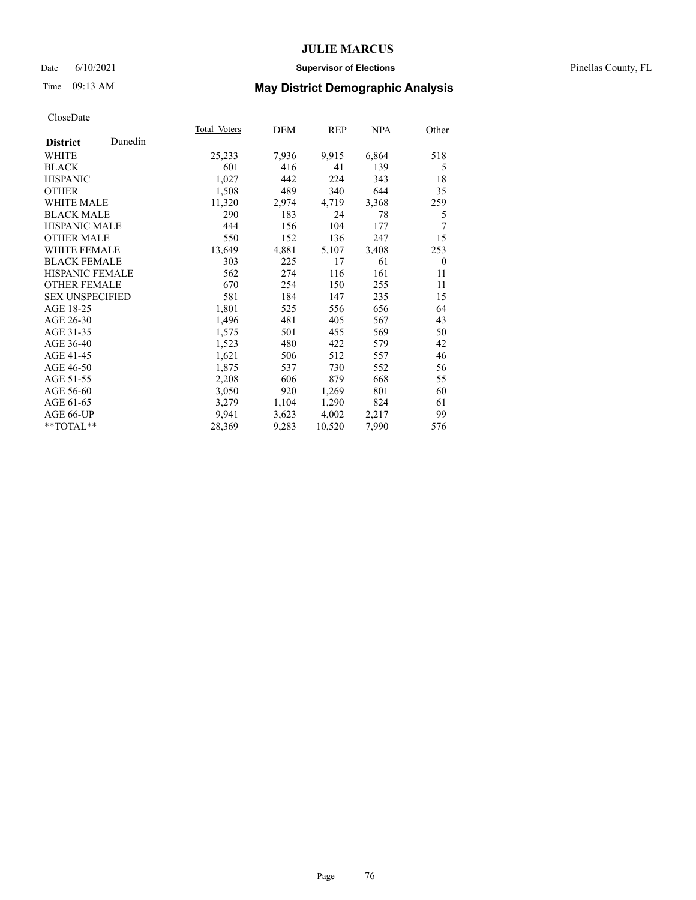# JULIE MARCUS

Date 6/10/2021 **Supervisor of Elections** Pinellas County, FL

Time 09:13 AM **May District Demographic Analysis**

CloseDate

| **District** Dunedin | Total Voters | DEM | REP | NPA | Other |
|---|---|---|---|---|---|
| WHITE | 25,233 | 7,936 | 9,915 | 6,864 | 518 |
| BLACK | 601 | 416 | 41 | 139 | 5 |
| HISPANIC | 1,027 | 442 | 224 | 343 | 18 |
| OTHER | 1,508 | 489 | 340 | 644 | 35 |
| WHITE MALE | 11,320 | 2,974 | 4,719 | 3,368 | 259 |
| BLACK MALE | 290 | 183 | 24 | 78 | 5 |
| HISPANIC MALE | 444 | 156 | 104 | 177 | 7 |
| OTHER MALE | 550 | 152 | 136 | 247 | 15 |
| WHITE FEMALE | 13,649 | 4,881 | 5,107 | 3,408 | 253 |
| BLACK FEMALE | 303 | 225 | 17 | 61 | 0 |
| HISPANIC FEMALE | 562 | 274 | 116 | 161 | 11 |
| OTHER FEMALE | 670 | 254 | 150 | 255 | 11 |
| SEX UNSPECIFIED | 581 | 184 | 147 | 235 | 15 |
| AGE 18-25 | 1,801 | 525 | 556 | 656 | 64 |
| AGE 26-30 | 1,496 | 481 | 405 | 567 | 43 |
| AGE 31-35 | 1,575 | 501 | 455 | 569 | 50 |
| AGE 36-40 | 1,523 | 480 | 422 | 579 | 42 |
| AGE 41-45 | 1,621 | 506 | 512 | 557 | 46 |
| AGE 46-50 | 1,875 | 537 | 730 | 552 | 56 |
| AGE 51-55 | 2,208 | 606 | 879 | 668 | 55 |
| AGE 56-60 | 3,050 | 920 | 1,269 | 801 | 60 |
| AGE 61-65 | 3,279 | 1,104 | 1,290 | 824 | 61 |
| AGE 66-UP | 9,941 | 3,623 | 4,002 | 2,217 | 99 |
| **TOTAL** | 28,369 | 9,283 | 10,520 | 7,990 | 576 |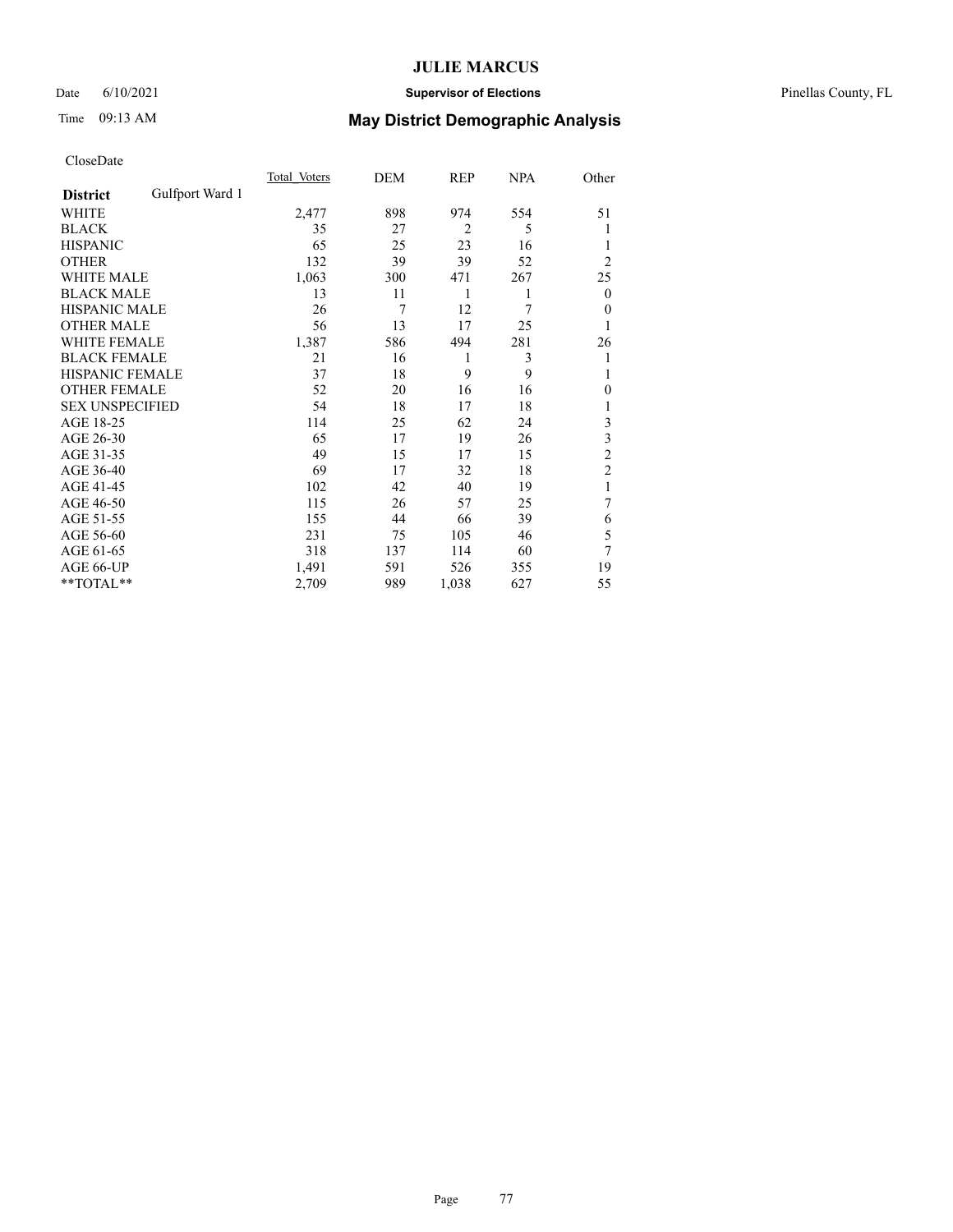# JULIE MARCUS

Date 6/10/2021 **Supervisor of Elections** Pinellas County, FL

Time 09:13 AM **May District Demographic Analysis**

CloseDate

| **District** Gulfport Ward 1 | Total Voters | DEM | REP | NPA | Other |
|---|---|---|---|---|---|
| WHITE | 2,477 | 898 | 974 | 554 | 51 |
| BLACK | 35 | 27 | 2 | 5 | 1 |
| HISPANIC | 65 | 25 | 23 | 16 | 1 |
| OTHER | 132 | 39 | 39 | 52 | 2 |
| WHITE MALE | 1,063 | 300 | 471 | 267 | 25 |
| BLACK MALE | 13 | 11 | 1 | 1 | 0 |
| HISPANIC MALE | 26 | 7 | 12 | 7 | 0 |
| OTHER MALE | 56 | 13 | 17 | 25 | 1 |
| WHITE FEMALE | 1,387 | 586 | 494 | 281 | 26 |
| BLACK FEMALE | 21 | 16 | 1 | 3 | 1 |
| HISPANIC FEMALE | 37 | 18 | 9 | 9 | 1 |
| OTHER FEMALE | 52 | 20 | 16 | 16 | 0 |
| SEX UNSPECIFIED | 54 | 18 | 17 | 18 | 1 |
| AGE 18-25 | 114 | 25 | 62 | 24 | 3 |
| AGE 26-30 | 65 | 17 | 19 | 26 | 3 |
| AGE 31-35 | 49 | 15 | 17 | 15 | 2 |
| AGE 36-40 | 69 | 17 | 32 | 18 | 2 |
| AGE 41-45 | 102 | 42 | 40 | 19 | 1 |
| AGE 46-50 | 115 | 26 | 57 | 25 | 7 |
| AGE 51-55 | 155 | 44 | 66 | 39 | 6 |
| AGE 56-60 | 231 | 75 | 105 | 46 | 5 |
| AGE 61-65 | 318 | 137 | 114 | 60 | 7 |
| AGE 66-UP | 1,491 | 591 | 526 | 355 | 19 |
| **TOTAL** | 2,709 | 989 | 1,038 | 627 | 55 |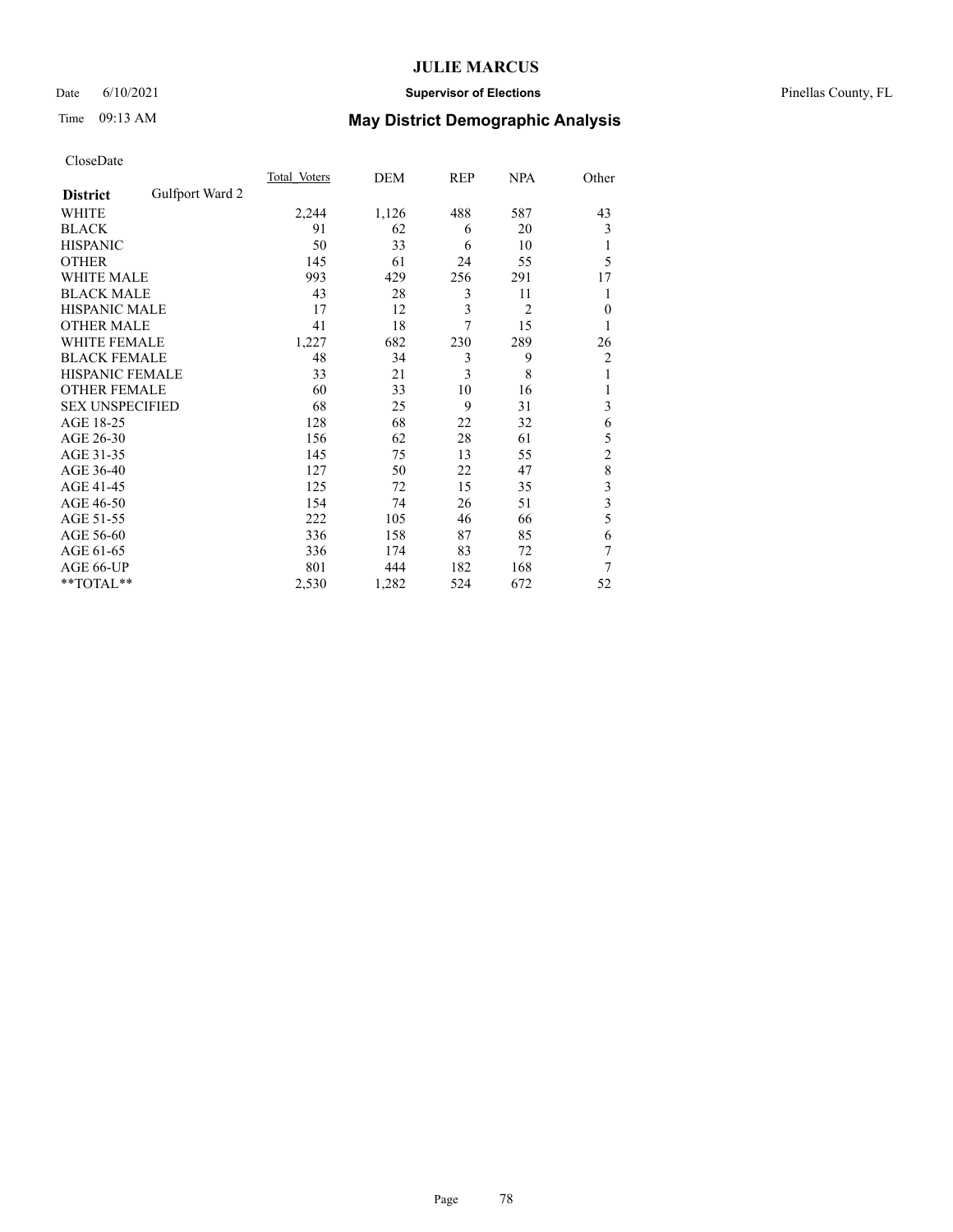# JULIE MARCUS

Date 6/10/2021 **Supervisor of Elections** Pinellas County, FL

Time 09:13 AM **May District Demographic Analysis**

CloseDate

| **District** Gulfport Ward 2 | Total Voters | DEM | REP | NPA | Other |
|---|---|---|---|---|---|
| WHITE | 2,244 | 1,126 | 488 | 587 | 43 |
| BLACK | 91 | 62 | 6 | 20 | 3 |
| HISPANIC | 50 | 33 | 6 | 10 | 1 |
| OTHER | 145 | 61 | 24 | 55 | 5 |
| WHITE MALE | 993 | 429 | 256 | 291 | 17 |
| BLACK MALE | 43 | 28 | 3 | 11 | 1 |
| HISPANIC MALE | 17 | 12 | 3 | 2 | 0 |
| OTHER MALE | 41 | 18 | 7 | 15 | 1 |
| WHITE FEMALE | 1,227 | 682 | 230 | 289 | 26 |
| BLACK FEMALE | 48 | 34 | 3 | 9 | 2 |
| HISPANIC FEMALE | 33 | 21 | 3 | 8 | 1 |
| OTHER FEMALE | 60 | 33 | 10 | 16 | 1 |
| SEX UNSPECIFIED | 68 | 25 | 9 | 31 | 3 |
| AGE 18-25 | 128 | 68 | 22 | 32 | 6 |
| AGE 26-30 | 156 | 62 | 28 | 61 | 5 |
| AGE 31-35 | 145 | 75 | 13 | 55 | 2 |
| AGE 36-40 | 127 | 50 | 22 | 47 | 8 |
| AGE 41-45 | 125 | 72 | 15 | 35 | 3 |
| AGE 46-50 | 154 | 74 | 26 | 51 | 3 |
| AGE 51-55 | 222 | 105 | 46 | 66 | 5 |
| AGE 56-60 | 336 | 158 | 87 | 85 | 6 |
| AGE 61-65 | 336 | 174 | 83 | 72 | 7 |
| AGE 66-UP | 801 | 444 | 182 | 168 | 7 |
| **TOTAL** | 2,530 | 1,282 | 524 | 672 | 52 |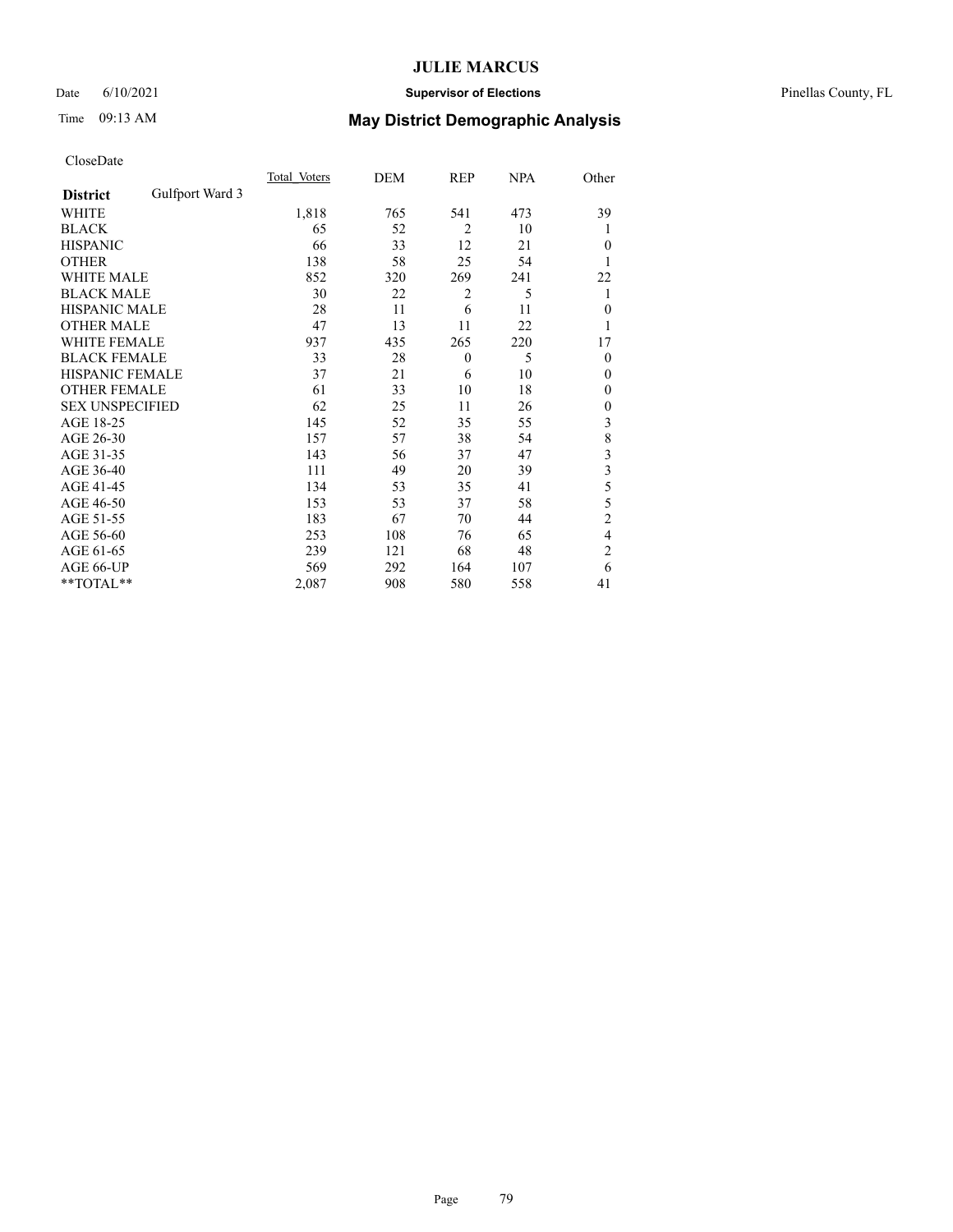# JULIE MARCUS

Date 6/10/2021 **Supervisor of Elections** Pinellas County, FL

Time 09:13 AM **May District Demographic Analysis**

CloseDate

| **District** Gulfport Ward 3 | Total Voters | DEM | REP | NPA | Other |
|---|---|---|---|---|---|
| WHITE | 1,818 | 765 | 541 | 473 | 39 |
| BLACK | 65 | 52 | 2 | 10 | 1 |
| HISPANIC | 66 | 33 | 12 | 21 | 0 |
| OTHER | 138 | 58 | 25 | 54 | 1 |
| WHITE MALE | 852 | 320 | 269 | 241 | 22 |
| BLACK MALE | 30 | 22 | 2 | 5 | 1 |
| HISPANIC MALE | 28 | 11 | 6 | 11 | 0 |
| OTHER MALE | 47 | 13 | 11 | 22 | 1 |
| WHITE FEMALE | 937 | 435 | 265 | 220 | 17 |
| BLACK FEMALE | 33 | 28 | 0 | 5 | 0 |
| HISPANIC FEMALE | 37 | 21 | 6 | 10 | 0 |
| OTHER FEMALE | 61 | 33 | 10 | 18 | 0 |
| SEX UNSPECIFIED | 62 | 25 | 11 | 26 | 0 |
| AGE 18-25 | 145 | 52 | 35 | 55 | 3 |
| AGE 26-30 | 157 | 57 | 38 | 54 | 8 |
| AGE 31-35 | 143 | 56 | 37 | 47 | 3 |
| AGE 36-40 | 111 | 49 | 20 | 39 | 3 |
| AGE 41-45 | 134 | 53 | 35 | 41 | 5 |
| AGE 46-50 | 153 | 53 | 37 | 58 | 5 |
| AGE 51-55 | 183 | 67 | 70 | 44 | 2 |
| AGE 56-60 | 253 | 108 | 76 | 65 | 4 |
| AGE 61-65 | 239 | 121 | 68 | 48 | 2 |
| AGE 66-UP | 569 | 292 | 164 | 107 | 6 |
| **TOTAL** | 2,087 | 908 | 580 | 558 | 41 |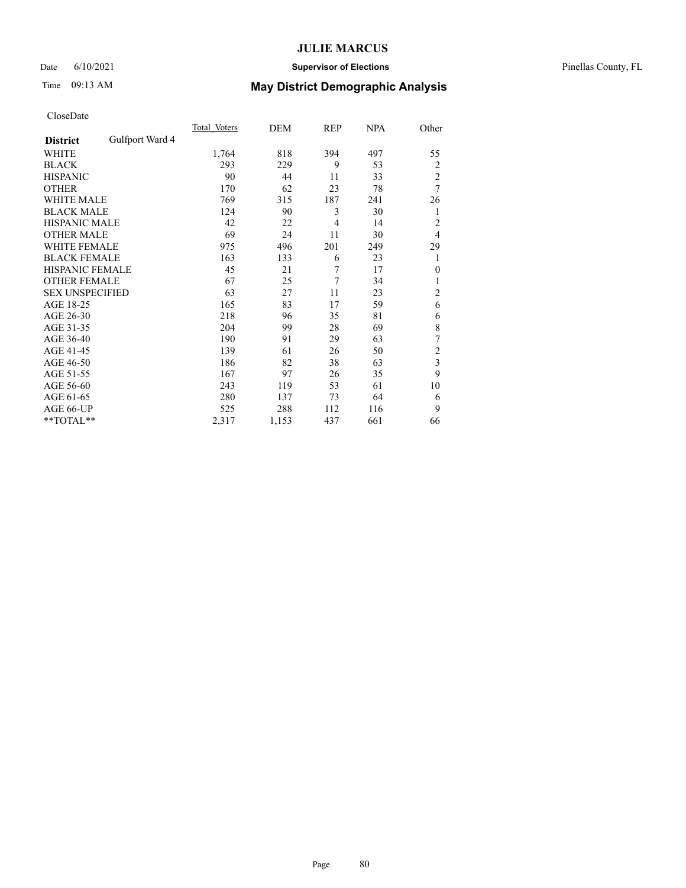# JULIE MARCUS

Date 6/10/2021 **Supervisor of Elections** Pinellas County, FL

Time 09:13 AM **May District Demographic Analysis**

CloseDate

| **District** Gulfport Ward 4 | Total Voters | DEM | REP | NPA | Other |
|---|---|---|---|---|---|
| WHITE | 1,764 | 818 | 394 | 497 | 55 |
| BLACK | 293 | 229 | 9 | 53 | 2 |
| HISPANIC | 90 | 44 | 11 | 33 | 2 |
| OTHER | 170 | 62 | 23 | 78 | 7 |
| WHITE MALE | 769 | 315 | 187 | 241 | 26 |
| BLACK MALE | 124 | 90 | 3 | 30 | 1 |
| HISPANIC MALE | 42 | 22 | 4 | 14 | 2 |
| OTHER MALE | 69 | 24 | 11 | 30 | 4 |
| WHITE FEMALE | 975 | 496 | 201 | 249 | 29 |
| BLACK FEMALE | 163 | 133 | 6 | 23 | 1 |
| HISPANIC FEMALE | 45 | 21 | 7 | 17 | 0 |
| OTHER FEMALE | 67 | 25 | 7 | 34 | 1 |
| SEX UNSPECIFIED | 63 | 27 | 11 | 23 | 2 |
| AGE 18-25 | 165 | 83 | 17 | 59 | 6 |
| AGE 26-30 | 218 | 96 | 35 | 81 | 6 |
| AGE 31-35 | 204 | 99 | 28 | 69 | 8 |
| AGE 36-40 | 190 | 91 | 29 | 63 | 7 |
| AGE 41-45 | 139 | 61 | 26 | 50 | 2 |
| AGE 46-50 | 186 | 82 | 38 | 63 | 3 |
| AGE 51-55 | 167 | 97 | 26 | 35 | 9 |
| AGE 56-60 | 243 | 119 | 53 | 61 | 10 |
| AGE 61-65 | 280 | 137 | 73 | 64 | 6 |
| AGE 66-UP | 525 | 288 | 112 | 116 | 9 |
| **TOTAL** | 2,317 | 1,153 | 437 | 661 | 66 |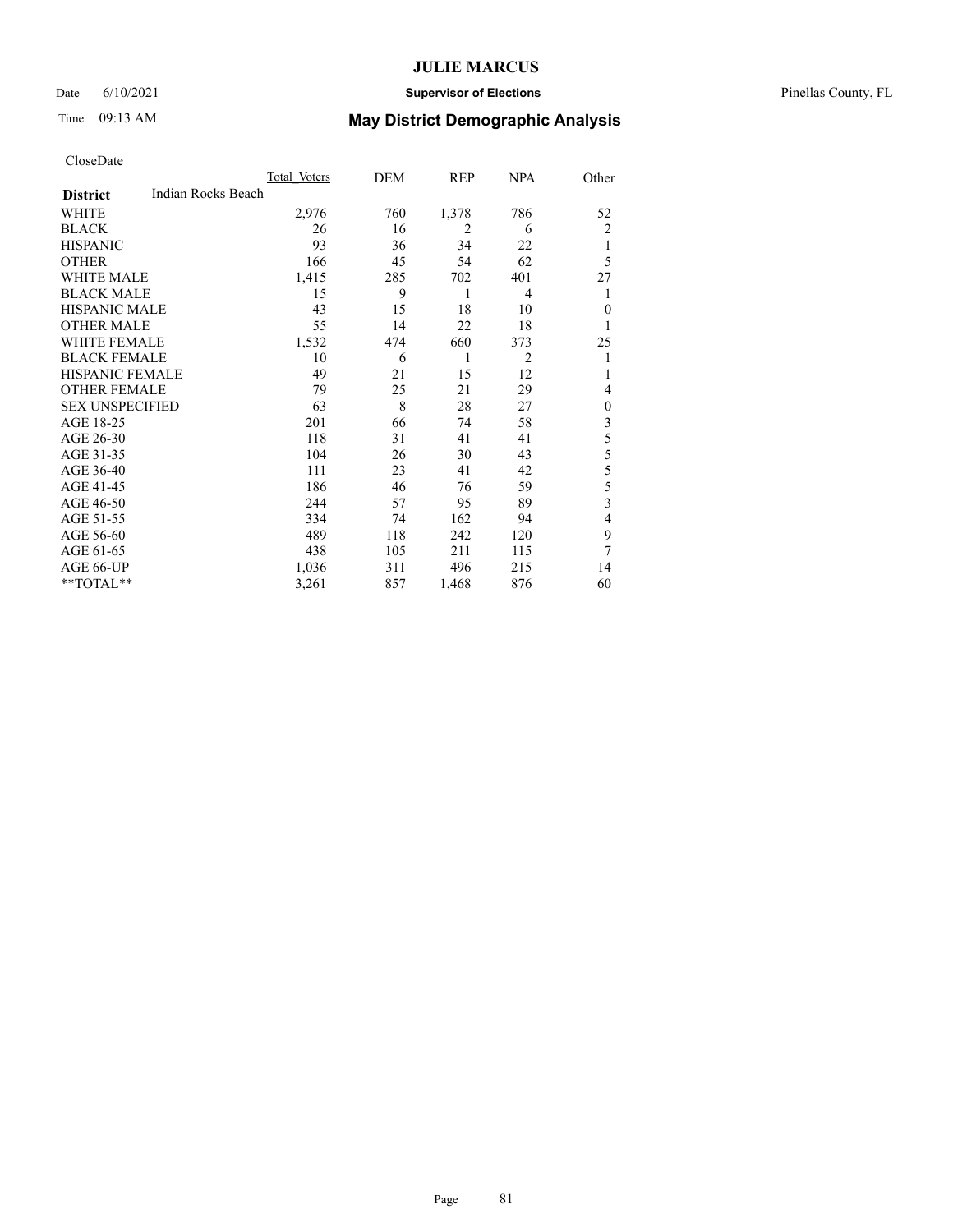# JULIE MARCUS

Date 6/10/2021 **Supervisor of Elections** Pinellas County, FL

Time 09:13 AM **May District Demographic Analysis**

CloseDate

| | Total Voters | DEM | REP | NPA | Other |
|---|---|---|---|---|---|
| **District** Indian Rocks Beach | | | | | |
| WHITE | 2,976 | 760 | 1,378 | 786 | 52 |
| BLACK | 26 | 16 | 2 | 6 | 2 |
| HISPANIC | 93 | 36 | 34 | 22 | 1 |
| OTHER | 166 | 45 | 54 | 62 | 5 |
| WHITE MALE | 1,415 | 285 | 702 | 401 | 27 |
| BLACK MALE | 15 | 9 | 1 | 4 | 1 |
| HISPANIC MALE | 43 | 15 | 18 | 10 | 0 |
| OTHER MALE | 55 | 14 | 22 | 18 | 1 |
| WHITE FEMALE | 1,532 | 474 | 660 | 373 | 25 |
| BLACK FEMALE | 10 | 6 | 1 | 2 | 1 |
| HISPANIC FEMALE | 49 | 21 | 15 | 12 | 1 |
| OTHER FEMALE | 79 | 25 | 21 | 29 | 4 |
| SEX UNSPECIFIED | 63 | 8 | 28 | 27 | 0 |
| AGE 18-25 | 201 | 66 | 74 | 58 | 3 |
| AGE 26-30 | 118 | 31 | 41 | 41 | 5 |
| AGE 31-35 | 104 | 26 | 30 | 43 | 5 |
| AGE 36-40 | 111 | 23 | 41 | 42 | 5 |
| AGE 41-45 | 186 | 46 | 76 | 59 | 5 |
| AGE 46-50 | 244 | 57 | 95 | 89 | 3 |
| AGE 51-55 | 334 | 74 | 162 | 94 | 4 |
| AGE 56-60 | 489 | 118 | 242 | 120 | 9 |
| AGE 61-65 | 438 | 105 | 211 | 115 | 7 |
| AGE 66-UP | 1,036 | 311 | 496 | 215 | 14 |
| **TOTAL** | 3,261 | 857 | 1,468 | 876 | 60 |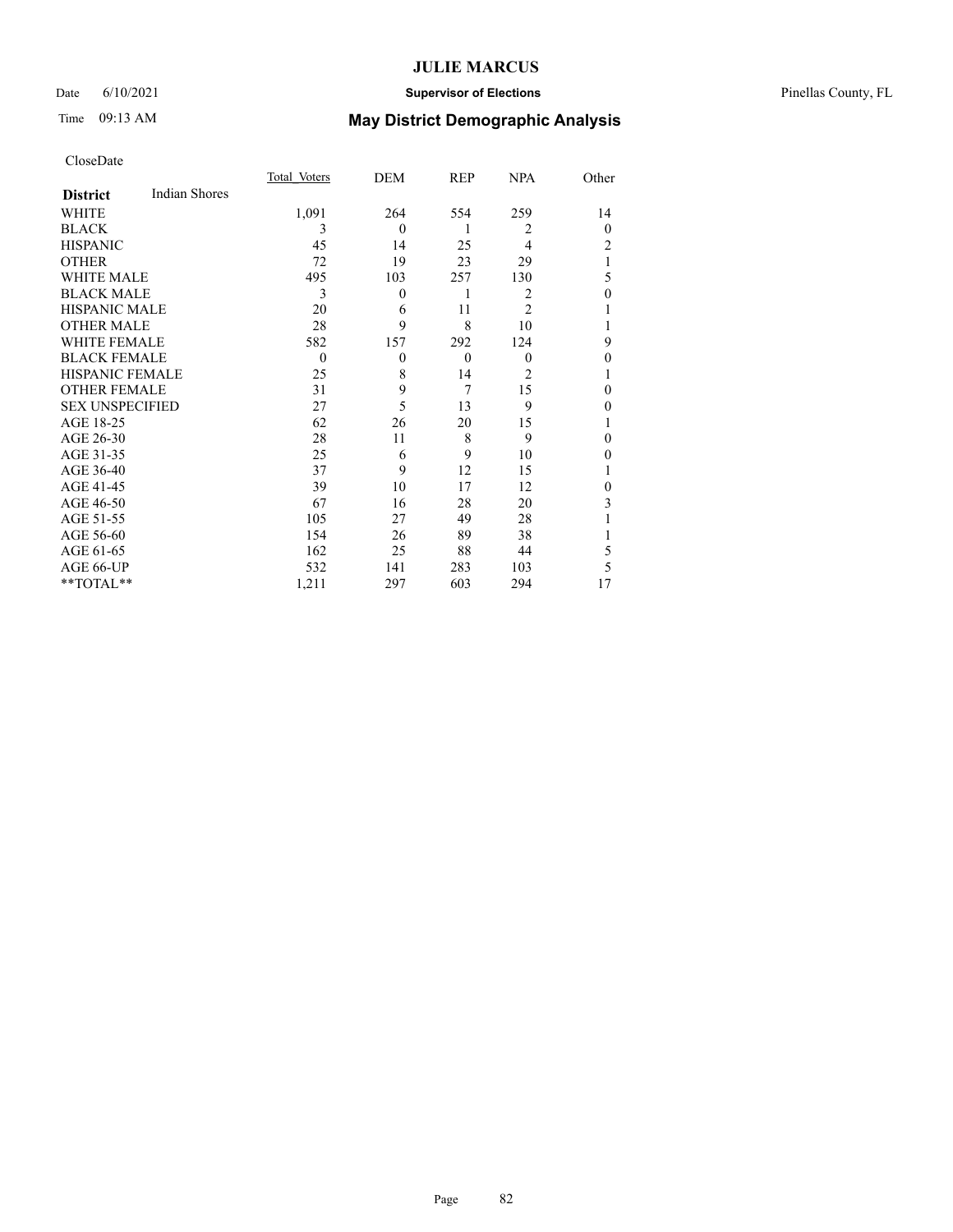# JULIE MARCUS

Date 6/10/2021 **Supervisor of Elections** Pinellas County, FL

Time 09:13 AM **May District Demographic Analysis**

CloseDate

| **District** Indian Shores | Total_Voters | DEM | REP | NPA | Other |
|---|---|---|---|---|---|
| WHITE | 1,091 | 264 | 554 | 259 | 14 |
| BLACK | 3 | 0 | 1 | 2 | 0 |
| HISPANIC | 45 | 14 | 25 | 4 | 2 |
| OTHER | 72 | 19 | 23 | 29 | 1 |
| WHITE MALE | 495 | 103 | 257 | 130 | 5 |
| BLACK MALE | 3 | 0 | 1 | 2 | 0 |
| HISPANIC MALE | 20 | 6 | 11 | 2 | 1 |
| OTHER MALE | 28 | 9 | 8 | 10 | 1 |
| WHITE FEMALE | 582 | 157 | 292 | 124 | 9 |
| BLACK FEMALE | 0 | 0 | 0 | 0 | 0 |
| HISPANIC FEMALE | 25 | 8 | 14 | 2 | 1 |
| OTHER FEMALE | 31 | 9 | 7 | 15 | 0 |
| SEX UNSPECIFIED | 27 | 5 | 13 | 9 | 0 |
| AGE 18-25 | 62 | 26 | 20 | 15 | 1 |
| AGE 26-30 | 28 | 11 | 8 | 9 | 0 |
| AGE 31-35 | 25 | 6 | 9 | 10 | 0 |
| AGE 36-40 | 37 | 9 | 12 | 15 | 1 |
| AGE 41-45 | 39 | 10 | 17 | 12 | 0 |
| AGE 46-50 | 67 | 16 | 28 | 20 | 3 |
| AGE 51-55 | 105 | 27 | 49 | 28 | 1 |
| AGE 56-60 | 154 | 26 | 89 | 38 | 1 |
| AGE 61-65 | 162 | 25 | 88 | 44 | 5 |
| AGE 66-UP | 532 | 141 | 283 | 103 | 5 |
| **TOTAL** | 1,211 | 297 | 603 | 294 | 17 |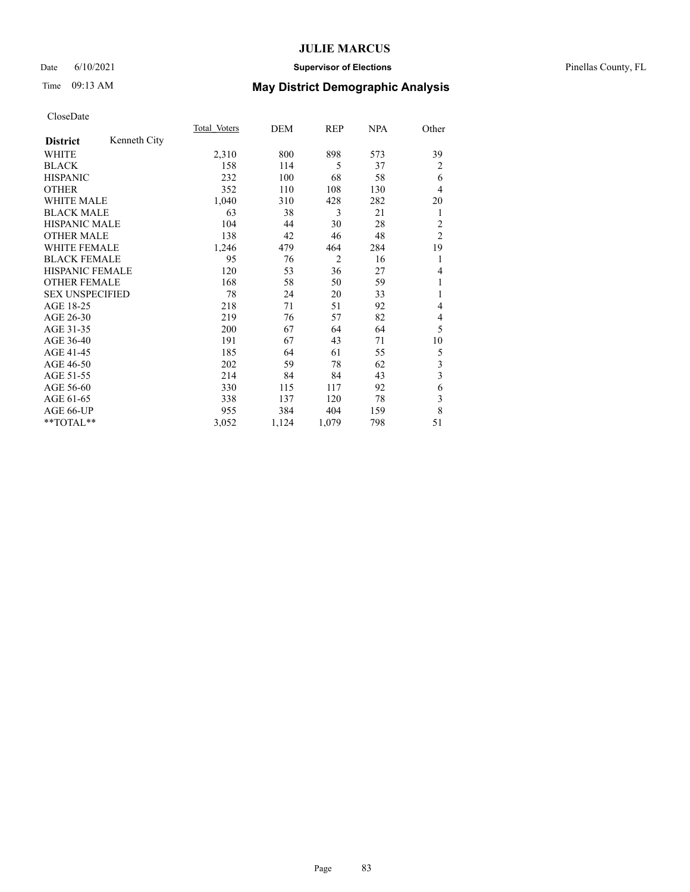# JULIE MARCUS

Date 6/10/2021 **Supervisor of Elections** Pinellas County, FL

Time 09:13 AM **May District Demographic Analysis**

CloseDate

| **District** Kenneth City | Total_Voters | DEM | REP | NPA | Other |
|---|---|---|---|---|---|
| WHITE | 2,310 | 800 | 898 | 573 | 39 |
| BLACK | 158 | 114 | 5 | 37 | 2 |
| HISPANIC | 232 | 100 | 68 | 58 | 6 |
| OTHER | 352 | 110 | 108 | 130 | 4 |
| WHITE MALE | 1,040 | 310 | 428 | 282 | 20 |
| BLACK MALE | 63 | 38 | 3 | 21 | 1 |
| HISPANIC MALE | 104 | 44 | 30 | 28 | 2 |
| OTHER MALE | 138 | 42 | 46 | 48 | 2 |
| WHITE FEMALE | 1,246 | 479 | 464 | 284 | 19 |
| BLACK FEMALE | 95 | 76 | 2 | 16 | 1 |
| HISPANIC FEMALE | 120 | 53 | 36 | 27 | 4 |
| OTHER FEMALE | 168 | 58 | 50 | 59 | 1 |
| SEX UNSPECIFIED | 78 | 24 | 20 | 33 | 1 |
| AGE 18-25 | 218 | 71 | 51 | 92 | 4 |
| AGE 26-30 | 219 | 76 | 57 | 82 | 4 |
| AGE 31-35 | 200 | 67 | 64 | 64 | 5 |
| AGE 36-40 | 191 | 67 | 43 | 71 | 10 |
| AGE 41-45 | 185 | 64 | 61 | 55 | 5 |
| AGE 46-50 | 202 | 59 | 78 | 62 | 3 |
| AGE 51-55 | 214 | 84 | 84 | 43 | 3 |
| AGE 56-60 | 330 | 115 | 117 | 92 | 6 |
| AGE 61-65 | 338 | 137 | 120 | 78 | 3 |
| AGE 66-UP | 955 | 384 | 404 | 159 | 8 |
| **TOTAL** | 3,052 | 1,124 | 1,079 | 798 | 51 |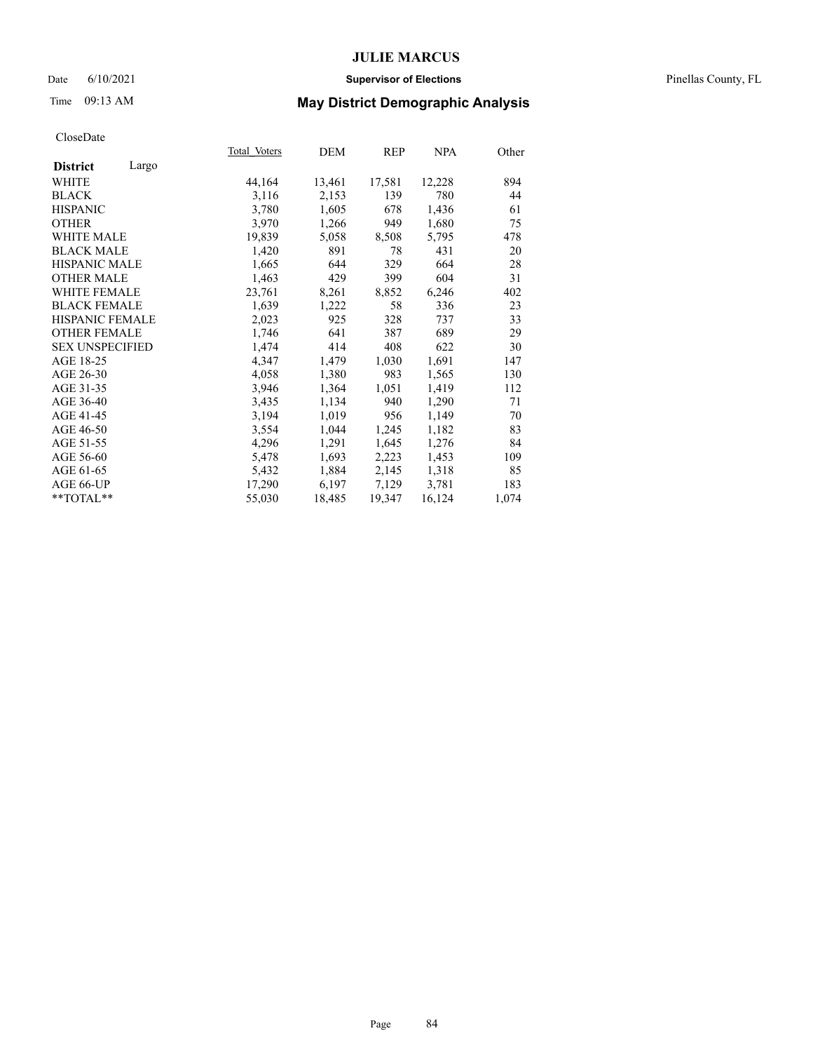# JULIE MARCUS

Date 6/10/2021 **Supervisor of Elections** Pinellas County, FL

Time 09:13 AM **May District Demographic Analysis**

CloseDate

| **District** Largo | Total_Voters | DEM | REP | NPA | Other |
|---|---|---|---|---|---|
| WHITE | 44,164 | 13,461 | 17,581 | 12,228 | 894 |
| BLACK | 3,116 | 2,153 | 139 | 780 | 44 |
| HISPANIC | 3,780 | 1,605 | 678 | 1,436 | 61 |
| OTHER | 3,970 | 1,266 | 949 | 1,680 | 75 |
| WHITE MALE | 19,839 | 5,058 | 8,508 | 5,795 | 478 |
| BLACK MALE | 1,420 | 891 | 78 | 431 | 20 |
| HISPANIC MALE | 1,665 | 644 | 329 | 664 | 28 |
| OTHER MALE | 1,463 | 429 | 399 | 604 | 31 |
| WHITE FEMALE | 23,761 | 8,261 | 8,852 | 6,246 | 402 |
| BLACK FEMALE | 1,639 | 1,222 | 58 | 336 | 23 |
| HISPANIC FEMALE | 2,023 | 925 | 328 | 737 | 33 |
| OTHER FEMALE | 1,746 | 641 | 387 | 689 | 29 |
| SEX UNSPECIFIED | 1,474 | 414 | 408 | 622 | 30 |
| AGE 18-25 | 4,347 | 1,479 | 1,030 | 1,691 | 147 |
| AGE 26-30 | 4,058 | 1,380 | 983 | 1,565 | 130 |
| AGE 31-35 | 3,946 | 1,364 | 1,051 | 1,419 | 112 |
| AGE 36-40 | 3,435 | 1,134 | 940 | 1,290 | 71 |
| AGE 41-45 | 3,194 | 1,019 | 956 | 1,149 | 70 |
| AGE 46-50 | 3,554 | 1,044 | 1,245 | 1,182 | 83 |
| AGE 51-55 | 4,296 | 1,291 | 1,645 | 1,276 | 84 |
| AGE 56-60 | 5,478 | 1,693 | 2,223 | 1,453 | 109 |
| AGE 61-65 | 5,432 | 1,884 | 2,145 | 1,318 | 85 |
| AGE 66-UP | 17,290 | 6,197 | 7,129 | 3,781 | 183 |
| **TOTAL** | 55,030 | 18,485 | 19,347 | 16,124 | 1,074 |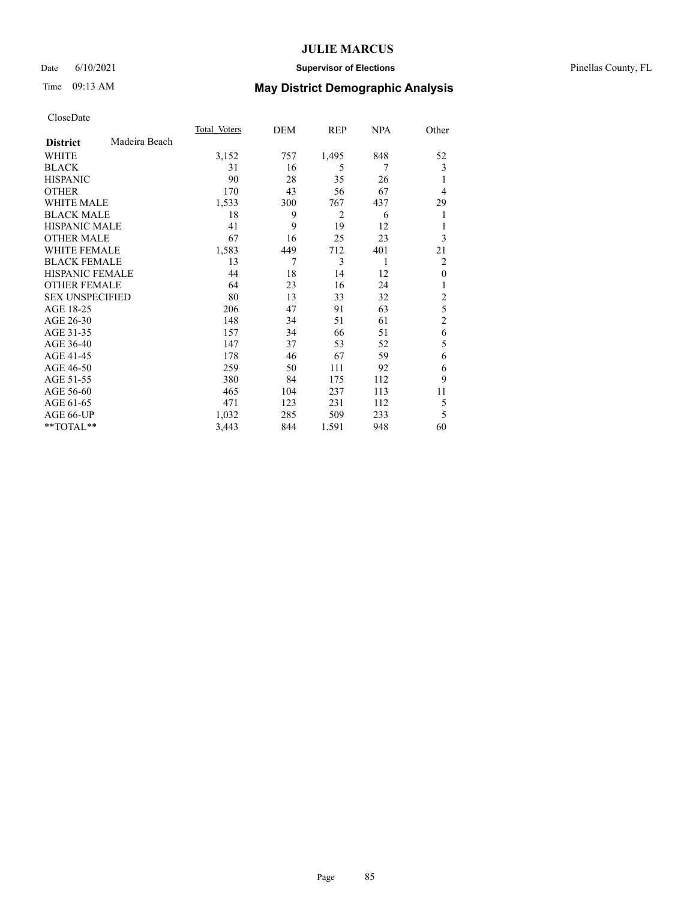# JULIE MARCUS

Date 6/10/2021 **Supervisor of Elections** Pinellas County, FL

Time 09:13 AM **May District Demographic Analysis**

CloseDate

| **District** Madeira Beach | Total Voters | DEM | REP | NPA | Other |
|---|---|---|---|---|---|
| WHITE | 3,152 | 757 | 1,495 | 848 | 52 |
| BLACK | 31 | 16 | 5 | 7 | 3 |
| HISPANIC | 90 | 28 | 35 | 26 | 1 |
| OTHER | 170 | 43 | 56 | 67 | 4 |
| WHITE MALE | 1,533 | 300 | 767 | 437 | 29 |
| BLACK MALE | 18 | 9 | 2 | 6 | 1 |
| HISPANIC MALE | 41 | 9 | 19 | 12 | 1 |
| OTHER MALE | 67 | 16 | 25 | 23 | 3 |
| WHITE FEMALE | 1,583 | 449 | 712 | 401 | 21 |
| BLACK FEMALE | 13 | 7 | 3 | 1 | 2 |
| HISPANIC FEMALE | 44 | 18 | 14 | 12 | 0 |
| OTHER FEMALE | 64 | 23 | 16 | 24 | 1 |
| SEX UNSPECIFIED | 80 | 13 | 33 | 32 | 2 |
| AGE 18-25 | 206 | 47 | 91 | 63 | 5 |
| AGE 26-30 | 148 | 34 | 51 | 61 | 2 |
| AGE 31-35 | 157 | 34 | 66 | 51 | 6 |
| AGE 36-40 | 147 | 37 | 53 | 52 | 5 |
| AGE 41-45 | 178 | 46 | 67 | 59 | 6 |
| AGE 46-50 | 259 | 50 | 111 | 92 | 6 |
| AGE 51-55 | 380 | 84 | 175 | 112 | 9 |
| AGE 56-60 | 465 | 104 | 237 | 113 | 11 |
| AGE 61-65 | 471 | 123 | 231 | 112 | 5 |
| AGE 66-UP | 1,032 | 285 | 509 | 233 | 5 |
| **TOTAL** | 3,443 | 844 | 1,591 | 948 | 60 |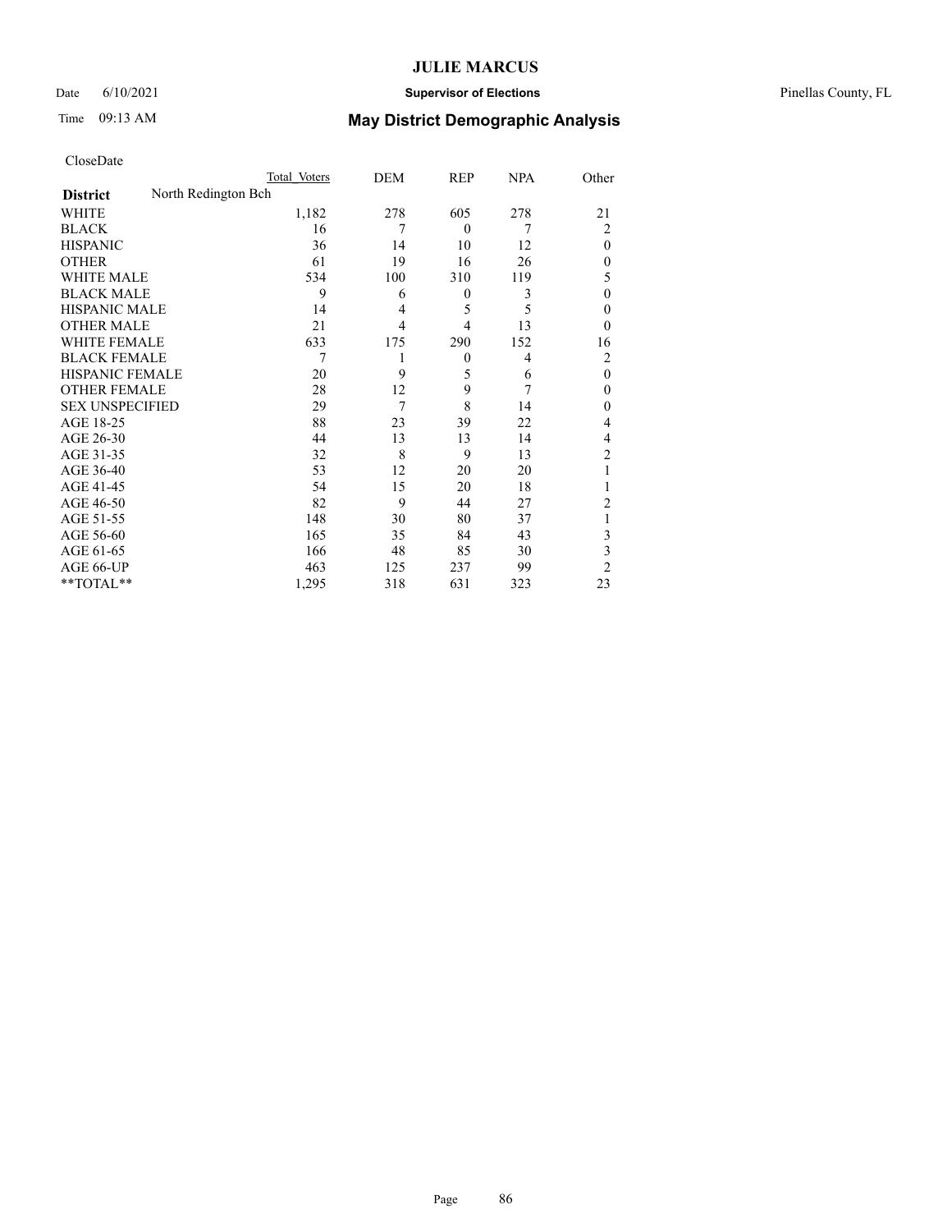# JULIE MARCUS

Date 6/10/2021 **Supervisor of Elections** Pinellas County, FL

Time 09:13 AM **May District Demographic Analysis**

CloseDate

| | Total Voters | DEM | REP | NPA | Other |
|---|---|---|---|---|---|
| **District** North Redington Bch | | | | | |
| WHITE | 1,182 | 278 | 605 | 278 | 21 |
| BLACK | 16 | 7 | 0 | 7 | 2 |
| HISPANIC | 36 | 14 | 10 | 12 | 0 |
| OTHER | 61 | 19 | 16 | 26 | 0 |
| WHITE MALE | 534 | 100 | 310 | 119 | 5 |
| BLACK MALE | 9 | 6 | 0 | 3 | 0 |
| HISPANIC MALE | 14 | 4 | 5 | 5 | 0 |
| OTHER MALE | 21 | 4 | 4 | 13 | 0 |
| WHITE FEMALE | 633 | 175 | 290 | 152 | 16 |
| BLACK FEMALE | 7 | 1 | 0 | 4 | 2 |
| HISPANIC FEMALE | 20 | 9 | 5 | 6 | 0 |
| OTHER FEMALE | 28 | 12 | 9 | 7 | 0 |
| SEX UNSPECIFIED | 29 | 7 | 8 | 14 | 0 |
| AGE 18-25 | 88 | 23 | 39 | 22 | 4 |
| AGE 26-30 | 44 | 13 | 13 | 14 | 4 |
| AGE 31-35 | 32 | 8 | 9 | 13 | 2 |
| AGE 36-40 | 53 | 12 | 20 | 20 | 1 |
| AGE 41-45 | 54 | 15 | 20 | 18 | 1 |
| AGE 46-50 | 82 | 9 | 44 | 27 | 2 |
| AGE 51-55 | 148 | 30 | 80 | 37 | 1 |
| AGE 56-60 | 165 | 35 | 84 | 43 | 3 |
| AGE 61-65 | 166 | 48 | 85 | 30 | 3 |
| AGE 66-UP | 463 | 125 | 237 | 99 | 2 |
| **TOTAL** | 1,295 | 318 | 631 | 323 | 23 |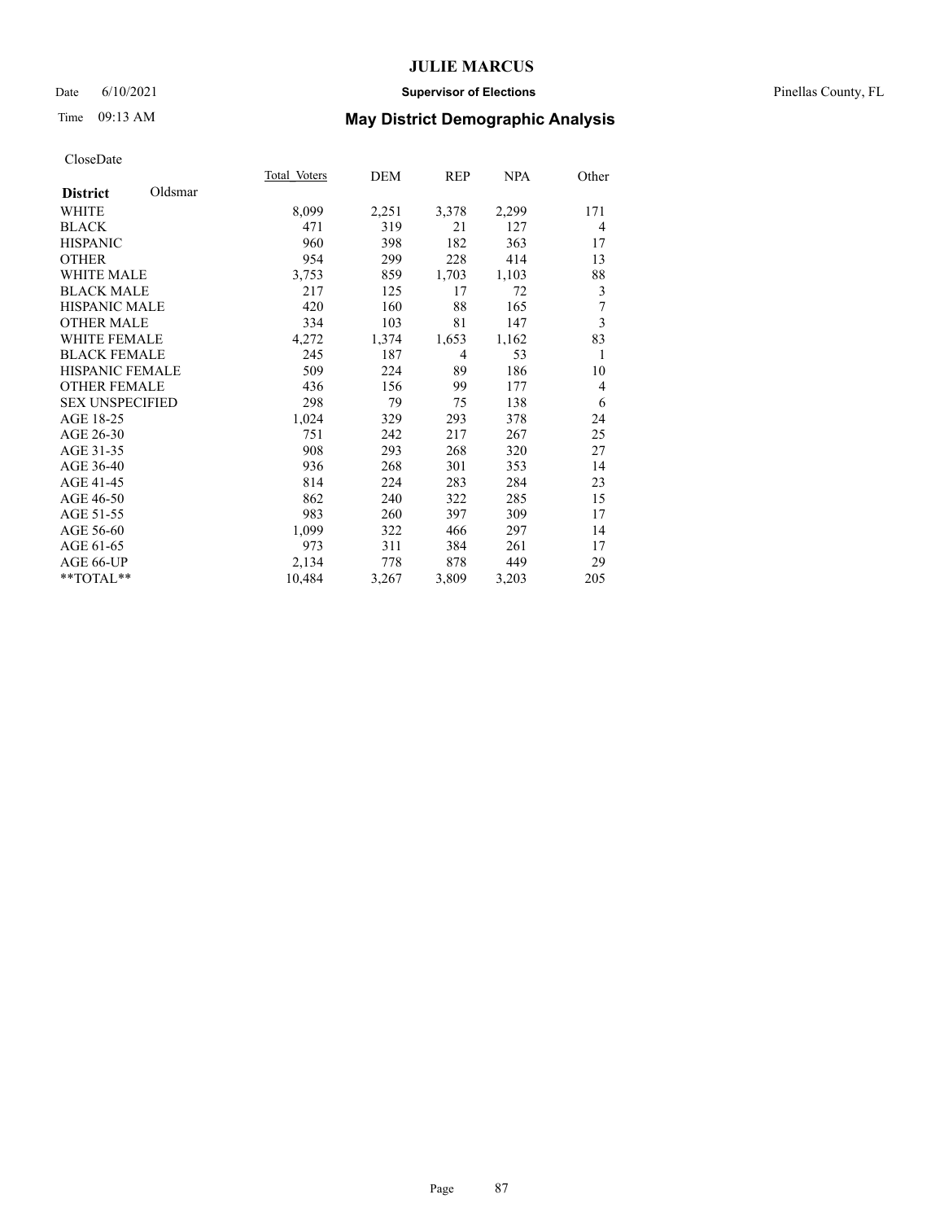# JULIE MARCUS

Date 6/10/2021 **Supervisor of Elections** Pinellas County, FL

Time 09:13 AM **May District Demographic Analysis**

CloseDate

| **District** Oldsmar | Total Voters | DEM | REP | NPA | Other |
|---|---|---|---|---|---|
| WHITE | 8,099 | 2,251 | 3,378 | 2,299 | 171 |
| BLACK | 471 | 319 | 21 | 127 | 4 |
| HISPANIC | 960 | 398 | 182 | 363 | 17 |
| OTHER | 954 | 299 | 228 | 414 | 13 |
| WHITE MALE | 3,753 | 859 | 1,703 | 1,103 | 88 |
| BLACK MALE | 217 | 125 | 17 | 72 | 3 |
| HISPANIC MALE | 420 | 160 | 88 | 165 | 7 |
| OTHER MALE | 334 | 103 | 81 | 147 | 3 |
| WHITE FEMALE | 4,272 | 1,374 | 1,653 | 1,162 | 83 |
| BLACK FEMALE | 245 | 187 | 4 | 53 | 1 |
| HISPANIC FEMALE | 509 | 224 | 89 | 186 | 10 |
| OTHER FEMALE | 436 | 156 | 99 | 177 | 4 |
| SEX UNSPECIFIED | 298 | 79 | 75 | 138 | 6 |
| AGE 18-25 | 1,024 | 329 | 293 | 378 | 24 |
| AGE 26-30 | 751 | 242 | 217 | 267 | 25 |
| AGE 31-35 | 908 | 293 | 268 | 320 | 27 |
| AGE 36-40 | 936 | 268 | 301 | 353 | 14 |
| AGE 41-45 | 814 | 224 | 283 | 284 | 23 |
| AGE 46-50 | 862 | 240 | 322 | 285 | 15 |
| AGE 51-55 | 983 | 260 | 397 | 309 | 17 |
| AGE 56-60 | 1,099 | 322 | 466 | 297 | 14 |
| AGE 61-65 | 973 | 311 | 384 | 261 | 17 |
| AGE 66-UP | 2,134 | 778 | 878 | 449 | 29 |
| **TOTAL** | 10,484 | 3,267 | 3,809 | 3,203 | 205 |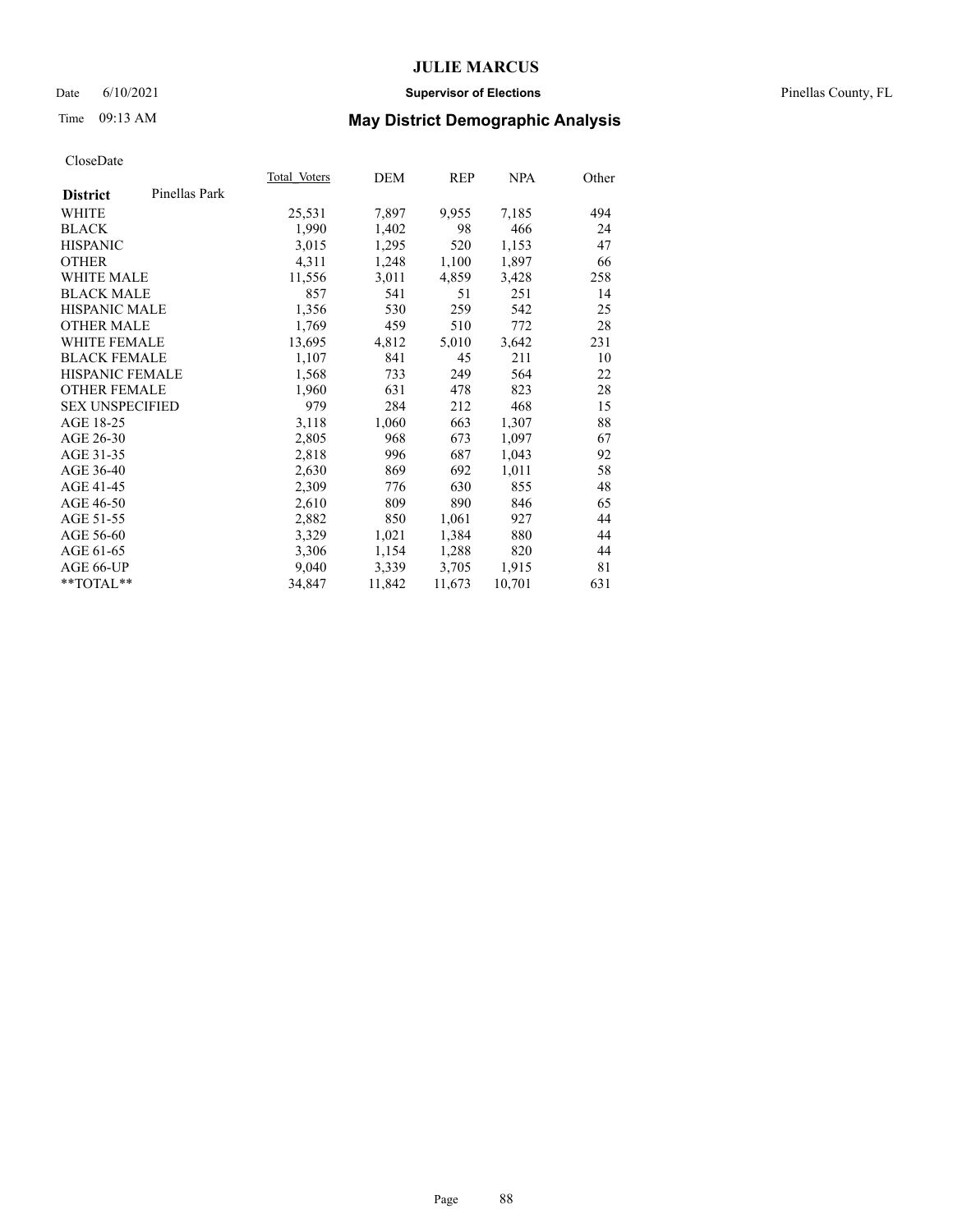# JULIE MARCUS

Date 6/10/2021 **Supervisor of Elections** Pinellas County, FL

Time 09:13 AM **May District Demographic Analysis**

CloseDate

| **District** Pinellas Park | Total Voters | DEM | REP | NPA | Other |
|---|---|---|---|---|---|
| WHITE | 25,531 | 7,897 | 9,955 | 7,185 | 494 |
| BLACK | 1,990 | 1,402 | 98 | 466 | 24 |
| HISPANIC | 3,015 | 1,295 | 520 | 1,153 | 47 |
| OTHER | 4,311 | 1,248 | 1,100 | 1,897 | 66 |
| WHITE MALE | 11,556 | 3,011 | 4,859 | 3,428 | 258 |
| BLACK MALE | 857 | 541 | 51 | 251 | 14 |
| HISPANIC MALE | 1,356 | 530 | 259 | 542 | 25 |
| OTHER MALE | 1,769 | 459 | 510 | 772 | 28 |
| WHITE FEMALE | 13,695 | 4,812 | 5,010 | 3,642 | 231 |
| BLACK FEMALE | 1,107 | 841 | 45 | 211 | 10 |
| HISPANIC FEMALE | 1,568 | 733 | 249 | 564 | 22 |
| OTHER FEMALE | 1,960 | 631 | 478 | 823 | 28 |
| SEX UNSPECIFIED | 979 | 284 | 212 | 468 | 15 |
| AGE 18-25 | 3,118 | 1,060 | 663 | 1,307 | 88 |
| AGE 26-30 | 2,805 | 968 | 673 | 1,097 | 67 |
| AGE 31-35 | 2,818 | 996 | 687 | 1,043 | 92 |
| AGE 36-40 | 2,630 | 869 | 692 | 1,011 | 58 |
| AGE 41-45 | 2,309 | 776 | 630 | 855 | 48 |
| AGE 46-50 | 2,610 | 809 | 890 | 846 | 65 |
| AGE 51-55 | 2,882 | 850 | 1,061 | 927 | 44 |
| AGE 56-60 | 3,329 | 1,021 | 1,384 | 880 | 44 |
| AGE 61-65 | 3,306 | 1,154 | 1,288 | 820 | 44 |
| AGE 66-UP | 9,040 | 3,339 | 3,705 | 1,915 | 81 |
| **TOTAL** | 34,847 | 11,842 | 11,673 | 10,701 | 631 |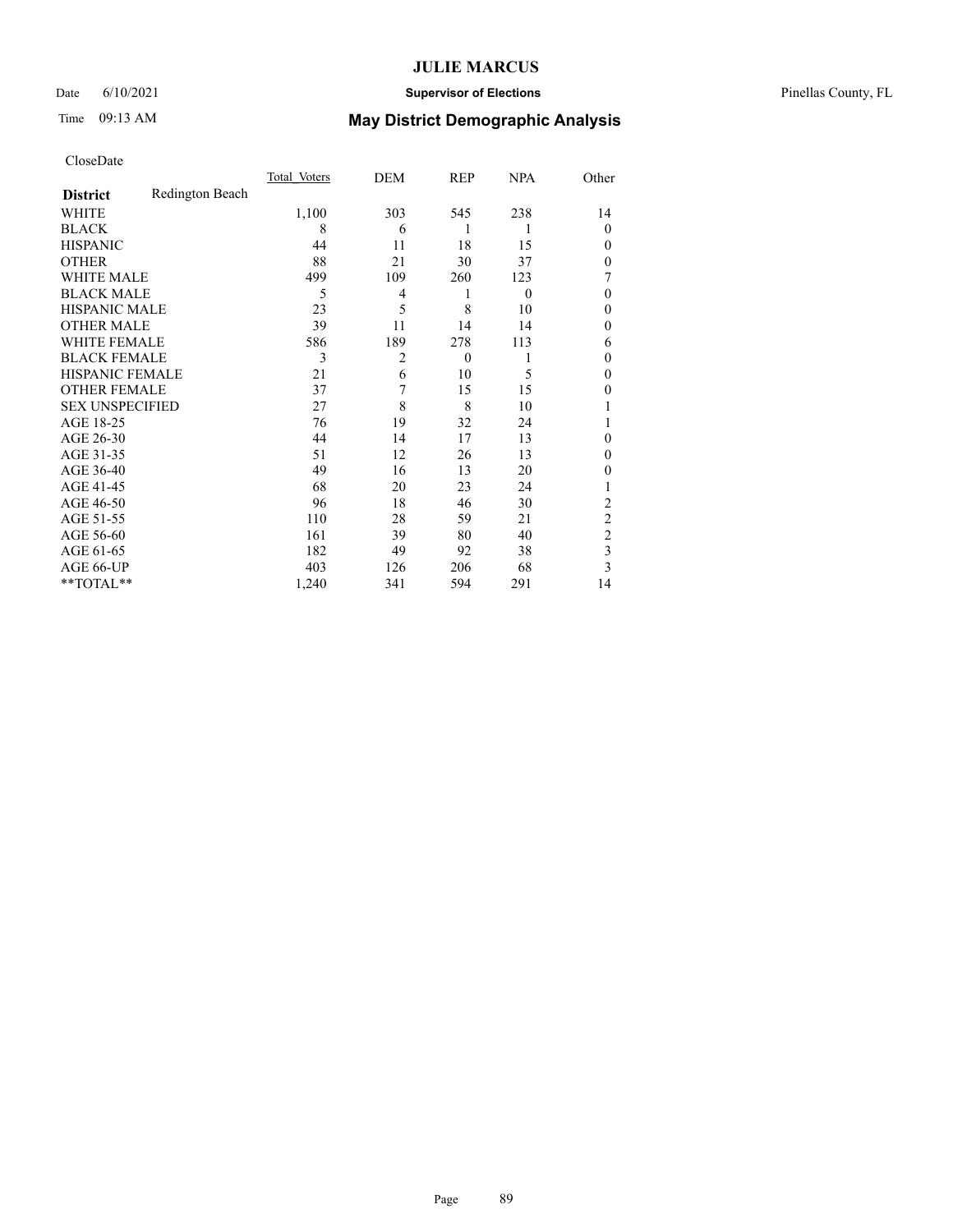# JULIE MARCUS

Date 6/10/2021 **Supervisor of Elections** Pinellas County, FL

Time 09:13 AM **May District Demographic Analysis**

CloseDate

| **District** Redington Beach | Total Voters | DEM | REP | NPA | Other |
|---|---|---|---|---|---|
| WHITE | 1,100 | 303 | 545 | 238 | 14 |
| BLACK | 8 | 6 | 1 | 1 | 0 |
| HISPANIC | 44 | 11 | 18 | 15 | 0 |
| OTHER | 88 | 21 | 30 | 37 | 0 |
| WHITE MALE | 499 | 109 | 260 | 123 | 7 |
| BLACK MALE | 5 | 4 | 1 | 0 | 0 |
| HISPANIC MALE | 23 | 5 | 8 | 10 | 0 |
| OTHER MALE | 39 | 11 | 14 | 14 | 0 |
| WHITE FEMALE | 586 | 189 | 278 | 113 | 6 |
| BLACK FEMALE | 3 | 2 | 0 | 1 | 0 |
| HISPANIC FEMALE | 21 | 6 | 10 | 5 | 0 |
| OTHER FEMALE | 37 | 7 | 15 | 15 | 0 |
| SEX UNSPECIFIED | 27 | 8 | 8 | 10 | 1 |
| AGE 18-25 | 76 | 19 | 32 | 24 | 1 |
| AGE 26-30 | 44 | 14 | 17 | 13 | 0 |
| AGE 31-35 | 51 | 12 | 26 | 13 | 0 |
| AGE 36-40 | 49 | 16 | 13 | 20 | 0 |
| AGE 41-45 | 68 | 20 | 23 | 24 | 1 |
| AGE 46-50 | 96 | 18 | 46 | 30 | 2 |
| AGE 51-55 | 110 | 28 | 59 | 21 | 2 |
| AGE 56-60 | 161 | 39 | 80 | 40 | 2 |
| AGE 61-65 | 182 | 49 | 92 | 38 | 3 |
| AGE 66-UP | 403 | 126 | 206 | 68 | 3 |
| **TOTAL** | 1,240 | 341 | 594 | 291 | 14 |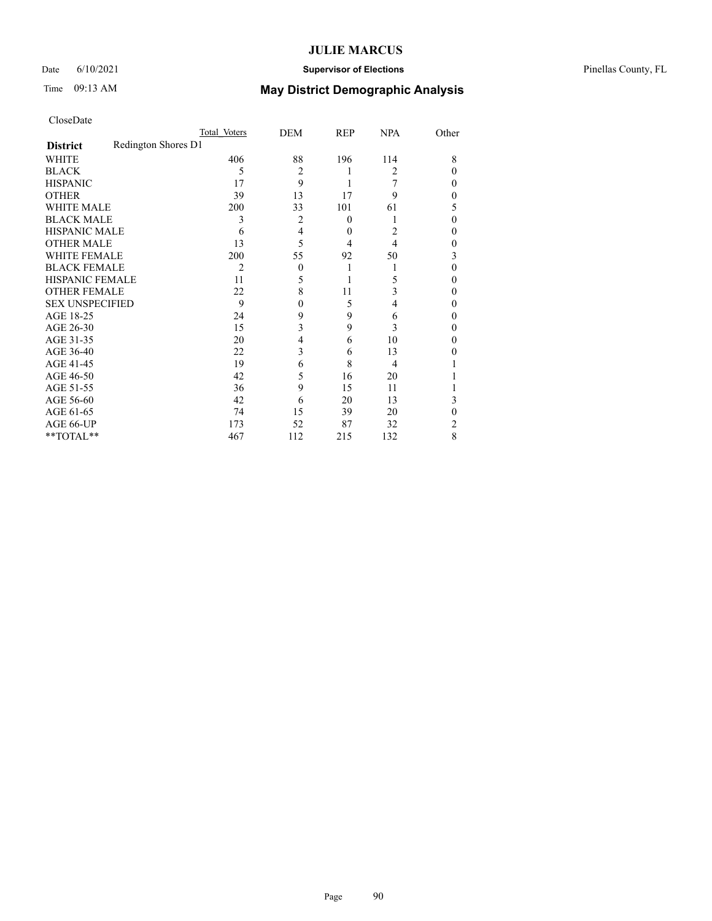# JULIE MARCUS

Date 6/10/2021 **Supervisor of Elections** Pinellas County, FL

Time 09:13 AM **May District Demographic Analysis**

CloseDate

| District | Redington Shores D1 Total Voters | DEM | REP | NPA | Other |
|---|---|---|---|---|---|
| WHITE | 406 | 88 | 196 | 114 | 8 |
| BLACK | 5 | 2 | 1 | 2 | 0 |
| HISPANIC | 17 | 9 | 1 | 7 | 0 |
| OTHER | 39 | 13 | 17 | 9 | 0 |
| WHITE MALE | 200 | 33 | 101 | 61 | 5 |
| BLACK MALE | 3 | 2 | 0 | 1 | 0 |
| HISPANIC MALE | 6 | 4 | 0 | 2 | 0 |
| OTHER MALE | 13 | 5 | 4 | 4 | 0 |
| WHITE FEMALE | 200 | 55 | 92 | 50 | 3 |
| BLACK FEMALE | 2 | 0 | 1 | 1 | 0 |
| HISPANIC FEMALE | 11 | 5 | 1 | 5 | 0 |
| OTHER FEMALE | 22 | 8 | 11 | 3 | 0 |
| SEX UNSPECIFIED | 9 | 0 | 5 | 4 | 0 |
| AGE 18-25 | 24 | 9 | 9 | 6 | 0 |
| AGE 26-30 | 15 | 3 | 9 | 3 | 0 |
| AGE 31-35 | 20 | 4 | 6 | 10 | 0 |
| AGE 36-40 | 22 | 3 | 6 | 13 | 0 |
| AGE 41-45 | 19 | 6 | 8 | 4 | 1 |
| AGE 46-50 | 42 | 5 | 16 | 20 | 1 |
| AGE 51-55 | 36 | 9 | 15 | 11 | 1 |
| AGE 56-60 | 42 | 6 | 20 | 13 | 3 |
| AGE 61-65 | 74 | 15 | 39 | 20 | 0 |
| AGE 66-UP | 173 | 52 | 87 | 32 | 2 |
| **TOTAL** | 467 | 112 | 215 | 132 | 8 |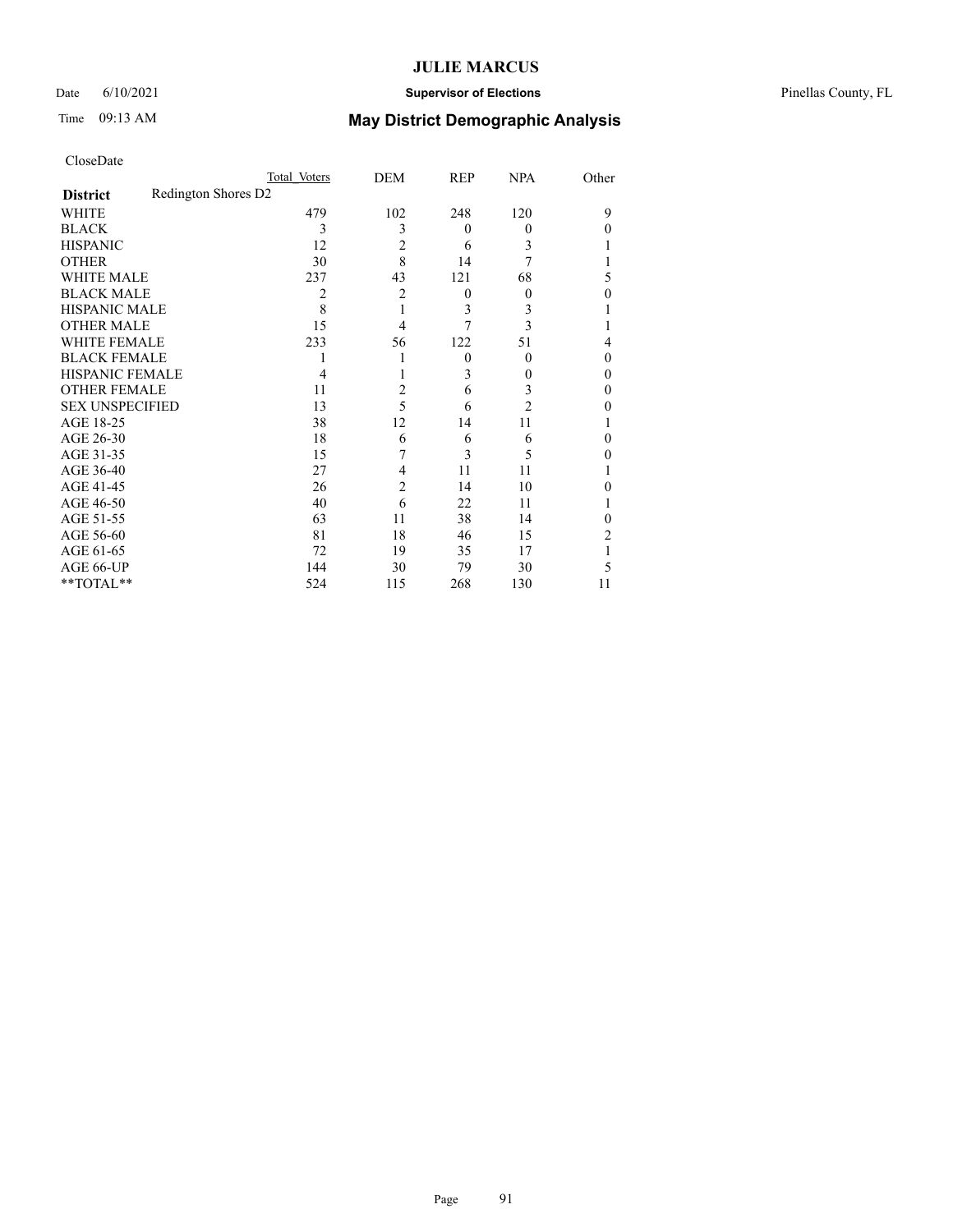# JULIE MARCUS

Date 6/10/2021 **Supervisor of Elections** Pinellas County, FL

Time 09:13 AM **May District Demographic Analysis**

CloseDate

| | Total Voters | DEM | REP | NPA | Other |
|---|---|---|---|---|---|
| **District** Redington Shores D2 | | | | | |
| WHITE | 479 | 102 | 248 | 120 | 9 |
| BLACK | 3 | 3 | 0 | 0 | 0 |
| HISPANIC | 12 | 2 | 6 | 3 | 1 |
| OTHER | 30 | 8 | 14 | 7 | 1 |
| WHITE MALE | 237 | 43 | 121 | 68 | 5 |
| BLACK MALE | 2 | 2 | 0 | 0 | 0 |
| HISPANIC MALE | 8 | 1 | 3 | 3 | 1 |
| OTHER MALE | 15 | 4 | 7 | 3 | 1 |
| WHITE FEMALE | 233 | 56 | 122 | 51 | 4 |
| BLACK FEMALE | 1 | 1 | 0 | 0 | 0 |
| HISPANIC FEMALE | 4 | 1 | 3 | 0 | 0 |
| OTHER FEMALE | 11 | 2 | 6 | 3 | 0 |
| SEX UNSPECIFIED | 13 | 5 | 6 | 2 | 0 |
| AGE 18-25 | 38 | 12 | 14 | 11 | 1 |
| AGE 26-30 | 18 | 6 | 6 | 6 | 0 |
| AGE 31-35 | 15 | 7 | 3 | 5 | 0 |
| AGE 36-40 | 27 | 4 | 11 | 11 | 1 |
| AGE 41-45 | 26 | 2 | 14 | 10 | 0 |
| AGE 46-50 | 40 | 6 | 22 | 11 | 1 |
| AGE 51-55 | 63 | 11 | 38 | 14 | 0 |
| AGE 56-60 | 81 | 18 | 46 | 15 | 2 |
| AGE 61-65 | 72 | 19 | 35 | 17 | 1 |
| AGE 66-UP | 144 | 30 | 79 | 30 | 5 |
| **TOTAL** | 524 | 115 | 268 | 130 | 11 |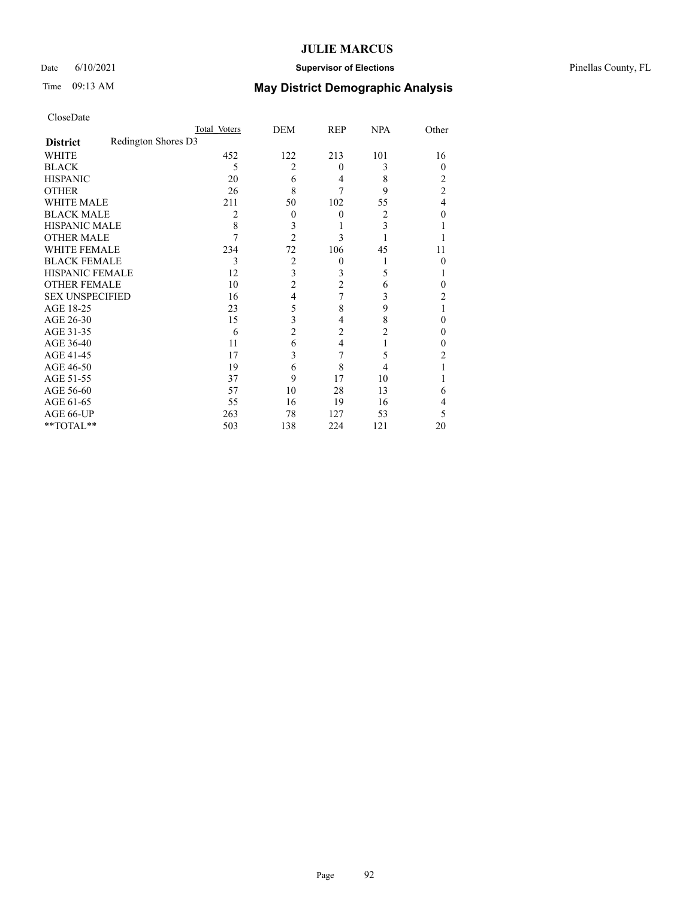# JULIE MARCUS

Date 6/10/2021 **Supervisor of Elections** Pinellas County, FL

Time 09:13 AM **May District Demographic Analysis**

CloseDate

| District | Redington Shores D3 | Total Voters | DEM | REP | NPA | Other |
|---|---|---|---|---|---|---|
| WHITE | | 452 | 122 | 213 | 101 | 16 |
| BLACK | | 5 | 2 | 0 | 3 | 0 |
| HISPANIC | | 20 | 6 | 4 | 8 | 2 |
| OTHER | | 26 | 8 | 7 | 9 | 2 |
| WHITE MALE | | 211 | 50 | 102 | 55 | 4 |
| BLACK MALE | | 2 | 0 | 0 | 2 | 0 |
| HISPANIC MALE | | 8 | 3 | 1 | 3 | 1 |
| OTHER MALE | | 7 | 2 | 3 | 1 | 1 |
| WHITE FEMALE | | 234 | 72 | 106 | 45 | 11 |
| BLACK FEMALE | | 3 | 2 | 0 | 1 | 0 |
| HISPANIC FEMALE | | 12 | 3 | 3 | 5 | 1 |
| OTHER FEMALE | | 10 | 2 | 2 | 6 | 0 |
| SEX UNSPECIFIED | | 16 | 4 | 7 | 3 | 2 |
| AGE 18-25 | | 23 | 5 | 8 | 9 | 1 |
| AGE 26-30 | | 15 | 3 | 4 | 8 | 0 |
| AGE 31-35 | | 6 | 2 | 2 | 2 | 0 |
| AGE 36-40 | | 11 | 6 | 4 | 1 | 0 |
| AGE 41-45 | | 17 | 3 | 7 | 5 | 2 |
| AGE 46-50 | | 19 | 6 | 8 | 4 | 1 |
| AGE 51-55 | | 37 | 9 | 17 | 10 | 1 |
| AGE 56-60 | | 57 | 10 | 28 | 13 | 6 |
| AGE 61-65 | | 55 | 16 | 19 | 16 | 4 |
| AGE 66-UP | | 263 | 78 | 127 | 53 | 5 |
| **TOTAL** | | 503 | 138 | 224 | 121 | 20 |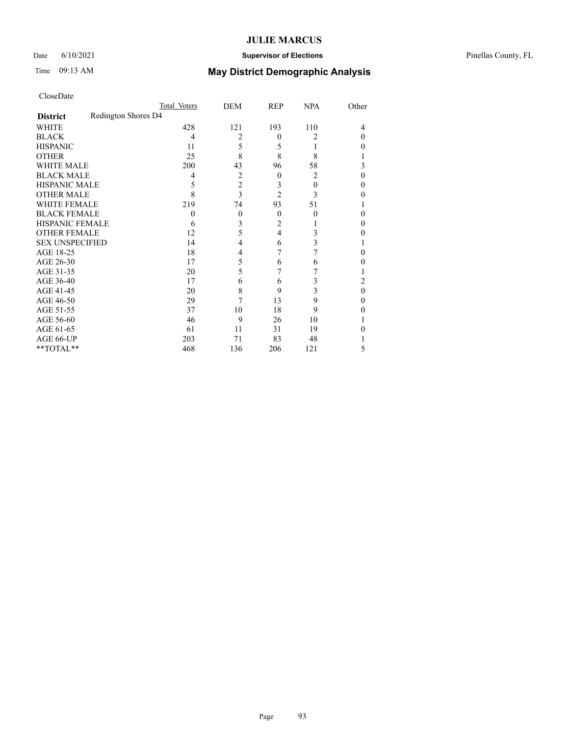CloseDate

| District | Redington Shores D4 | Total Voters | DEM | REP | NPA | Other |
|---|---|---|---|---|---|---|
| WHITE | | 428 | 121 | 193 | 110 | 4 |
| BLACK | | 4 | 2 | 0 | 2 | 0 |
| HISPANIC | | 11 | 5 | 5 | 1 | 0 |
| OTHER | | 25 | 8 | 8 | 8 | 1 |
| WHITE MALE | | 200 | 43 | 96 | 58 | 3 |
| BLACK MALE | | 4 | 2 | 0 | 2 | 0 |
| HISPANIC MALE | | 5 | 2 | 3 | 0 | 0 |
| OTHER MALE | | 8 | 3 | 2 | 3 | 0 |
| WHITE FEMALE | | 219 | 74 | 93 | 51 | 1 |
| BLACK FEMALE | | 0 | 0 | 0 | 0 | 0 |
| HISPANIC FEMALE | | 6 | 3 | 2 | 1 | 0 |
| OTHER FEMALE | | 12 | 5 | 4 | 3 | 0 |
| SEX UNSPECIFIED | | 14 | 4 | 6 | 3 | 1 |
| AGE 18-25 | | 18 | 4 | 7 | 7 | 0 |
| AGE 26-30 | | 17 | 5 | 6 | 6 | 0 |
| AGE 31-35 | | 20 | 5 | 7 | 7 | 1 |
| AGE 36-40 | | 17 | 6 | 6 | 3 | 2 |
| AGE 41-45 | | 20 | 8 | 9 | 3 | 0 |
| AGE 46-50 | | 29 | 7 | 13 | 9 | 0 |
| AGE 51-55 | | 37 | 10 | 18 | 9 | 0 |
| AGE 56-60 | | 46 | 9 | 26 | 10 | 1 |
| AGE 61-65 | | 61 | 11 | 31 | 19 | 0 |
| AGE 66-UP | | 203 | 71 | 83 | 48 | 1 |
| **TOTAL** | | 468 | 136 | 206 | 121 | 5 |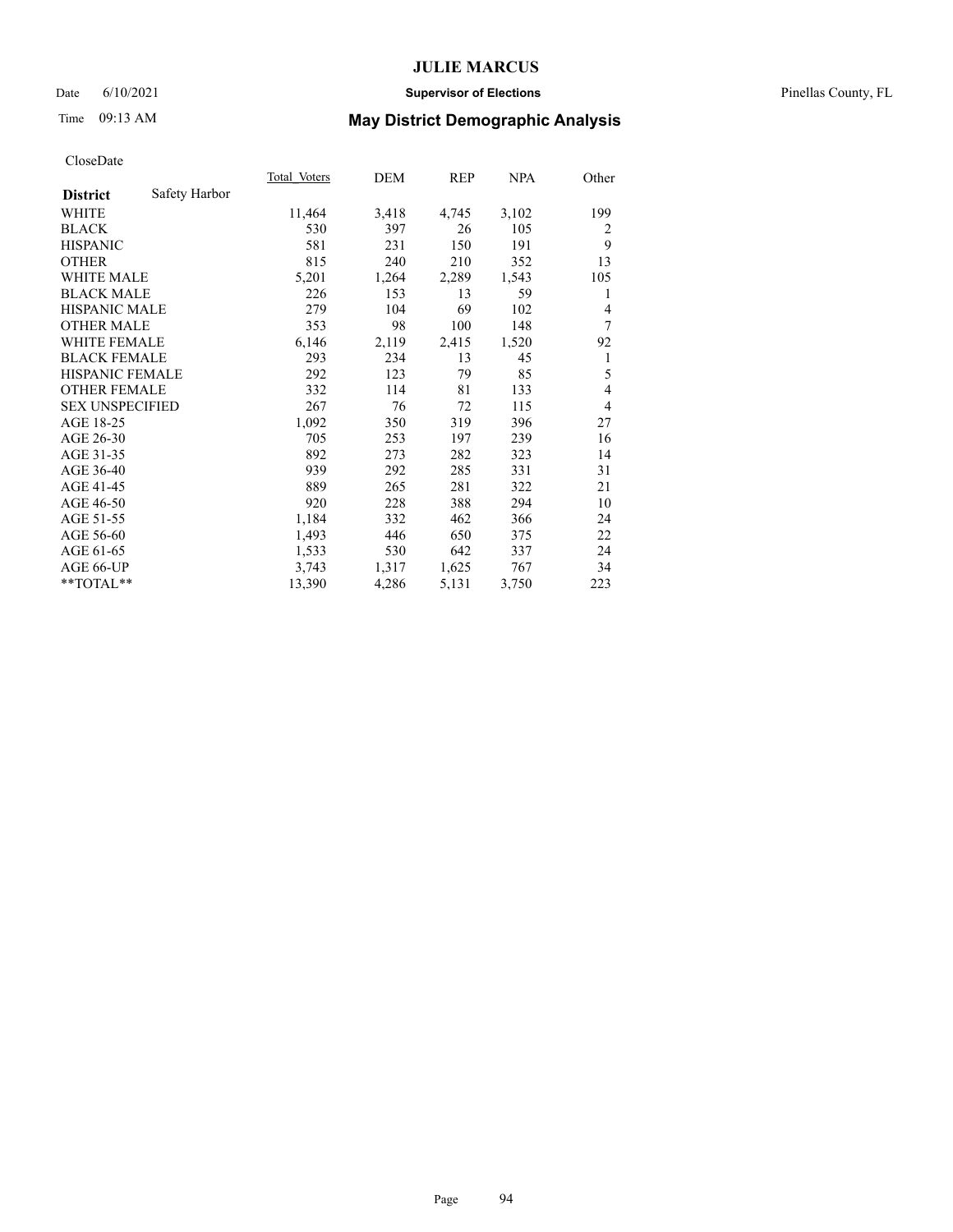# JULIE MARCUS

Date 6/10/2021 **Supervisor of Elections** Pinellas County, FL

Time 09:13 AM **May District Demographic Analysis**

CloseDate

| **District** Safety Harbor | Total Voters | DEM | REP | NPA | Other |
|---|---|---|---|---|---|
| WHITE | 11,464 | 3,418 | 4,745 | 3,102 | 199 |
| BLACK | 530 | 397 | 26 | 105 | 2 |
| HISPANIC | 581 | 231 | 150 | 191 | 9 |
| OTHER | 815 | 240 | 210 | 352 | 13 |
| WHITE MALE | 5,201 | 1,264 | 2,289 | 1,543 | 105 |
| BLACK MALE | 226 | 153 | 13 | 59 | 1 |
| HISPANIC MALE | 279 | 104 | 69 | 102 | 4 |
| OTHER MALE | 353 | 98 | 100 | 148 | 7 |
| WHITE FEMALE | 6,146 | 2,119 | 2,415 | 1,520 | 92 |
| BLACK FEMALE | 293 | 234 | 13 | 45 | 1 |
| HISPANIC FEMALE | 292 | 123 | 79 | 85 | 5 |
| OTHER FEMALE | 332 | 114 | 81 | 133 | 4 |
| SEX UNSPECIFIED | 267 | 76 | 72 | 115 | 4 |
| AGE 18-25 | 1,092 | 350 | 319 | 396 | 27 |
| AGE 26-30 | 705 | 253 | 197 | 239 | 16 |
| AGE 31-35 | 892 | 273 | 282 | 323 | 14 |
| AGE 36-40 | 939 | 292 | 285 | 331 | 31 |
| AGE 41-45 | 889 | 265 | 281 | 322 | 21 |
| AGE 46-50 | 920 | 228 | 388 | 294 | 10 |
| AGE 51-55 | 1,184 | 332 | 462 | 366 | 24 |
| AGE 56-60 | 1,493 | 446 | 650 | 375 | 22 |
| AGE 61-65 | 1,533 | 530 | 642 | 337 | 24 |
| AGE 66-UP | 3,743 | 1,317 | 1,625 | 767 | 34 |
| **TOTAL** | 13,390 | 4,286 | 5,131 | 3,750 | 223 |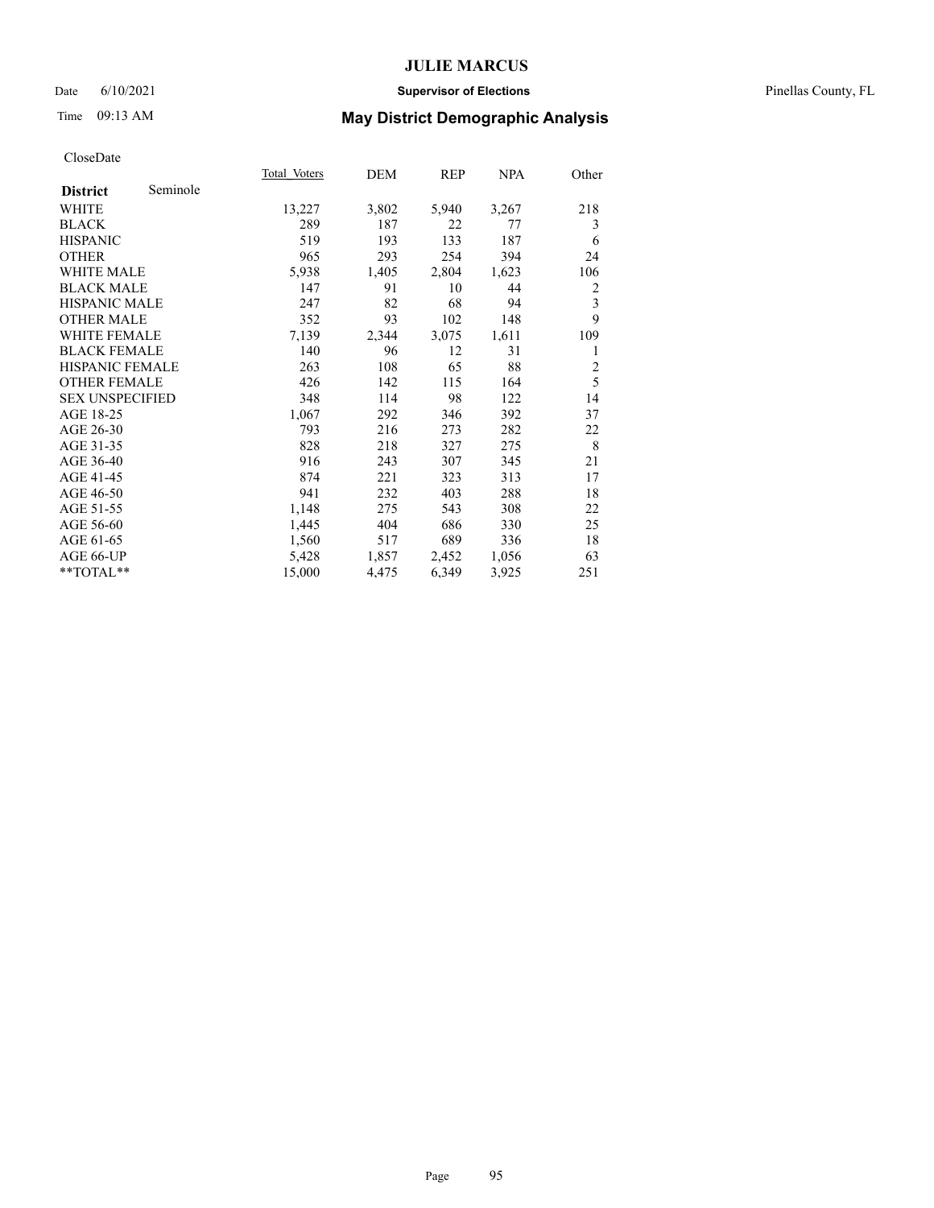# JULIE MARCUS

Date 6/10/2021 **Supervisor of Elections** Pinellas County, FL

Time 09:13 AM **May District Demographic Analysis**

CloseDate

| **District** Seminole | Total Voters | DEM | REP | NPA | Other |
|---|---|---|---|---|---|
| WHITE | 13,227 | 3,802 | 5,940 | 3,267 | 218 |
| BLACK | 289 | 187 | 22 | 77 | 3 |
| HISPANIC | 519 | 193 | 133 | 187 | 6 |
| OTHER | 965 | 293 | 254 | 394 | 24 |
| WHITE MALE | 5,938 | 1,405 | 2,804 | 1,623 | 106 |
| BLACK MALE | 147 | 91 | 10 | 44 | 2 |
| HISPANIC MALE | 247 | 82 | 68 | 94 | 3 |
| OTHER MALE | 352 | 93 | 102 | 148 | 9 |
| WHITE FEMALE | 7,139 | 2,344 | 3,075 | 1,611 | 109 |
| BLACK FEMALE | 140 | 96 | 12 | 31 | 1 |
| HISPANIC FEMALE | 263 | 108 | 65 | 88 | 2 |
| OTHER FEMALE | 426 | 142 | 115 | 164 | 5 |
| SEX UNSPECIFIED | 348 | 114 | 98 | 122 | 14 |
| AGE 18-25 | 1,067 | 292 | 346 | 392 | 37 |
| AGE 26-30 | 793 | 216 | 273 | 282 | 22 |
| AGE 31-35 | 828 | 218 | 327 | 275 | 8 |
| AGE 36-40 | 916 | 243 | 307 | 345 | 21 |
| AGE 41-45 | 874 | 221 | 323 | 313 | 17 |
| AGE 46-50 | 941 | 232 | 403 | 288 | 18 |
| AGE 51-55 | 1,148 | 275 | 543 | 308 | 22 |
| AGE 56-60 | 1,445 | 404 | 686 | 330 | 25 |
| AGE 61-65 | 1,560 | 517 | 689 | 336 | 18 |
| AGE 66-UP | 5,428 | 1,857 | 2,452 | 1,056 | 63 |
| **TOTAL** | 15,000 | 4,475 | 6,349 | 3,925 | 251 |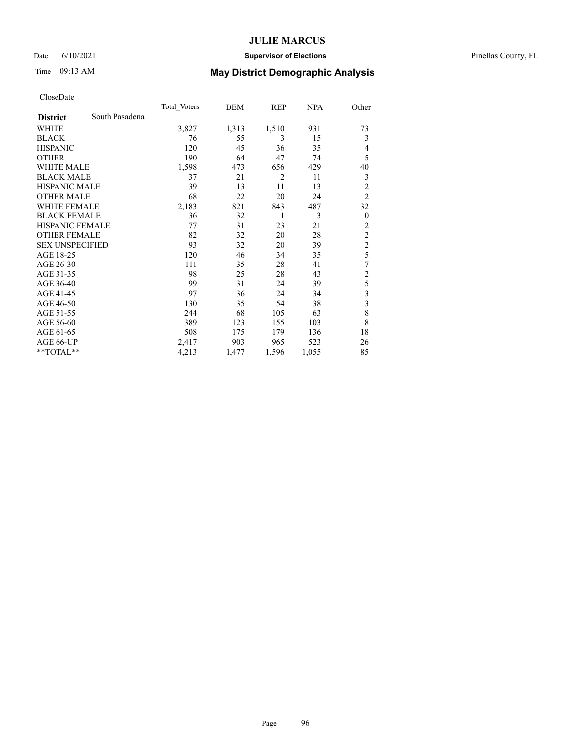# JULIE MARCUS

Date 6/10/2021 **Supervisor of Elections** Pinellas County, FL

Time 09:13 AM **May District Demographic Analysis**

CloseDate

| **District** South Pasadena | Total Voters | DEM | REP | NPA | Other |
|---|---|---|---|---|---|
| WHITE | 3,827 | 1,313 | 1,510 | 931 | 73 |
| BLACK | 76 | 55 | 3 | 15 | 3 |
| HISPANIC | 120 | 45 | 36 | 35 | 4 |
| OTHER | 190 | 64 | 47 | 74 | 5 |
| WHITE MALE | 1,598 | 473 | 656 | 429 | 40 |
| BLACK MALE | 37 | 21 | 2 | 11 | 3 |
| HISPANIC MALE | 39 | 13 | 11 | 13 | 2 |
| OTHER MALE | 68 | 22 | 20 | 24 | 2 |
| WHITE FEMALE | 2,183 | 821 | 843 | 487 | 32 |
| BLACK FEMALE | 36 | 32 | 1 | 3 | 0 |
| HISPANIC FEMALE | 77 | 31 | 23 | 21 | 2 |
| OTHER FEMALE | 82 | 32 | 20 | 28 | 2 |
| SEX UNSPECIFIED | 93 | 32 | 20 | 39 | 2 |
| AGE 18-25 | 120 | 46 | 34 | 35 | 5 |
| AGE 26-30 | 111 | 35 | 28 | 41 | 7 |
| AGE 31-35 | 98 | 25 | 28 | 43 | 2 |
| AGE 36-40 | 99 | 31 | 24 | 39 | 5 |
| AGE 41-45 | 97 | 36 | 24 | 34 | 3 |
| AGE 46-50 | 130 | 35 | 54 | 38 | 3 |
| AGE 51-55 | 244 | 68 | 105 | 63 | 8 |
| AGE 56-60 | 389 | 123 | 155 | 103 | 8 |
| AGE 61-65 | 508 | 175 | 179 | 136 | 18 |
| AGE 66-UP | 2,417 | 903 | 965 | 523 | 26 |
| **TOTAL** | 4,213 | 1,477 | 1,596 | 1,055 | 85 |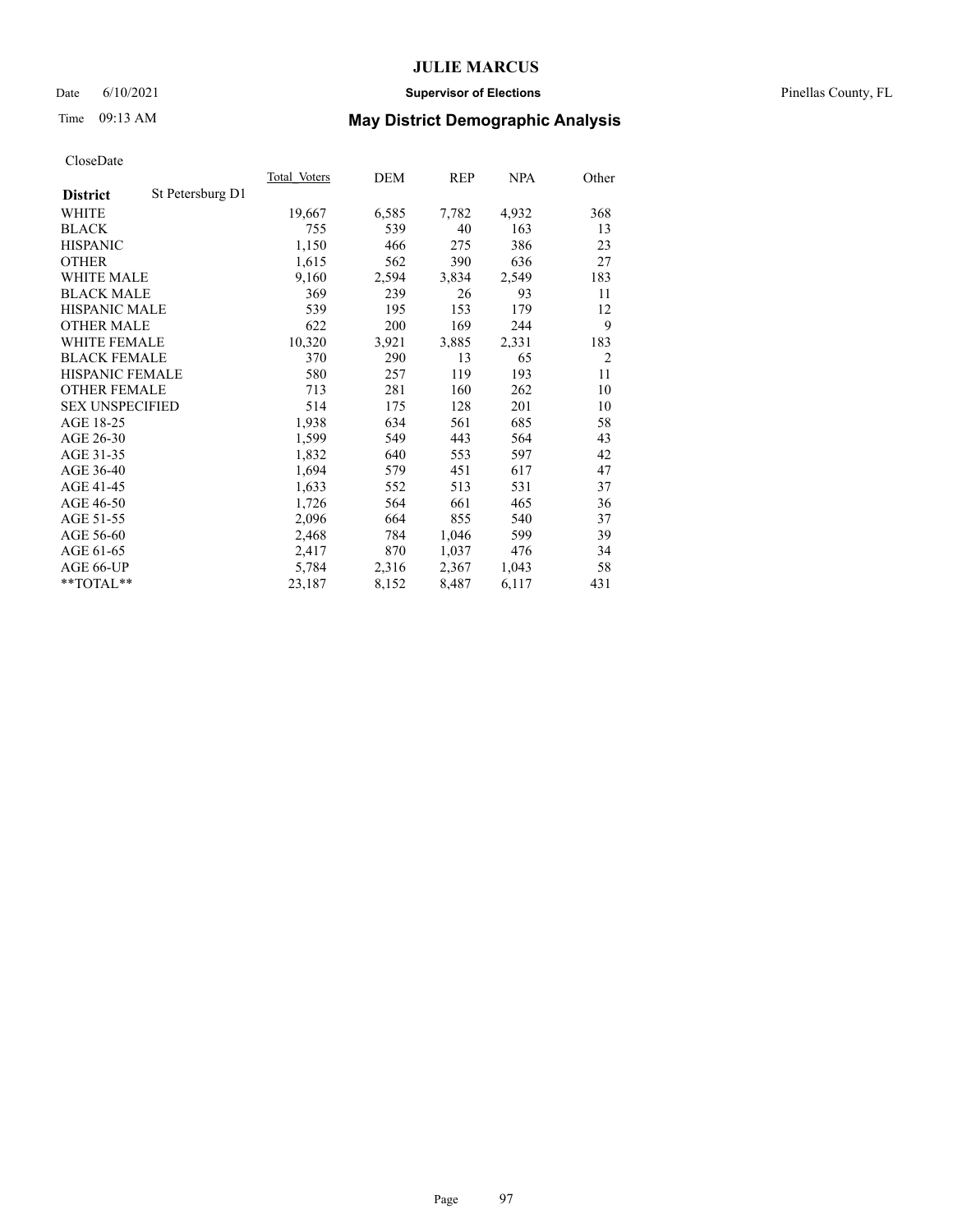# JULIE MARCUS

Date 6/10/2021 **Supervisor of Elections** Pinellas County, FL

Time 09:13 AM **May District Demographic Analysis**

CloseDate

| **District** St Petersburg D1 | Total Voters | DEM | REP | NPA | Other |
|---|---|---|---|---|---|
| WHITE | 19,667 | 6,585 | 7,782 | 4,932 | 368 |
| BLACK | 755 | 539 | 40 | 163 | 13 |
| HISPANIC | 1,150 | 466 | 275 | 386 | 23 |
| OTHER | 1,615 | 562 | 390 | 636 | 27 |
| WHITE MALE | 9,160 | 2,594 | 3,834 | 2,549 | 183 |
| BLACK MALE | 369 | 239 | 26 | 93 | 11 |
| HISPANIC MALE | 539 | 195 | 153 | 179 | 12 |
| OTHER MALE | 622 | 200 | 169 | 244 | 9 |
| WHITE FEMALE | 10,320 | 3,921 | 3,885 | 2,331 | 183 |
| BLACK FEMALE | 370 | 290 | 13 | 65 | 2 |
| HISPANIC FEMALE | 580 | 257 | 119 | 193 | 11 |
| OTHER FEMALE | 713 | 281 | 160 | 262 | 10 |
| SEX UNSPECIFIED | 514 | 175 | 128 | 201 | 10 |
| AGE 18-25 | 1,938 | 634 | 561 | 685 | 58 |
| AGE 26-30 | 1,599 | 549 | 443 | 564 | 43 |
| AGE 31-35 | 1,832 | 640 | 553 | 597 | 42 |
| AGE 36-40 | 1,694 | 579 | 451 | 617 | 47 |
| AGE 41-45 | 1,633 | 552 | 513 | 531 | 37 |
| AGE 46-50 | 1,726 | 564 | 661 | 465 | 36 |
| AGE 51-55 | 2,096 | 664 | 855 | 540 | 37 |
| AGE 56-60 | 2,468 | 784 | 1,046 | 599 | 39 |
| AGE 61-65 | 2,417 | 870 | 1,037 | 476 | 34 |
| AGE 66-UP | 5,784 | 2,316 | 2,367 | 1,043 | 58 |
| **TOTAL** | 23,187 | 8,152 | 8,487 | 6,117 | 431 |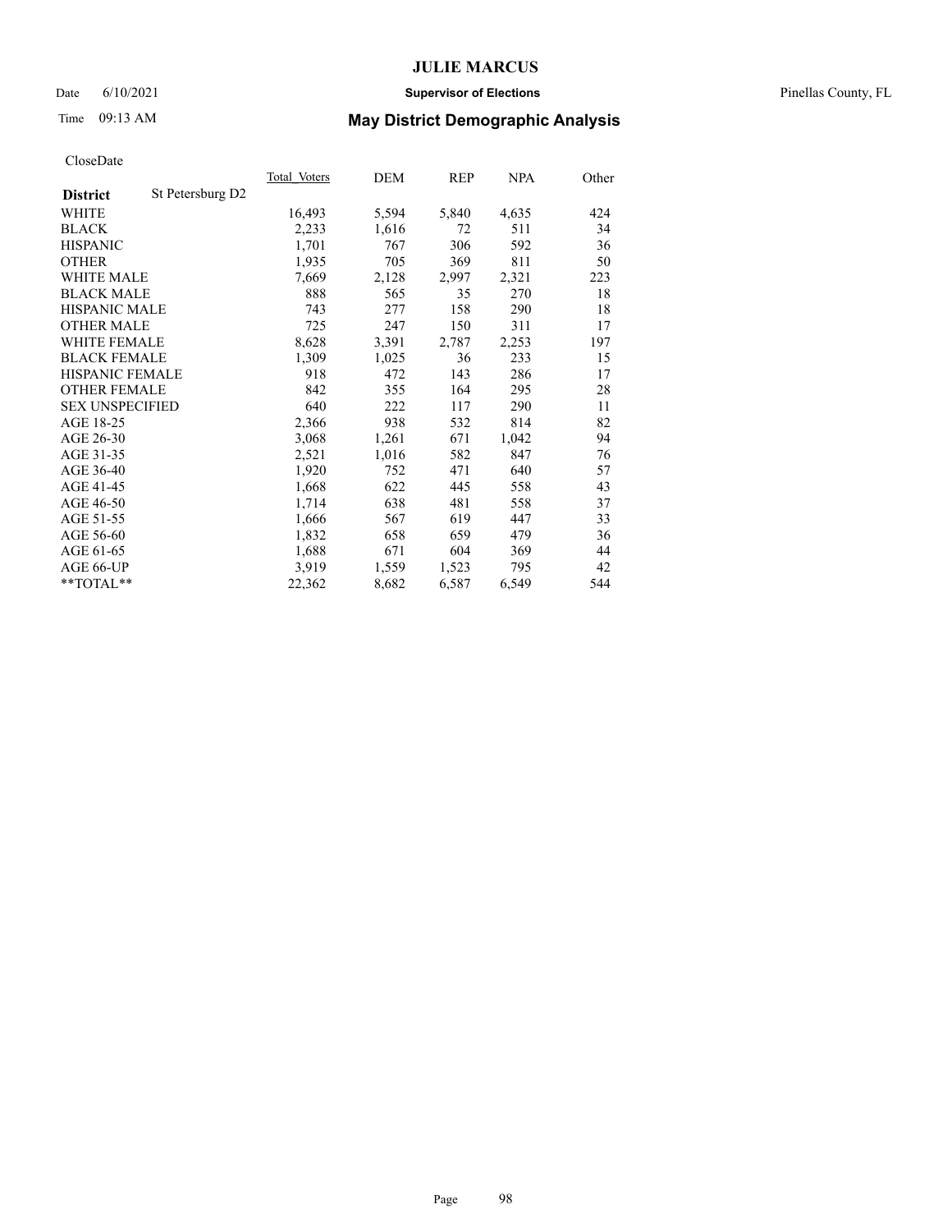# JULIE MARCUS

Date 6/10/2021 **Supervisor of Elections** Pinellas County, FL

Time 09:13 AM **May District Demographic Analysis**

CloseDate

| **District** St Petersburg D2 | Total Voters | DEM | REP | NPA | Other |
|---|---|---|---|---|---|
| WHITE | 16,493 | 5,594 | 5,840 | 4,635 | 424 |
| BLACK | 2,233 | 1,616 | 72 | 511 | 34 |
| HISPANIC | 1,701 | 767 | 306 | 592 | 36 |
| OTHER | 1,935 | 705 | 369 | 811 | 50 |
| WHITE MALE | 7,669 | 2,128 | 2,997 | 2,321 | 223 |
| BLACK MALE | 888 | 565 | 35 | 270 | 18 |
| HISPANIC MALE | 743 | 277 | 158 | 290 | 18 |
| OTHER MALE | 725 | 247 | 150 | 311 | 17 |
| WHITE FEMALE | 8,628 | 3,391 | 2,787 | 2,253 | 197 |
| BLACK FEMALE | 1,309 | 1,025 | 36 | 233 | 15 |
| HISPANIC FEMALE | 918 | 472 | 143 | 286 | 17 |
| OTHER FEMALE | 842 | 355 | 164 | 295 | 28 |
| SEX UNSPECIFIED | 640 | 222 | 117 | 290 | 11 |
| AGE 18-25 | 2,366 | 938 | 532 | 814 | 82 |
| AGE 26-30 | 3,068 | 1,261 | 671 | 1,042 | 94 |
| AGE 31-35 | 2,521 | 1,016 | 582 | 847 | 76 |
| AGE 36-40 | 1,920 | 752 | 471 | 640 | 57 |
| AGE 41-45 | 1,668 | 622 | 445 | 558 | 43 |
| AGE 46-50 | 1,714 | 638 | 481 | 558 | 37 |
| AGE 51-55 | 1,666 | 567 | 619 | 447 | 33 |
| AGE 56-60 | 1,832 | 658 | 659 | 479 | 36 |
| AGE 61-65 | 1,688 | 671 | 604 | 369 | 44 |
| AGE 66-UP | 3,919 | 1,559 | 1,523 | 795 | 42 |
| **TOTAL** | 22,362 | 8,682 | 6,587 | 6,549 | 544 |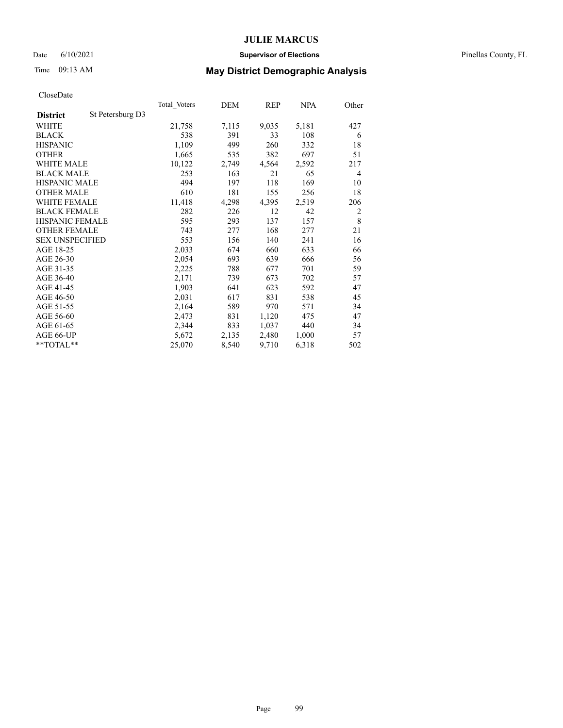# JULIE MARCUS

Date 6/10/2021 **Supervisor of Elections** Pinellas County, FL

Time 09:13 AM **May District Demographic Analysis**

CloseDate

| **District** St Petersburg D3 | Total Voters | DEM | REP | NPA | Other |
|---|---|---|---|---|---|
| WHITE | 21,758 | 7,115 | 9,035 | 5,181 | 427 |
| BLACK | 538 | 391 | 33 | 108 | 6 |
| HISPANIC | 1,109 | 499 | 260 | 332 | 18 |
| OTHER | 1,665 | 535 | 382 | 697 | 51 |
| WHITE MALE | 10,122 | 2,749 | 4,564 | 2,592 | 217 |
| BLACK MALE | 253 | 163 | 21 | 65 | 4 |
| HISPANIC MALE | 494 | 197 | 118 | 169 | 10 |
| OTHER MALE | 610 | 181 | 155 | 256 | 18 |
| WHITE FEMALE | 11,418 | 4,298 | 4,395 | 2,519 | 206 |
| BLACK FEMALE | 282 | 226 | 12 | 42 | 2 |
| HISPANIC FEMALE | 595 | 293 | 137 | 157 | 8 |
| OTHER FEMALE | 743 | 277 | 168 | 277 | 21 |
| SEX UNSPECIFIED | 553 | 156 | 140 | 241 | 16 |
| AGE 18-25 | 2,033 | 674 | 660 | 633 | 66 |
| AGE 26-30 | 2,054 | 693 | 639 | 666 | 56 |
| AGE 31-35 | 2,225 | 788 | 677 | 701 | 59 |
| AGE 36-40 | 2,171 | 739 | 673 | 702 | 57 |
| AGE 41-45 | 1,903 | 641 | 623 | 592 | 47 |
| AGE 46-50 | 2,031 | 617 | 831 | 538 | 45 |
| AGE 51-55 | 2,164 | 589 | 970 | 571 | 34 |
| AGE 56-60 | 2,473 | 831 | 1,120 | 475 | 47 |
| AGE 61-65 | 2,344 | 833 | 1,037 | 440 | 34 |
| AGE 66-UP | 5,672 | 2,135 | 2,480 | 1,000 | 57 |
| **TOTAL** | 25,070 | 8,540 | 9,710 | 6,318 | 502 |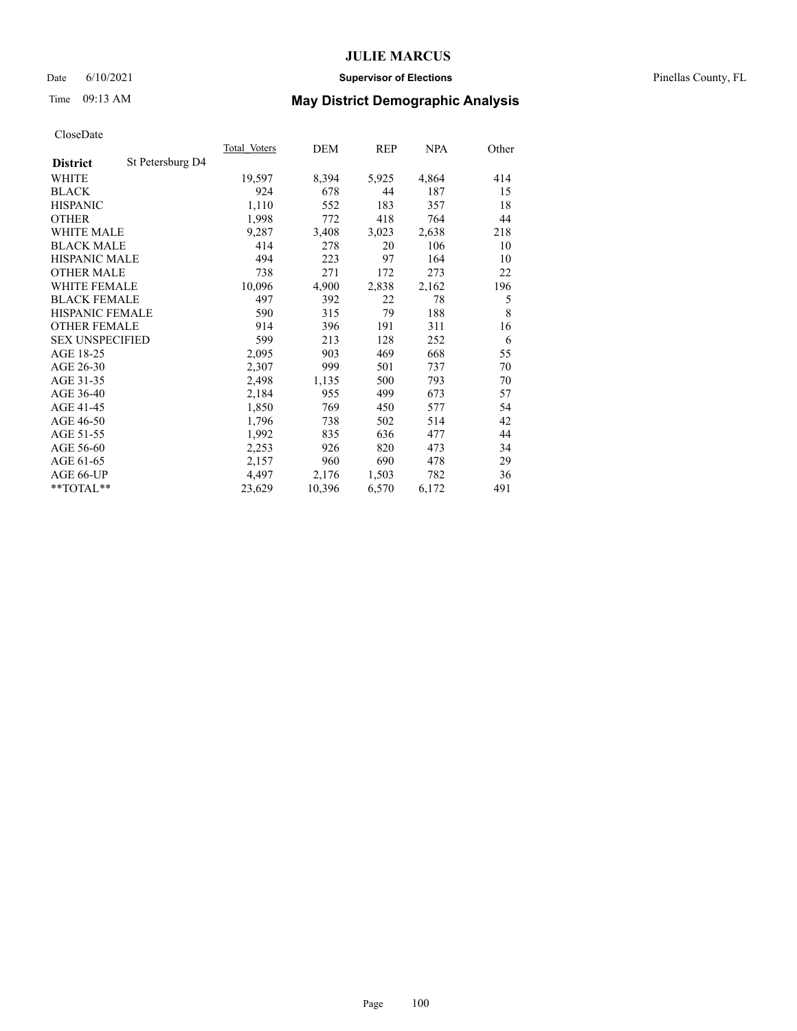# JULIE MARCUS

Date 6/10/2021 **Supervisor of Elections** Pinellas County, FL

Time 09:13 AM **May District Demographic Analysis**

CloseDate

| **District** St Petersburg D4 | Total Voters | DEM | REP | NPA | Other |
|---|---|---|---|---|---|
| WHITE | 19,597 | 8,394 | 5,925 | 4,864 | 414 |
| BLACK | 924 | 678 | 44 | 187 | 15 |
| HISPANIC | 1,110 | 552 | 183 | 357 | 18 |
| OTHER | 1,998 | 772 | 418 | 764 | 44 |
| WHITE MALE | 9,287 | 3,408 | 3,023 | 2,638 | 218 |
| BLACK MALE | 414 | 278 | 20 | 106 | 10 |
| HISPANIC MALE | 494 | 223 | 97 | 164 | 10 |
| OTHER MALE | 738 | 271 | 172 | 273 | 22 |
| WHITE FEMALE | 10,096 | 4,900 | 2,838 | 2,162 | 196 |
| BLACK FEMALE | 497 | 392 | 22 | 78 | 5 |
| HISPANIC FEMALE | 590 | 315 | 79 | 188 | 8 |
| OTHER FEMALE | 914 | 396 | 191 | 311 | 16 |
| SEX UNSPECIFIED | 599 | 213 | 128 | 252 | 6 |
| AGE 18-25 | 2,095 | 903 | 469 | 668 | 55 |
| AGE 26-30 | 2,307 | 999 | 501 | 737 | 70 |
| AGE 31-35 | 2,498 | 1,135 | 500 | 793 | 70 |
| AGE 36-40 | 2,184 | 955 | 499 | 673 | 57 |
| AGE 41-45 | 1,850 | 769 | 450 | 577 | 54 |
| AGE 46-50 | 1,796 | 738 | 502 | 514 | 42 |
| AGE 51-55 | 1,992 | 835 | 636 | 477 | 44 |
| AGE 56-60 | 2,253 | 926 | 820 | 473 | 34 |
| AGE 61-65 | 2,157 | 960 | 690 | 478 | 29 |
| AGE 66-UP | 4,497 | 2,176 | 1,503 | 782 | 36 |
| **TOTAL** | 23,629 | 10,396 | 6,570 | 6,172 | 491 |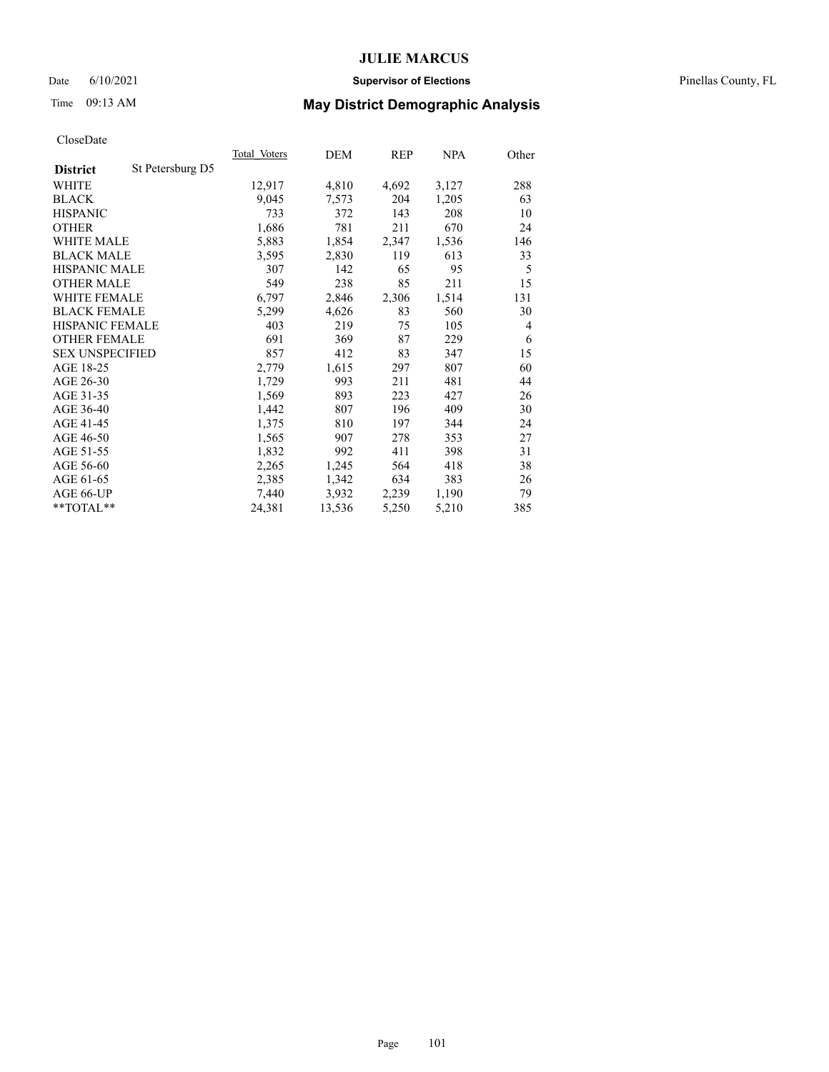# JULIE MARCUS

Date 6/10/2021 **Supervisor of Elections** Pinellas County, FL

Time 09:13 AM **May District Demographic Analysis**

CloseDate

| **District** St Petersburg D5 | Total Voters | DEM | REP | NPA | Other |
|---|---|---|---|---|---|
| WHITE | 12,917 | 4,810 | 4,692 | 3,127 | 288 |
| BLACK | 9,045 | 7,573 | 204 | 1,205 | 63 |
| HISPANIC | 733 | 372 | 143 | 208 | 10 |
| OTHER | 1,686 | 781 | 211 | 670 | 24 |
| WHITE MALE | 5,883 | 1,854 | 2,347 | 1,536 | 146 |
| BLACK MALE | 3,595 | 2,830 | 119 | 613 | 33 |
| HISPANIC MALE | 307 | 142 | 65 | 95 | 5 |
| OTHER MALE | 549 | 238 | 85 | 211 | 15 |
| WHITE FEMALE | 6,797 | 2,846 | 2,306 | 1,514 | 131 |
| BLACK FEMALE | 5,299 | 4,626 | 83 | 560 | 30 |
| HISPANIC FEMALE | 403 | 219 | 75 | 105 | 4 |
| OTHER FEMALE | 691 | 369 | 87 | 229 | 6 |
| SEX UNSPECIFIED | 857 | 412 | 83 | 347 | 15 |
| AGE 18-25 | 2,779 | 1,615 | 297 | 807 | 60 |
| AGE 26-30 | 1,729 | 993 | 211 | 481 | 44 |
| AGE 31-35 | 1,569 | 893 | 223 | 427 | 26 |
| AGE 36-40 | 1,442 | 807 | 196 | 409 | 30 |
| AGE 41-45 | 1,375 | 810 | 197 | 344 | 24 |
| AGE 46-50 | 1,565 | 907 | 278 | 353 | 27 |
| AGE 51-55 | 1,832 | 992 | 411 | 398 | 31 |
| AGE 56-60 | 2,265 | 1,245 | 564 | 418 | 38 |
| AGE 61-65 | 2,385 | 1,342 | 634 | 383 | 26 |
| AGE 66-UP | 7,440 | 3,932 | 2,239 | 1,190 | 79 |
| **TOTAL** | 24,381 | 13,536 | 5,250 | 5,210 | 385 |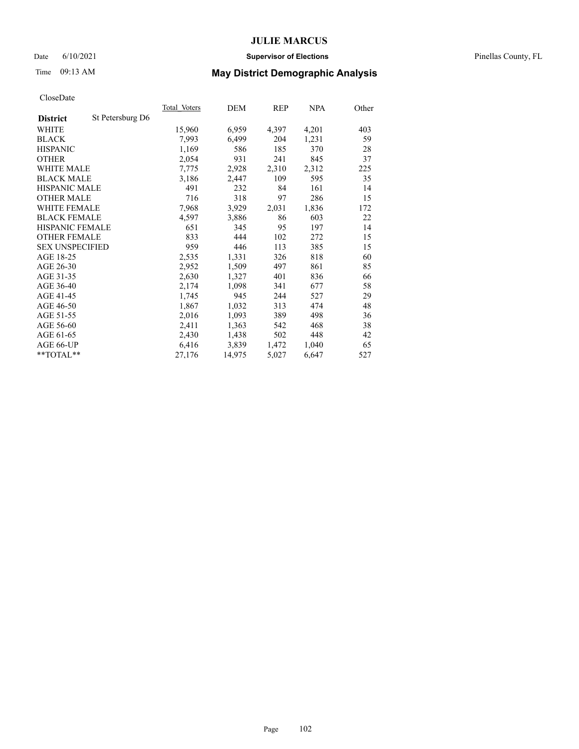# JULIE MARCUS

Date 6/10/2021 **Supervisor of Elections** Pinellas County, FL

Time 09:13 AM **May District Demographic Analysis**

CloseDate

| **District** St Petersburg D6 | Total Voters | DEM | REP | NPA | Other |
|---|---|---|---|---|---|
| WHITE | 15,960 | 6,959 | 4,397 | 4,201 | 403 |
| BLACK | 7,993 | 6,499 | 204 | 1,231 | 59 |
| HISPANIC | 1,169 | 586 | 185 | 370 | 28 |
| OTHER | 2,054 | 931 | 241 | 845 | 37 |
| WHITE MALE | 7,775 | 2,928 | 2,310 | 2,312 | 225 |
| BLACK MALE | 3,186 | 2,447 | 109 | 595 | 35 |
| HISPANIC MALE | 491 | 232 | 84 | 161 | 14 |
| OTHER MALE | 716 | 318 | 97 | 286 | 15 |
| WHITE FEMALE | 7,968 | 3,929 | 2,031 | 1,836 | 172 |
| BLACK FEMALE | 4,597 | 3,886 | 86 | 603 | 22 |
| HISPANIC FEMALE | 651 | 345 | 95 | 197 | 14 |
| OTHER FEMALE | 833 | 444 | 102 | 272 | 15 |
| SEX UNSPECIFIED | 959 | 446 | 113 | 385 | 15 |
| AGE 18-25 | 2,535 | 1,331 | 326 | 818 | 60 |
| AGE 26-30 | 2,952 | 1,509 | 497 | 861 | 85 |
| AGE 31-35 | 2,630 | 1,327 | 401 | 836 | 66 |
| AGE 36-40 | 2,174 | 1,098 | 341 | 677 | 58 |
| AGE 41-45 | 1,745 | 945 | 244 | 527 | 29 |
| AGE 46-50 | 1,867 | 1,032 | 313 | 474 | 48 |
| AGE 51-55 | 2,016 | 1,093 | 389 | 498 | 36 |
| AGE 56-60 | 2,411 | 1,363 | 542 | 468 | 38 |
| AGE 61-65 | 2,430 | 1,438 | 502 | 448 | 42 |
| AGE 66-UP | 6,416 | 3,839 | 1,472 | 1,040 | 65 |
| **TOTAL** | 27,176 | 14,975 | 5,027 | 6,647 | 527 |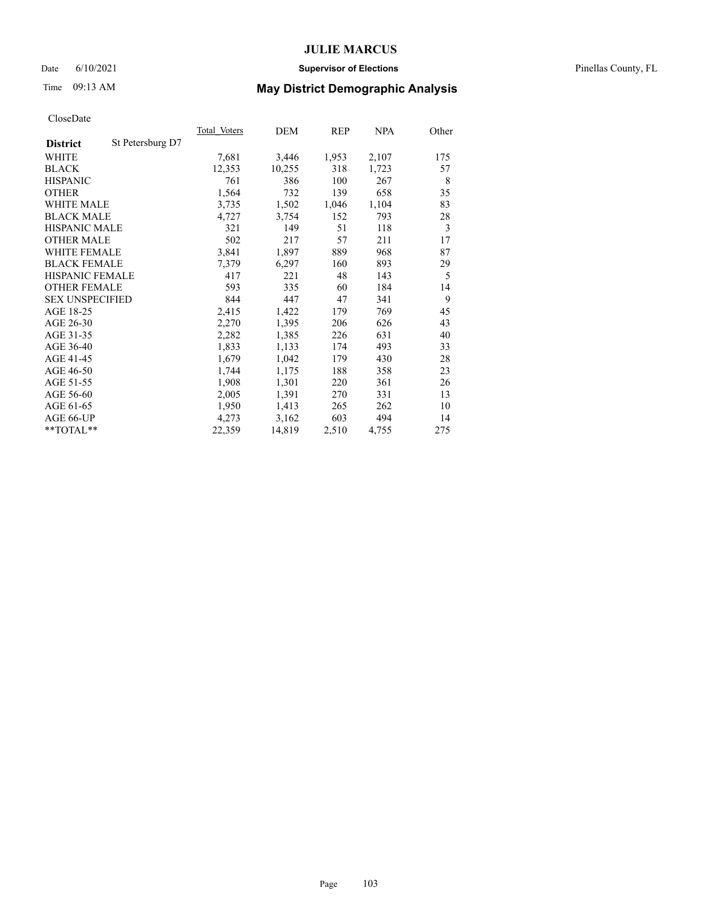## May District Demographic Analysis

CloseDate

| District | St Petersburg D7 | Total Voters | DEM | REP | NPA | Other |
|---|---|---|---|---|---|---|
| WHITE | | 7,681 | 3,446 | 1,953 | 2,107 | 175 |
| BLACK | | 12,353 | 10,255 | 318 | 1,723 | 57 |
| HISPANIC | | 761 | 386 | 100 | 267 | 8 |
| OTHER | | 1,564 | 732 | 139 | 658 | 35 |
| WHITE MALE | | 3,735 | 1,502 | 1,046 | 1,104 | 83 |
| BLACK MALE | | 4,727 | 3,754 | 152 | 793 | 28 |
| HISPANIC MALE | | 321 | 149 | 51 | 118 | 3 |
| OTHER MALE | | 502 | 217 | 57 | 211 | 17 |
| WHITE FEMALE | | 3,841 | 1,897 | 889 | 968 | 87 |
| BLACK FEMALE | | 7,379 | 6,297 | 160 | 893 | 29 |
| HISPANIC FEMALE | | 417 | 221 | 48 | 143 | 5 |
| OTHER FEMALE | | 593 | 335 | 60 | 184 | 14 |
| SEX UNSPECIFIED | | 844 | 447 | 47 | 341 | 9 |
| AGE 18-25 | | 2,415 | 1,422 | 179 | 769 | 45 |
| AGE 26-30 | | 2,270 | 1,395 | 206 | 626 | 43 |
| AGE 31-35 | | 2,282 | 1,385 | 226 | 631 | 40 |
| AGE 36-40 | | 1,833 | 1,133 | 174 | 493 | 33 |
| AGE 41-45 | | 1,679 | 1,042 | 179 | 430 | 28 |
| AGE 46-50 | | 1,744 | 1,175 | 188 | 358 | 23 |
| AGE 51-55 | | 1,908 | 1,301 | 220 | 361 | 26 |
| AGE 56-60 | | 2,005 | 1,391 | 270 | 331 | 13 |
| AGE 61-65 | | 1,950 | 1,413 | 265 | 262 | 10 |
| AGE 66-UP | | 4,273 | 3,162 | 603 | 494 | 14 |
| **TOTAL** | | 22,359 | 14,819 | 2,510 | 4,755 | 275 |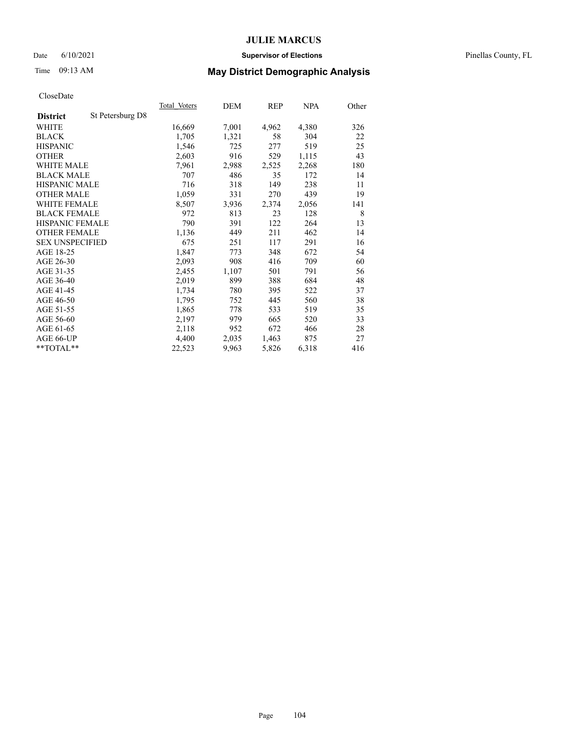# JULIE MARCUS

Date 6/10/2021 **Supervisor of Elections** Pinellas County, FL

Time 09:13 AM **May District Demographic Analysis**

CloseDate

| **District** St Petersburg D8 | Total Voters | DEM | REP | NPA | Other |
|---|---|---|---|---|---|
| WHITE | 16,669 | 7,001 | 4,962 | 4,380 | 326 |
| BLACK | 1,705 | 1,321 | 58 | 304 | 22 |
| HISPANIC | 1,546 | 725 | 277 | 519 | 25 |
| OTHER | 2,603 | 916 | 529 | 1,115 | 43 |
| WHITE MALE | 7,961 | 2,988 | 2,525 | 2,268 | 180 |
| BLACK MALE | 707 | 486 | 35 | 172 | 14 |
| HISPANIC MALE | 716 | 318 | 149 | 238 | 11 |
| OTHER MALE | 1,059 | 331 | 270 | 439 | 19 |
| WHITE FEMALE | 8,507 | 3,936 | 2,374 | 2,056 | 141 |
| BLACK FEMALE | 972 | 813 | 23 | 128 | 8 |
| HISPANIC FEMALE | 790 | 391 | 122 | 264 | 13 |
| OTHER FEMALE | 1,136 | 449 | 211 | 462 | 14 |
| SEX UNSPECIFIED | 675 | 251 | 117 | 291 | 16 |
| AGE 18-25 | 1,847 | 773 | 348 | 672 | 54 |
| AGE 26-30 | 2,093 | 908 | 416 | 709 | 60 |
| AGE 31-35 | 2,455 | 1,107 | 501 | 791 | 56 |
| AGE 36-40 | 2,019 | 899 | 388 | 684 | 48 |
| AGE 41-45 | 1,734 | 780 | 395 | 522 | 37 |
| AGE 46-50 | 1,795 | 752 | 445 | 560 | 38 |
| AGE 51-55 | 1,865 | 778 | 533 | 519 | 35 |
| AGE 56-60 | 2,197 | 979 | 665 | 520 | 33 |
| AGE 61-65 | 2,118 | 952 | 672 | 466 | 28 |
| AGE 66-UP | 4,400 | 2,035 | 1,463 | 875 | 27 |
| **TOTAL** | 22,523 | 9,963 | 5,826 | 6,318 | 416 |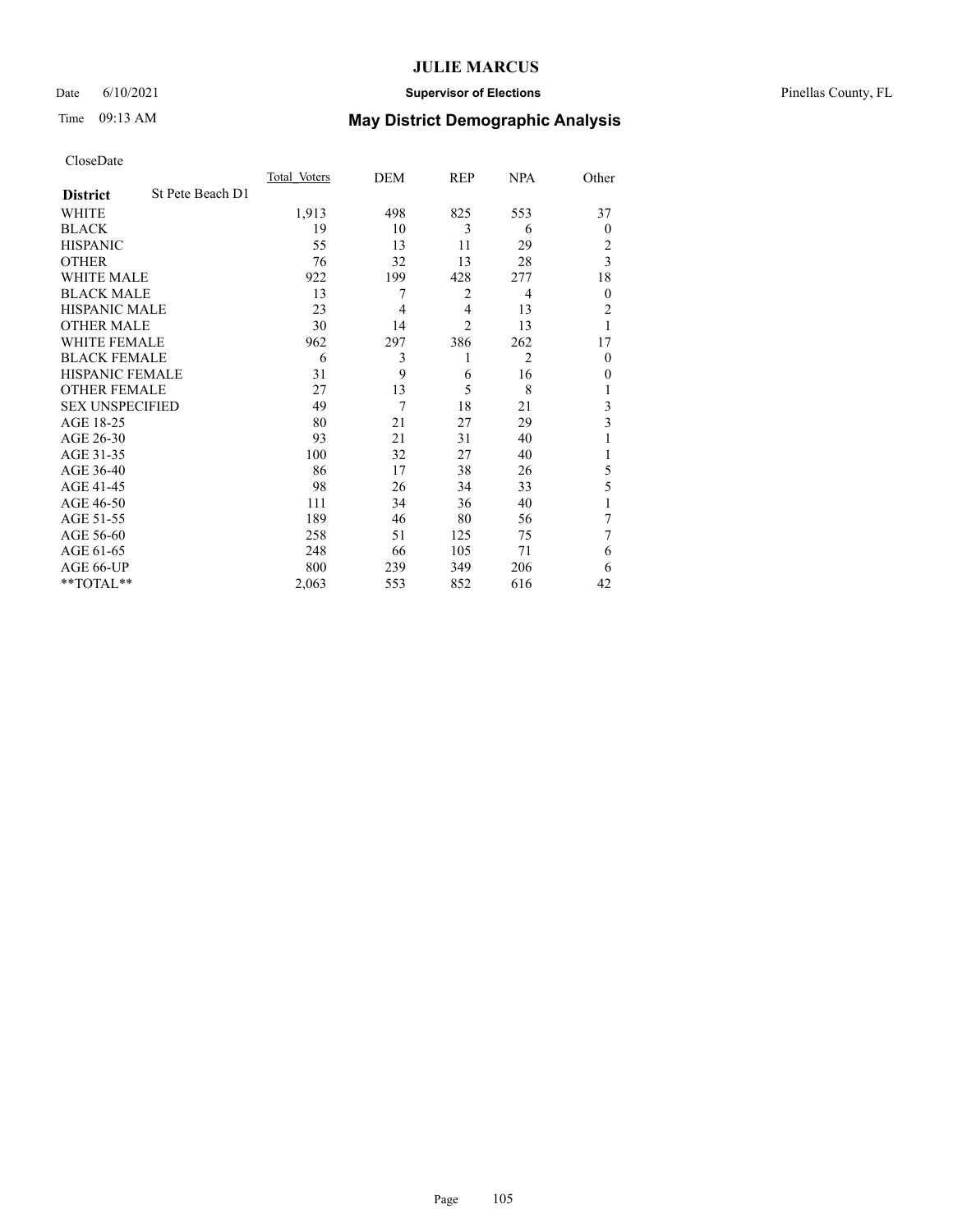# JULIE MARCUS

Date 6/10/2021 **Supervisor of Elections** Pinellas County, FL

Time 09:13 AM **May District Demographic Analysis**

CloseDate

| District: St Pete Beach D1 | Total Voters | DEM | REP | NPA | Other |
|---|---|---|---|---|---|
| WHITE | 1,913 | 498 | 825 | 553 | 37 |
| BLACK | 19 | 10 | 3 | 6 | 0 |
| HISPANIC | 55 | 13 | 11 | 29 | 2 |
| OTHER | 76 | 32 | 13 | 28 | 3 |
| WHITE MALE | 922 | 199 | 428 | 277 | 18 |
| BLACK MALE | 13 | 7 | 2 | 4 | 0 |
| HISPANIC MALE | 23 | 4 | 4 | 13 | 2 |
| OTHER MALE | 30 | 14 | 2 | 13 | 1 |
| WHITE FEMALE | 962 | 297 | 386 | 262 | 17 |
| BLACK FEMALE | 6 | 3 | 1 | 2 | 0 |
| HISPANIC FEMALE | 31 | 9 | 6 | 16 | 0 |
| OTHER FEMALE | 27 | 13 | 5 | 8 | 1 |
| SEX UNSPECIFIED | 49 | 7 | 18 | 21 | 3 |
| AGE 18-25 | 80 | 21 | 27 | 29 | 3 |
| AGE 26-30 | 93 | 21 | 31 | 40 | 1 |
| AGE 31-35 | 100 | 32 | 27 | 40 | 1 |
| AGE 36-40 | 86 | 17 | 38 | 26 | 5 |
| AGE 41-45 | 98 | 26 | 34 | 33 | 5 |
| AGE 46-50 | 111 | 34 | 36 | 40 | 1 |
| AGE 51-55 | 189 | 46 | 80 | 56 | 7 |
| AGE 56-60 | 258 | 51 | 125 | 75 | 7 |
| AGE 61-65 | 248 | 66 | 105 | 71 | 6 |
| AGE 66-UP | 800 | 239 | 349 | 206 | 6 |
| **TOTAL** | 2,063 | 553 | 852 | 616 | 42 |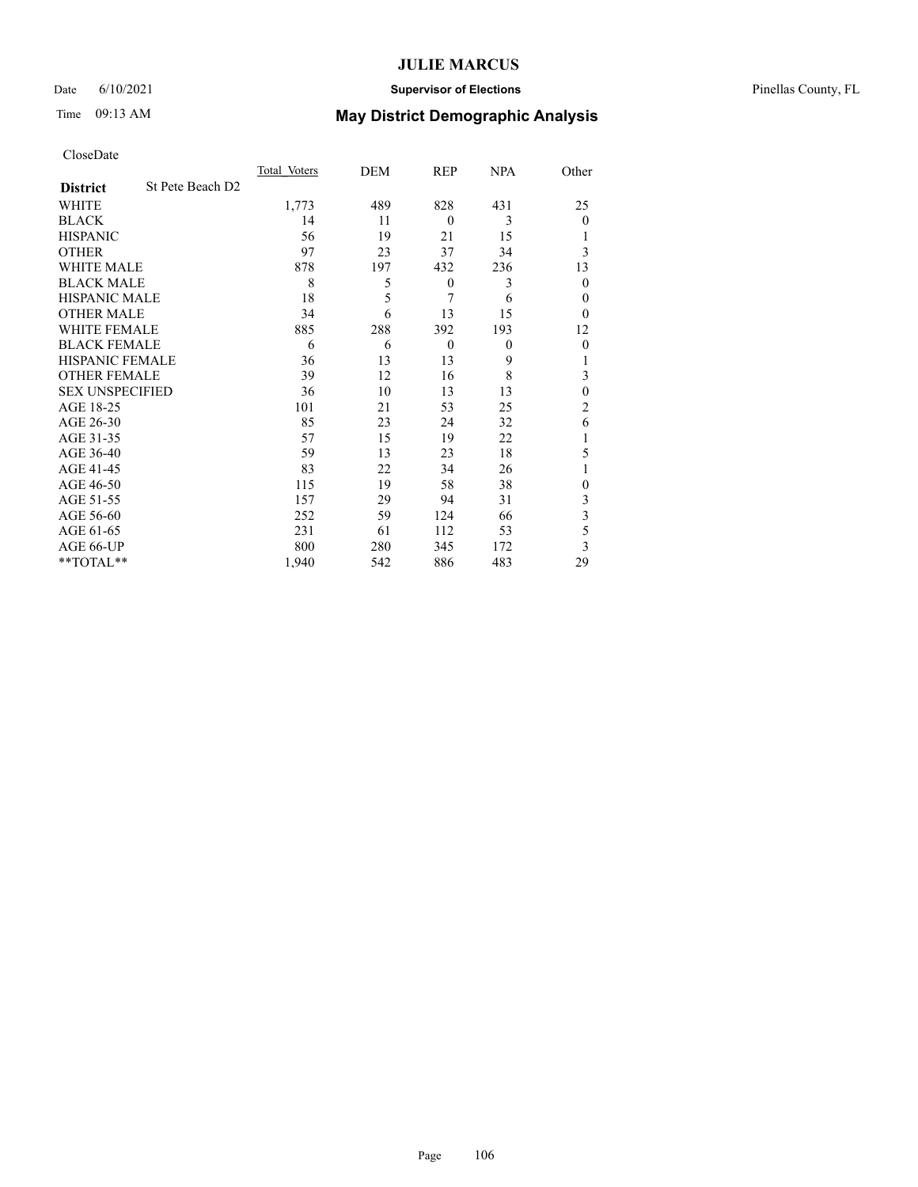# JULIE MARCUS

Date 6/10/2021 **Supervisor of Elections** Pinellas County, FL

Time 09:13 AM **May District Demographic Analysis**

CloseDate

| | Total Voters | DEM | REP | NPA | Other |
|---|---|---|---|---|---|
| **District** St Pete Beach D2 | | | | | |
| WHITE | 1,773 | 489 | 828 | 431 | 25 |
| BLACK | 14 | 11 | 0 | 3 | 0 |
| HISPANIC | 56 | 19 | 21 | 15 | 1 |
| OTHER | 97 | 23 | 37 | 34 | 3 |
| WHITE MALE | 878 | 197 | 432 | 236 | 13 |
| BLACK MALE | 8 | 5 | 0 | 3 | 0 |
| HISPANIC MALE | 18 | 5 | 7 | 6 | 0 |
| OTHER MALE | 34 | 6 | 13 | 15 | 0 |
| WHITE FEMALE | 885 | 288 | 392 | 193 | 12 |
| BLACK FEMALE | 6 | 6 | 0 | 0 | 0 |
| HISPANIC FEMALE | 36 | 13 | 13 | 9 | 1 |
| OTHER FEMALE | 39 | 12 | 16 | 8 | 3 |
| SEX UNSPECIFIED | 36 | 10 | 13 | 13 | 0 |
| AGE 18-25 | 101 | 21 | 53 | 25 | 2 |
| AGE 26-30 | 85 | 23 | 24 | 32 | 6 |
| AGE 31-35 | 57 | 15 | 19 | 22 | 1 |
| AGE 36-40 | 59 | 13 | 23 | 18 | 5 |
| AGE 41-45 | 83 | 22 | 34 | 26 | 1 |
| AGE 46-50 | 115 | 19 | 58 | 38 | 0 |
| AGE 51-55 | 157 | 29 | 94 | 31 | 3 |
| AGE 56-60 | 252 | 59 | 124 | 66 | 3 |
| AGE 61-65 | 231 | 61 | 112 | 53 | 5 |
| AGE 66-UP | 800 | 280 | 345 | 172 | 3 |
| **TOTAL** | 1,940 | 542 | 886 | 483 | 29 |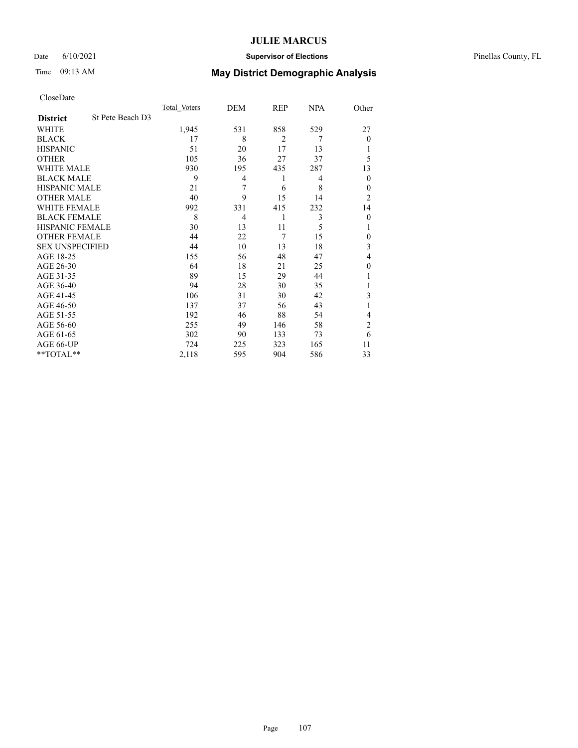# JULIE MARCUS

Date 6/10/2021 **Supervisor of Elections** Pinellas County, FL

Time 09:13 AM **May District Demographic Analysis**

CloseDate

| District | St Pete Beach D3 | Total Voters | DEM | REP | NPA | Other |
|---|---|---|---|---|---|---|
| WHITE | | 1,945 | 531 | 858 | 529 | 27 |
| BLACK | | 17 | 8 | 2 | 7 | 0 |
| HISPANIC | | 51 | 20 | 17 | 13 | 1 |
| OTHER | | 105 | 36 | 27 | 37 | 5 |
| WHITE MALE | | 930 | 195 | 435 | 287 | 13 |
| BLACK MALE | | 9 | 4 | 1 | 4 | 0 |
| HISPANIC MALE | | 21 | 7 | 6 | 8 | 0 |
| OTHER MALE | | 40 | 9 | 15 | 14 | 2 |
| WHITE FEMALE | | 992 | 331 | 415 | 232 | 14 |
| BLACK FEMALE | | 8 | 4 | 1 | 3 | 0 |
| HISPANIC FEMALE | | 30 | 13 | 11 | 5 | 1 |
| OTHER FEMALE | | 44 | 22 | 7 | 15 | 0 |
| SEX UNSPECIFIED | | 44 | 10 | 13 | 18 | 3 |
| AGE 18-25 | | 155 | 56 | 48 | 47 | 4 |
| AGE 26-30 | | 64 | 18 | 21 | 25 | 0 |
| AGE 31-35 | | 89 | 15 | 29 | 44 | 1 |
| AGE 36-40 | | 94 | 28 | 30 | 35 | 1 |
| AGE 41-45 | | 106 | 31 | 30 | 42 | 3 |
| AGE 46-50 | | 137 | 37 | 56 | 43 | 1 |
| AGE 51-55 | | 192 | 46 | 88 | 54 | 4 |
| AGE 56-60 | | 255 | 49 | 146 | 58 | 2 |
| AGE 61-65 | | 302 | 90 | 133 | 73 | 6 |
| AGE 66-UP | | 724 | 225 | 323 | 165 | 11 |
| **TOTAL** | | 2,118 | 595 | 904 | 586 | 33 |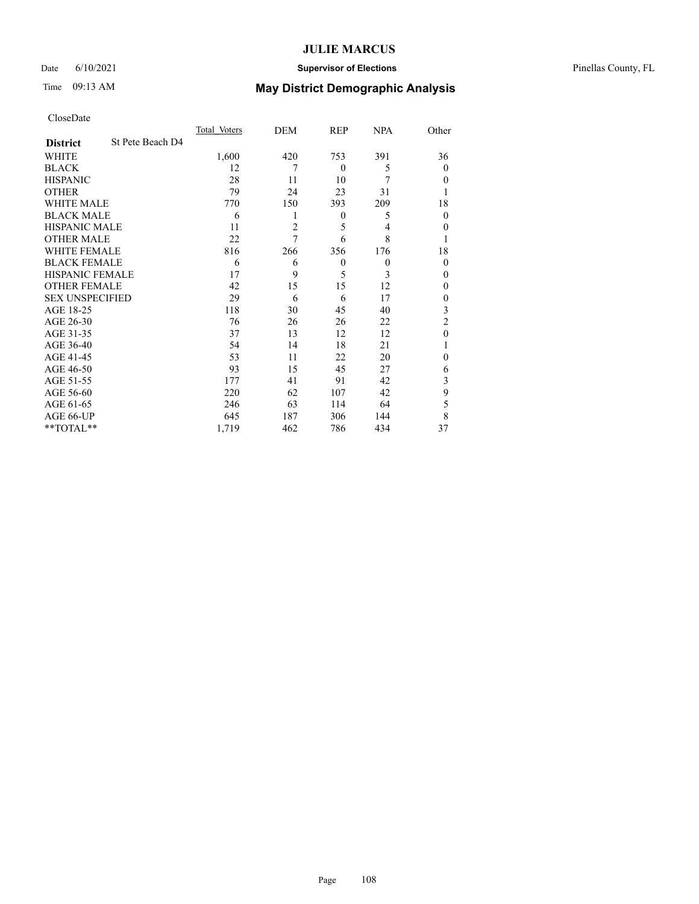# JULIE MARCUS

Date 6/10/2021 **Supervisor of Elections** Pinellas County, FL

Time 09:13 AM **May District Demographic Analysis**

CloseDate

| **District** St Pete Beach D4 | Total Voters | DEM | REP | NPA | Other |
|---|---|---|---|---|---|
| WHITE | 1,600 | 420 | 753 | 391 | 36 |
| BLACK | 12 | 7 | 0 | 5 | 0 |
| HISPANIC | 28 | 11 | 10 | 7 | 0 |
| OTHER | 79 | 24 | 23 | 31 | 1 |
| WHITE MALE | 770 | 150 | 393 | 209 | 18 |
| BLACK MALE | 6 | 1 | 0 | 5 | 0 |
| HISPANIC MALE | 11 | 2 | 5 | 4 | 0 |
| OTHER MALE | 22 | 7 | 6 | 8 | 1 |
| WHITE FEMALE | 816 | 266 | 356 | 176 | 18 |
| BLACK FEMALE | 6 | 6 | 0 | 0 | 0 |
| HISPANIC FEMALE | 17 | 9 | 5 | 3 | 0 |
| OTHER FEMALE | 42 | 15 | 15 | 12 | 0 |
| SEX UNSPECIFIED | 29 | 6 | 6 | 17 | 0 |
| AGE 18-25 | 118 | 30 | 45 | 40 | 3 |
| AGE 26-30 | 76 | 26 | 26 | 22 | 2 |
| AGE 31-35 | 37 | 13 | 12 | 12 | 0 |
| AGE 36-40 | 54 | 14 | 18 | 21 | 1 |
| AGE 41-45 | 53 | 11 | 22 | 20 | 0 |
| AGE 46-50 | 93 | 15 | 45 | 27 | 6 |
| AGE 51-55 | 177 | 41 | 91 | 42 | 3 |
| AGE 56-60 | 220 | 62 | 107 | 42 | 9 |
| AGE 61-65 | 246 | 63 | 114 | 64 | 5 |
| AGE 66-UP | 645 | 187 | 306 | 144 | 8 |
| **TOTAL** | 1,719 | 462 | 786 | 434 | 37 |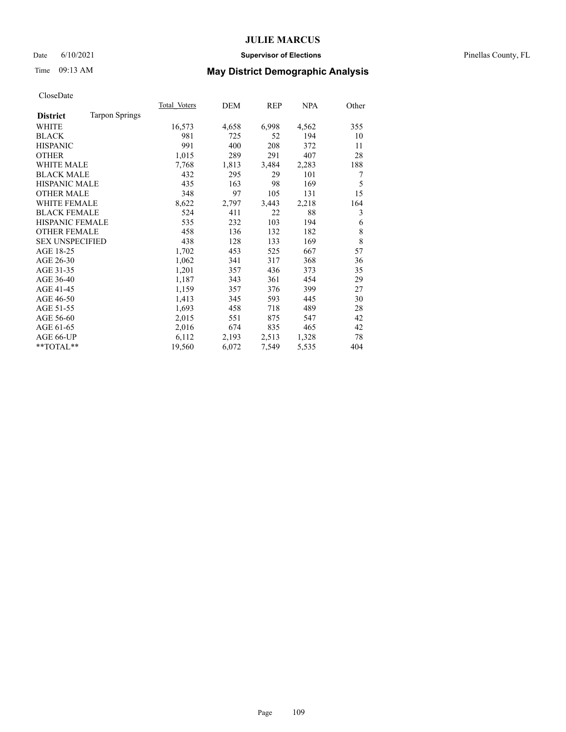# JULIE MARCUS

Date 6/10/2021 **Supervisor of Elections** Pinellas County, FL

Time 09:13 AM **May District Demographic Analysis**

CloseDate

| **District** Tarpon Springs | Total_Voters | DEM | REP | NPA | Other |
|---|---|---|---|---|---|
| WHITE | 16,573 | 4,658 | 6,998 | 4,562 | 355 |
| BLACK | 981 | 725 | 52 | 194 | 10 |
| HISPANIC | 991 | 400 | 208 | 372 | 11 |
| OTHER | 1,015 | 289 | 291 | 407 | 28 |
| WHITE MALE | 7,768 | 1,813 | 3,484 | 2,283 | 188 |
| BLACK MALE | 432 | 295 | 29 | 101 | 7 |
| HISPANIC MALE | 435 | 163 | 98 | 169 | 5 |
| OTHER MALE | 348 | 97 | 105 | 131 | 15 |
| WHITE FEMALE | 8,622 | 2,797 | 3,443 | 2,218 | 164 |
| BLACK FEMALE | 524 | 411 | 22 | 88 | 3 |
| HISPANIC FEMALE | 535 | 232 | 103 | 194 | 6 |
| OTHER FEMALE | 458 | 136 | 132 | 182 | 8 |
| SEX UNSPECIFIED | 438 | 128 | 133 | 169 | 8 |
| AGE 18-25 | 1,702 | 453 | 525 | 667 | 57 |
| AGE 26-30 | 1,062 | 341 | 317 | 368 | 36 |
| AGE 31-35 | 1,201 | 357 | 436 | 373 | 35 |
| AGE 36-40 | 1,187 | 343 | 361 | 454 | 29 |
| AGE 41-45 | 1,159 | 357 | 376 | 399 | 27 |
| AGE 46-50 | 1,413 | 345 | 593 | 445 | 30 |
| AGE 51-55 | 1,693 | 458 | 718 | 489 | 28 |
| AGE 56-60 | 2,015 | 551 | 875 | 547 | 42 |
| AGE 61-65 | 2,016 | 674 | 835 | 465 | 42 |
| AGE 66-UP | 6,112 | 2,193 | 2,513 | 1,328 | 78 |
| **TOTAL** | 19,560 | 6,072 | 7,549 | 5,535 | 404 |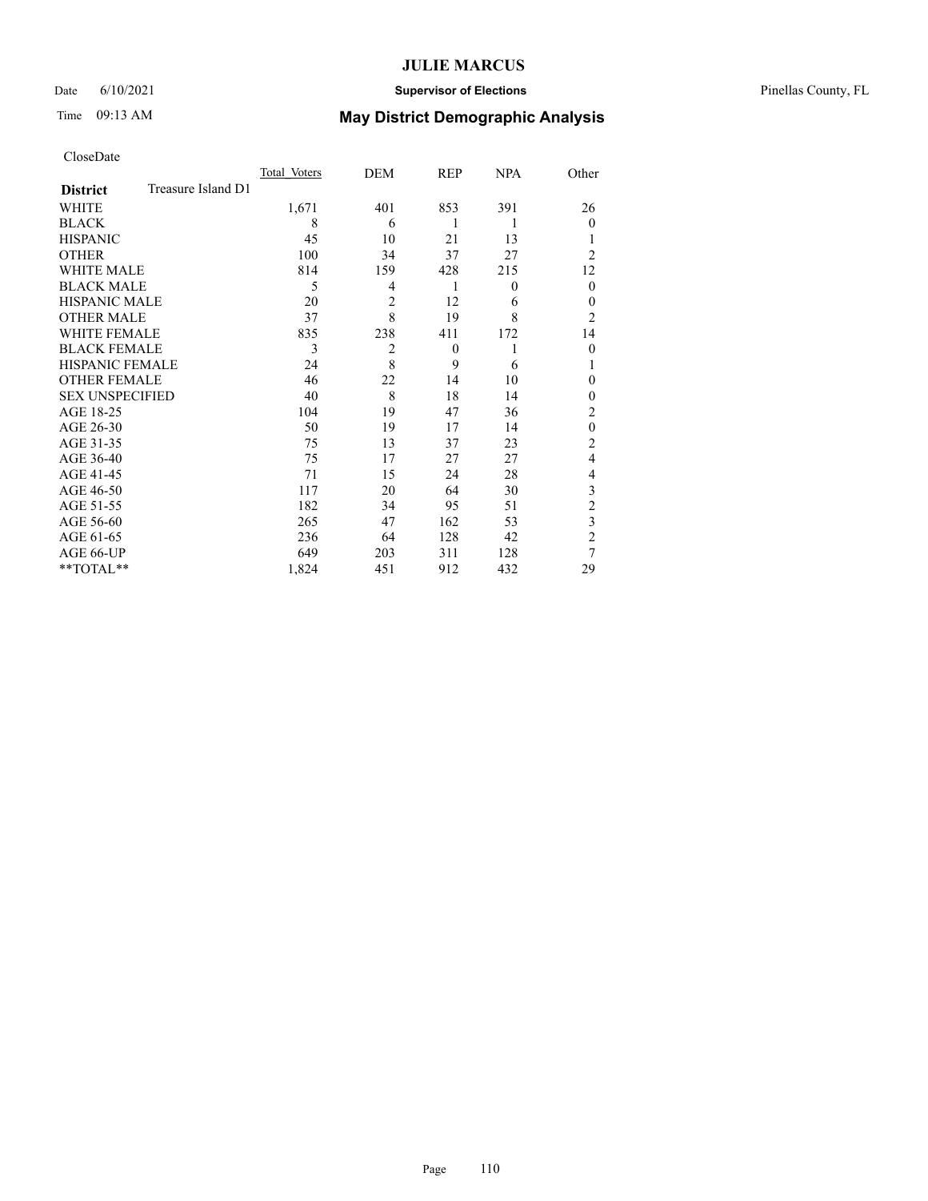CloseDate

| District | Treasure Island D1 | Total Voters | DEM | REP | NPA | Other |
|---|---|---|---|---|---|---|
| WHITE | | 1,671 | 401 | 853 | 391 | 26 |
| BLACK | | 8 | 6 | 1 | 1 | 0 |
| HISPANIC | | 45 | 10 | 21 | 13 | 1 |
| OTHER | | 100 | 34 | 37 | 27 | 2 |
| WHITE MALE | | 814 | 159 | 428 | 215 | 12 |
| BLACK MALE | | 5 | 4 | 1 | 0 | 0 |
| HISPANIC MALE | | 20 | 2 | 12 | 6 | 0 |
| OTHER MALE | | 37 | 8 | 19 | 8 | 2 |
| WHITE FEMALE | | 835 | 238 | 411 | 172 | 14 |
| BLACK FEMALE | | 3 | 2 | 0 | 1 | 0 |
| HISPANIC FEMALE | | 24 | 8 | 9 | 6 | 1 |
| OTHER FEMALE | | 46 | 22 | 14 | 10 | 0 |
| SEX UNSPECIFIED | | 40 | 8 | 18 | 14 | 0 |
| AGE 18-25 | | 104 | 19 | 47 | 36 | 2 |
| AGE 26-30 | | 50 | 19 | 17 | 14 | 0 |
| AGE 31-35 | | 75 | 13 | 37 | 23 | 2 |
| AGE 36-40 | | 75 | 17 | 27 | 27 | 4 |
| AGE 41-45 | | 71 | 15 | 24 | 28 | 4 |
| AGE 46-50 | | 117 | 20 | 64 | 30 | 3 |
| AGE 51-55 | | 182 | 34 | 95 | 51 | 2 |
| AGE 56-60 | | 265 | 47 | 162 | 53 | 3 |
| AGE 61-65 | | 236 | 64 | 128 | 42 | 2 |
| AGE 66-UP | | 649 | 203 | 311 | 128 | 7 |
| **TOTAL** | | 1,824 | 451 | 912 | 432 | 29 |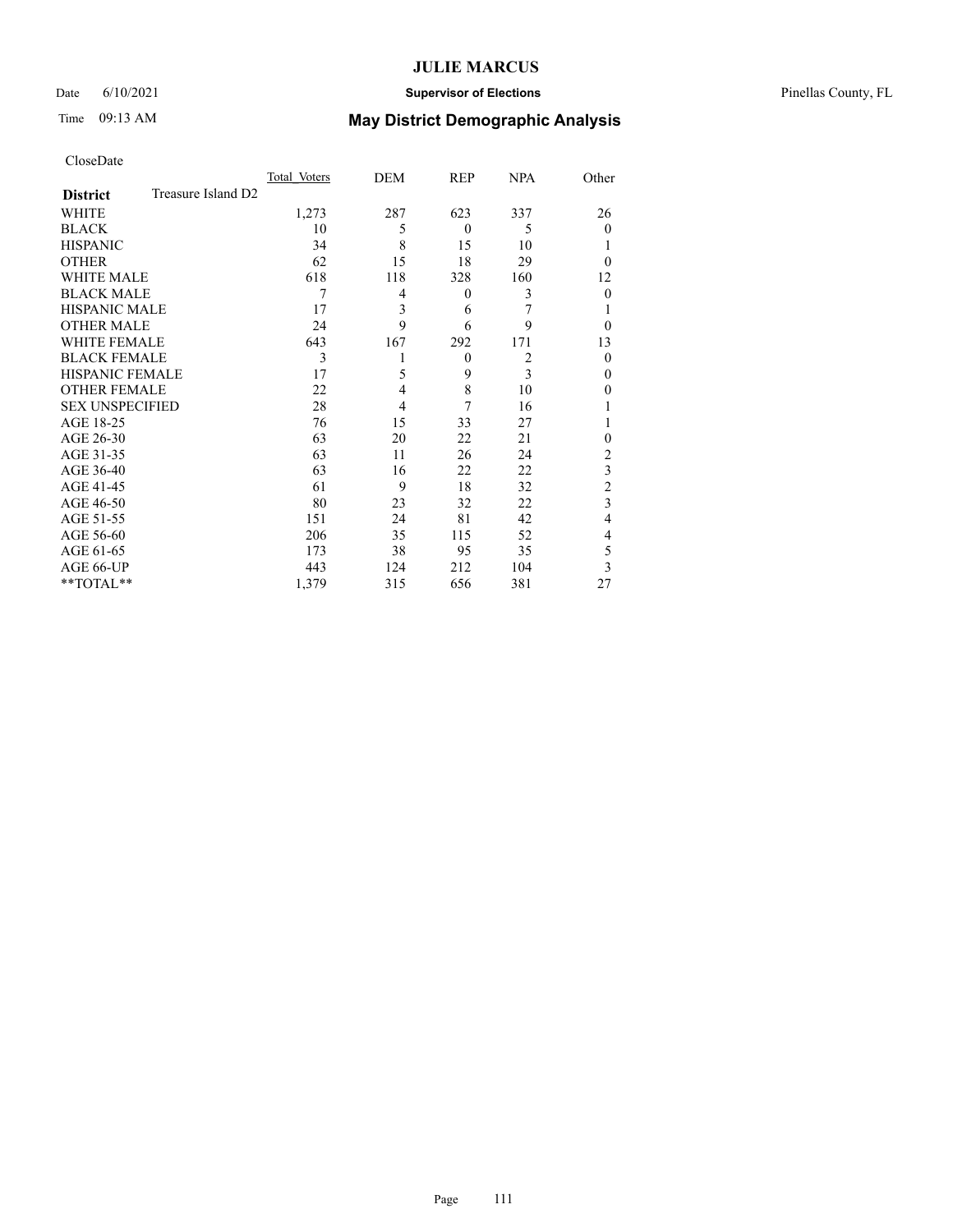# JULIE MARCUS

Date 6/10/2021 **Supervisor of Elections** Pinellas County, FL

Time 09:13 AM **May District Demographic Analysis**

CloseDate

| **District** Treasure Island D2 | Total Voters | DEM | REP | NPA | Other |
|---|---|---|---|---|---|
| WHITE | 1,273 | 287 | 623 | 337 | 26 |
| BLACK | 10 | 5 | 0 | 5 | 0 |
| HISPANIC | 34 | 8 | 15 | 10 | 1 |
| OTHER | 62 | 15 | 18 | 29 | 0 |
| WHITE MALE | 618 | 118 | 328 | 160 | 12 |
| BLACK MALE | 7 | 4 | 0 | 3 | 0 |
| HISPANIC MALE | 17 | 3 | 6 | 7 | 1 |
| OTHER MALE | 24 | 9 | 6 | 9 | 0 |
| WHITE FEMALE | 643 | 167 | 292 | 171 | 13 |
| BLACK FEMALE | 3 | 1 | 0 | 2 | 0 |
| HISPANIC FEMALE | 17 | 5 | 9 | 3 | 0 |
| OTHER FEMALE | 22 | 4 | 8 | 10 | 0 |
| SEX UNSPECIFIED | 28 | 4 | 7 | 16 | 1 |
| AGE 18-25 | 76 | 15 | 33 | 27 | 1 |
| AGE 26-30 | 63 | 20 | 22 | 21 | 0 |
| AGE 31-35 | 63 | 11 | 26 | 24 | 2 |
| AGE 36-40 | 63 | 16 | 22 | 22 | 3 |
| AGE 41-45 | 61 | 9 | 18 | 32 | 2 |
| AGE 46-50 | 80 | 23 | 32 | 22 | 3 |
| AGE 51-55 | 151 | 24 | 81 | 42 | 4 |
| AGE 56-60 | 206 | 35 | 115 | 52 | 4 |
| AGE 61-65 | 173 | 38 | 95 | 35 | 5 |
| AGE 66-UP | 443 | 124 | 212 | 104 | 3 |
| **TOTAL** | 1,379 | 315 | 656 | 381 | 27 |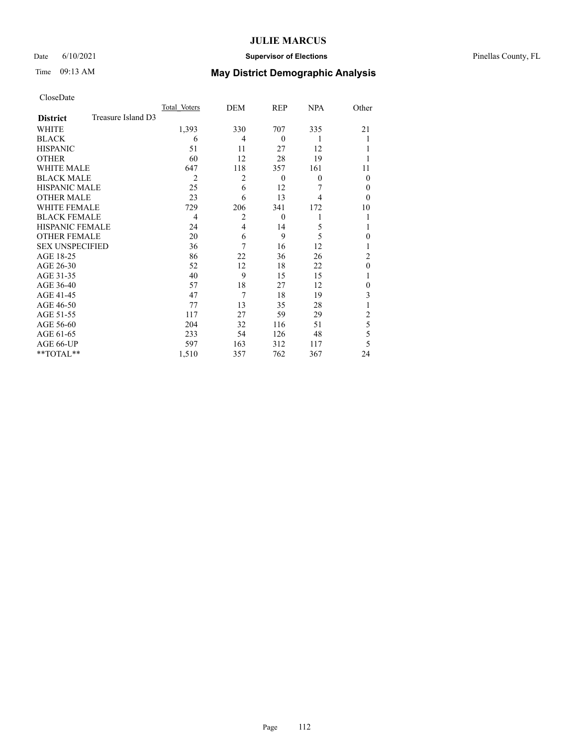# JULIE MARCUS

Date 6/10/2021 **Supervisor of Elections** Pinellas County, FL

Time 09:13 AM **May District Demographic Analysis**

CloseDate

| **District** Treasure Island D3 | Total Voters | DEM | REP | NPA | Other |
|---|---|---|---|---|---|
| WHITE | 1,393 | 330 | 707 | 335 | 21 |
| BLACK | 6 | 4 | 0 | 1 | 1 |
| HISPANIC | 51 | 11 | 27 | 12 | 1 |
| OTHER | 60 | 12 | 28 | 19 | 1 |
| WHITE MALE | 647 | 118 | 357 | 161 | 11 |
| BLACK MALE | 2 | 2 | 0 | 0 | 0 |
| HISPANIC MALE | 25 | 6 | 12 | 7 | 0 |
| OTHER MALE | 23 | 6 | 13 | 4 | 0 |
| WHITE FEMALE | 729 | 206 | 341 | 172 | 10 |
| BLACK FEMALE | 4 | 2 | 0 | 1 | 1 |
| HISPANIC FEMALE | 24 | 4 | 14 | 5 | 1 |
| OTHER FEMALE | 20 | 6 | 9 | 5 | 0 |
| SEX UNSPECIFIED | 36 | 7 | 16 | 12 | 1 |
| AGE 18-25 | 86 | 22 | 36 | 26 | 2 |
| AGE 26-30 | 52 | 12 | 18 | 22 | 0 |
| AGE 31-35 | 40 | 9 | 15 | 15 | 1 |
| AGE 36-40 | 57 | 18 | 27 | 12 | 0 |
| AGE 41-45 | 47 | 7 | 18 | 19 | 3 |
| AGE 46-50 | 77 | 13 | 35 | 28 | 1 |
| AGE 51-55 | 117 | 27 | 59 | 29 | 2 |
| AGE 56-60 | 204 | 32 | 116 | 51 | 5 |
| AGE 61-65 | 233 | 54 | 126 | 48 | 5 |
| AGE 66-UP | 597 | 163 | 312 | 117 | 5 |
| **TOTAL** | 1,510 | 357 | 762 | 367 | 24 |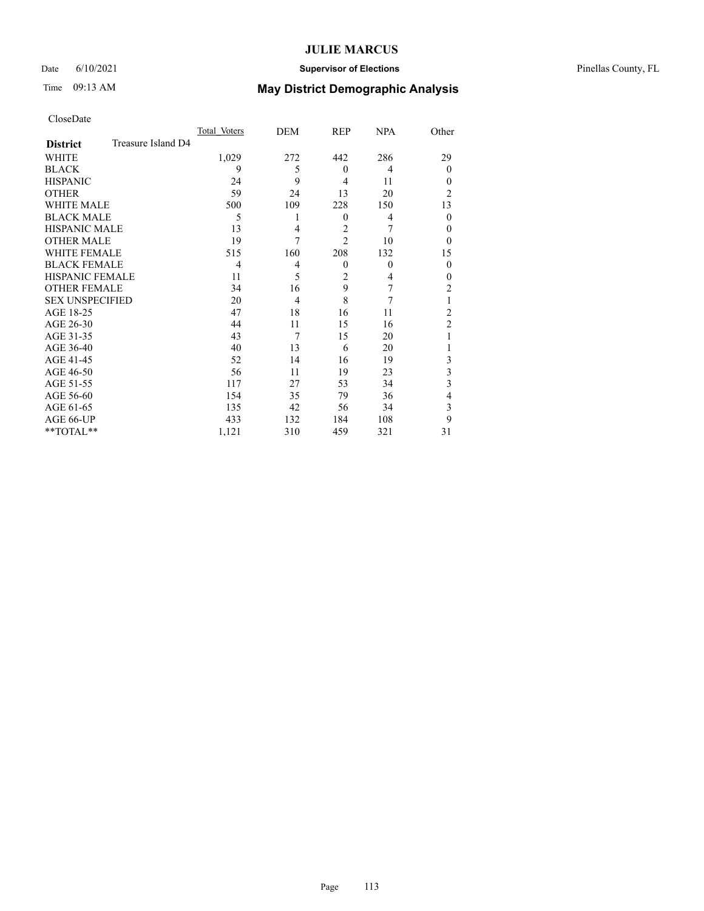CloseDate

| District | Treasure Island D4 | Total Voters | DEM | REP | NPA | Other |
|---|---|---|---|---|---|---|
| WHITE | | 1,029 | 272 | 442 | 286 | 29 |
| BLACK | | 9 | 5 | 0 | 4 | 0 |
| HISPANIC | | 24 | 9 | 4 | 11 | 0 |
| OTHER | | 59 | 24 | 13 | 20 | 2 |
| WHITE MALE | | 500 | 109 | 228 | 150 | 13 |
| BLACK MALE | | 5 | 1 | 0 | 4 | 0 |
| HISPANIC MALE | | 13 | 4 | 2 | 7 | 0 |
| OTHER MALE | | 19 | 7 | 2 | 10 | 0 |
| WHITE FEMALE | | 515 | 160 | 208 | 132 | 15 |
| BLACK FEMALE | | 4 | 4 | 0 | 0 | 0 |
| HISPANIC FEMALE | | 11 | 5 | 2 | 4 | 0 |
| OTHER FEMALE | | 34 | 16 | 9 | 7 | 2 |
| SEX UNSPECIFIED | | 20 | 4 | 8 | 7 | 1 |
| AGE 18-25 | | 47 | 18 | 16 | 11 | 2 |
| AGE 26-30 | | 44 | 11 | 15 | 16 | 2 |
| AGE 31-35 | | 43 | 7 | 15 | 20 | 1 |
| AGE 36-40 | | 40 | 13 | 6 | 20 | 1 |
| AGE 41-45 | | 52 | 14 | 16 | 19 | 3 |
| AGE 46-50 | | 56 | 11 | 19 | 23 | 3 |
| AGE 51-55 | | 117 | 27 | 53 | 34 | 3 |
| AGE 56-60 | | 154 | 35 | 79 | 36 | 4 |
| AGE 61-65 | | 135 | 42 | 56 | 34 | 3 |
| AGE 66-UP | | 433 | 132 | 184 | 108 | 9 |
| **TOTAL** | | 1,121 | 310 | 459 | 321 | 31 |